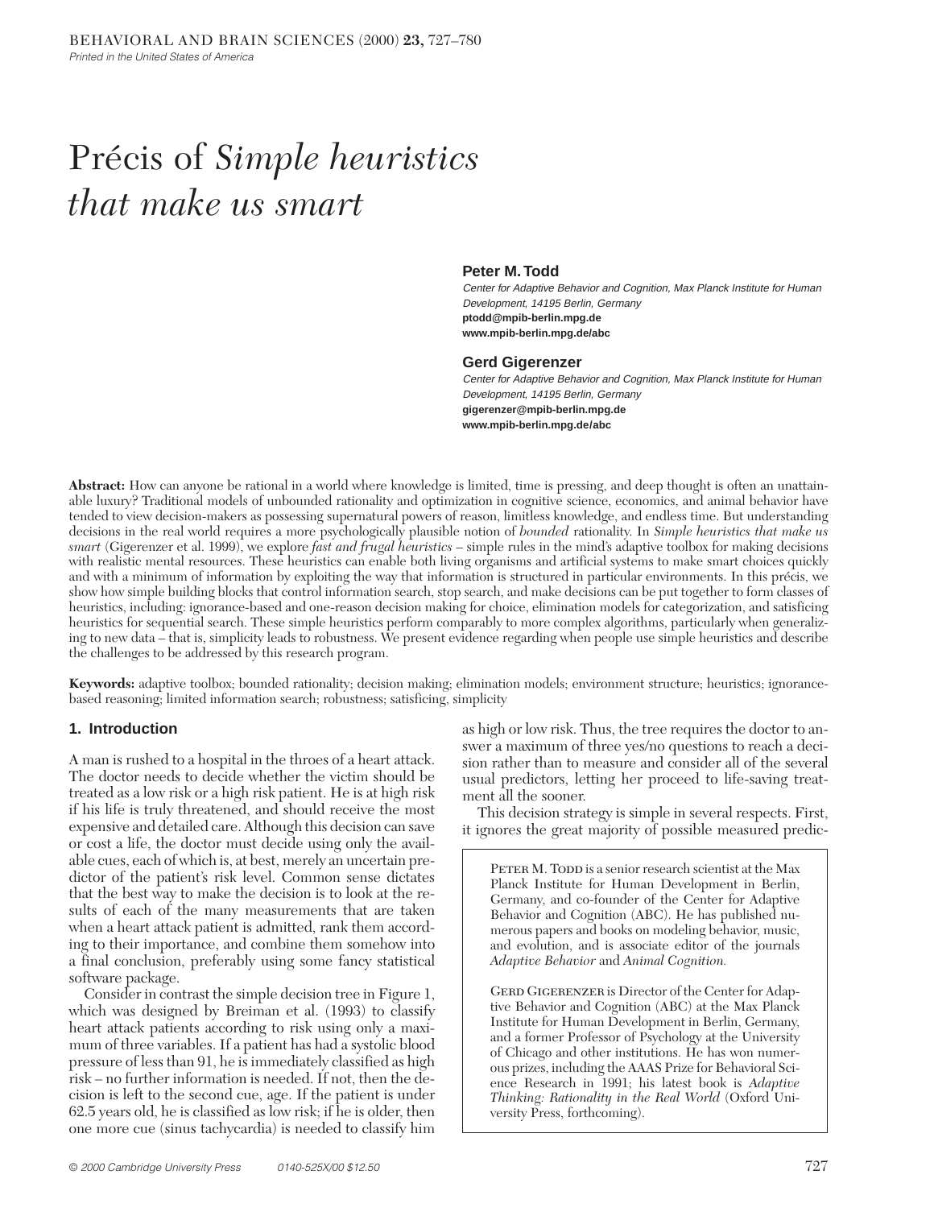# Précis of *Simple heuristics that make us smart*

**Peter M. Todd**
*Center for Adaptive Behavior and Cognition, Max Planck Institute for Human Development, 14195 Berlin, Germany*
**ptodd@mpib-berlin.mpg.de**
**www.mpib-berlin.mpg.de/abc**

**Gerd Gigerenzer**
*Center for Adaptive Behavior and Cognition, Max Planck Institute for Human Development, 14195 Berlin, Germany*
**gigerenzer@mpib-berlin.mpg.de**
**www.mpib-berlin.mpg.de/abc**

**Abstract:** How can anyone be rational in a world where knowledge is limited, time is pressing, and deep thought is often an unattainable luxury? Traditional models of unbounded rationality and optimization in cognitive science, economics, and animal behavior have tended to view decision-makers as possessing supernatural powers of reason, limitless knowledge, and endless time. But understanding decisions in the real world requires a more psychologically plausible notion of *bounded* rationality. In *Simple heuristics that make us smart* (Gigerenzer et al. 1999), we explore *fast and frugal heuristics* – simple rules in the mind's adaptive toolbox for making decisions with realistic mental resources. These heuristics can enable both living organisms and artificial systems to make smart choices quickly and with a minimum of information by exploiting the way that information is structured in particular environments. In this précis, we show how simple building blocks that control information search, stop search, and make decisions can be put together to form classes of heuristics, including: ignorance-based and one-reason decision making for choice, elimination models for categorization, and satisficing heuristics for sequential search. These simple heuristics perform comparably to more complex algorithms, particularly when generalizing to new data – that is, simplicity leads to robustness. We present evidence regarding when people use simple heuristics and describe the challenges to be addressed by this research program.

**Keywords:** adaptive toolbox; bounded rationality; decision making; elimination models; environment structure; heuristics; ignorance-based reasoning; limited information search; robustness; satisficing, simplicity

## 1. Introduction

A man is rushed to a hospital in the throes of a heart attack. The doctor needs to decide whether the victim should be treated as a low risk or a high risk patient. He is at high risk if his life is truly threatened, and should receive the most expensive and detailed care. Although this decision can save or cost a life, the doctor must decide using only the available cues, each of which is, at best, merely an uncertain predictor of the patient's risk level. Common sense dictates that the best way to make the decision is to look at the results of each of the many measurements that are taken when a heart attack patient is admitted, rank them according to their importance, and combine them somehow into a final conclusion, preferably using some fancy statistical software package.

Consider in contrast the simple decision tree in Figure 1, which was designed by Breiman et al. (1993) to classify heart attack patients according to risk using only a maximum of three variables. If a patient has had a systolic blood pressure of less than 91, he is immediately classified as high risk – no further information is needed. If not, then the decision is left to the second cue, age. If the patient is under 62.5 years old, he is classified as low risk; if he is older, then one more cue (sinus tachycardia) is needed to classify him as high or low risk. Thus, the tree requires the doctor to answer a maximum of three yes/no questions to reach a decision rather than to measure and consider all of the several usual predictors, letting her proceed to life-saving treatment all the sooner.

This decision strategy is simple in several respects. First, it ignores the great majority of possible measured predic-

Peter M. Todd is a senior research scientist at the Max Planck Institute for Human Development in Berlin, Germany, and co-founder of the Center for Adaptive Behavior and Cognition (ABC). He has published numerous papers and books on modeling behavior, music, and evolution, and is associate editor of the journals *Adaptive Behavior* and *Animal Cognition.*

Gerd Gigerenzer is Director of the Center for Adaptive Behavior and Cognition (ABC) at the Max Planck Institute for Human Development in Berlin, Germany, and a former Professor of Psychology at the University of Chicago and other institutions. He has won numerous prizes, including the AAAS Prize for Behavioral Science Research in 1991; his latest book is *Adaptive Thinking: Rationality in the Real World* (Oxford University Press, forthcoming).

© 2000 Cambridge University Press 0140-525X/00 $12.50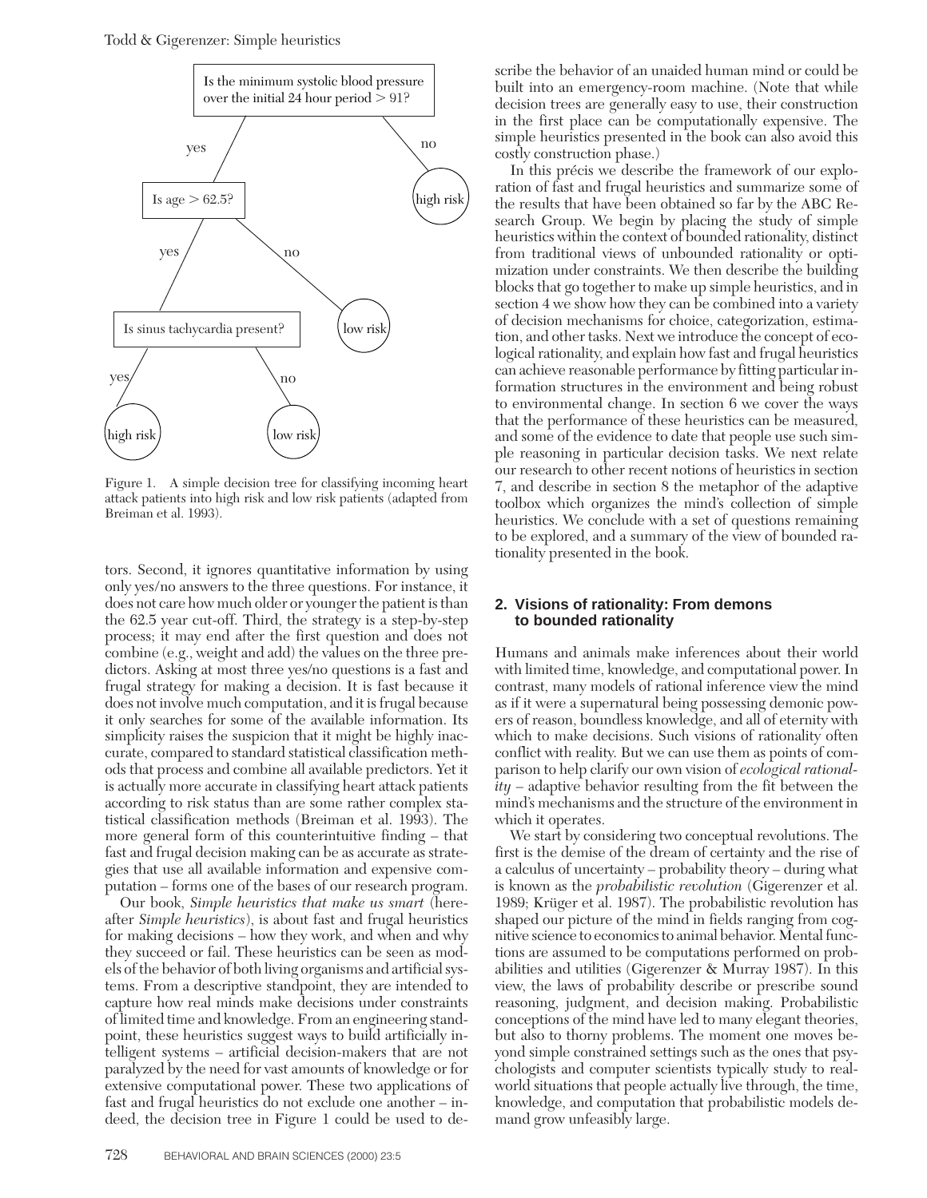Is the minimum systolic blood pressure over the initial 24 hour period > 91?

Figure 1. A simple decision tree for classifying incoming heart attack patients into high risk and low risk patients (adapted from Breiman et al. 1993).

tors. Second, it ignores quantitative information by using only yes/no answers to the three questions. For instance, it does not care how much older or younger the patient is than the 62.5 year cut-off. Third, the strategy is a step-by-step process; it may end after the first question and does not combine (e.g., weight and add) the values on the three predictors. Asking at most three yes/no questions is a fast and frugal strategy for making a decision. It is fast because it does not involve much computation, and it is frugal because it only searches for some of the available information. Its simplicity raises the suspicion that it might be highly inaccurate, compared to standard statistical classification methods that process and combine all available predictors. Yet it is actually more accurate in classifying heart attack patients according to risk status than are some rather complex statistical classification methods (Breiman et al. 1993). The more general form of this counterintuitive finding – that fast and frugal decision making can be as accurate as strategies that use all available information and expensive computation – forms one of the bases of our research program.

Our book, *Simple heuristics that make us smart* (hereafter *Simple heuristics*), is about fast and frugal heuristics for making decisions – how they work, and when and why they succeed or fail. These heuristics can be seen as models of the behavior of both living organisms and artificial systems. From a descriptive standpoint, they are intended to capture how real minds make decisions under constraints of limited time and knowledge. From an engineering standpoint, these heuristics suggest ways to build artificially intelligent systems – artificial decision-makers that are not paralyzed by the need for vast amounts of knowledge or for extensive computational power. These two applications of fast and frugal heuristics do not exclude one another – indeed, the decision tree in Figure 1 could be used to describe the behavior of an unaided human mind or could be built into an emergency-room machine. (Note that while decision trees are generally easy to use, their construction in the first place can be computationally expensive. The simple heuristics presented in the book can also avoid this costly construction phase.)

In this précis we describe the framework of our exploration of fast and frugal heuristics and summarize some of the results that have been obtained so far by the ABC Research Group. We begin by placing the study of simple heuristics within the context of bounded rationality, distinct from traditional views of unbounded rationality or optimization under constraints. We then describe the building blocks that go together to make up simple heuristics, and in section 4 we show how they can be combined into a variety of decision mechanisms for choice, categorization, estimation, and other tasks. Next we introduce the concept of ecological rationality, and explain how fast and frugal heuristics can achieve reasonable performance by fitting particular information structures in the environment and being robust to environmental change. In section 6 we cover the ways that the performance of these heuristics can be measured, and some of the evidence to date that people use such simple reasoning in particular decision tasks. We next relate our research to other recent notions of heuristics in section 7, and describe in section 8 the metaphor of the adaptive toolbox which organizes the mind's collection of simple heuristics. We conclude with a set of questions remaining to be explored, and a summary of the view of bounded rationality presented in the book.

## 2. Visions of rationality: From demons to bounded rationality

Humans and animals make inferences about their world with limited time, knowledge, and computational power. In contrast, many models of rational inference view the mind as if it were a supernatural being possessing demonic powers of reason, boundless knowledge, and all of eternity with which to make decisions. Such visions of rationality often conflict with reality. But we can use them as points of comparison to help clarify our own vision of *ecological rationality* – adaptive behavior resulting from the fit between the mind's mechanisms and the structure of the environment in which it operates.

We start by considering two conceptual revolutions. The first is the demise of the dream of certainty and the rise of a calculus of uncertainty – probability theory – during what is known as the *probabilistic revolution* (Gigerenzer et al. 1989; Krüger et al. 1987). The probabilistic revolution has shaped our picture of the mind in fields ranging from cognitive science to economics to animal behavior. Mental functions are assumed to be computations performed on probabilities and utilities (Gigerenzer & Murray 1987). In this view, the laws of probability describe or prescribe sound reasoning, judgment, and decision making. Probabilistic conceptions of the mind have led to many elegant theories, but also to thorny problems. The moment one moves beyond simple constrained settings such as the ones that psychologists and computer scientists typically study to real-world situations that people actually live through, the time, knowledge, and computation that probabilistic models demand grow unfeasibly large.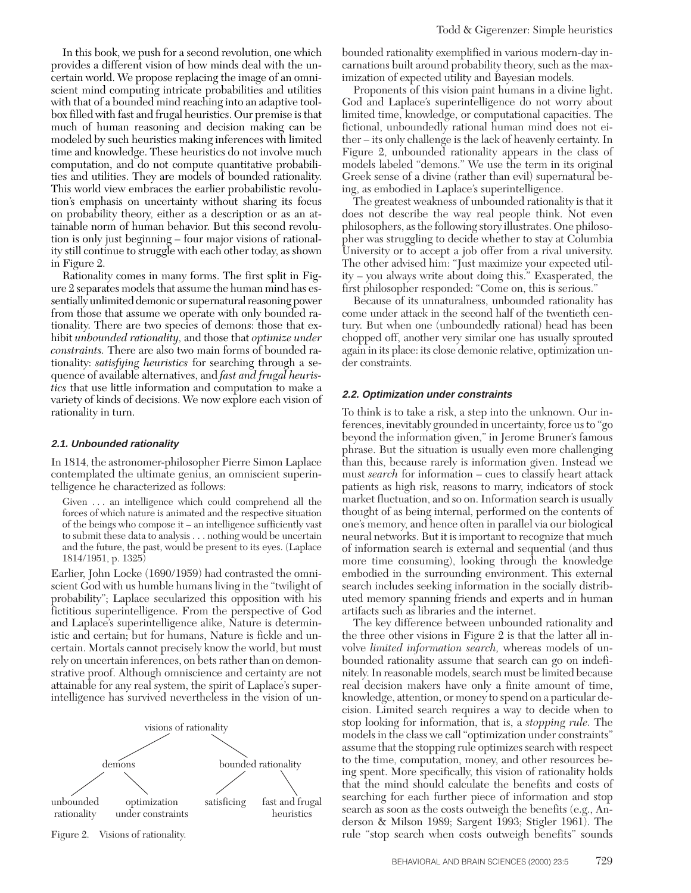In this book, we push for a second revolution, one which provides a different vision of how minds deal with the uncertain world. We propose replacing the image of an omniscient mind computing intricate probabilities and utilities with that of a bounded mind reaching into an adaptive toolbox filled with fast and frugal heuristics. Our premise is that much of human reasoning and decision making can be modeled by such heuristics making inferences with limited time and knowledge. These heuristics do not involve much computation, and do not compute quantitative probabilities and utilities. They are models of bounded rationality. This world view embraces the earlier probabilistic revolution's emphasis on uncertainty without sharing its focus on probability theory, either as a description or as an attainable norm of human behavior. But this second revolution is only just beginning – four major visions of rationality still continue to struggle with each other today, as shown in Figure 2.

Rationality comes in many forms. The first split in Figure 2 separates models that assume the human mind has essentially unlimited demonic or supernatural reasoning power from those that assume we operate with only bounded rationality. There are two species of demons: those that exhibit *unbounded rationality,* and those that *optimize under constraints.* There are also two main forms of bounded rationality: *satisfying heuristics* for searching through a sequence of available alternatives, and *fast and frugal heuristics* that use little information and computation to make a variety of kinds of decisions. We now explore each vision of rationality in turn.

### 2.1. Unbounded rationality

In 1814, the astronomer-philosopher Pierre Simon Laplace contemplated the ultimate genius, an omniscient superintelligence he characterized as follows:

> Given . . . an intelligence which could comprehend all the forces of which nature is animated and the respective situation of the beings who compose it – an intelligence sufficiently vast to submit these data to analysis . . . nothing would be uncertain and the future, the past, would be present to its eyes. (Laplace 1814/1951, p. 1325)

Earlier, John Locke (1690/1959) had contrasted the omniscient God with us humble humans living in the "twilight of probability"; Laplace secularized this opposition with his fictitious superintelligence. From the perspective of God and Laplace's superintelligence alike, Nature is deterministic and certain; but for humans, Nature is fickle and uncertain. Mortals cannot precisely know the world, but must rely on uncertain inferences, on bets rather than on demonstrative proof. Although omniscience and certainty are not attainable for any real system, the spirit of Laplace's superintelligence has survived nevertheless in the vision of unbounded rationality exemplified in various modern-day incarnations built around probability theory, such as the maximization of expected utility and Bayesian models.

```
                    visions of rationality
                   /                      \
             demons                        bounded rationality
            /      \                      /                   \
   unbounded    optimization        satisficing        fast and frugal
   rationality  under constraints                         heuristics
```

Figure 2. Visions of rationality.

Proponents of this vision paint humans in a divine light. God and Laplace's superintelligence do not worry about limited time, knowledge, or computational capacities. The fictional, unboundedly rational human mind does not either – its only challenge is the lack of heavenly certainty. In Figure 2, unbounded rationality appears in the class of models labeled "demons." We use the term in its original Greek sense of a divine (rather than evil) supernatural being, as embodied in Laplace's superintelligence.

The greatest weakness of unbounded rationality is that it does not describe the way real people think. Not even philosophers, as the following story illustrates. One philosopher was struggling to decide whether to stay at Columbia University or to accept a job offer from a rival university. The other advised him: "Just maximize your expected utility – you always write about doing this." Exasperated, the first philosopher responded: "Come on, this is serious."

Because of its unnaturalness, unbounded rationality has come under attack in the second half of the twentieth century. But when one (unboundedly rational) head has been chopped off, another very similar one has usually sprouted again in its place: its close demonic relative, optimization under constraints.

### 2.2. Optimization under constraints

To think is to take a risk, a step into the unknown. Our inferences, inevitably grounded in uncertainty, force us to "go beyond the information given," in Jerome Bruner's famous phrase. But the situation is usually even more challenging than this, because rarely is information given. Instead we must *search* for information – cues to classify heart attack patients as high risk, reasons to marry, indicators of stock market fluctuation, and so on. Information search is usually thought of as being internal, performed on the contents of one's memory, and hence often in parallel via our biological neural networks. But it is important to recognize that much of information search is external and sequential (and thus more time consuming), looking through the knowledge embodied in the surrounding environment. This external search includes seeking information in the socially distributed memory spanning friends and experts and in human artifacts such as libraries and the internet.

The key difference between unbounded rationality and the three other visions in Figure 2 is that the latter all involve *limited information search,* whereas models of unbounded rationality assume that search can go on indefinitely. In reasonable models, search must be limited because real decision makers have only a finite amount of time, knowledge, attention, or money to spend on a particular decision. Limited search requires a way to decide when to stop looking for information, that is, a *stopping rule.* The models in the class we call "optimization under constraints" assume that the stopping rule optimizes search with respect to the time, computation, money, and other resources being spent. More specifically, this vision of rationality holds that the mind should calculate the benefits and costs of searching for each further piece of information and stop search as soon as the costs outweigh the benefits (e.g., Anderson & Milson 1989; Sargent 1993; Stigler 1961). The rule "stop search when costs outweigh benefits" sounds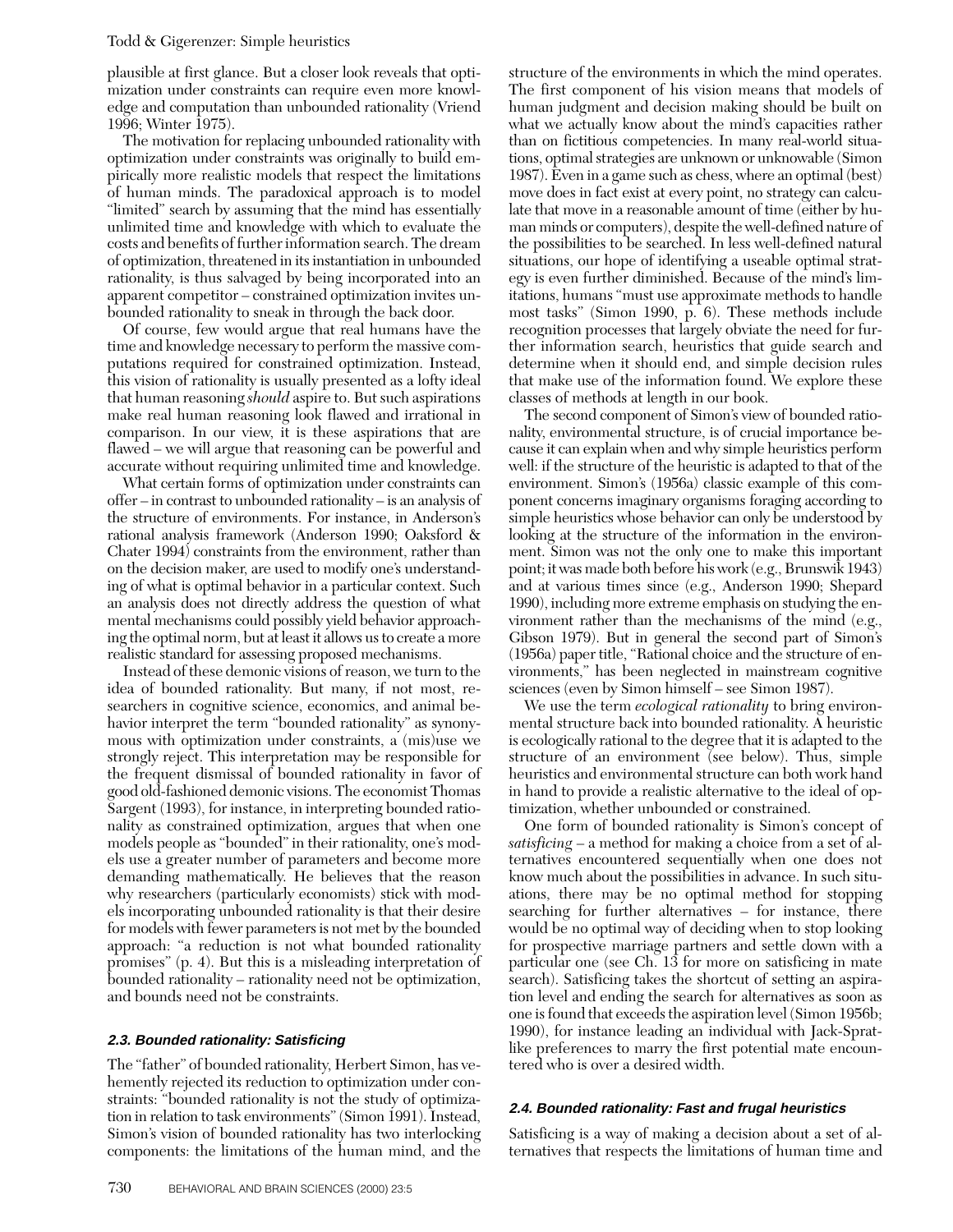plausible at first glance. But a closer look reveals that optimization under constraints can require even more knowledge and computation than unbounded rationality (Vriend 1996; Winter 1975).

The motivation for replacing unbounded rationality with optimization under constraints was originally to build empirically more realistic models that respect the limitations of human minds. The paradoxical approach is to model "limited" search by assuming that the mind has essentially unlimited time and knowledge with which to evaluate the costs and benefits of further information search. The dream of optimization, threatened in its instantiation in unbounded rationality, is thus salvaged by being incorporated into an apparent competitor – constrained optimization invites unbounded rationality to sneak in through the back door.

Of course, few would argue that real humans have the time and knowledge necessary to perform the massive computations required for constrained optimization. Instead, this vision of rationality is usually presented as a lofty ideal that human reasoning *should* aspire to. But such aspirations make real human reasoning look flawed and irrational in comparison. In our view, it is these aspirations that are flawed – we will argue that reasoning can be powerful and accurate without requiring unlimited time and knowledge.

What certain forms of optimization under constraints can offer – in contrast to unbounded rationality – is an analysis of the structure of environments. For instance, in Anderson's rational analysis framework (Anderson 1990; Oaksford & Chater 1994) constraints from the environment, rather than on the decision maker, are used to modify one's understanding of what is optimal behavior in a particular context. Such an analysis does not directly address the question of what mental mechanisms could possibly yield behavior approaching the optimal norm, but at least it allows us to create a more realistic standard for assessing proposed mechanisms.

Instead of these demonic visions of reason, we turn to the idea of bounded rationality. But many, if not most, researchers in cognitive science, economics, and animal behavior interpret the term "bounded rationality" as synonymous with optimization under constraints, a (mis)use we strongly reject. This interpretation may be responsible for the frequent dismissal of bounded rationality in favor of good old-fashioned demonic visions. The economist Thomas Sargent (1993), for instance, in interpreting bounded rationality as constrained optimization, argues that when one models people as "bounded" in their rationality, one's models use a greater number of parameters and become more demanding mathematically. He believes that the reason why researchers (particularly economists) stick with models incorporating unbounded rationality is that their desire for models with fewer parameters is not met by the bounded approach: "a reduction is not what bounded rationality promises" (p. 4). But this is a misleading interpretation of bounded rationality – rationality need not be optimization, and bounds need not be constraints.

### 2.3. Bounded rationality: Satisficing

The "father" of bounded rationality, Herbert Simon, has vehemently rejected its reduction to optimization under constraints: "bounded rationality is not the study of optimization in relation to task environments" (Simon 1991). Instead, Simon's vision of bounded rationality has two interlocking components: the limitations of the human mind, and the structure of the environments in which the mind operates. The first component of his vision means that models of human judgment and decision making should be built on what we actually know about the mind's capacities rather than on fictitious competencies. In many real-world situations, optimal strategies are unknown or unknowable (Simon 1987). Even in a game such as chess, where an optimal (best) move does in fact exist at every point, no strategy can calculate that move in a reasonable amount of time (either by human minds or computers), despite the well-defined nature of the possibilities to be searched. In less well-defined natural situations, our hope of identifying a useable optimal strategy is even further diminished. Because of the mind's limitations, humans "must use approximate methods to handle most tasks" (Simon 1990, p. 6). These methods include recognition processes that largely obviate the need for further information search, heuristics that guide search and determine when it should end, and simple decision rules that make use of the information found. We explore these classes of methods at length in our book.

The second component of Simon's view of bounded rationality, environmental structure, is of crucial importance because it can explain when and why simple heuristics perform well: if the structure of the heuristic is adapted to that of the environment. Simon's (1956a) classic example of this component concerns imaginary organisms foraging according to simple heuristics whose behavior can only be understood by looking at the structure of the information in the environment. Simon was not the only one to make this important point; it was made both before his work (e.g., Brunswik 1943) and at various times since (e.g., Anderson 1990; Shepard 1990), including more extreme emphasis on studying the environment rather than the mechanisms of the mind (e.g., Gibson 1979). But in general the second part of Simon's (1956a) paper title, "Rational choice and the structure of environments," has been neglected in mainstream cognitive sciences (even by Simon himself – see Simon 1987).

We use the term *ecological rationality* to bring environmental structure back into bounded rationality. A heuristic is ecologically rational to the degree that it is adapted to the structure of an environment (see below). Thus, simple heuristics and environmental structure can both work hand in hand to provide a realistic alternative to the ideal of optimization, whether unbounded or constrained.

One form of bounded rationality is Simon's concept of *satisficing* – a method for making a choice from a set of alternatives encountered sequentially when one does not know much about the possibilities in advance. In such situations, there may be no optimal method for stopping searching for further alternatives – for instance, there would be no optimal way of deciding when to stop looking for prospective marriage partners and settle down with a particular one (see Ch. 13 for more on satisficing in mate search). Satisficing takes the shortcut of setting an aspiration level and ending the search for alternatives as soon as one is found that exceeds the aspiration level (Simon 1956b; 1990), for instance leading an individual with Jack-Sprat-like preferences to marry the first potential mate encountered who is over a desired width.

### 2.4. Bounded rationality: Fast and frugal heuristics

Satisficing is a way of making a decision about a set of alternatives that respects the limitations of human time and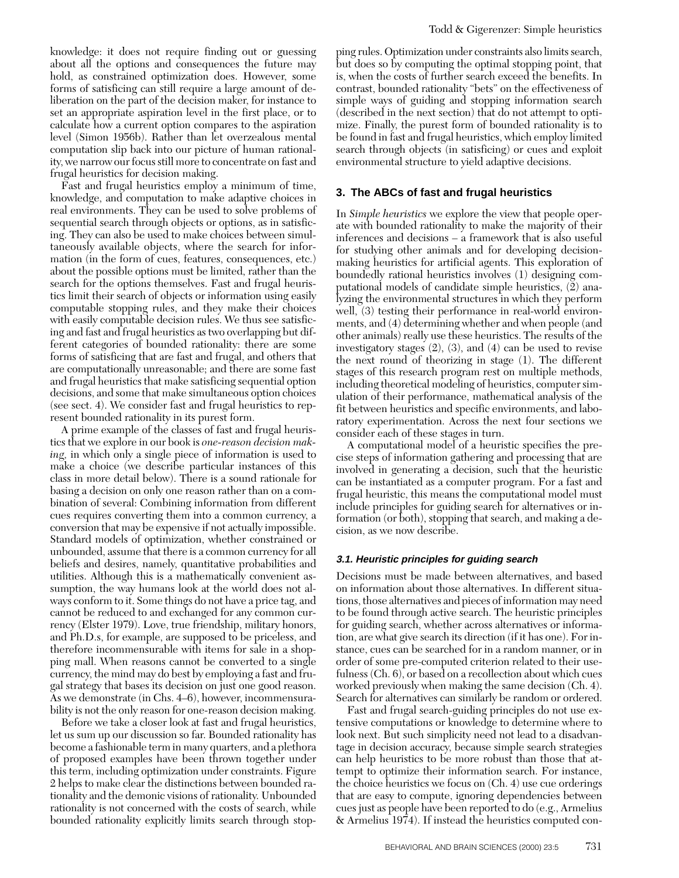knowledge: it does not require finding out or guessing about all the options and consequences the future may hold, as constrained optimization does. However, some forms of satisficing can still require a large amount of deliberation on the part of the decision maker, for instance to set an appropriate aspiration level in the first place, or to calculate how a current option compares to the aspiration level (Simon 1956b). Rather than let overzealous mental computation slip back into our picture of human rationality, we narrow our focus still more to concentrate on fast and frugal heuristics for decision making.

Fast and frugal heuristics employ a minimum of time, knowledge, and computation to make adaptive choices in real environments. They can be used to solve problems of sequential search through objects or options, as in satisficing. They can also be used to make choices between simultaneously available objects, where the search for information (in the form of cues, features, consequences, etc.) about the possible options must be limited, rather than the search for the options themselves. Fast and frugal heuristics limit their search of objects or information using easily computable stopping rules, and they make their choices with easily computable decision rules. We thus see satisficing and fast and frugal heuristics as two overlapping but different categories of bounded rationality: there are some forms of satisficing that are fast and frugal, and others that are computationally unreasonable; and there are some fast and frugal heuristics that make satisficing sequential option decisions, and some that make simultaneous option choices (see sect. 4). We consider fast and frugal heuristics to represent bounded rationality in its purest form.

A prime example of the classes of fast and frugal heuristics that we explore in our book is *one-reason decision making*, in which only a single piece of information is used to make a choice (we describe particular instances of this class in more detail below). There is a sound rationale for basing a decision on only one reason rather than on a combination of several: Combining information from different cues requires converting them into a common currency, a conversion that may be expensive if not actually impossible. Standard models of optimization, whether constrained or unbounded, assume that there is a common currency for all beliefs and desires, namely, quantitative probabilities and utilities. Although this is a mathematically convenient assumption, the way humans look at the world does not always conform to it. Some things do not have a price tag, and cannot be reduced to and exchanged for any common currency (Elster 1979). Love, true friendship, military honors, and Ph.D.s, for example, are supposed to be priceless, and therefore incommensurable with items for sale in a shopping mall. When reasons cannot be converted to a single currency, the mind may do best by employing a fast and frugal strategy that bases its decision on just one good reason. As we demonstrate (in Chs. 4–6), however, incommensurability is not the only reason for one-reason decision making.

Before we take a closer look at fast and frugal heuristics, let us sum up our discussion so far. Bounded rationality has become a fashionable term in many quarters, and a plethora of proposed examples have been thrown together under this term, including optimization under constraints. Figure 2 helps to make clear the distinctions between bounded rationality and the demonic visions of rationality. Unbounded rationality is not concerned with the costs of search, while bounded rationality explicitly limits search through stopping rules. Optimization under constraints also limits search, but does so by computing the optimal stopping point, that is, when the costs of further search exceed the benefits. In contrast, bounded rationality "bets" on the effectiveness of simple ways of guiding and stopping information search (described in the next section) that do not attempt to optimize. Finally, the purest form of bounded rationality is to be found in fast and frugal heuristics, which employ limited search through objects (in satisficing) or cues and exploit environmental structure to yield adaptive decisions.

## 3. The ABCs of fast and frugal heuristics

In *Simple heuristics* we explore the view that people operate with bounded rationality to make the majority of their inferences and decisions – a framework that is also useful for studying other animals and for developing decision-making heuristics for artificial agents. This exploration of boundedly rational heuristics involves (1) designing computational models of candidate simple heuristics, (2) analyzing the environmental structures in which they perform well, (3) testing their performance in real-world environments, and (4) determining whether and when people (and other animals) really use these heuristics. The results of the investigatory stages (2), (3), and (4) can be used to revise the next round of theorizing in stage (1). The different stages of this research program rest on multiple methods, including theoretical modeling of heuristics, computer simulation of their performance, mathematical analysis of the fit between heuristics and specific environments, and laboratory experimentation. Across the next four sections we consider each of these stages in turn.

A computational model of a heuristic specifies the precise steps of information gathering and processing that are involved in generating a decision, such that the heuristic can be instantiated as a computer program. For a fast and frugal heuristic, this means the computational model must include principles for guiding search for alternatives or information (or both), stopping that search, and making a decision, as we now describe.

### 3.1. Heuristic principles for guiding search

Decisions must be made between alternatives, and based on information about those alternatives. In different situations, those alternatives and pieces of information may need to be found through active search. The heuristic principles for guiding search, whether across alternatives or information, are what give search its direction (if it has one). For instance, cues can be searched for in a random manner, or in order of some pre-computed criterion related to their usefulness (Ch. 6), or based on a recollection about which cues worked previously when making the same decision (Ch. 4). Search for alternatives can similarly be random or ordered.

Fast and frugal search-guiding principles do not use extensive computations or knowledge to determine where to look next. But such simplicity need not lead to a disadvantage in decision accuracy, because simple search strategies can help heuristics to be more robust than those that attempt to optimize their information search. For instance, the choice heuristics we focus on (Ch. 4) use cue orderings that are easy to compute, ignoring dependencies between cues just as people have been reported to do (e.g., Armelius & Armelius 1974). If instead the heuristics computed con-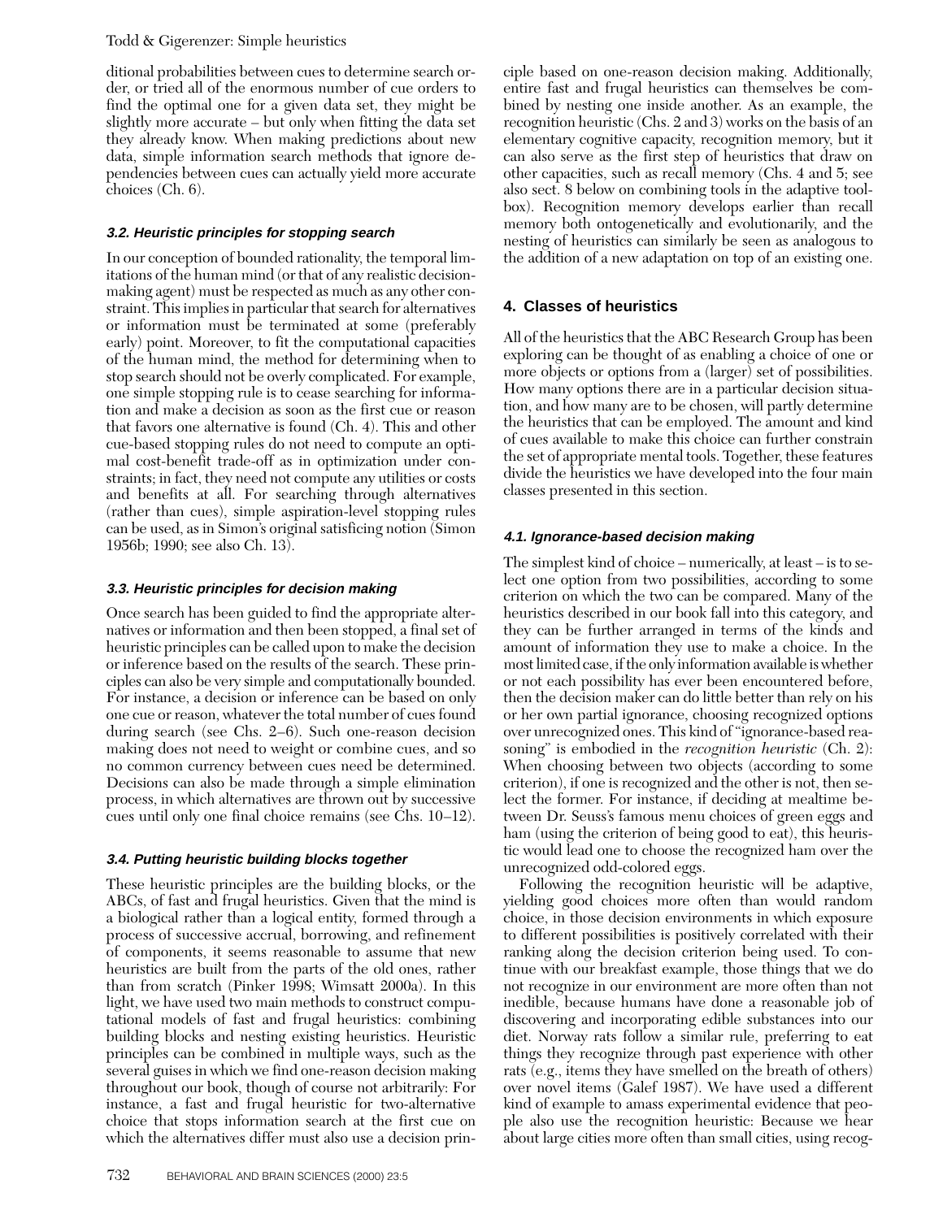ditional probabilities between cues to determine search order, or tried all of the enormous number of cue orders to find the optimal one for a given data set, they might be slightly more accurate – but only when fitting the data set they already know. When making predictions about new data, simple information search methods that ignore dependencies between cues can actually yield more accurate choices (Ch. 6).

### 3.2. Heuristic principles for stopping search

In our conception of bounded rationality, the temporal limitations of the human mind (or that of any realistic decision-making agent) must be respected as much as any other constraint. This implies in particular that search for alternatives or information must be terminated at some (preferably early) point. Moreover, to fit the computational capacities of the human mind, the method for determining when to stop search should not be overly complicated. For example, one simple stopping rule is to cease searching for information and make a decision as soon as the first cue or reason that favors one alternative is found (Ch. 4). This and other cue-based stopping rules do not need to compute an optimal cost-benefit trade-off as in optimization under constraints; in fact, they need not compute any utilities or costs and benefits at all. For searching through alternatives (rather than cues), simple aspiration-level stopping rules can be used, as in Simon's original satisficing notion (Simon 1956b; 1990; see also Ch. 13).

### 3.3. Heuristic principles for decision making

Once search has been guided to find the appropriate alternatives or information and then been stopped, a final set of heuristic principles can be called upon to make the decision or inference based on the results of the search. These principles can also be very simple and computationally bounded. For instance, a decision or inference can be based on only one cue or reason, whatever the total number of cues found during search (see Chs. 2–6). Such one-reason decision making does not need to weight or combine cues, and so no common currency between cues need be determined. Decisions can also be made through a simple elimination process, in which alternatives are thrown out by successive cues until only one final choice remains (see Chs. 10–12).

### 3.4. Putting heuristic building blocks together

These heuristic principles are the building blocks, or the ABCs, of fast and frugal heuristics. Given that the mind is a biological rather than a logical entity, formed through a process of successive accrual, borrowing, and refinement of components, it seems reasonable to assume that new heuristics are built from the parts of the old ones, rather than from scratch (Pinker 1998; Wimsatt 2000a). In this light, we have used two main methods to construct computational models of fast and frugal heuristics: combining building blocks and nesting existing heuristics. Heuristic principles can be combined in multiple ways, such as the several guises in which we find one-reason decision making throughout our book, though of course not arbitrarily: For instance, a fast and frugal heuristic for two-alternative choice that stops information search at the first cue on which the alternatives differ must also use a decision principle based on one-reason decision making. Additionally, entire fast and frugal heuristics can themselves be combined by nesting one inside another. As an example, the recognition heuristic (Chs. 2 and 3) works on the basis of an elementary cognitive capacity, recognition memory, but it can also serve as the first step of heuristics that draw on other capacities, such as recall memory (Chs. 4 and 5; see also sect. 8 below on combining tools in the adaptive toolbox). Recognition memory develops earlier than recall memory both ontogenetically and evolutionarily, and the nesting of heuristics can similarly be seen as analogous to the addition of a new adaptation on top of an existing one.

## 4. Classes of heuristics

All of the heuristics that the ABC Research Group has been exploring can be thought of as enabling a choice of one or more objects or options from a (larger) set of possibilities. How many options there are in a particular decision situation, and how many are to be chosen, will partly determine the heuristics that can be employed. The amount and kind of cues available to make this choice can further constrain the set of appropriate mental tools. Together, these features divide the heuristics we have developed into the four main classes presented in this section.

### 4.1. Ignorance-based decision making

The simplest kind of choice – numerically, at least – is to select one option from two possibilities, according to some criterion on which the two can be compared. Many of the heuristics described in our book fall into this category, and they can be further arranged in terms of the kinds and amount of information they use to make a choice. In the most limited case, if the only information available is whether or not each possibility has ever been encountered before, then the decision maker can do little better than rely on his or her own partial ignorance, choosing recognized options over unrecognized ones. This kind of "ignorance-based reasoning" is embodied in the *recognition heuristic* (Ch. 2): When choosing between two objects (according to some criterion), if one is recognized and the other is not, then select the former. For instance, if deciding at mealtime between Dr. Seuss's famous menu choices of green eggs and ham (using the criterion of being good to eat), this heuristic would lead one to choose the recognized ham over the unrecognized odd-colored eggs.

Following the recognition heuristic will be adaptive, yielding good choices more often than would random choice, in those decision environments in which exposure to different possibilities is positively correlated with their ranking along the decision criterion being used. To continue with our breakfast example, those things that we do not recognize in our environment are more often than not inedible, because humans have done a reasonable job of discovering and incorporating edible substances into our diet. Norway rats follow a similar rule, preferring to eat things they recognize through past experience with other rats (e.g., items they have smelled on the breath of others) over novel items (Galef 1987). We have used a different kind of example to amass experimental evidence that people also use the recognition heuristic: Because we hear about large cities more often than small cities, using recog-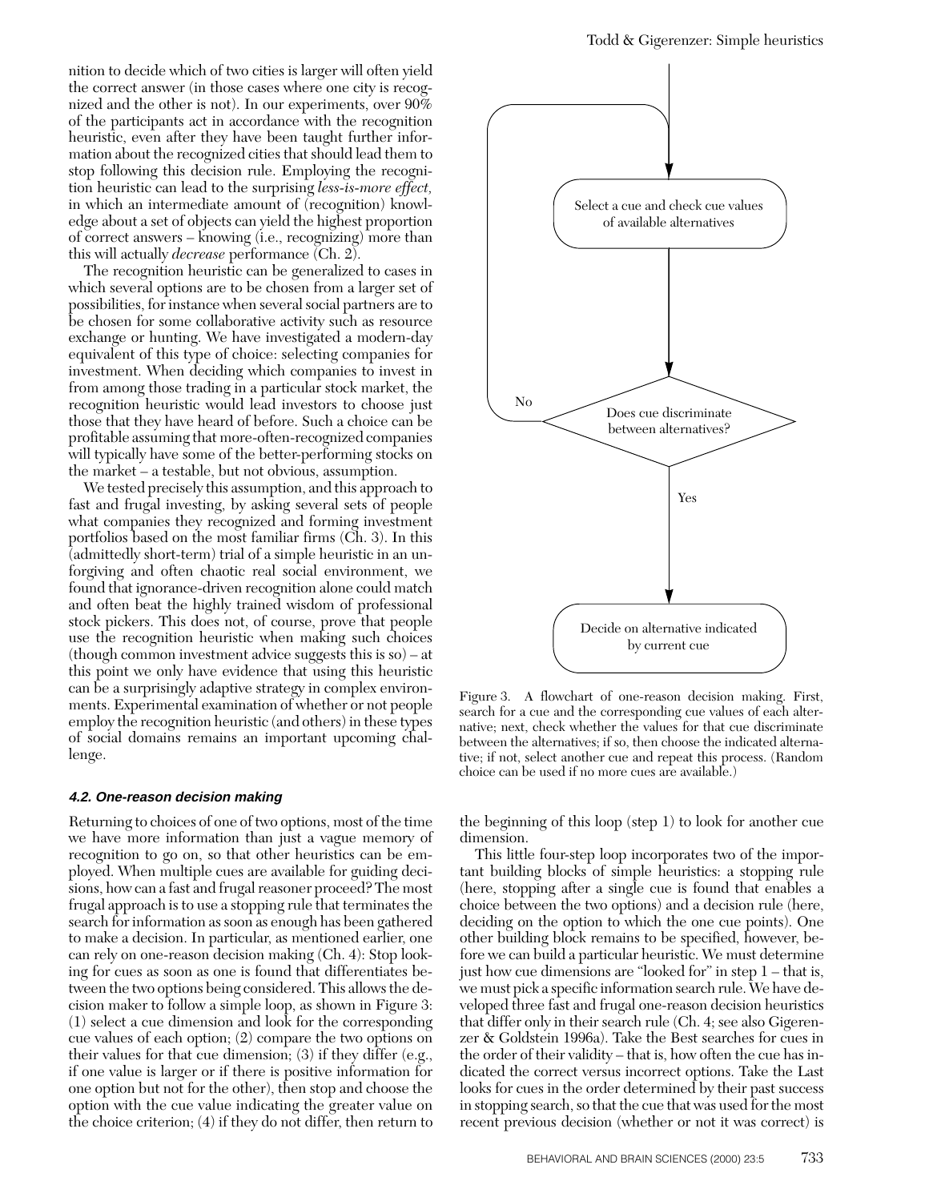nition to decide which of two cities is larger will often yield the correct answer (in those cases where one city is recognized and the other is not). In our experiments, over 90% of the participants act in accordance with the recognition heuristic, even after they have been taught further information about the recognized cities that should lead them to stop following this decision rule. Employing the recognition heuristic can lead to the surprising *less-is-more effect,* in which an intermediate amount of (recognition) knowledge about a set of objects can yield the highest proportion of correct answers – knowing (i.e., recognizing) more than this will actually *decrease* performance (Ch. 2).

The recognition heuristic can be generalized to cases in which several options are to be chosen from a larger set of possibilities, for instance when several social partners are to be chosen for some collaborative activity such as resource exchange or hunting. We have investigated a modern-day equivalent of this type of choice: selecting companies for investment. When deciding which companies to invest in from among those trading in a particular stock market, the recognition heuristic would lead investors to choose just those that they have heard of before. Such a choice can be profitable assuming that more-often-recognized companies will typically have some of the better-performing stocks on the market – a testable, but not obvious, assumption.

We tested precisely this assumption, and this approach to fast and frugal investing, by asking several sets of people what companies they recognized and forming investment portfolios based on the most familiar firms (Ch. 3). In this (admittedly short-term) trial of a simple heuristic in an unforgiving and often chaotic real social environment, we found that ignorance-driven recognition alone could match and often beat the highly trained wisdom of professional stock pickers. This does not, of course, prove that people use the recognition heuristic when making such choices (though common investment advice suggests this is so) – at this point we only have evidence that using this heuristic can be a surprisingly adaptive strategy in complex environments. Experimental examination of whether or not people employ the recognition heuristic (and others) in these types of social domains remains an important upcoming challenge.

### 4.2. One-reason decision making

Returning to choices of one of two options, most of the time we have more information than just a vague memory of recognition to go on, so that other heuristics can be employed. When multiple cues are available for guiding decisions, how can a fast and frugal reasoner proceed? The most frugal approach is to use a stopping rule that terminates the search for information as soon as enough has been gathered to make a decision. In particular, as mentioned earlier, one can rely on one-reason decision making (Ch. 4): Stop looking for cues as soon as one is found that differentiates between the two options being considered. This allows the decision maker to follow a simple loop, as shown in Figure 3: (1) select a cue dimension and look for the corresponding cue values of each option; (2) compare the two options on their values for that cue dimension; (3) if they differ (e.g., if one value is larger or if there is positive information for one option but not for the other), then stop and choose the option with the cue value indicating the greater value on the choice criterion; (4) if they do not differ, then return to the beginning of this loop (step 1) to look for another cue dimension.

Select a cue and check cue values of available alternatives

Does cue discriminate between alternatives?

No

Yes

Decide on alternative indicated by current cue

Figure 3. A flowchart of one-reason decision making. First, search for a cue and the corresponding cue values of each alternative; next, check whether the values for that cue discriminate between the alternatives; if so, then choose the indicated alternative; if not, select another cue and repeat this process. (Random choice can be used if no more cues are available.)

This little four-step loop incorporates two of the important building blocks of simple heuristics: a stopping rule (here, stopping after a single cue is found that enables a choice between the two options) and a decision rule (here, deciding on the option to which the one cue points). One other building block remains to be specified, however, before we can build a particular heuristic. We must determine just how cue dimensions are "looked for" in step 1 – that is, we must pick a specific information search rule. We have developed three fast and frugal one-reason decision heuristics that differ only in their search rule (Ch. 4; see also Gigerenzer & Goldstein 1996a). Take the Best searches for cues in the order of their validity – that is, how often the cue has indicated the correct versus incorrect options. Take the Last looks for cues in the order determined by their past success in stopping search, so that the cue that was used for the most recent previous decision (whether or not it was correct) is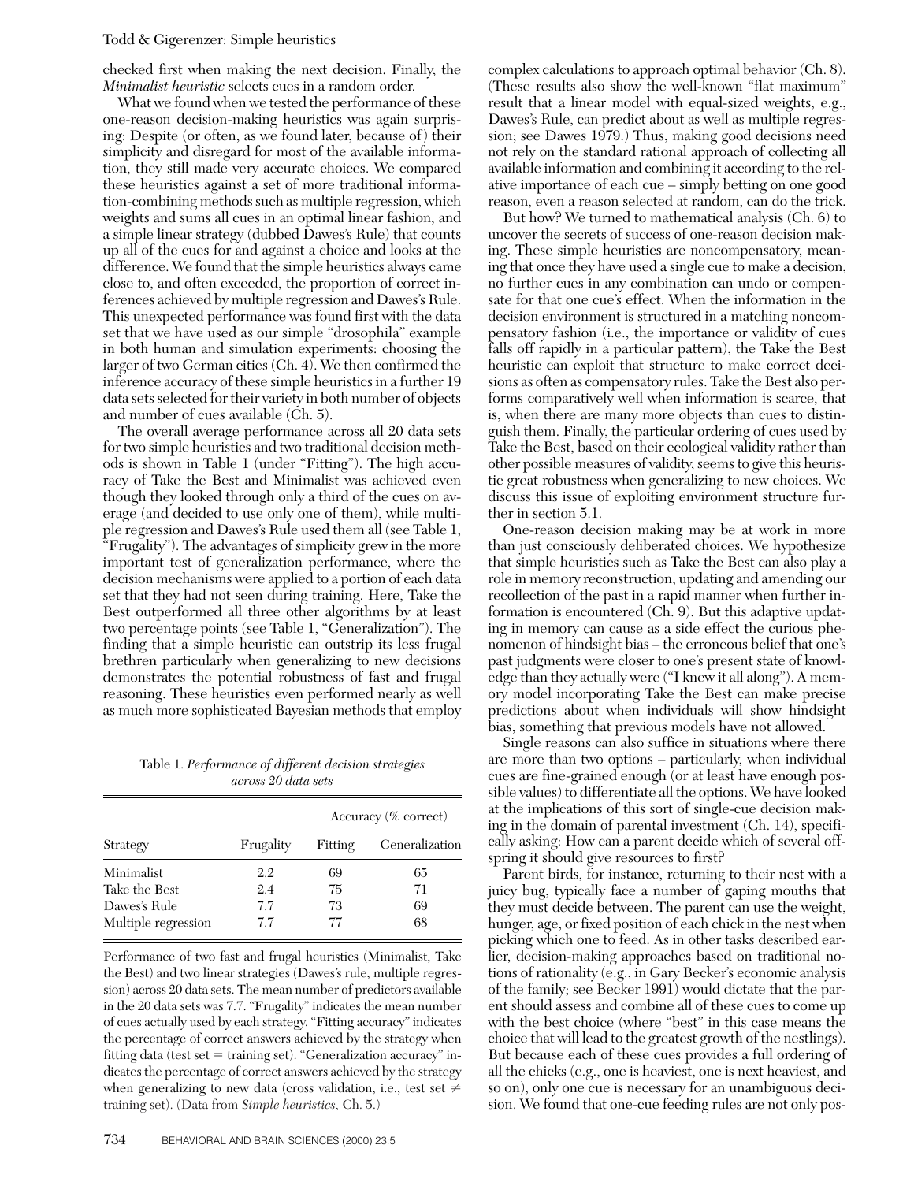checked first when making the next decision. Finally, the *Minimalist heuristic* selects cues in a random order.

What we found when we tested the performance of these one-reason decision-making heuristics was again surprising: Despite (or often, as we found later, because of) their simplicity and disregard for most of the available information, they still made very accurate choices. We compared these heuristics against a set of more traditional information-combining methods such as multiple regression, which weights and sums all cues in an optimal linear fashion, and a simple linear strategy (dubbed Dawes's Rule) that counts up all of the cues for and against a choice and looks at the difference. We found that the simple heuristics always came close to, and often exceeded, the proportion of correct inferences achieved by multiple regression and Dawes's Rule. This unexpected performance was found first with the data set that we have used as our simple "drosophila" example in both human and simulation experiments: choosing the larger of two German cities (Ch. 4). We then confirmed the inference accuracy of these simple heuristics in a further 19 data sets selected for their variety in both number of objects and number of cues available (Ch. 5).

The overall average performance across all 20 data sets for two simple heuristics and two traditional decision methods is shown in Table 1 (under "Fitting"). The high accuracy of Take the Best and Minimalist was achieved even though they looked through only a third of the cues on average (and decided to use only one of them), while multiple regression and Dawes's Rule used them all (see Table 1, "Frugality"). The advantages of simplicity grew in the more important test of generalization performance, where the decision mechanisms were applied to a portion of each data set that they had not seen during training. Here, Take the Best outperformed all three other algorithms by at least two percentage points (see Table 1, "Generalization"). The finding that a simple heuristic can outstrip its less frugal brethren particularly when generalizing to new decisions demonstrates the potential robustness of fast and frugal reasoning. These heuristics even performed nearly as well as much more sophisticated Bayesian methods that employ complex calculations to approach optimal behavior (Ch. 8). (These results also show the well-known "flat maximum" result that a linear model with equal-sized weights, e.g., Dawes's Rule, can predict about as well as multiple regression; see Dawes 1979.) Thus, making good decisions need not rely on the standard rational approach of collecting all available information and combining it according to the relative importance of each cue – simply betting on one good reason, even a reason selected at random, can do the trick.

Table 1. *Performance of different decision strategies across 20 data sets*

| Strategy | Frugality | Accuracy (% correct) | |
|---|---|---|---|
| | | Fitting | Generalization |
| Minimalist | 2.2 | 69 | 65 |
| Take the Best | 2.4 | 75 | 71 |
| Dawes's Rule | 7.7 | 73 | 69 |
| Multiple regression | 7.7 | 77 | 68 |

Performance of two fast and frugal heuristics (Minimalist, Take the Best) and two linear strategies (Dawes's rule, multiple regression) across 20 data sets. The mean number of predictors available in the 20 data sets was 7.7. "Frugality" indicates the mean number of cues actually used by each strategy. "Fitting accuracy" indicates the percentage of correct answers achieved by the strategy when fitting data (test set = training set). "Generalization accuracy" indicates the percentage of correct answers achieved by the strategy when generalizing to new data (cross validation, i.e., test set ≠ training set). (Data from *Simple heuristics,* Ch. 5.)

But how? We turned to mathematical analysis (Ch. 6) to uncover the secrets of success of one-reason decision making. These simple heuristics are noncompensatory, meaning that once they have used a single cue to make a decision, no further cues in any combination can undo or compensate for that one cue's effect. When the information in the decision environment is structured in a matching noncompensatory fashion (i.e., the importance or validity of cues falls off rapidly in a particular pattern), the Take the Best heuristic can exploit that structure to make correct decisions as often as compensatory rules. Take the Best also performs comparatively well when information is scarce, that is, when there are many more objects than cues to distinguish them. Finally, the particular ordering of cues used by Take the Best, based on their ecological validity rather than other possible measures of validity, seems to give this heuristic great robustness when generalizing to new choices. We discuss this issue of exploiting environment structure further in section 5.1.

One-reason decision making may be at work in more than just consciously deliberated choices. We hypothesize that simple heuristics such as Take the Best can also play a role in memory reconstruction, updating and amending our recollection of the past in a rapid manner when further information is encountered (Ch. 9). But this adaptive updating in memory can cause as a side effect the curious phenomenon of hindsight bias – the erroneous belief that one's past judgments were closer to one's present state of knowledge than they actually were ("I knew it all along"). A memory model incorporating Take the Best can make precise predictions about when individuals will show hindsight bias, something that previous models have not allowed.

Single reasons can also suffice in situations where there are more than two options – particularly, when individual cues are fine-grained enough (or at least have enough possible values) to differentiate all the options. We have looked at the implications of this sort of single-cue decision making in the domain of parental investment (Ch. 14), specifically asking: How can a parent decide which of several offspring it should give resources to first?

Parent birds, for instance, returning to their nest with a juicy bug, typically face a number of gaping mouths that they must decide between. The parent can use the weight, hunger, age, or fixed position of each chick in the nest when picking which one to feed. As in other tasks described earlier, decision-making approaches based on traditional notions of rationality (e.g., in Gary Becker's economic analysis of the family; see Becker 1991) would dictate that the parent should assess and combine all of these cues to come up with the best choice (where "best" in this case means the choice that will lead to the greatest growth of the nestlings). But because each of these cues provides a full ordering of all the chicks (e.g., one is heaviest, one is next heaviest, and so on), only one cue is necessary for an unambiguous decision. We found that one-cue feeding rules are not only pos-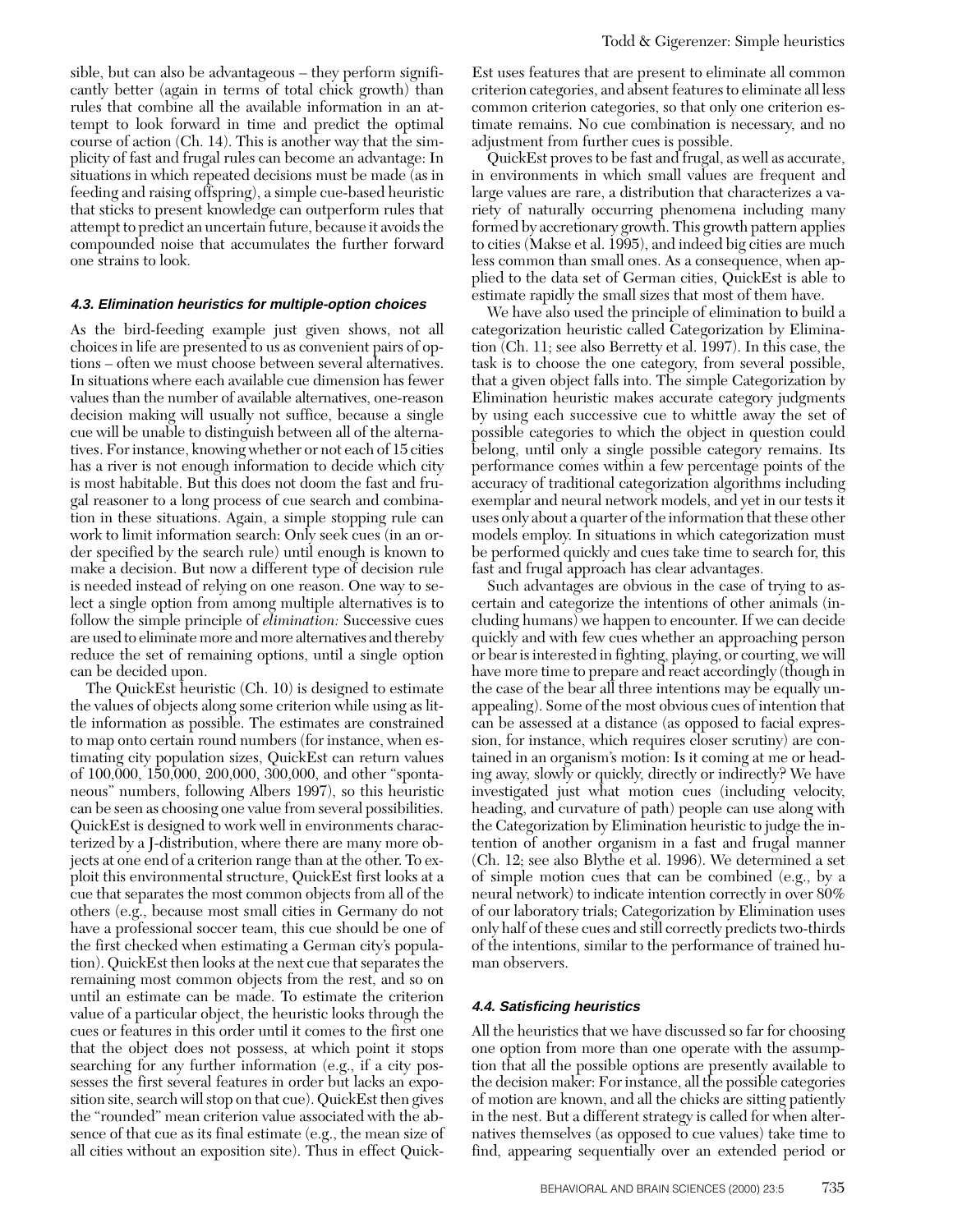sible, but can also be advantageous – they perform significantly better (again in terms of total chick growth) than rules that combine all the available information in an attempt to look forward in time and predict the optimal course of action (Ch. 14). This is another way that the simplicity of fast and frugal rules can become an advantage: In situations in which repeated decisions must be made (as in feeding and raising offspring), a simple cue-based heuristic that sticks to present knowledge can outperform rules that attempt to predict an uncertain future, because it avoids the compounded noise that accumulates the further forward one strains to look.

### 4.3. Elimination heuristics for multiple-option choices

As the bird-feeding example just given shows, not all choices in life are presented to us as convenient pairs of options – often we must choose between several alternatives. In situations where each available cue dimension has fewer values than the number of available alternatives, one-reason decision making will usually not suffice, because a single cue will be unable to distinguish between all of the alternatives. For instance, knowing whether or not each of 15 cities has a river is not enough information to decide which city is most habitable. But this does not doom the fast and frugal reasoner to a long process of cue search and combination in these situations. Again, a simple stopping rule can work to limit information search: Only seek cues (in an order specified by the search rule) until enough is known to make a decision. But now a different type of decision rule is needed instead of relying on one reason. One way to select a single option from among multiple alternatives is to follow the simple principle of *elimination:* Successive cues are used to eliminate more and more alternatives and thereby reduce the set of remaining options, until a single option can be decided upon.

The QuickEst heuristic (Ch. 10) is designed to estimate the values of objects along some criterion while using as little information as possible. The estimates are constrained to map onto certain round numbers (for instance, when estimating city population sizes, QuickEst can return values of 100,000, 150,000, 200,000, 300,000, and other "spontaneous" numbers, following Albers 1997), so this heuristic can be seen as choosing one value from several possibilities. QuickEst is designed to work well in environments characterized by a J-distribution, where there are many more objects at one end of a criterion range than at the other. To exploit this environmental structure, QuickEst first looks at a cue that separates the most common objects from all of the others (e.g., because most small cities in Germany do not have a professional soccer team, this cue should be one of the first checked when estimating a German city's population). QuickEst then looks at the next cue that separates the remaining most common objects from the rest, and so on until an estimate can be made. To estimate the criterion value of a particular object, the heuristic looks through the cues or features in this order until it comes to the first one that the object does not possess, at which point it stops searching for any further information (e.g., if a city possesses the first several features in order but lacks an exposition site, search will stop on that cue). QuickEst then gives the "rounded" mean criterion value associated with the absence of that cue as its final estimate (e.g., the mean size of all cities without an exposition site). Thus in effect QuickEst uses features that are present to eliminate all common criterion categories, and absent features to eliminate all less common criterion categories, so that only one criterion estimate remains. No cue combination is necessary, and no adjustment from further cues is possible.

QuickEst proves to be fast and frugal, as well as accurate, in environments in which small values are frequent and large values are rare, a distribution that characterizes a variety of naturally occurring phenomena including many formed by accretionary growth. This growth pattern applies to cities (Makse et al. 1995), and indeed big cities are much less common than small ones. As a consequence, when applied to the data set of German cities, QuickEst is able to estimate rapidly the small sizes that most of them have.

We have also used the principle of elimination to build a categorization heuristic called Categorization by Elimination (Ch. 11; see also Berretty et al. 1997). In this case, the task is to choose the one category, from several possible, that a given object falls into. The simple Categorization by Elimination heuristic makes accurate category judgments by using each successive cue to whittle away the set of possible categories to which the object in question could belong, until only a single possible category remains. Its performance comes within a few percentage points of the accuracy of traditional categorization algorithms including exemplar and neural network models, and yet in our tests it uses only about a quarter of the information that these other models employ. In situations in which categorization must be performed quickly and cues take time to search for, this fast and frugal approach has clear advantages.

Such advantages are obvious in the case of trying to ascertain and categorize the intentions of other animals (including humans) we happen to encounter. If we can decide quickly and with few cues whether an approaching person or bear is interested in fighting, playing, or courting, we will have more time to prepare and react accordingly (though in the case of the bear all three intentions may be equally unappealing). Some of the most obvious cues of intention that can be assessed at a distance (as opposed to facial expression, for instance, which requires closer scrutiny) are contained in an organism's motion: Is it coming at me or heading away, slowly or quickly, directly or indirectly? We have investigated just what motion cues (including velocity, heading, and curvature of path) people can use along with the Categorization by Elimination heuristic to judge the intention of another organism in a fast and frugal manner (Ch. 12; see also Blythe et al. 1996). We determined a set of simple motion cues that can be combined (e.g., by a neural network) to indicate intention correctly in over 80% of our laboratory trials; Categorization by Elimination uses only half of these cues and still correctly predicts two-thirds of the intentions, similar to the performance of trained human observers.

### 4.4. Satisficing heuristics

All the heuristics that we have discussed so far for choosing one option from more than one operate with the assumption that all the possible options are presently available to the decision maker: For instance, all the possible categories of motion are known, and all the chicks are sitting patiently in the nest. But a different strategy is called for when alternatives themselves (as opposed to cue values) take time to find, appearing sequentially over an extended period or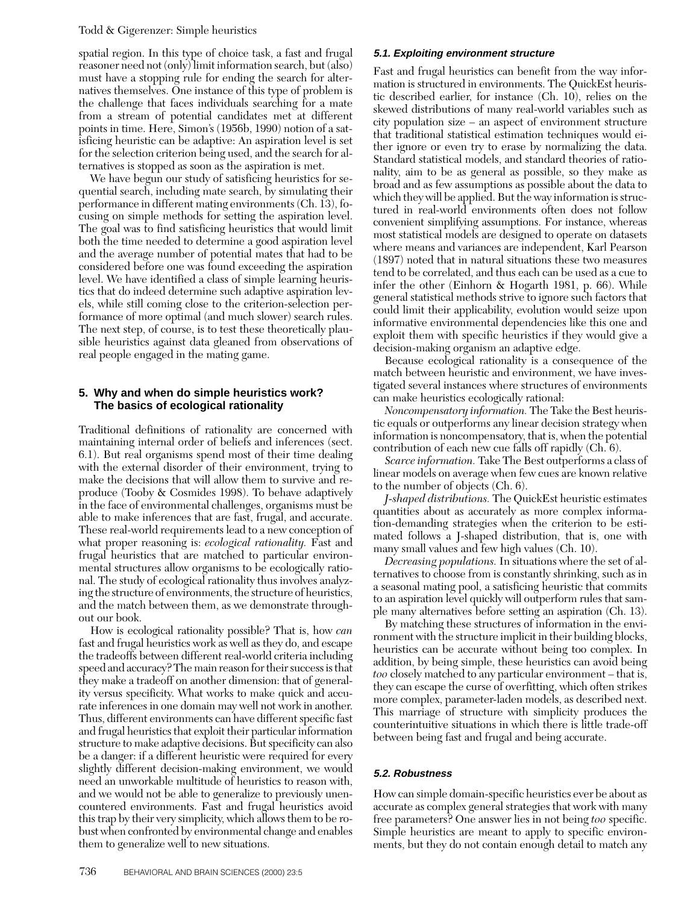spatial region. In this type of choice task, a fast and frugal reasoner need not (only) limit information search, but (also) must have a stopping rule for ending the search for alternatives themselves. One instance of this type of problem is the challenge that faces individuals searching for a mate from a stream of potential candidates met at different points in time. Here, Simon's (1956b, 1990) notion of a satisficing heuristic can be adaptive: An aspiration level is set for the selection criterion being used, and the search for alternatives is stopped as soon as the aspiration is met.

We have begun our study of satisficing heuristics for sequential search, including mate search, by simulating their performance in different mating environments (Ch. 13), focusing on simple methods for setting the aspiration level. The goal was to find satisficing heuristics that would limit both the time needed to determine a good aspiration level and the average number of potential mates that had to be considered before one was found exceeding the aspiration level. We have identified a class of simple learning heuristics that do indeed determine such adaptive aspiration levels, while still coming close to the criterion-selection performance of more optimal (and much slower) search rules. The next step, of course, is to test these theoretically plausible heuristics against data gleaned from observations of real people engaged in the mating game.

## 5. Why and when do simple heuristics work? The basics of ecological rationality

Traditional definitions of rationality are concerned with maintaining internal order of beliefs and inferences (sect. 6.1). But real organisms spend most of their time dealing with the external disorder of their environment, trying to make the decisions that will allow them to survive and reproduce (Tooby & Cosmides 1998). To behave adaptively in the face of environmental challenges, organisms must be able to make inferences that are fast, frugal, and accurate. These real-world requirements lead to a new conception of what proper reasoning is: *ecological rationality.* Fast and frugal heuristics that are matched to particular environmental structures allow organisms to be ecologically rational. The study of ecological rationality thus involves analyzing the structure of environments, the structure of heuristics, and the match between them, as we demonstrate throughout our book.

How is ecological rationality possible? That is, how *can* fast and frugal heuristics work as well as they do, and escape the tradeoffs between different real-world criteria including speed and accuracy? The main reason for their success is that they make a tradeoff on another dimension: that of generality versus specificity. What works to make quick and accurate inferences in one domain may well not work in another. Thus, different environments can have different specific fast and frugal heuristics that exploit their particular information structure to make adaptive decisions. But specificity can also be a danger: if a different heuristic were required for every slightly different decision-making environment, we would need an unworkable multitude of heuristics to reason with, and we would not be able to generalize to previously unencountered environments. Fast and frugal heuristics avoid this trap by their very simplicity, which allows them to be robust when confronted by environmental change and enables them to generalize well to new situations.

### 5.1. Exploiting environment structure

Fast and frugal heuristics can benefit from the way information is structured in environments. The QuickEst heuristic described earlier, for instance (Ch. 10), relies on the skewed distributions of many real-world variables such as city population size – an aspect of environment structure that traditional statistical estimation techniques would either ignore or even try to erase by normalizing the data. Standard statistical models, and standard theories of rationality, aim to be as general as possible, so they make as broad and as few assumptions as possible about the data to which they will be applied. But the way information is structured in real-world environments often does not follow convenient simplifying assumptions. For instance, whereas most statistical models are designed to operate on datasets where means and variances are independent, Karl Pearson (1897) noted that in natural situations these two measures tend to be correlated, and thus each can be used as a cue to infer the other (Einhorn & Hogarth 1981, p. 66). While general statistical methods strive to ignore such factors that could limit their applicability, evolution would seize upon informative environmental dependencies like this one and exploit them with specific heuristics if they would give a decision-making organism an adaptive edge.

Because ecological rationality is a consequence of the match between heuristic and environment, we have investigated several instances where structures of environments can make heuristics ecologically rational:

*Noncompensatory information.* The Take the Best heuristic equals or outperforms any linear decision strategy when information is noncompensatory, that is, when the potential contribution of each new cue falls off rapidly (Ch. 6).

*Scarce information.* Take The Best outperforms a class of linear models on average when few cues are known relative to the number of objects (Ch. 6).

*J-shaped distributions.* The QuickEst heuristic estimates quantities about as accurately as more complex information-demanding strategies when the criterion to be estimated follows a J-shaped distribution, that is, one with many small values and few high values (Ch. 10).

*Decreasing populations.* In situations where the set of alternatives to choose from is constantly shrinking, such as in a seasonal mating pool, a satisficing heuristic that commits to an aspiration level quickly will outperform rules that sample many alternatives before setting an aspiration (Ch. 13).

By matching these structures of information in the environment with the structure implicit in their building blocks, heuristics can be accurate without being too complex. In addition, by being simple, these heuristics can avoid being *too* closely matched to any particular environment – that is, they can escape the curse of overfitting, which often strikes more complex, parameter-laden models, as described next. This marriage of structure with simplicity produces the counterintuitive situations in which there is little trade-off between being fast and frugal and being accurate.

### 5.2. Robustness

How can simple domain-specific heuristics ever be about as accurate as complex general strategies that work with many free parameters? One answer lies in not being *too* specific. Simple heuristics are meant to apply to specific environments, but they do not contain enough detail to match any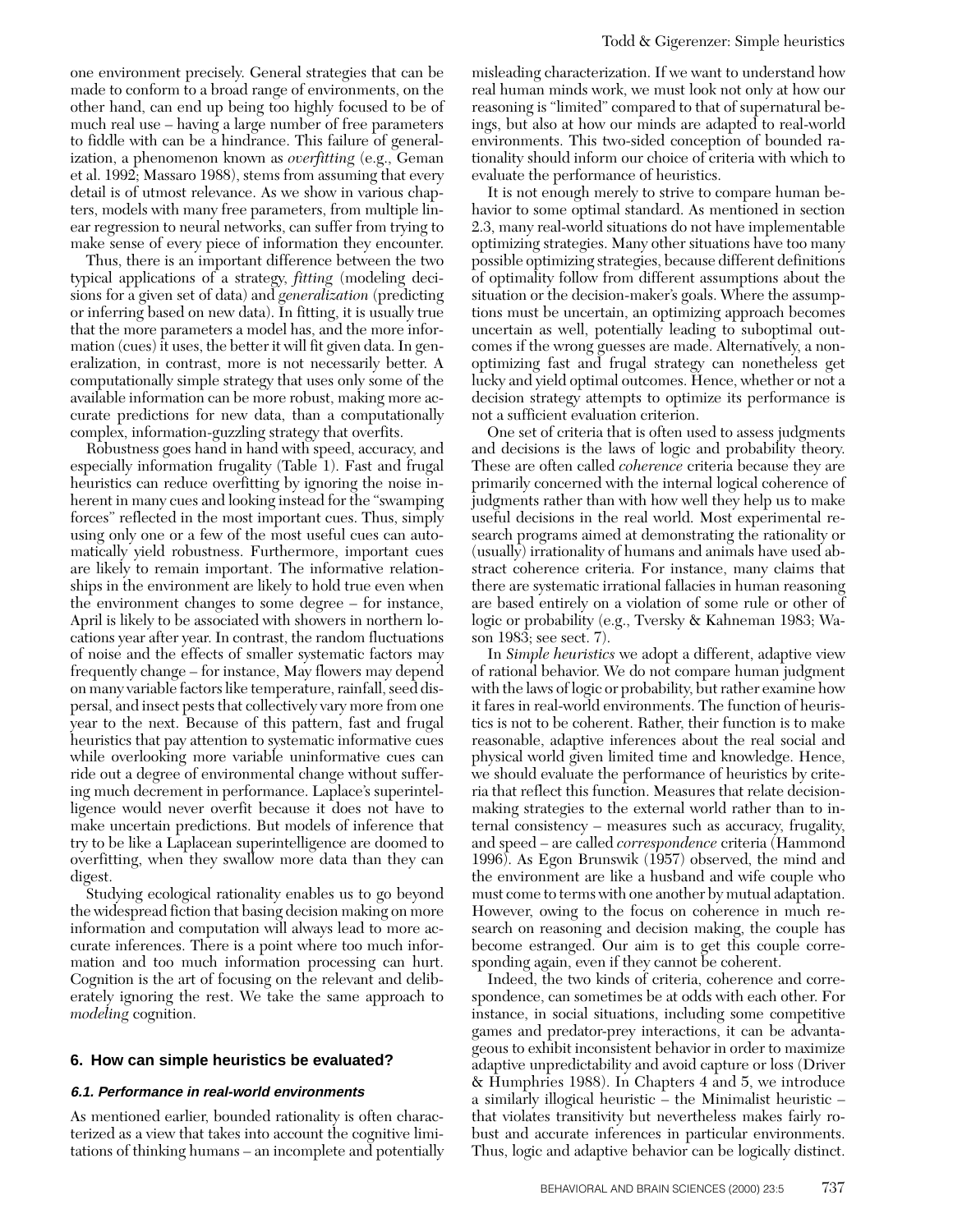one environment precisely. General strategies that can be made to conform to a broad range of environments, on the other hand, can end up being too highly focused to be of much real use – having a large number of free parameters to fiddle with can be a hindrance. This failure of generalization, a phenomenon known as *overfitting* (e.g., Geman et al. 1992; Massaro 1988), stems from assuming that every detail is of utmost relevance. As we show in various chapters, models with many free parameters, from multiple linear regression to neural networks, can suffer from trying to make sense of every piece of information they encounter.

Thus, there is an important difference between the two typical applications of a strategy, *fitting* (modeling decisions for a given set of data) and *generalization* (predicting or inferring based on new data). In fitting, it is usually true that the more parameters a model has, and the more information (cues) it uses, the better it will fit given data. In generalization, in contrast, more is not necessarily better. A computationally simple strategy that uses only some of the available information can be more robust, making more accurate predictions for new data, than a computationally complex, information-guzzling strategy that overfits.

Robustness goes hand in hand with speed, accuracy, and especially information frugality (Table 1). Fast and frugal heuristics can reduce overfitting by ignoring the noise inherent in many cues and looking instead for the "swamping forces" reflected in the most important cues. Thus, simply using only one or a few of the most useful cues can automatically yield robustness. Furthermore, important cues are likely to remain important. The informative relationships in the environment are likely to hold true even when the environment changes to some degree – for instance, April is likely to be associated with showers in northern locations year after year. In contrast, the random fluctuations of noise and the effects of smaller systematic factors may frequently change – for instance, May flowers may depend on many variable factors like temperature, rainfall, seed dispersal, and insect pests that collectively vary more from one year to the next. Because of this pattern, fast and frugal heuristics that pay attention to systematic informative cues while overlooking more variable uninformative cues can ride out a degree of environmental change without suffering much decrement in performance. Laplace's superintelligence would never overfit because it does not have to make uncertain predictions. But models of inference that try to be like a Laplacean superintelligence are doomed to overfitting, when they swallow more data than they can digest.

Studying ecological rationality enables us to go beyond the widespread fiction that basing decision making on more information and computation will always lead to more accurate inferences. There is a point where too much information and too much information processing can hurt. Cognition is the art of focusing on the relevant and deliberately ignoring the rest. We take the same approach to *modeling* cognition.

## 6. How can simple heuristics be evaluated?

### 6.1. Performance in real-world environments

As mentioned earlier, bounded rationality is often characterized as a view that takes into account the cognitive limitations of thinking humans – an incomplete and potentially misleading characterization. If we want to understand how real human minds work, we must look not only at how our reasoning is "limited" compared to that of supernatural beings, but also at how our minds are adapted to real-world environments. This two-sided conception of bounded rationality should inform our choice of criteria with which to evaluate the performance of heuristics.

It is not enough merely to strive to compare human behavior to some optimal standard. As mentioned in section 2.3, many real-world situations do not have implementable optimizing strategies. Many other situations have too many possible optimizing strategies, because different definitions of optimality follow from different assumptions about the situation or the decision-maker's goals. Where the assumptions must be uncertain, an optimizing approach becomes uncertain as well, potentially leading to suboptimal outcomes if the wrong guesses are made. Alternatively, a non-optimizing fast and frugal strategy can nonetheless get lucky and yield optimal outcomes. Hence, whether or not a decision strategy attempts to optimize its performance is not a sufficient evaluation criterion.

One set of criteria that is often used to assess judgments and decisions is the laws of logic and probability theory. These are often called *coherence* criteria because they are primarily concerned with the internal logical coherence of judgments rather than with how well they help us to make useful decisions in the real world. Most experimental research programs aimed at demonstrating the rationality or (usually) irrationality of humans and animals have used abstract coherence criteria. For instance, many claims that there are systematic irrational fallacies in human reasoning are based entirely on a violation of some rule or other of logic or probability (e.g., Tversky & Kahneman 1983; Wason 1983; see sect. 7).

In *Simple heuristics* we adopt a different, adaptive view of rational behavior. We do not compare human judgment with the laws of logic or probability, but rather examine how it fares in real-world environments. The function of heuristics is not to be coherent. Rather, their function is to make reasonable, adaptive inferences about the real social and physical world given limited time and knowledge. Hence, we should evaluate the performance of heuristics by criteria that reflect this function. Measures that relate decision-making strategies to the external world rather than to internal consistency – measures such as accuracy, frugality, and speed – are called *correspondence* criteria (Hammond 1996). As Egon Brunswik (1957) observed, the mind and the environment are like a husband and wife couple who must come to terms with one another by mutual adaptation. However, owing to the focus on coherence in much research on reasoning and decision making, the couple has become estranged. Our aim is to get this couple corresponding again, even if they cannot be coherent.

Indeed, the two kinds of criteria, coherence and correspondence, can sometimes be at odds with each other. For instance, in social situations, including some competitive games and predator-prey interactions, it can be advantageous to exhibit inconsistent behavior in order to maximize adaptive unpredictability and avoid capture or loss (Driver & Humphries 1988). In Chapters 4 and 5, we introduce a similarly illogical heuristic – the Minimalist heuristic – that violates transitivity but nevertheless makes fairly robust and accurate inferences in particular environments. Thus, logic and adaptive behavior can be logically distinct.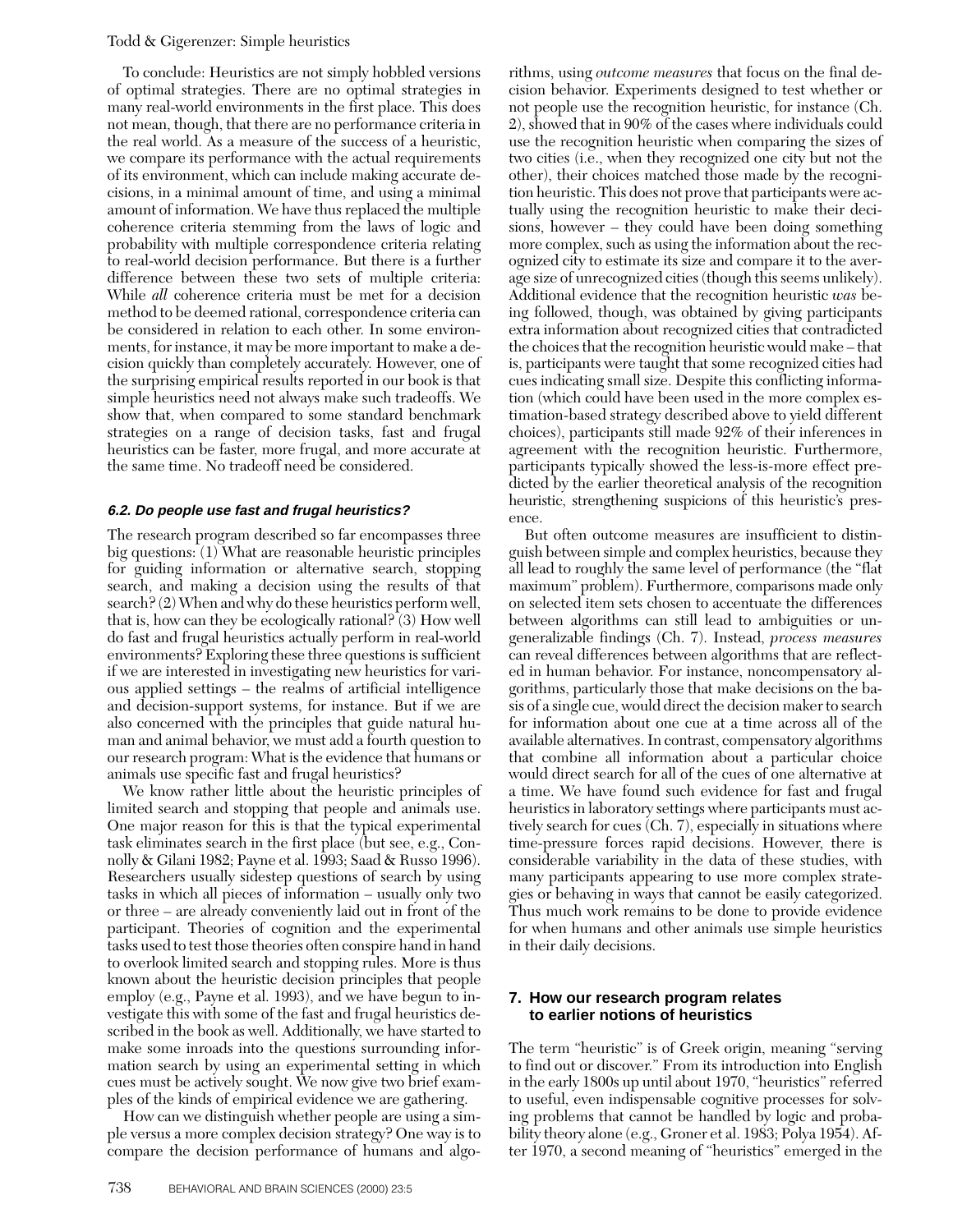To conclude: Heuristics are not simply hobbled versions of optimal strategies. There are no optimal strategies in many real-world environments in the first place. This does not mean, though, that there are no performance criteria in the real world. As a measure of the success of a heuristic, we compare its performance with the actual requirements of its environment, which can include making accurate decisions, in a minimal amount of time, and using a minimal amount of information. We have thus replaced the multiple coherence criteria stemming from the laws of logic and probability with multiple correspondence criteria relating to real-world decision performance. But there is a further difference between these two sets of multiple criteria: While *all* coherence criteria must be met for a decision method to be deemed rational, correspondence criteria can be considered in relation to each other. In some environments, for instance, it may be more important to make a decision quickly than completely accurately. However, one of the surprising empirical results reported in our book is that simple heuristics need not always make such tradeoffs. We show that, when compared to some standard benchmark strategies on a range of decision tasks, fast and frugal heuristics can be faster, more frugal, and more accurate at the same time. No tradeoff need be considered.

### 6.2. Do people use fast and frugal heuristics?

The research program described so far encompasses three big questions: (1) What are reasonable heuristic principles for guiding information or alternative search, stopping search, and making a decision using the results of that search? (2) When and why do these heuristics perform well, that is, how can they be ecologically rational? (3) How well do fast and frugal heuristics actually perform in real-world environments? Exploring these three questions is sufficient if we are interested in investigating new heuristics for various applied settings – the realms of artificial intelligence and decision-support systems, for instance. But if we are also concerned with the principles that guide natural human and animal behavior, we must add a fourth question to our research program: What is the evidence that humans or animals use specific fast and frugal heuristics?

We know rather little about the heuristic principles of limited search and stopping that people and animals use. One major reason for this is that the typical experimental task eliminates search in the first place (but see, e.g., Connolly & Gilani 1982; Payne et al. 1993; Saad & Russo 1996). Researchers usually sidestep questions of search by using tasks in which all pieces of information – usually only two or three – are already conveniently laid out in front of the participant. Theories of cognition and the experimental tasks used to test those theories often conspire hand in hand to overlook limited search and stopping rules. More is thus known about the heuristic decision principles that people employ (e.g., Payne et al. 1993), and we have begun to investigate this with some of the fast and frugal heuristics described in the book as well. Additionally, we have started to make some inroads into the questions surrounding information search by using an experimental setting in which cues must be actively sought. We now give two brief examples of the kinds of empirical evidence we are gathering.

How can we distinguish whether people are using a simple versus a more complex decision strategy? One way is to compare the decision performance of humans and algorithms, using *outcome measures* that focus on the final decision behavior. Experiments designed to test whether or not people use the recognition heuristic, for instance (Ch. 2), showed that in 90% of the cases where individuals could use the recognition heuristic when comparing the sizes of two cities (i.e., when they recognized one city but not the other), their choices matched those made by the recognition heuristic. This does not prove that participants were actually using the recognition heuristic to make their decisions, however – they could have been doing something more complex, such as using the information about the recognized city to estimate its size and compare it to the average size of unrecognized cities (though this seems unlikely). Additional evidence that the recognition heuristic *was* being followed, though, was obtained by giving participants extra information about recognized cities that contradicted the choices that the recognition heuristic would make – that is, participants were taught that some recognized cities had cues indicating small size. Despite this conflicting information (which could have been used in the more complex estimation-based strategy described above to yield different choices), participants still made 92% of their inferences in agreement with the recognition heuristic. Furthermore, participants typically showed the less-is-more effect predicted by the earlier theoretical analysis of the recognition heuristic, strengthening suspicions of this heuristic's presence.

But often outcome measures are insufficient to distinguish between simple and complex heuristics, because they all lead to roughly the same level of performance (the "flat maximum" problem). Furthermore, comparisons made only on selected item sets chosen to accentuate the differences between algorithms can still lead to ambiguities or ungeneralizable findings (Ch. 7). Instead, *process measures* can reveal differences between algorithms that are reflected in human behavior. For instance, noncompensatory algorithms, particularly those that make decisions on the basis of a single cue, would direct the decision maker to search for information about one cue at a time across all of the available alternatives. In contrast, compensatory algorithms that combine all information about a particular choice would direct search for all of the cues of one alternative at a time. We have found such evidence for fast and frugal heuristics in laboratory settings where participants must actively search for cues (Ch. 7), especially in situations where time-pressure forces rapid decisions. However, there is considerable variability in the data of these studies, with many participants appearing to use more complex strategies or behaving in ways that cannot be easily categorized. Thus much work remains to be done to provide evidence for when humans and other animals use simple heuristics in their daily decisions.

## 7. How our research program relates to earlier notions of heuristics

The term "heuristic" is of Greek origin, meaning "serving to find out or discover." From its introduction into English in the early 1800s up until about 1970, "heuristics" referred to useful, even indispensable cognitive processes for solving problems that cannot be handled by logic and probability theory alone (e.g., Groner et al. 1983; Polya 1954). After 1970, a second meaning of "heuristics" emerged in the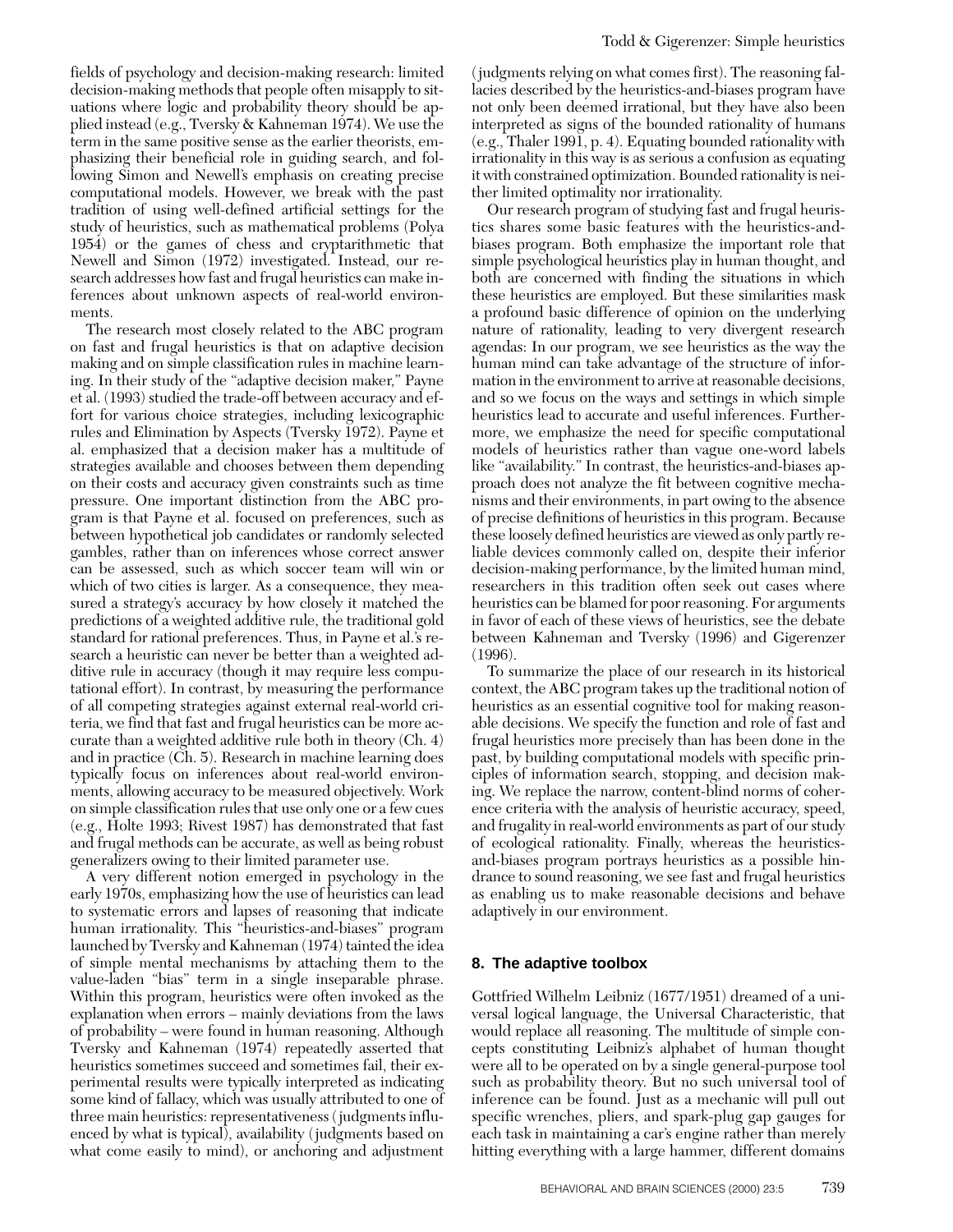fields of psychology and decision-making research: limited decision-making methods that people often misapply to situations where logic and probability theory should be applied instead (e.g., Tversky & Kahneman 1974). We use the term in the same positive sense as the earlier theorists, emphasizing their beneficial role in guiding search, and following Simon and Newell's emphasis on creating precise computational models. However, we break with the past tradition of using well-defined artificial settings for the study of heuristics, such as mathematical problems (Polya 1954) or the games of chess and cryptarithmetic that Newell and Simon (1972) investigated. Instead, our research addresses how fast and frugal heuristics can make inferences about unknown aspects of real-world environments.

The research most closely related to the ABC program on fast and frugal heuristics is that on adaptive decision making and on simple classification rules in machine learning. In their study of the "adaptive decision maker," Payne et al. (1993) studied the trade-off between accuracy and effort for various choice strategies, including lexicographic rules and Elimination by Aspects (Tversky 1972). Payne et al. emphasized that a decision maker has a multitude of strategies available and chooses between them depending on their costs and accuracy given constraints such as time pressure. One important distinction from the ABC program is that Payne et al. focused on preferences, such as between hypothetical job candidates or randomly selected gambles, rather than on inferences whose correct answer can be assessed, such as which soccer team will win or which of two cities is larger. As a consequence, they measured a strategy's accuracy by how closely it matched the predictions of a weighted additive rule, the traditional gold standard for rational preferences. Thus, in Payne et al.'s research a heuristic can never be better than a weighted additive rule in accuracy (though it may require less computational effort). In contrast, by measuring the performance of all competing strategies against external real-world criteria, we find that fast and frugal heuristics can be more accurate than a weighted additive rule both in theory (Ch. 4) and in practice (Ch. 5). Research in machine learning does typically focus on inferences about real-world environments, allowing accuracy to be measured objectively. Work on simple classification rules that use only one or a few cues (e.g., Holte 1993; Rivest 1987) has demonstrated that fast and frugal methods can be accurate, as well as being robust generalizers owing to their limited parameter use.

A very different notion emerged in psychology in the early 1970s, emphasizing how the use of heuristics can lead to systematic errors and lapses of reasoning that indicate human irrationality. This "heuristics-and-biases" program launched by Tversky and Kahneman (1974) tainted the idea of simple mental mechanisms by attaching them to the value-laden "bias" term in a single inseparable phrase. Within this program, heuristics were often invoked as the explanation when errors – mainly deviations from the laws of probability – were found in human reasoning. Although Tversky and Kahneman (1974) repeatedly asserted that heuristics sometimes succeed and sometimes fail, their experimental results were typically interpreted as indicating some kind of fallacy, which was usually attributed to one of three main heuristics: representativeness (judgments influenced by what is typical), availability (judgments based on what come easily to mind), or anchoring and adjustment (judgments relying on what comes first). The reasoning fallacies described by the heuristics-and-biases program have not only been deemed irrational, but they have also been interpreted as signs of the bounded rationality of humans (e.g., Thaler 1991, p. 4). Equating bounded rationality with irrationality in this way is as serious a confusion as equating it with constrained optimization. Bounded rationality is neither limited optimality nor irrationality.

Our research program of studying fast and frugal heuristics shares some basic features with the heuristics-and-biases program. Both emphasize the important role that simple psychological heuristics play in human thought, and both are concerned with finding the situations in which these heuristics are employed. But these similarities mask a profound basic difference of opinion on the underlying nature of rationality, leading to very divergent research agendas: In our program, we see heuristics as the way the human mind can take advantage of the structure of information in the environment to arrive at reasonable decisions, and so we focus on the ways and settings in which simple heuristics lead to accurate and useful inferences. Furthermore, we emphasize the need for specific computational models of heuristics rather than vague one-word labels like "availability." In contrast, the heuristics-and-biases approach does not analyze the fit between cognitive mechanisms and their environments, in part owing to the absence of precise definitions of heuristics in this program. Because these loosely defined heuristics are viewed as only partly reliable devices commonly called on, despite their inferior decision-making performance, by the limited human mind, researchers in this tradition often seek out cases where heuristics can be blamed for poor reasoning. For arguments in favor of each of these views of heuristics, see the debate between Kahneman and Tversky (1996) and Gigerenzer (1996).

To summarize the place of our research in its historical context, the ABC program takes up the traditional notion of heuristics as an essential cognitive tool for making reasonable decisions. We specify the function and role of fast and frugal heuristics more precisely than has been done in the past, by building computational models with specific principles of information search, stopping, and decision making. We replace the narrow, content-blind norms of coherence criteria with the analysis of heuristic accuracy, speed, and frugality in real-world environments as part of our study of ecological rationality. Finally, whereas the heuristics-and-biases program portrays heuristics as a possible hindrance to sound reasoning, we see fast and frugal heuristics as enabling us to make reasonable decisions and behave adaptively in our environment.

## 8. The adaptive toolbox

Gottfried Wilhelm Leibniz (1677/1951) dreamed of a universal logical language, the Universal Characteristic, that would replace all reasoning. The multitude of simple concepts constituting Leibniz's alphabet of human thought were all to be operated on by a single general-purpose tool such as probability theory. But no such universal tool of inference can be found. Just as a mechanic will pull out specific wrenches, pliers, and spark-plug gap gauges for each task in maintaining a car's engine rather than merely hitting everything with a large hammer, different domains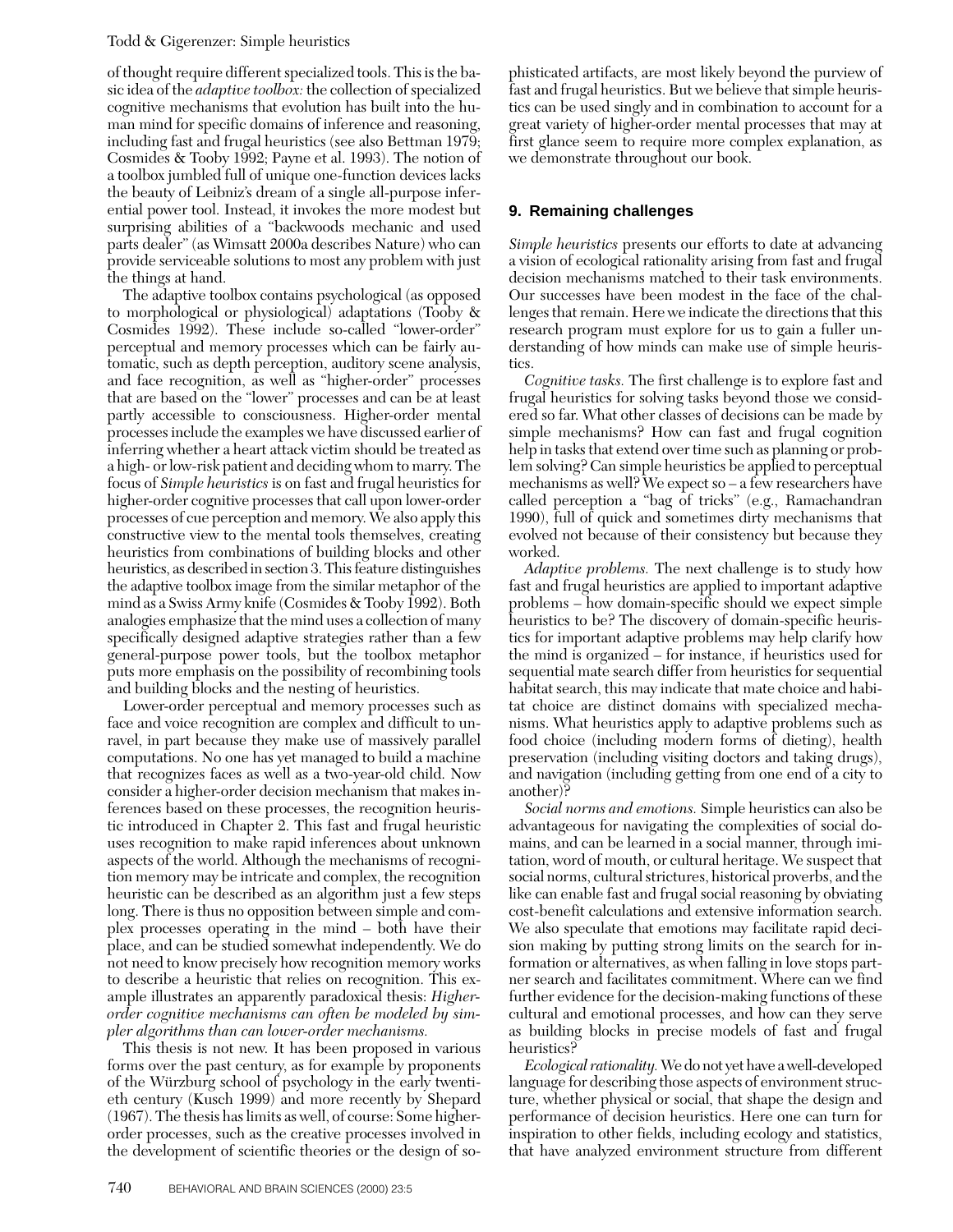of thought require different specialized tools. This is the basic idea of the *adaptive toolbox:* the collection of specialized cognitive mechanisms that evolution has built into the human mind for specific domains of inference and reasoning, including fast and frugal heuristics (see also Bettman 1979; Cosmides & Tooby 1992; Payne et al. 1993). The notion of a toolbox jumbled full of unique one-function devices lacks the beauty of Leibniz's dream of a single all-purpose inferential power tool. Instead, it invokes the more modest but surprising abilities of a "backwoods mechanic and used parts dealer" (as Wimsatt 2000a describes Nature) who can provide serviceable solutions to most any problem with just the things at hand.

The adaptive toolbox contains psychological (as opposed to morphological or physiological) adaptations (Tooby & Cosmides 1992). These include so-called "lower-order" perceptual and memory processes which can be fairly automatic, such as depth perception, auditory scene analysis, and face recognition, as well as "higher-order" processes that are based on the "lower" processes and can be at least partly accessible to consciousness. Higher-order mental processes include the examples we have discussed earlier of inferring whether a heart attack victim should be treated as a high- or low-risk patient and deciding whom to marry. The focus of *Simple heuristics* is on fast and frugal heuristics for higher-order cognitive processes that call upon lower-order processes of cue perception and memory. We also apply this constructive view to the mental tools themselves, creating heuristics from combinations of building blocks and other heuristics, as described in section 3. This feature distinguishes the adaptive toolbox image from the similar metaphor of the mind as a Swiss Army knife (Cosmides & Tooby 1992). Both analogies emphasize that the mind uses a collection of many specifically designed adaptive strategies rather than a few general-purpose power tools, but the toolbox metaphor puts more emphasis on the possibility of recombining tools and building blocks and the nesting of heuristics.

Lower-order perceptual and memory processes such as face and voice recognition are complex and difficult to unravel, in part because they make use of massively parallel computations. No one has yet managed to build a machine that recognizes faces as well as a two-year-old child. Now consider a higher-order decision mechanism that makes inferences based on these processes, the recognition heuristic introduced in Chapter 2. This fast and frugal heuristic uses recognition to make rapid inferences about unknown aspects of the world. Although the mechanisms of recognition memory may be intricate and complex, the recognition heuristic can be described as an algorithm just a few steps long. There is thus no opposition between simple and complex processes operating in the mind – both have their place, and can be studied somewhat independently. We do not need to know precisely how recognition memory works to describe a heuristic that relies on recognition. This example illustrates an apparently paradoxical thesis: *Higher-order cognitive mechanisms can often be modeled by simpler algorithms than can lower-order mechanisms.*

This thesis is not new. It has been proposed in various forms over the past century, as for example by proponents of the Würzburg school of psychology in the early twentieth century (Kusch 1999) and more recently by Shepard (1967). The thesis has limits as well, of course: Some higher-order processes, such as the creative processes involved in the development of scientific theories or the design of sophisticated artifacts, are most likely beyond the purview of fast and frugal heuristics. But we believe that simple heuristics can be used singly and in combination to account for a great variety of higher-order mental processes that may at first glance seem to require more complex explanation, as we demonstrate throughout our book.

## 9. Remaining challenges

*Simple heuristics* presents our efforts to date at advancing a vision of ecological rationality arising from fast and frugal decision mechanisms matched to their task environments. Our successes have been modest in the face of the challenges that remain. Here we indicate the directions that this research program must explore for us to gain a fuller understanding of how minds can make use of simple heuristics.

*Cognitive tasks.* The first challenge is to explore fast and frugal heuristics for solving tasks beyond those we considered so far. What other classes of decisions can be made by simple mechanisms? How can fast and frugal cognition help in tasks that extend over time such as planning or problem solving? Can simple heuristics be applied to perceptual mechanisms as well? We expect so – a few researchers have called perception a "bag of tricks" (e.g., Ramachandran 1990), full of quick and sometimes dirty mechanisms that evolved not because of their consistency but because they worked.

*Adaptive problems.* The next challenge is to study how fast and frugal heuristics are applied to important adaptive problems – how domain-specific should we expect simple heuristics to be? The discovery of domain-specific heuristics for important adaptive problems may help clarify how the mind is organized – for instance, if heuristics used for sequential mate search differ from heuristics for sequential habitat search, this may indicate that mate choice and habitat choice are distinct domains with specialized mechanisms. What heuristics apply to adaptive problems such as food choice (including modern forms of dieting), health preservation (including visiting doctors and taking drugs), and navigation (including getting from one end of a city to another)?

*Social norms and emotions.* Simple heuristics can also be advantageous for navigating the complexities of social domains, and can be learned in a social manner, through imitation, word of mouth, or cultural heritage. We suspect that social norms, cultural strictures, historical proverbs, and the like can enable fast and frugal social reasoning by obviating cost-benefit calculations and extensive information search. We also speculate that emotions may facilitate rapid decision making by putting strong limits on the search for information or alternatives, as when falling in love stops partner search and facilitates commitment. Where can we find further evidence for the decision-making functions of these cultural and emotional processes, and how can they serve as building blocks in precise models of fast and frugal heuristics?

*Ecological rationality.* We do not yet have a well-developed language for describing those aspects of environment structure, whether physical or social, that shape the design and performance of decision heuristics. Here one can turn for inspiration to other fields, including ecology and statistics, that have analyzed environment structure from different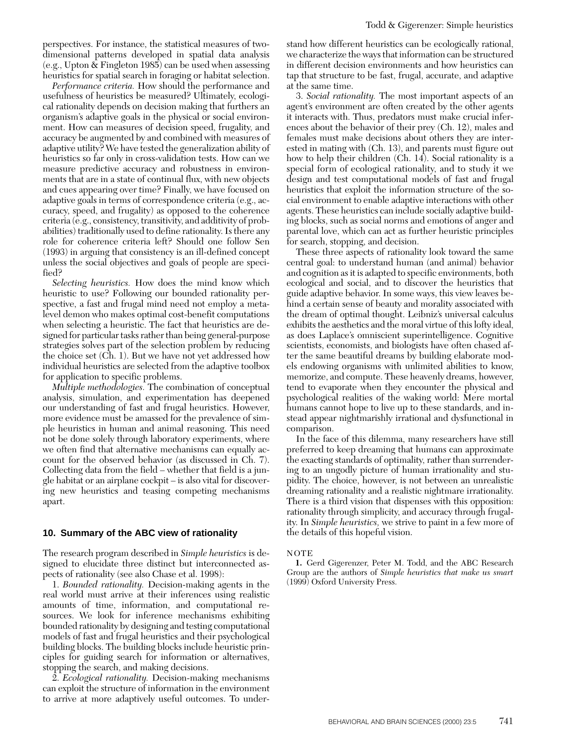perspectives. For instance, the statistical measures of two-dimensional patterns developed in spatial data analysis (e.g., Upton & Fingleton 1985) can be used when assessing heuristics for spatial search in foraging or habitat selection.

*Performance criteria.* How should the performance and usefulness of heuristics be measured? Ultimately, ecological rationality depends on decision making that furthers an organism's adaptive goals in the physical or social environment. How can measures of decision speed, frugality, and accuracy be augmented by and combined with measures of adaptive utility? We have tested the generalization ability of heuristics so far only in cross-validation tests. How can we measure predictive accuracy and robustness in environments that are in a state of continual flux, with new objects and cues appearing over time? Finally, we have focused on adaptive goals in terms of correspondence criteria (e.g., accuracy, speed, and frugality) as opposed to the coherence criteria (e.g., consistency, transitivity, and additivity of probabilities) traditionally used to define rationality. Is there any role for coherence criteria left? Should one follow Sen (1993) in arguing that consistency is an ill-defined concept unless the social objectives and goals of people are specified?

*Selecting heuristics.* How does the mind know which heuristic to use? Following our bounded rationality perspective, a fast and frugal mind need not employ a meta-level demon who makes optimal cost-benefit computations when selecting a heuristic. The fact that heuristics are designed for particular tasks rather than being general-purpose strategies solves part of the selection problem by reducing the choice set (Ch. 1). But we have not yet addressed how individual heuristics are selected from the adaptive toolbox for application to specific problems.

*Multiple methodologies.* The combination of conceptual analysis, simulation, and experimentation has deepened our understanding of fast and frugal heuristics. However, more evidence must be amassed for the prevalence of simple heuristics in human and animal reasoning. This need not be done solely through laboratory experiments, where we often find that alternative mechanisms can equally account for the observed behavior (as discussed in Ch. 7). Collecting data from the field – whether that field is a jungle habitat or an airplane cockpit – is also vital for discovering new heuristics and teasing competing mechanisms apart.

## 10. Summary of the ABC view of rationality

The research program described in *Simple heuristics* is designed to elucidate three distinct but interconnected aspects of rationality (see also Chase et al. 1998):

1. *Bounded rationality.* Decision-making agents in the real world must arrive at their inferences using realistic amounts of time, information, and computational resources. We look for inference mechanisms exhibiting bounded rationality by designing and testing computational models of fast and frugal heuristics and their psychological building blocks. The building blocks include heuristic principles for guiding search for information or alternatives, stopping the search, and making decisions.

2. *Ecological rationality.* Decision-making mechanisms can exploit the structure of information in the environment to arrive at more adaptively useful outcomes. To understand how different heuristics can be ecologically rational, we characterize the ways that information can be structured in different decision environments and how heuristics can tap that structure to be fast, frugal, accurate, and adaptive at the same time.

3. *Social rationality.* The most important aspects of an agent's environment are often created by the other agents it interacts with. Thus, predators must make crucial inferences about the behavior of their prey (Ch. 12), males and females must make decisions about others they are interested in mating with (Ch. 13), and parents must figure out how to help their children (Ch. 14). Social rationality is a special form of ecological rationality, and to study it we design and test computational models of fast and frugal heuristics that exploit the information structure of the social environment to enable adaptive interactions with other agents. These heuristics can include socially adaptive building blocks, such as social norms and emotions of anger and parental love, which can act as further heuristic principles for search, stopping, and decision.

These three aspects of rationality look toward the same central goal: to understand human (and animal) behavior and cognition as it is adapted to specific environments, both ecological and social, and to discover the heuristics that guide adaptive behavior. In some ways, this view leaves behind a certain sense of beauty and morality associated with the dream of optimal thought. Leibniz's universal calculus exhibits the aesthetics and the moral virtue of this lofty ideal, as does Laplace's omniscient superintelligence. Cognitive scientists, economists, and biologists have often chased after the same beautiful dreams by building elaborate models endowing organisms with unlimited abilities to know, memorize, and compute. These heavenly dreams, however, tend to evaporate when they encounter the physical and psychological realities of the waking world: Mere mortal humans cannot hope to live up to these standards, and instead appear nightmarishly irrational and dysfunctional in comparison.

In the face of this dilemma, many researchers have still preferred to keep dreaming that humans can approximate the exacting standards of optimality, rather than surrendering to an ungodly picture of human irrationality and stupidity. The choice, however, is not between an unrealistic dreaming rationality and a realistic nightmare irrationality. There is a third vision that dispenses with this opposition: rationality through simplicity, and accuracy through frugality. In *Simple heuristics*, we strive to paint in a few more of the details of this hopeful vision.

NOTE

**1.** Gerd Gigerenzer, Peter M. Todd, and the ABC Research Group are the authors of *Simple heuristics that make us smart* (1999) Oxford University Press.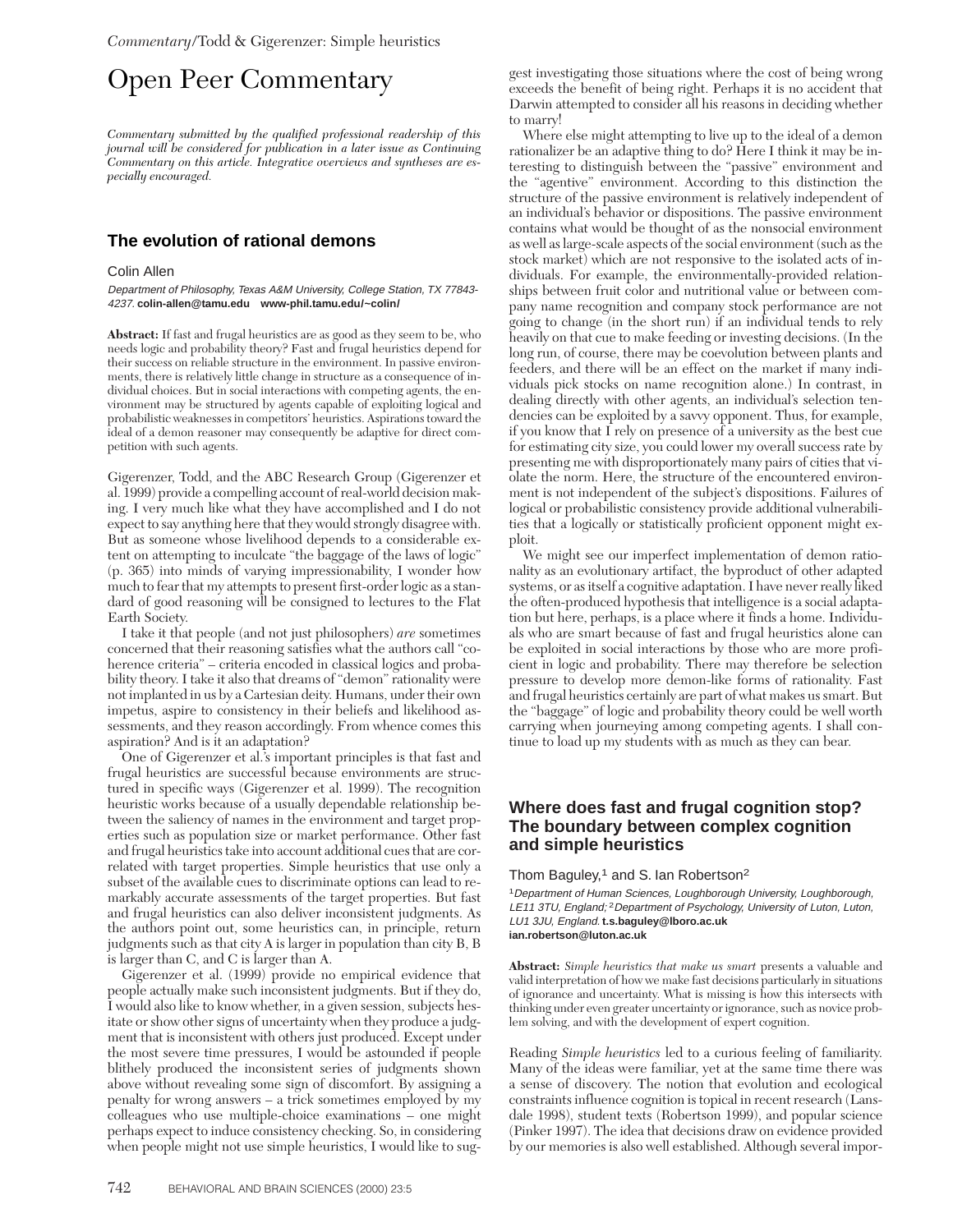# Open Peer Commentary

*Commentary submitted by the qualified professional readership of this journal will be considered for publication in a later issue as Continuing Commentary on this article. Integrative overviews and syntheses are especially encouraged.*

## The evolution of rational demons

Colin Allen

*Department of Philosophy, Texas A&M University, College Station, TX 77843-4237.* **colin-allen@tamu.edu www-phil.tamu.edu/~colin/**

**Abstract:** If fast and frugal heuristics are as good as they seem to be, who needs logic and probability theory? Fast and frugal heuristics depend for their success on reliable structure in the environment. In passive environments, there is relatively little change in structure as a consequence of individual choices. But in social interactions with competing agents, the environment may be structured by agents capable of exploiting logical and probabilistic weaknesses in competitors' heuristics. Aspirations toward the ideal of a demon reasoner may consequently be adaptive for direct competition with such agents.

Gigerenzer, Todd, and the ABC Research Group (Gigerenzer et al. 1999) provide a compelling account of real-world decision making. I very much like what they have accomplished and I do not expect to say anything here that they would strongly disagree with. But as someone whose livelihood depends to a considerable extent on attempting to inculcate "the baggage of the laws of logic" (p. 365) into minds of varying impressionability, I wonder how much to fear that my attempts to present first-order logic as a standard of good reasoning will be consigned to lectures to the Flat Earth Society.

I take it that people (and not just philosophers) *are* sometimes concerned that their reasoning satisfies what the authors call "coherence criteria" – criteria encoded in classical logics and probability theory. I take it also that dreams of "demon" rationality were not implanted in us by a Cartesian deity. Humans, under their own impetus, aspire to consistency in their beliefs and likelihood assessments, and they reason accordingly. From whence comes this aspiration? And is it an adaptation?

One of Gigerenzer et al.'s important principles is that fast and frugal heuristics are successful because environments are structured in specific ways (Gigerenzer et al. 1999). The recognition heuristic works because of a usually dependable relationship between the saliency of names in the environment and target properties such as population size or market performance. Other fast and frugal heuristics take into account additional cues that are correlated with target properties. Simple heuristics that use only a subset of the available cues to discriminate options can lead to remarkably accurate assessments of the target properties. But fast and frugal heuristics can also deliver inconsistent judgments. As the authors point out, some heuristics can, in principle, return judgments such as that city A is larger in population than city B, B is larger than C, and C is larger than A.

Gigerenzer et al. (1999) provide no empirical evidence that people actually make such inconsistent judgments. But if they do, I would also like to know whether, in a given session, subjects hesitate or show other signs of uncertainty when they produce a judgment that is inconsistent with others just produced. Except under the most severe time pressures, I would be astounded if people blithely produced the inconsistent series of judgments shown above without revealing some sign of discomfort. By assigning a penalty for wrong answers – a trick sometimes employed by my colleagues who use multiple-choice examinations – one might perhaps expect to induce consistency checking. So, in considering when people might not use simple heuristics, I would like to suggest investigating those situations where the cost of being wrong exceeds the benefit of being right. Perhaps it is no accident that Darwin attempted to consider all his reasons in deciding whether to marry!

Where else might attempting to live up to the ideal of a demon rationalizer be an adaptive thing to do? Here I think it may be interesting to distinguish between the "passive" environment and the "agentive" environment. According to this distinction the structure of the passive environment is relatively independent of an individual's behavior or dispositions. The passive environment contains what would be thought of as the nonsocial environment as well as large-scale aspects of the social environment (such as the stock market) which are not responsive to the isolated acts of individuals. For example, the environmentally-provided relationships between fruit color and nutritional value or between company name recognition and company stock performance are not going to change (in the short run) if an individual tends to rely heavily on that cue to make feeding or investing decisions. (In the long run, of course, there may be coevolution between plants and feeders, and there will be an effect on the market if many individuals pick stocks on name recognition alone.) In contrast, in dealing directly with other agents, an individual's selection tendencies can be exploited by a savvy opponent. Thus, for example, if you know that I rely on presence of a university as the best cue for estimating city size, you could lower my overall success rate by presenting me with disproportionately many pairs of cities that violate the norm. Here, the structure of the encountered environment is not independent of the subject's dispositions. Failures of logical or probabilistic consistency provide additional vulnerabilities that a logically or statistically proficient opponent might exploit.

We might see our imperfect implementation of demon rationality as an evolutionary artifact, the byproduct of other adapted systems, or as itself a cognitive adaptation. I have never really liked the often-produced hypothesis that intelligence is a social adaptation but here, perhaps, is a place where it finds a home. Individuals who are smart because of fast and frugal heuristics alone can be exploited in social interactions by those who are more proficient in logic and probability. There may therefore be selection pressure to develop more demon-like forms of rationality. Fast and frugal heuristics certainly are part of what makes us smart. But the "baggage" of logic and probability theory could be well worth carrying when journeying among competing agents. I shall continue to load up my students with as much as they can bear.

## Where does fast and frugal cognition stop? The boundary between complex cognition and simple heuristics

Thom Baguley,[1] and S. Ian Robertson[2]

[1]*Department of Human Sciences, Loughborough University, Loughborough, LE11 3TU, England;* [2]*Department of Psychology, University of Luton, Luton, LU1 3JU, England.* **t.s.baguley@lboro.ac.uk ian.robertson@luton.ac.uk**

**Abstract:** *Simple heuristics that make us smart* presents a valuable and valid interpretation of how we make fast decisions particularly in situations of ignorance and uncertainty. What is missing is how this intersects with thinking under even greater uncertainty or ignorance, such as novice problem solving, and with the development of expert cognition.

Reading *Simple heuristics* led to a curious feeling of familiarity. Many of the ideas were familiar, yet at the same time there was a sense of discovery. The notion that evolution and ecological constraints influence cognition is topical in recent research (Lansdale 1998), student texts (Robertson 1999), and popular science (Pinker 1997). The idea that decisions draw on evidence provided by our memories is also well established. Although several impor-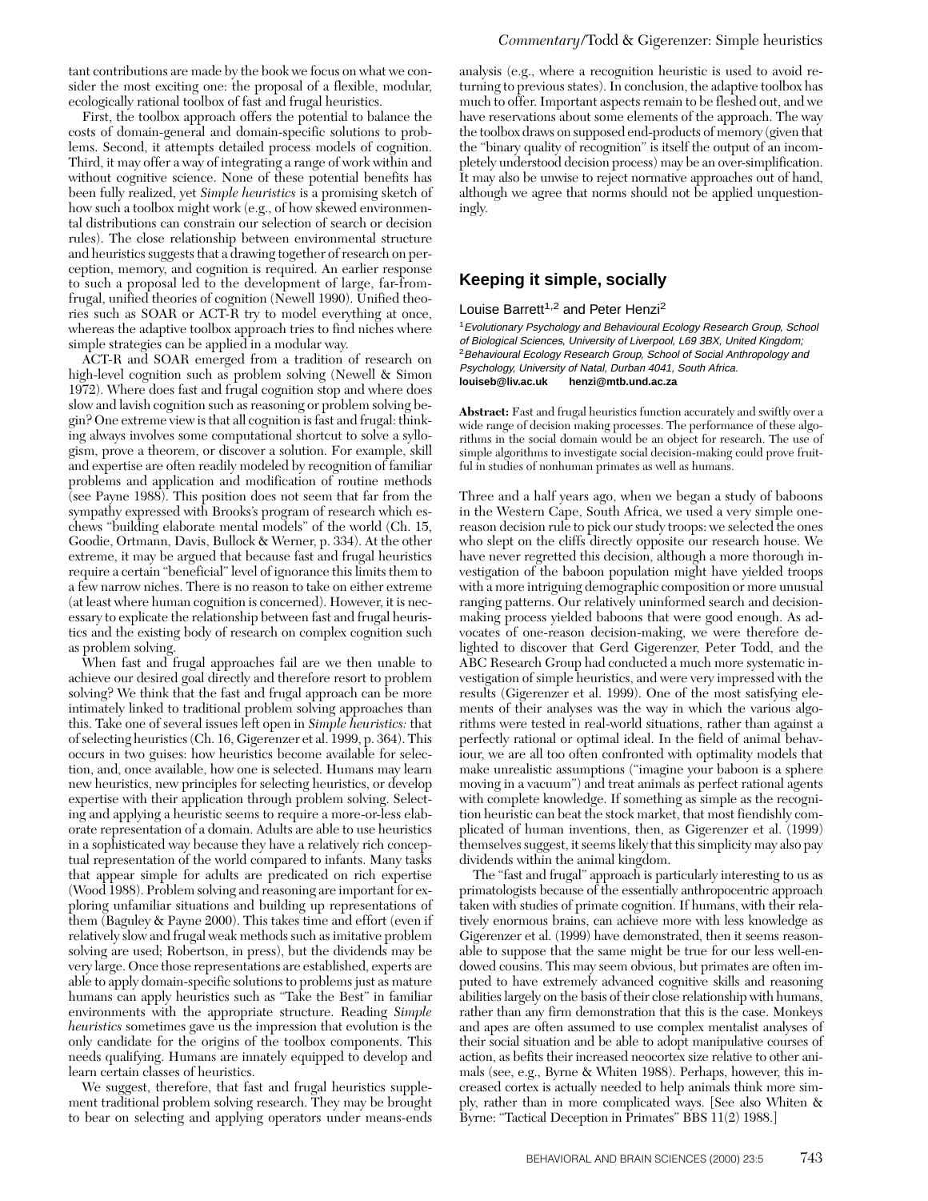tant contributions are made by the book we focus on what we consider the most exciting one: the proposal of a flexible, modular, ecologically rational toolbox of fast and frugal heuristics.

First, the toolbox approach offers the potential to balance the costs of domain-general and domain-specific solutions to problems. Second, it attempts detailed process models of cognition. Third, it may offer a way of integrating a range of work within and without cognitive science. None of these potential benefits has been fully realized, yet *Simple heuristics* is a promising sketch of how such a toolbox might work (e.g., of how skewed environmental distributions can constrain our selection of search or decision rules). The close relationship between environmental structure and heuristics suggests that a drawing together of research on perception, memory, and cognition is required. An earlier response to such a proposal led to the development of large, far-from-frugal, unified theories of cognition (Newell 1990). Unified theories such as SOAR or ACT-R try to model everything at once, whereas the adaptive toolbox approach tries to find niches where simple strategies can be applied in a modular way.

ACT-R and SOAR emerged from a tradition of research on high-level cognition such as problem solving (Newell & Simon 1972). Where does fast and frugal cognition stop and where does slow and lavish cognition such as reasoning or problem solving begin? One extreme view is that all cognition is fast and frugal: thinking always involves some computational shortcut to solve a syllogism, prove a theorem, or discover a solution. For example, skill and expertise are often readily modeled by recognition of familiar problems and application and modification of routine methods (see Payne 1988). This position does not seem that far from the sympathy expressed with Brooks's program of research which eschews "building elaborate mental models" of the world (Ch. 15, Goodie, Ortmann, Davis, Bullock & Werner, p. 334). At the other extreme, it may be argued that because fast and frugal heuristics require a certain "beneficial" level of ignorance this limits them to a few narrow niches. There is no reason to take on either extreme (at least where human cognition is concerned). However, it is necessary to explicate the relationship between fast and frugal heuristics and the existing body of research on complex cognition such as problem solving.

When fast and frugal approaches fail are we then unable to achieve our desired goal directly and therefore resort to problem solving? We think that the fast and frugal approach can be more intimately linked to traditional problem solving approaches than this. Take one of several issues left open in *Simple heuristics:* that of selecting heuristics (Ch. 16, Gigerenzer et al. 1999, p. 364). This occurs in two guises: how heuristics become available for selection, and, once available, how one is selected. Humans may learn new heuristics, new principles for selecting heuristics, or develop expertise with their application through problem solving. Selecting and applying a heuristic seems to require a more-or-less elaborate representation of a domain. Adults are able to use heuristics in a sophisticated way because they have a relatively rich conceptual representation of the world compared to infants. Many tasks that appear simple for adults are predicated on rich expertise (Wood 1988). Problem solving and reasoning are important for exploring unfamiliar situations and building up representations of them (Baguley & Payne 2000). This takes time and effort (even if relatively slow and frugal weak methods such as imitative problem solving are used; Robertson, in press), but the dividends may be very large. Once those representations are established, experts are able to apply domain-specific solutions to problems just as mature humans can apply heuristics such as "Take the Best" in familiar environments with the appropriate structure. Reading *Simple heuristics* sometimes gave us the impression that evolution is the only candidate for the origins of the toolbox components. This needs qualifying. Humans are innately equipped to develop and learn certain classes of heuristics.

We suggest, therefore, that fast and frugal heuristics supplement traditional problem solving research. They may be brought to bear on selecting and applying operators under means-ends analysis (e.g., where a recognition heuristic is used to avoid returning to previous states). In conclusion, the adaptive toolbox has much to offer. Important aspects remain to be fleshed out, and we have reservations about some elements of the approach. The way the toolbox draws on supposed end-products of memory (given that the "binary quality of recognition" is itself the output of an incompletely understood decision process) may be an over-simplification. It may also be unwise to reject normative approaches out of hand, although we agree that norms should not be applied unquestioningly.

## Keeping it simple, socially

Louise Barrett[1,2] and Peter Henzi[2]

[1]*Evolutionary Psychology and Behavioural Ecology Research Group, School of Biological Sciences, University of Liverpool, L69 3BX, United Kingdom;* [2]*Behavioural Ecology Research Group, School of Social Anthropology and Psychology, University of Natal, Durban 4041, South Africa.*
**louiseb@liv.ac.uk henzi@mtb.und.ac.za**

**Abstract:** Fast and frugal heuristics function accurately and swiftly over a wide range of decision making processes. The performance of these algorithms in the social domain would be an object for research. The use of simple algorithms to investigate social decision-making could prove fruitful in studies of nonhuman primates as well as humans.

Three and a half years ago, when we began a study of baboons in the Western Cape, South Africa, we used a very simple one-reason decision rule to pick our study troops: we selected the ones who slept on the cliffs directly opposite our research house. We have never regretted this decision, although a more thorough investigation of the baboon population might have yielded troops with a more intriguing demographic composition or more unusual ranging patterns. Our relatively uninformed search and decision-making process yielded baboons that were good enough. As advocates of one-reason decision-making, we were therefore delighted to discover that Gerd Gigerenzer, Peter Todd, and the ABC Research Group had conducted a much more systematic investigation of simple heuristics, and were very impressed with the results (Gigerenzer et al. 1999). One of the most satisfying elements of their analyses was the way in which the various algorithms were tested in real-world situations, rather than against a perfectly rational or optimal ideal. In the field of animal behaviour, we are all too often confronted with optimality models that make unrealistic assumptions ("imagine your baboon is a sphere moving in a vacuum") and treat animals as perfect rational agents with complete knowledge. If something as simple as the recognition heuristic can beat the stock market, that most fiendishly complicated of human inventions, then, as Gigerenzer et al. (1999) themselves suggest, it seems likely that this simplicity may also pay dividends within the animal kingdom.

The "fast and frugal" approach is particularly interesting to us as primatologists because of the essentially anthropocentric approach taken with studies of primate cognition. If humans, with their relatively enormous brains, can achieve more with less knowledge as Gigerenzer et al. (1999) have demonstrated, then it seems reasonable to suppose that the same might be true for our less well-endowed cousins. This may seem obvious, but primates are often imputed to have extremely advanced cognitive skills and reasoning abilities largely on the basis of their close relationship with humans, rather than any firm demonstration that this is the case. Monkeys and apes are often assumed to use complex mentalist analyses of their social situation and be able to adopt manipulative courses of action, as befits their increased neocortex size relative to other animals (see, e.g., Byrne & Whiten 1988). Perhaps, however, this increased cortex is actually needed to help animals think more simply, rather than in more complicated ways. [See also Whiten & Byrne: "Tactical Deception in Primates" BBS 11(2) 1988.]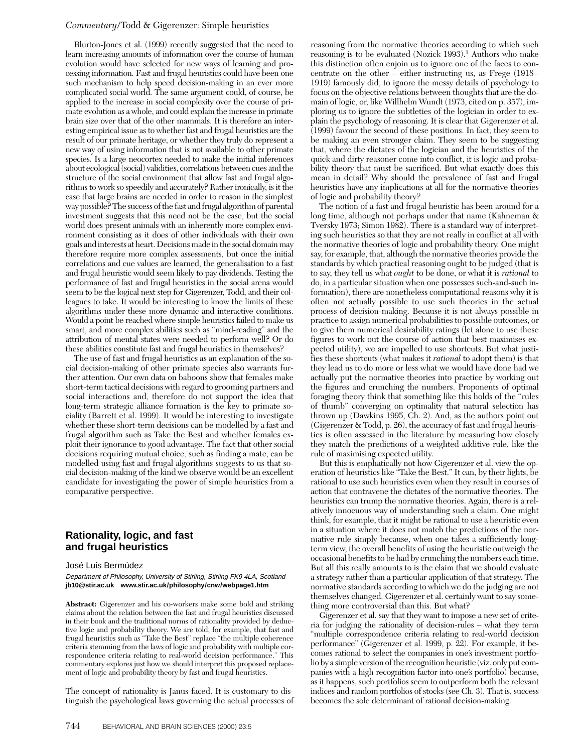Blurton-Jones et al. (1999) recently suggested that the need to learn increasing amounts of information over the course of human evolution would have selected for new ways of learning and processing information. Fast and frugal heuristics could have been one such mechanism to help speed decision-making in an ever more complicated social world. The same argument could, of course, be applied to the increase in social complexity over the course of primate evolution as a whole, and could explain the increase in primate brain size over that of the other mammals. It is therefore an interesting empirical issue as to whether fast and frugal heuristics are the result of our primate heritage, or whether they truly do represent a new way of using information that is not available to other primate species. Is a large neocortex needed to make the initial inferences about ecological (social) validities, correlations between cues and the structure of the social environment that allow fast and frugal algorithms to work so speedily and accurately? Rather ironically, is it the case that large brains are needed in order to reason in the simplest way possible? The success of the fast and frugal algorithm of parental investment suggests that this need not be the case, but the social world does present animals with an inherently more complex environment consisting as it does of other individuals with their own goals and interests at heart. Decisions made in the social domain may therefore require more complex assessments, but once the initial correlations and cue values are learned, the generalisation to a fast and frugal heuristic would seem likely to pay dividends. Testing the performance of fast and frugal heuristics in the social arena would seem to be the logical next step for Gigerenzer, Todd, and their colleagues to take. It would be interesting to know the limits of these algorithms under these more dynamic and interactive conditions. Would a point be reached where simple heuristics failed to make us smart, and more complex abilities such as "mind-reading" and the attribution of mental states were needed to perform well? Or do these abilities constitute fast and frugal heuristics in themselves?

The use of fast and frugal heuristics as an explanation of the social decision-making of other primate species also warrants further attention. Our own data on baboons show that females make short-term tactical decisions with regard to grooming partners and social interactions and, therefore do not support the idea that long-term strategic alliance formation is the key to primate sociality (Barrett et al. 1999). It would be interesting to investigate whether these short-term decisions can be modelled by a fast and frugal algorithm such as Take the Best and whether females exploit their ignorance to good advantage. The fact that other social decisions requiring mutual choice, such as finding a mate, can be modelled using fast and frugal algorithms suggests to us that social decision-making of the kind we observe would be an excellent candidate for investigating the power of simple heuristics from a comparative perspective.

## Rationality, logic, and fast and frugal heuristics

José Luis Bermúdez

*Department of Philosophy, University of Stirling, Stirling FK9 4LA, Scotland*
**jb10@stir.ac.uk www.stir.ac.uk/philosophy/cnw/webpage1.htm**

**Abstract:** Gigerenzer and his co-workers make some bold and striking claims about the relation between the fast and frugal heuristics discussed in their book and the traditional norms of rationality provided by deductive logic and probability theory. We are told, for example, that fast and frugal heuristics such as "Take the Best" replace "the multiple coherence criteria stemming from the laws of logic and probability with multiple correspondence criteria relating to real-world decision performance." This commentary explores just how we should interpret this proposed replacement of logic and probability theory by fast and frugal heuristics.

The concept of rationality is Janus-faced. It is customary to distinguish the psychological laws governing the actual processes of reasoning from the normative theories according to which such reasoning is to be evaluated (Nozick 1993).[1] Authors who make this distinction often enjoin us to ignore one of the faces to concentrate on the other – either instructing us, as Frege (1918–1919) famously did, to ignore the messy details of psychology to focus on the objective relations between thoughts that are the domain of logic, or, like Willhelm Wundt (1973, cited on p. 357), imploring us to ignore the subtleties of the logician in order to explain the psychology of reasoning. It is clear that Gigerenzer et al. (1999) favour the second of these positions. In fact, they seem to be making an even stronger claim. They seem to be suggesting that, where the dictates of the logician and the heuristics of the quick and dirty reasoner come into conflict, it is logic and probability theory that must be sacrificed. But what exactly does this mean in detail? Why should the prevalence of fast and frugal heuristics have any implications at all for the normative theories of logic and probability theory?

The notion of a fast and frugal heuristic has been around for a long time, although not perhaps under that name (Kahneman & Tversky 1973; Simon 1982). There is a standard way of interpreting such heuristics so that they are not really in conflict at all with the normative theories of logic and probability theory. One might say, for example, that, although the normative theories provide the standards by which practical reasoning ought to be judged (that is to say, they tell us what *ought* to be done, or what it is *rational* to do, in a particular situation when one possesses such-and-such information), there are nonetheless computational reasons why it is often not actually possible to use such theories in the actual process of decision-making. Because it is not always possible in practice to assign numerical probabilities to possible outcomes, or to give them numerical desirability ratings (let alone to use these figures to work out the course of action that best maximises expected utility), we are impelled to use shortcuts. But what justifies these shortcuts (what makes it *rational* to adopt them) is that they lead us to do more or less what we would have done had we actually put the normative theories into practice by working out the figures and crunching the numbers. Proponents of optimal foraging theory think that something like this holds of the "rules of thumb" converging on optimality that natural selection has thrown up (Dawkins 1995, Ch. 2). And, as the authors point out (Gigerenzer & Todd, p. 26), the accuracy of fast and frugal heuristics is often assessed in the literature by measuring how closely they match the predictions of a weighted additive rule, like the rule of maximising expected utility.

But this is emphatically not how Gigerenzer et al. view the operation of heuristics like "Take the Best." It can, by their lights, be rational to use such heuristics even when they result in courses of action that contravene the dictates of the normative theories. The heuristics can trump the normative theories. Again, there is a relatively innocuous way of understanding such a claim. One might think, for example, that it might be rational to use a heuristic even in a situation where it does not match the predictions of the normative rule simply because, when one takes a sufficiently long-term view, the overall benefits of using the heuristic outweigh the occasional benefits to be had by crunching the numbers each time. But all this really amounts to is the claim that we should evaluate a strategy rather than a particular application of that strategy. The normative standards according to which we do the judging are not themselves changed. Gigerenzer et al. certainly want to say something more controversial than this. But what?

Gigerenzer et al. say that they want to impose a new set of criteria for judging the rationality of decision-rules – what they term "multiple correspondence criteria relating to real-world decision performance" (Gigerenzer et al. 1999, p. 22). For example, it becomes rational to select the companies in one's investment portfolio by a simple version of the recognition heuristic (viz. only put companies with a high recognition factor into one's portfolio) because, as it happens, such portfolios seem to outperform both the relevant indices and random portfolios of stocks (see Ch. 3). That is, success becomes the sole determinant of rational decision-making.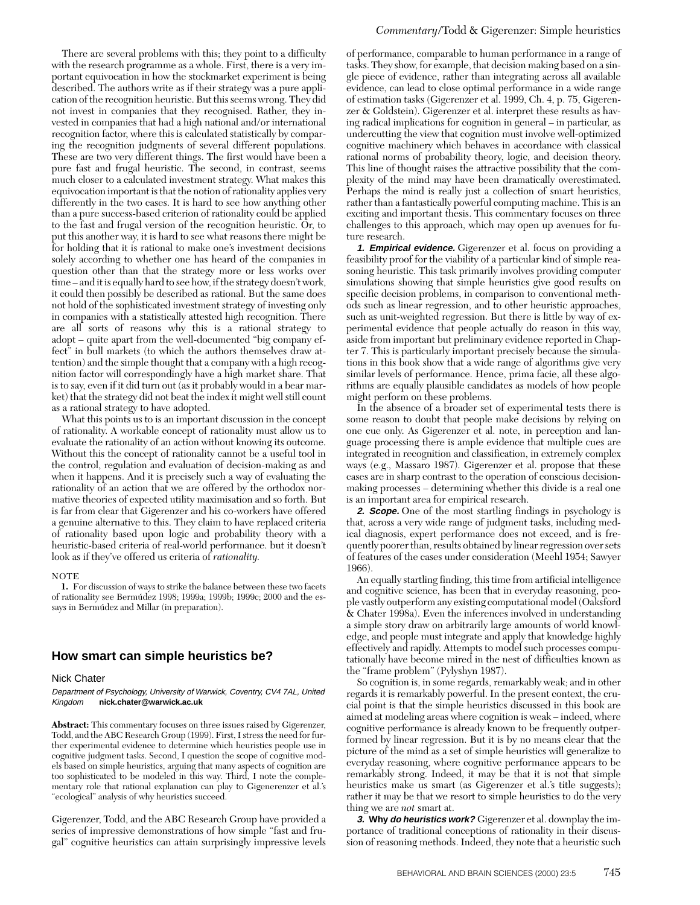There are several problems with this; they point to a difficulty with the research programme as a whole. First, there is a very important equivocation in how the stockmarket experiment is being described. The authors write as if their strategy was a pure application of the recognition heuristic. But this seems wrong. They did not invest in companies that they recognised. Rather, they invested in companies that had a high national and/or international recognition factor, where this is calculated statistically by comparing the recognition judgments of several different populations. These are two very different things. The first would have been a pure fast and frugal heuristic. The second, in contrast, seems much closer to a calculated investment strategy. What makes this equivocation important is that the notion of rationality applies very differently in the two cases. It is hard to see how anything other than a pure success-based criterion of rationality could be applied to the fast and frugal version of the recognition heuristic. Or, to put this another way, it is hard to see what reasons there might be for holding that it is rational to make one's investment decisions solely according to whether one has heard of the companies in question other than that the strategy more or less works over time – and it is equally hard to see how, if the strategy doesn't work, it could then possibly be described as rational. But the same does not hold of the sophisticated investment strategy of investing only in companies with a statistically attested high recognition. There are all sorts of reasons why this is a rational strategy to adopt – quite apart from the well-documented "big company effect" in bull markets (to which the authors themselves draw attention) and the simple thought that a company with a high recognition factor will correspondingly have a high market share. That is to say, even if it did turn out (as it probably would in a bear market) that the strategy did not beat the index it might well still count as a rational strategy to have adopted.

What this points us to is an important discussion in the concept of rationality. A workable concept of rationality must allow us to evaluate the rationality of an action without knowing its outcome. Without this the concept of rationality cannot be a useful tool in the control, regulation and evaluation of decision-making as and when it happens. And it is precisely such a way of evaluating the rationality of an action that we are offered by the orthodox normative theories of expected utility maximisation and so forth. But is far from clear that Gigerenzer and his co-workers have offered a genuine alternative to this. They claim to have replaced criteria of rationality based upon logic and probability theory with a heuristic-based criteria of real-world performance. but it doesn't look as if they've offered us criteria of *rationality.*

NOTE

1. For discussion of ways to strike the balance between these two facets of rationality see Bermúdez 1998; 1999a; 1999b; 1999c; 2000 and the essays in Bermúdez and Millar (in preparation).

## How smart can simple heuristics be?

Nick Chater

*Department of Psychology, University of Warwick, Coventry, CV4 7AL, United Kingdom* **nick.chater@warwick.ac.uk**

**Abstract:** This commentary focuses on three issues raised by Gigerenzer, Todd, and the ABC Research Group (1999). First, I stress the need for further experimental evidence to determine which heuristics people use in cognitive judgment tasks. Second, I question the scope of cognitive models based on simple heuristics, arguing that many aspects of cognition are too sophisticated to be modeled in this way. Third, I note the complementary role that rational explanation can play to Gigenerenzer et al.'s "ecological" analysis of why heuristics succeed.

Gigerenzer, Todd, and the ABC Research Group have provided a series of impressive demonstrations of how simple "fast and frugal" cognitive heuristics can attain surprisingly impressive levels of performance, comparable to human performance in a range of tasks. They show, for example, that decision making based on a single piece of evidence, rather than integrating across all available evidence, can lead to close optimal performance in a wide range of estimation tasks (Gigerenzer et al. 1999, Ch. 4, p. 75, Gigerenzer & Goldstein). Gigerenzer et al. interpret these results as having radical implications for cognition in general – in particular, as undercutting the view that cognition must involve well-optimized cognitive machinery which behaves in accordance with classical rational norms of probability theory, logic, and decision theory. This line of thought raises the attractive possibility that the complexity of the mind may have been dramatically overestimated. Perhaps the mind is really just a collection of smart heuristics, rather than a fantastically powerful computing machine. This is an exciting and important thesis. This commentary focuses on three challenges to this approach, which may open up avenues for future research.

***1. Empirical evidence.*** Gigerenzer et al. focus on providing a feasibility proof for the viability of a particular kind of simple reasoning heuristic. This task primarily involves providing computer simulations showing that simple heuristics give good results on specific decision problems, in comparison to conventional methods such as linear regression, and to other heuristic approaches, such as unit-weighted regression. But there is little by way of experimental evidence that people actually do reason in this way, aside from important but preliminary evidence reported in Chapter 7. This is particularly important precisely because the simulations in this book show that a wide range of algorithms give very similar levels of performance. Hence, prima facie, all these algorithms are equally plausible candidates as models of how people might perform on these problems.

In the absence of a broader set of experimental tests there is some reason to doubt that people make decisions by relying on one cue only. As Gigerenzer et al. note, in perception and language processing there is ample evidence that multiple cues are integrated in recognition and classification, in extremely complex ways (e.g., Massaro 1987). Gigerenzer et al. propose that these cases are in sharp contrast to the operation of conscious decision-making processes – determining whether this divide is a real one is an important area for empirical research.

***2. Scope.*** One of the most startling findings in psychology is that, across a very wide range of judgment tasks, including medical diagnosis, expert performance does not exceed, and is frequently poorer than, results obtained by linear regression over sets of features of the cases under consideration (Meehl 1954; Sawyer 1966).

An equally startling finding, this time from artificial intelligence and cognitive science, has been that in everyday reasoning, people vastly outperform any existing computational model (Oaksford & Chater 1998a). Even the inferences involved in understanding a simple story draw on arbitrarily large amounts of world knowledge, and people must integrate and apply that knowledge highly effectively and rapidly. Attempts to model such processes computationally have become mired in the nest of difficulties known as the "frame problem" (Pylyshyn 1987).

So cognition is, in some regards, remarkably weak; and in other regards it is remarkably powerful. In the present context, the crucial point is that the simple heuristics discussed in this book are aimed at modeling areas where cognition is weak – indeed, where cognitive performance is already known to be frequently outperformed by linear regression. But it is by no means clear that the picture of the mind as a set of simple heuristics will generalize to everyday reasoning, where cognitive performance appears to be remarkably strong. Indeed, it may be that it is not that simple heuristics make us smart (as Gigerenzer et al.'s title suggests); rather it may be that we resort to simple heuristics to do the very thing we are *not* smart at.

***3.* Why *do heuristics work?*** Gigerenzer et al. downplay the importance of traditional conceptions of rationality in their discussion of reasoning methods. Indeed, they note that a heuristic such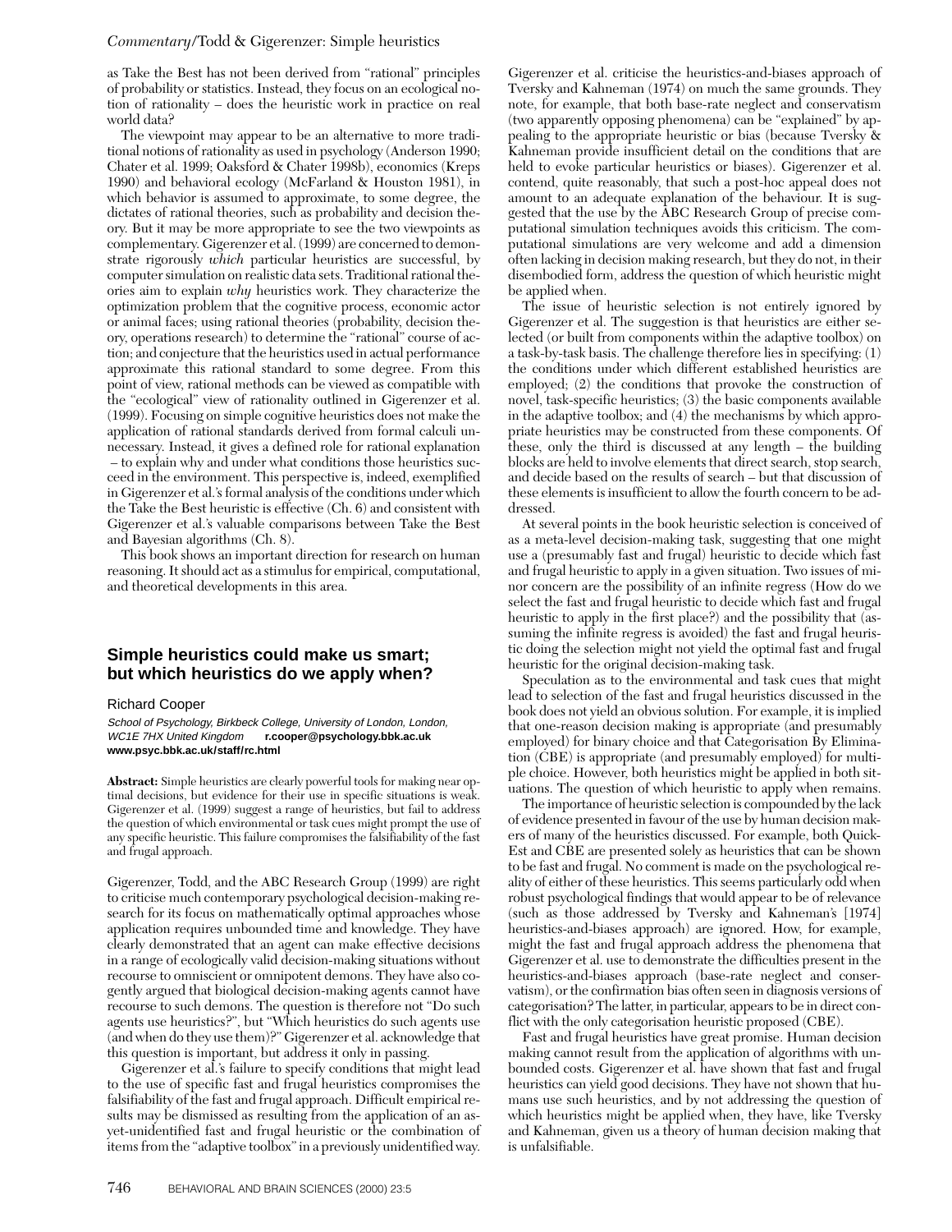as Take the Best has not been derived from "rational" principles of probability or statistics. Instead, they focus on an ecological notion of rationality – does the heuristic work in practice on real world data?

The viewpoint may appear to be an alternative to more traditional notions of rationality as used in psychology (Anderson 1990; Chater et al. 1999; Oaksford & Chater 1998b), economics (Kreps 1990) and behavioral ecology (McFarland & Houston 1981), in which behavior is assumed to approximate, to some degree, the dictates of rational theories, such as probability and decision theory. But it may be more appropriate to see the two viewpoints as complementary. Gigerenzer et al. (1999) are concerned to demonstrate rigorously *which* particular heuristics are successful, by computer simulation on realistic data sets. Traditional rational theories aim to explain *why* heuristics work. They characterize the optimization problem that the cognitive process, economic actor or animal faces; using rational theories (probability, decision theory, operations research) to determine the "rational" course of action; and conjecture that the heuristics used in actual performance approximate this rational standard to some degree. From this point of view, rational methods can be viewed as compatible with the "ecological" view of rationality outlined in Gigerenzer et al. (1999). Focusing on simple cognitive heuristics does not make the application of rational standards derived from formal calculi unnecessary. Instead, it gives a defined role for rational explanation – to explain why and under what conditions those heuristics succeed in the environment. This perspective is, indeed, exemplified in Gigerenzer et al.'s formal analysis of the conditions under which the Take the Best heuristic is effective (Ch. 6) and consistent with Gigerenzer et al.'s valuable comparisons between Take the Best and Bayesian algorithms (Ch. 8).

This book shows an important direction for research on human reasoning. It should act as a stimulus for empirical, computational, and theoretical developments in this area.

## Simple heuristics could make us smart; but which heuristics do we apply when?

Richard Cooper

*School of Psychology, Birkbeck College, University of London, London, WC1E 7HX United Kingdom* **r.cooper@psychology.bbk.ac.uk**
**www.psyc.bbk.ac.uk/staff/rc.html**

**Abstract:** Simple heuristics are clearly powerful tools for making near optimal decisions, but evidence for their use in specific situations is weak. Gigerenzer et al. (1999) suggest a range of heuristics, but fail to address the question of which environmental or task cues might prompt the use of any specific heuristic. This failure compromises the falsifiability of the fast and frugal approach.

Gigerenzer, Todd, and the ABC Research Group (1999) are right to criticise much contemporary psychological decision-making research for its focus on mathematically optimal approaches whose application requires unbounded time and knowledge. They have clearly demonstrated that an agent can make effective decisions in a range of ecologically valid decision-making situations without recourse to omniscient or omnipotent demons. They have also cogently argued that biological decision-making agents cannot have recourse to such demons. The question is therefore not "Do such agents use heuristics?", but "Which heuristics do such agents use (and when do they use them)?" Gigerenzer et al. acknowledge that this question is important, but address it only in passing.

Gigerenzer et al.'s failure to specify conditions that might lead to the use of specific fast and frugal heuristics compromises the falsifiability of the fast and frugal approach. Difficult empirical results may be dismissed as resulting from the application of an as-yet-unidentified fast and frugal heuristic or the combination of items from the "adaptive toolbox" in a previously unidentified way. Gigerenzer et al. criticise the heuristics-and-biases approach of Tversky and Kahneman (1974) on much the same grounds. They note, for example, that both base-rate neglect and conservatism (two apparently opposing phenomena) can be "explained" by appealing to the appropriate heuristic or bias (because Tversky & Kahneman provide insufficient detail on the conditions that are held to evoke particular heuristics or biases). Gigerenzer et al. contend, quite reasonably, that such a post-hoc appeal does not amount to an adequate explanation of the behaviour. It is suggested that the use by the ABC Research Group of precise computational simulation techniques avoids this criticism. The computational simulations are very welcome and add a dimension often lacking in decision making research, but they do not, in their disembodied form, address the question of which heuristic might be applied when.

The issue of heuristic selection is not entirely ignored by Gigerenzer et al. The suggestion is that heuristics are either selected (or built from components within the adaptive toolbox) on a task-by-task basis. The challenge therefore lies in specifying: (1) the conditions under which different established heuristics are employed; (2) the conditions that provoke the construction of novel, task-specific heuristics; (3) the basic components available in the adaptive toolbox; and (4) the mechanisms by which appropriate heuristics may be constructed from these components. Of these, only the third is discussed at any length – the building blocks are held to involve elements that direct search, stop search, and decide based on the results of search – but that discussion of these elements is insufficient to allow the fourth concern to be addressed.

At several points in the book heuristic selection is conceived of as a meta-level decision-making task, suggesting that one might use a (presumably fast and frugal) heuristic to decide which fast and frugal heuristic to apply in a given situation. Two issues of minor concern are the possibility of an infinite regress (How do we select the fast and frugal heuristic to decide which fast and frugal heuristic to apply in the first place?) and the possibility that (assuming the infinite regress is avoided) the fast and frugal heuristic doing the selection might not yield the optimal fast and frugal heuristic for the original decision-making task.

Speculation as to the environmental and task cues that might lead to selection of the fast and frugal heuristics discussed in the book does not yield an obvious solution. For example, it is implied that one-reason decision making is appropriate (and presumably employed) for binary choice and that Categorisation By Elimination (CBE) is appropriate (and presumably employed) for multiple choice. However, both heuristics might be applied in both situations. The question of which heuristic to apply when remains.

The importance of heuristic selection is compounded by the lack of evidence presented in favour of the use by human decision makers of many of the heuristics discussed. For example, both QuickEst and CBE are presented solely as heuristics that can be shown to be fast and frugal. No comment is made on the psychological reality of either of these heuristics. This seems particularly odd when robust psychological findings that would appear to be of relevance (such as those addressed by Tversky and Kahneman's [1974] heuristics-and-biases approach) are ignored. How, for example, might the fast and frugal approach address the phenomena that Gigerenzer et al. use to demonstrate the difficulties present in the heuristics-and-biases approach (base-rate neglect and conservatism), or the confirmation bias often seen in diagnosis versions of categorisation? The latter, in particular, appears to be in direct conflict with the only categorisation heuristic proposed (CBE).

Fast and frugal heuristics have great promise. Human decision making cannot result from the application of algorithms with unbounded costs. Gigerenzer et al. have shown that fast and frugal heuristics can yield good decisions. They have not shown that humans use such heuristics, and by not addressing the question of which heuristics might be applied when, they have, like Tversky and Kahneman, given us a theory of human decision making that is unfalsifiable.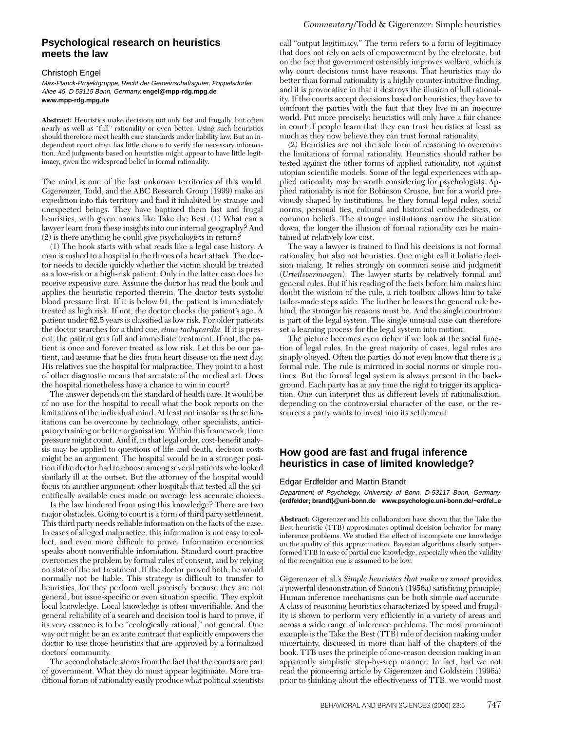## Psychological research on heuristics meets the law

Christoph Engel

*Max-Planck-Projektgruppe, Recht der Gemeinschaftsguter, Poppelsdorfer Allee 45, D 53115 Bonn, Germany.* **engel@mpp-rdg.mpg.de**
**www.mpp-rdg.mpg.de**

**Abstract:** Heuristics make decisions not only fast and frugally, but often nearly as well as "full" rationality or even better. Using such heuristics should therefore meet health care standards under liability law. But an independent court often has little chance to verify the necessary information. And judgments based on heuristics might appear to have little legitimacy, given the widespread belief in formal rationality.

The mind is one of the last unknown territories of this world. Gigerenzer, Todd, and the ABC Research Group (1999) make an expedition into this territory and find it inhabited by strange and unexpected beings. They have baptized them fast and frugal heuristics, with given names like Take the Best. (1) What can a lawyer learn from these insights into our internal geography? And (2) is there anything he could give psychologists in return?

(1) The book starts with what reads like a legal case history. A man is rushed to a hospital in the throes of a heart attack. The doctor needs to decide quickly whether the victim should be treated as a low-risk or a high-risk patient. Only in the latter case does he receive expensive care. Assume the doctor has read the book and applies the heuristic reported therein. The doctor tests systolic blood pressure first. If it is below 91, the patient is immediately treated as high risk. If not, the doctor checks the patient's age. A patient under 62.5 years is classified as low risk. For older patients the doctor searches for a third cue, *sinus tachycardia.* If it is present, the patient gets full and immediate treatment. If not, the patient is once and forever treated as low risk. Let this be our patient, and assume that he dies from heart disease on the next day. His relatives sue the hospital for malpractice. They point to a host of other diagnostic means that are state of the medical art. Does the hospital nonetheless have a chance to win in court?

The answer depends on the standard of health care. It would be of no use for the hospital to recall what the book reports on the limitations of the individual mind. At least not insofar as these limitations can be overcome by technology, other specialists, anticipatory training or better organisation. Within this framework, time pressure might count. And if, in that legal order, cost-benefit analysis may be applied to questions of life and death, decision costs might be an argument. The hospital would be in a stronger position if the doctor had to choose among several patients who looked similarly ill at the outset. But the attorney of the hospital would focus on another argument: other hospitals that tested all the scientifically available cues made on average less accurate choices.

Is the law hindered from using this knowledge? There are two major obstacles. Going to court is a form of third party settlement. This third party needs reliable information on the facts of the case. In cases of alleged malpractice, this information is not easy to collect, and even more difficult to prove. Information economics speaks about nonverifiable information. Standard court practice overcomes the problem by formal rules of consent, and by relying on state of the art treatment. If the doctor proved both, he would normally not be liable. This strategy is difficult to transfer to heuristics, for they perform well precisely because they are not general, but issue-specific or even situation specific. They exploit local knowledge. Local knowledge is often unverifiable. And the general reliability of a search and decision tool is hard to prove, if its very essence is to be "ecologically rational," not general. One way out might be an ex ante contract that explicitly empowers the doctor to use those heuristics that are approved by a formalized doctors' community.

The second obstacle stems from the fact that the courts are part of government. What they do must appear legitimate. More traditional forms of rationality easily produce what political scientists call "output legitimacy." The term refers to a form of legitimacy that does not rely on acts of empowerment by the electorate, but on the fact that government ostensibly improves welfare, which is why court decisions must have reasons. That heuristics may do better than formal rationality is a highly counter-intuitive finding, and it is provocative in that it destroys the illusion of full rationality. If the courts accept decisions based on heuristics, they have to confront the parties with the fact that they live in an insecure world. Put more precisely: heuristics will only have a fair chance in court if people learn that they can trust heuristics at least as much as they now believe they can trust formal rationality.

(2) Heuristics are not the sole form of reasoning to overcome the limitations of formal rationality. Heuristics should rather be tested against the other forms of applied rationality, not against utopian scientific models. Some of the legal experiences with applied rationality may be worth considering for psychologists. Applied rationality is not for Robinson Crusoe, but for a world previously shaped by institutions, be they formal legal rules, social norms, personal ties, cultural and historical embeddedness, or common beliefs. The stronger institutions narrow the situation down, the longer the illusion of formal rationality can be maintained at relatively low cost.

The way a lawyer is trained to find his decisions is not formal rationality, but also not heuristics. One might call it holistic decision making. It relies strongly on common sense and judgment (*Urteilsvermoegen*). The lawyer starts by relatively formal and general rules. But if his reading of the facts before him makes him doubt the wisdom of the rule, a rich toolbox allows him to take tailor-made steps aside. The further he leaves the general rule behind, the stronger his reasons must be. And the single courtroom is part of the legal system. The single unusual case can therefore set a learning process for the legal system into motion.

The picture becomes even richer if we look at the social function of legal rules. In the great majority of cases, legal rules are simply obeyed. Often the parties do not even know that there is a formal rule. The rule is mirrored in social norms or simple routines. But the formal legal system is always present in the background. Each party has at any time the right to trigger its application. One can interpret this as different levels of rationalisation, depending on the controversial character of the case, or the resources a party wants to invest into its settlement.

## How good are fast and frugal inference heuristics in case of limited knowledge?

Edgar Erdfelder and Martin Brandt

*Department of Psychology, University of Bonn, D-53117 Bonn, Germany.*
**{erdfelder; brandt}@uni-bonn.de www.psychologie.uni-bonn.de/~erdfel_e**

**Abstract:** Gigerenzer and his collaborators have shown that the Take the Best heuristic (TTB) approximates optimal decision behavior for many inference problems. We studied the effect of incomplete cue knowledge on the quality of this approximation. Bayesian algorithms clearly outperformed TTB in case of partial cue knowledge, especially when the validity of the recognition cue is assumed to be low.

Gigerenzer et al.'s *Simple heuristics that make us smart* provides a powerful demonstration of Simon's (1956a) satisficing principle: Human inference mechanisms can be both simple *and* accurate. A class of reasoning heuristics characterized by speed and frugality is shown to perform very efficiently in a variety of areas and across a wide range of inference problems. The most prominent example is the Take the Best (TTB) rule of decision making under uncertainty, discussed in more than half of the chapters of the book. TTB uses the principle of one-reason decision making in an apparently simplistic step-by-step manner. In fact, had we not read the pioneering article by Gigerenzer and Goldstein (1996a) prior to thinking about the effectiveness of TTB, we would most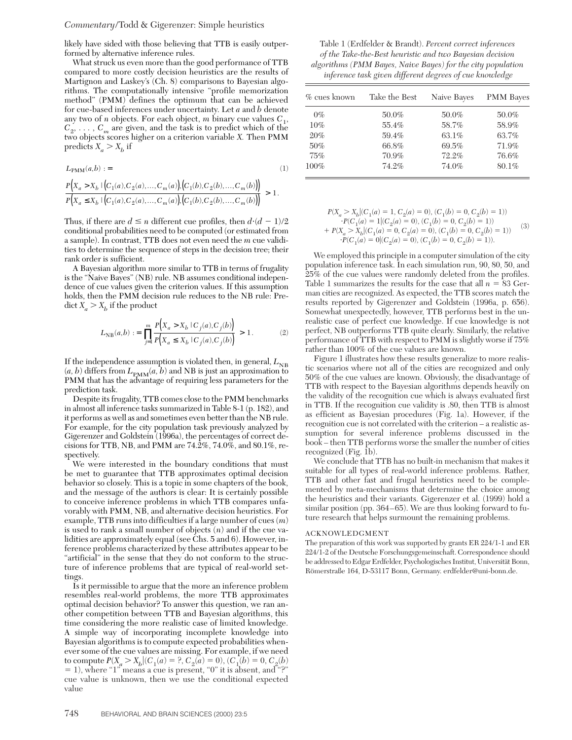likely have sided with those believing that TTB is easily outperformed by alternative inference rules.

What struck us even more than the good performance of TTB compared to more costly decision heuristics are the results of Martignon and Laskey's (Ch. 8) comparisons to Bayesian algorithms. The computationally intensive "profile memorization method" (PMM) defines the optimum that can be achieved for cue-based inferences under uncertainty. Let $a$ and $b$ denote any two of $n$ objects. For each object, $m$ binary cue values $C_1$, $C_2$, . . . , $C_m$ are given, and the task is to predict which of the two objects scores higher on a criterion variable $X$. Then PMM predicts $X_a > X_b$ if

$$L_{\text{PMM}}(a,b) := \qquad (1)$$

$$\frac{P\Big(X_a > X_b \mid \big(C_1(a),C_2(a),...,C_m(a)\big),\big(C_1(b),C_2(b),...,C_m(b)\big)\Big)}{P\Big(X_a \leq X_b \mid \big(C_1(a),C_2(a),...,C_m(a)\big),\big(C_1(b),C_2(b),...,C_m(b)\big)\Big)} > 1.$$

Thus, if there are $d \leq n$ different cue profiles, then $d \cdot (d-1)/2$ conditional probabilities need to be computed (or estimated from a sample). In contrast, TTB does not even need the $m$ cue validities to determine the sequence of steps in the decision tree; their rank order is sufficient.

A Bayesian algorithm more similar to TTB in terms of frugality is the "Naive Bayes" (NB) rule. NB assumes conditional independence of cue values given the criterion values. If this assumption holds, then the PMM decision rule reduces to the NB rule: Predict $X_a > X_b$ if the product

$$L_{\text{NB}}(a,b) := \prod_{j=1}^{m} \frac{P\Big(X_a > X_b \mid C_j(a),C_j(b)\Big)}{P\Big(X_a \leq X_b \mid C_j(a),C_j(b)\Big)} > 1. \qquad (2)$$

If the independence assumption is violated then, in general, $L_{\text{NB}}(a, b)$ differs from $L_{\text{PMM}}(a, b)$ and NB is just an approximation to PMM that has the advantage of requiring less parameters for the prediction task.

Despite its frugality, TTB comes close to the PMM benchmarks in almost all inference tasks summarized in Table 8-1 (p. 182), and it performs as well as and sometimes even better than the NB rule. For example, for the city population task previously analyzed by Gigerenzer and Goldstein (1996a), the percentages of correct decisions for TTB, NB, and PMM are 74.2%, 74.0%, and 80.1%, respectively.

We were interested in the boundary conditions that must be met to guarantee that TTB approximates optimal decision behavior so closely. This is a topic in some chapters of the book, and the message of the authors is clear: It is certainly possible to conceive inference problems in which TTB compares unfavorably with PMM, NB, and alternative decision heuristics. For example, TTB runs into difficulties if a large number of cues ($m$) is used to rank a small number of objects ($n$) and if the cue validities are approximately equal (see Chs. 5 and 6). However, inference problems characterized by these attributes appear to be "artificial" in the sense that they do not conform to the structure of inference problems that are typical of real-world settings.

Is it permissible to argue that the more an inference problem resembles real-world problems, the more TTB approximates optimal decision behavior? To answer this question, we ran another competition between TTB and Bayesian algorithms, this time considering the more realistic case of limited knowledge. A simple way of incorporating incomplete knowledge into Bayesian algorithms is to compute expected probabilities whenever some of the cue values are missing. For example, if we need to compute $P(X_a > X_b | (C_1(a) = ?, C_2(a) = 0), (C_1(b) = 0, C_2(b) = 1)$, where "1" means a cue is present, "0" it is absent, and "?" cue value is unknown, then we use the conditional expected value

$$\begin{aligned} &P(X_a > X_b | (C_1(a) = 1, C_2(a) = 0), (C_1(b) = 0, C_2(b) = 1)) \\ &\quad \cdot P(C_1(a) = 1 | (C_2(a) = 0), (C_1(b) = 0, C_2(b) = 1)) \\ &+ P(X_a > X_b | (C_1(a) = 0, C_2(a) = 0), (C_1(b) = 0, C_2(b) = 1)) \\ &\quad \cdot P(C_1(a) = 0 | (C_2(a) = 0), (C_1(b) = 0, C_2(b) = 1)). \end{aligned} \qquad (3)$$

Table 1 (Erdfelder & Brandt). *Percent correct inferences of the Take-the-Best heuristic and two Bayesian decision algorithms (PMM Bayes, Naive Bayes) for the city population inference task given different degrees of cue knowledge*

| % cues known | Take the Best | Naive Bayes | PMM Bayes |
|---|---|---|---|
| 0% | 50.0% | 50.0% | 50.0% |
| 10% | 55.4% | 58.7% | 58.9% |
| 20% | 59.4% | 63.1% | 63.7% |
| 50% | 66.8% | 69.5% | 71.9% |
| 75% | 70.9% | 72.2% | 76.6% |
| 100% | 74.2% | 74.0% | 80.1% |

We employed this principle in a computer simulation of the city population inference task. In each simulation run, 90, 80, 50, and 25% of the cue values were randomly deleted from the profiles. Table 1 summarizes the results for the case that all $n = 83$ German cities are recognized. As expected, the TTB scores match the results reported by Gigerenzer and Goldstein (1996a, p. 656). Somewhat unexpectedly, however, TTB performs best in the unrealistic case of perfect cue knowledge. If cue knowledge is not perfect, NB outperforms TTB quite clearly. Similarly, the relative performance of TTB with respect to PMM is slightly worse if 75% rather than 100% of the cue values are known.

Figure 1 illustrates how these results generalize to more realistic scenarios where not all of the cities are recognized and only 50% of the cue values are known. Obviously, the disadvantage of TTB with respect to the Bayesian algorithms depends heavily on the validity of the recognition cue which is always evaluated first in TTB. If the recognition cue validity is .80, then TTB is almost as efficient as Bayesian procedures (Fig. 1a). However, if the recognition cue is not correlated with the criterion – a realistic assumption for several inference problems discussed in the book – then TTB performs worse the smaller the number of cities recognized (Fig. 1b).

We conclude that TTB has no built-in mechanism that makes it suitable for all types of real-world inference problems. Rather, TTB and other fast and frugal heuristics need to be complemented by meta-mechanisms that determine the choice among the heuristics and their variants. Gigerenzer et al. (1999) hold a similar position (pp. 364–65). We are thus looking forward to future research that helps surmount the remaining problems.

### ACKNOWLEDGMENT

The preparation of this work was supported by grants ER 224/1-1 and ER 224/1-2 of the Deutsche Forschungsgemeinschaft. Correspondence should be addressed to Edgar Erdfelder, Psychologisches Institut, Universität Bonn, Römerstraße 164, D-53117 Bonn, Germany. erdfelder@uni-bonn.de.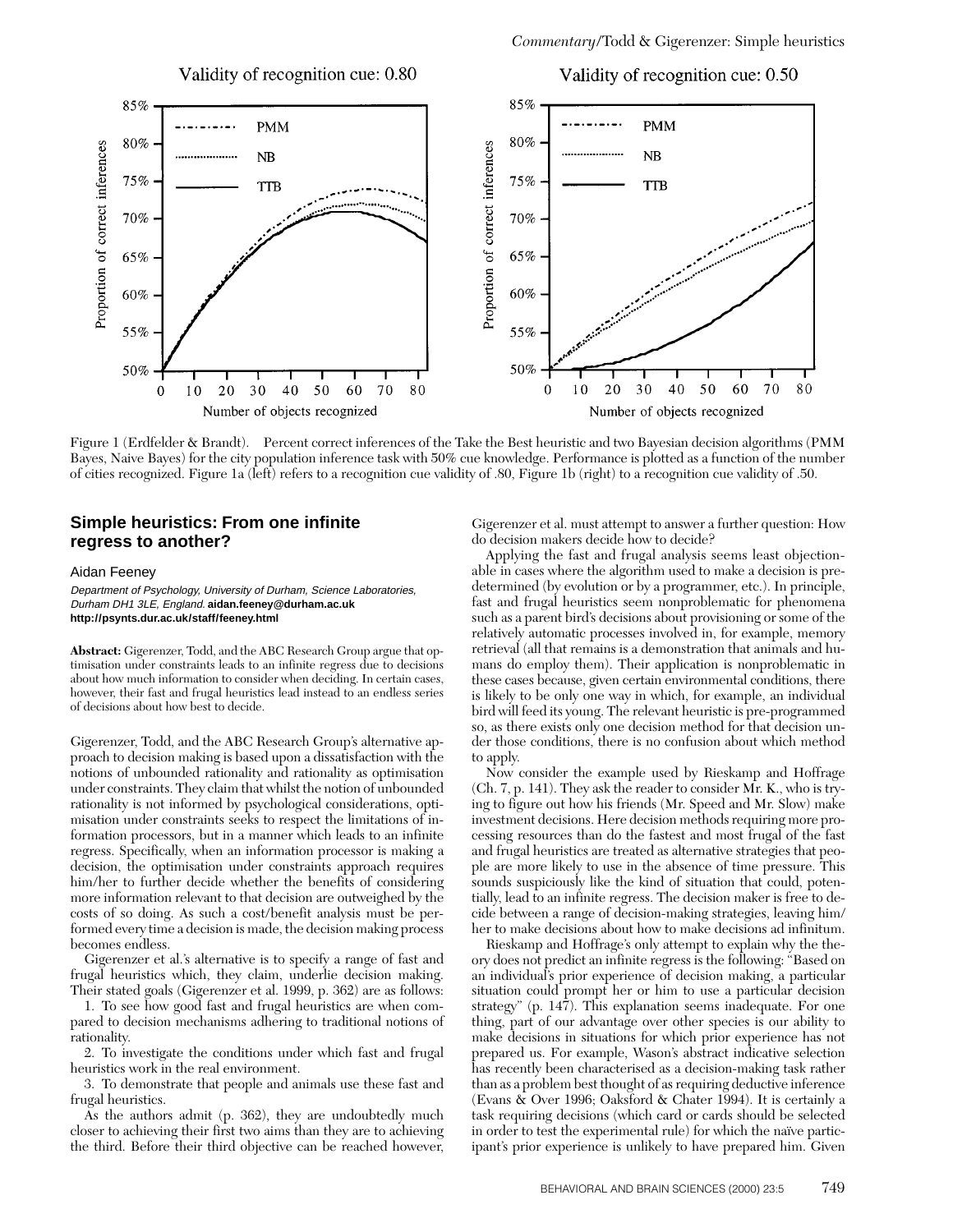Figure 1 (Erdfelder & Brandt). Percent correct inferences of the Take the Best heuristic and two Bayesian decision algorithms (PMM Bayes, Naive Bayes) for the city population inference task with 50% cue knowledge. Performance is plotted as a function of the number of cities recognized. Figure 1a (left) refers to a recognition cue validity of .80, Figure 1b (right) to a recognition cue validity of .50.

## Simple heuristics: From one infinite regress to another?

Aidan Feeney

*Department of Psychology, University of Durham, Science Laboratories, Durham DH1 3LE, England.* **aidan.feeney@durham.ac.uk**
**http://psynts.dur.ac.uk/staff/feeney.html**

**Abstract:** Gigerenzer, Todd, and the ABC Research Group argue that optimisation under constraints leads to an infinite regress due to decisions about how much information to consider when deciding. In certain cases, however, their fast and frugal heuristics lead instead to an endless series of decisions about how best to decide.

Gigerenzer, Todd, and the ABC Research Group's alternative approach to decision making is based upon a dissatisfaction with the notions of unbounded rationality and rationality as optimisation under constraints. They claim that whilst the notion of unbounded rationality is not informed by psychological considerations, optimisation under constraints seeks to respect the limitations of information processors, but in a manner which leads to an infinite regress. Specifically, when an information processor is making a decision, the optimisation under constraints approach requires him/her to further decide whether the benefits of considering more information relevant to that decision are outweighed by the costs of so doing. As such a cost/benefit analysis must be performed every time a decision is made, the decision making process becomes endless.

Gigerenzer et al.'s alternative is to specify a range of fast and frugal heuristics which, they claim, underlie decision making. Their stated goals (Gigerenzer et al. 1999, p. 362) are as follows:

1. To see how good fast and frugal heuristics are when compared to decision mechanisms adhering to traditional notions of rationality.
2. To investigate the conditions under which fast and frugal heuristics work in the real environment.
3. To demonstrate that people and animals use these fast and frugal heuristics.

As the authors admit (p. 362), they are undoubtedly much closer to achieving their first two aims than they are to achieving the third. Before their third objective can be reached however, Gigerenzer et al. must attempt to answer a further question: How do decision makers decide how to decide?

Applying the fast and frugal analysis seems least objectionable in cases where the algorithm used to make a decision is predetermined (by evolution or by a programmer, etc.). In principle, fast and frugal heuristics seem nonproblematic for phenomena such as a parent bird's decisions about provisioning or some of the relatively automatic processes involved in, for example, memory retrieval (all that remains is a demonstration that animals and humans do employ them). Their application is nonproblematic in these cases because, given certain environmental conditions, there is likely to be only one way in which, for example, an individual bird will feed its young. The relevant heuristic is pre-programmed so, as there exists only one decision method for that decision under those conditions, there is no confusion about which method to apply.

Now consider the example used by Rieskamp and Hoffrage (Ch. 7, p. 141). They ask the reader to consider Mr. K., who is trying to figure out how his friends (Mr. Speed and Mr. Slow) make investment decisions. Here decision methods requiring more processing resources than do the fastest and most frugal of the fast and frugal heuristics are treated as alternative strategies that people are more likely to use in the absence of time pressure. This sounds suspiciously like the kind of situation that could, potentially, lead to an infinite regress. The decision maker is free to decide between a range of decision-making strategies, leaving him/her to make decisions about how to make decisions ad infinitum.

Rieskamp and Hoffrage's only attempt to explain why the theory does not predict an infinite regress is the following: "Based on an individual's prior experience of decision making, a particular situation could prompt her or him to use a particular decision strategy" (p. 147). This explanation seems inadequate. For one thing, part of our advantage over other species is our ability to make decisions in situations for which prior experience has not prepared us. For example, Wason's abstract indicative selection has recently been characterised as a decision-making task rather than as a problem best thought of as requiring deductive inference (Evans & Over 1996; Oaksford & Chater 1994). It is certainly a task requiring decisions (which card or cards should be selected in order to test the experimental rule) for which the naïve participant's prior experience is unlikely to have prepared him. Given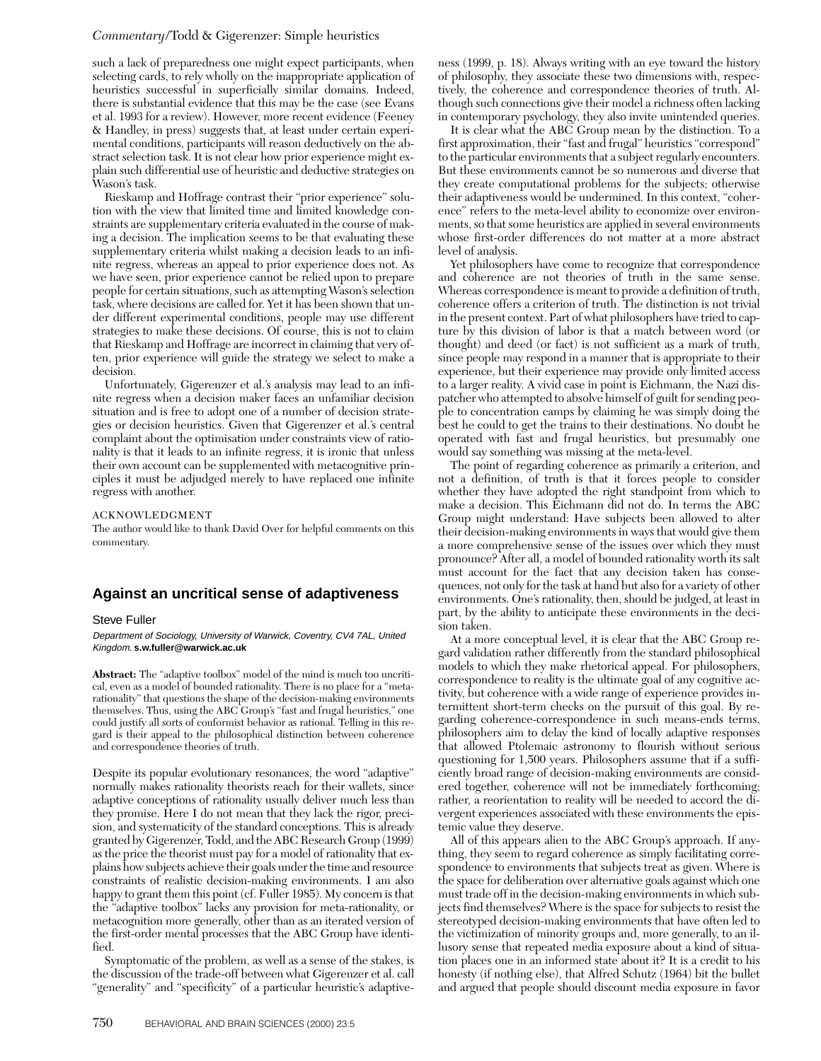such a lack of preparedness one might expect participants, when selecting cards, to rely wholly on the inappropriate application of heuristics successful in superficially similar domains. Indeed, there is substantial evidence that this may be the case (see Evans et al. 1993 for a review). However, more recent evidence (Feeney & Handley, in press) suggests that, at least under certain experimental conditions, participants will reason deductively on the abstract selection task. It is not clear how prior experience might explain such differential use of heuristic and deductive strategies on Wason's task.

Rieskamp and Hoffrage contrast their "prior experience" solution with the view that limited time and limited knowledge constraints are supplementary criteria evaluated in the course of making a decision. The implication seems to be that evaluating these supplementary criteria whilst making a decision leads to an infinite regress, whereas an appeal to prior experience does not. As we have seen, prior experience cannot be relied upon to prepare people for certain situations, such as attempting Wason's selection task, where decisions are called for. Yet it has been shown that under different experimental conditions, people may use different strategies to make these decisions. Of course, this is not to claim that Rieskamp and Hoffrage are incorrect in claiming that very often, prior experience will guide the strategy we select to make a decision.

Unfortunately, Gigerenzer et al.'s analysis may lead to an infinite regress when a decision maker faces an unfamiliar decision situation and is free to adopt one of a number of decision strategies or decision heuristics. Given that Gigerenzer et al.'s central complaint about the optimisation under constraints view of rationality is that it leads to an infinite regress, it is ironic that unless their own account can be supplemented with metacognitive principles it must be adjudged merely to have replaced one infinite regress with another.

ACKNOWLEDGMENT

The author would like to thank David Over for helpful comments on this commentary.

## Against an uncritical sense of adaptiveness

Steve Fuller

*Department of Sociology, University of Warwick, Coventry, CV4 7AL, United Kingdom.* **s.w.fuller@warwick.ac.uk**

**Abstract:** The "adaptive toolbox" model of the mind is much too uncritical, even as a model of bounded rationality. There is no place for a "metarationality" that questions the shape of the decision-making environments themselves. Thus, using the ABC Group's "fast and frugal heuristics," one could justify all sorts of conformist behavior as rational. Telling in this regard is their appeal to the philosophical distinction between coherence and correspondence theories of truth.

Despite its popular evolutionary resonances, the word "adaptive" normally makes rationality theorists reach for their wallets, since adaptive conceptions of rationality usually deliver much less than they promise. Here I do not mean that they lack the rigor, precision, and systematicity of the standard conceptions. This is already granted by Gigerenzer, Todd, and the ABC Research Group (1999) as the price the theorist must pay for a model of rationality that explains how subjects achieve their goals under the time and resource constraints of realistic decision-making environments. I am also happy to grant them this point (cf. Fuller 1985). My concern is that the "adaptive toolbox" lacks any provision for meta-rationality, or metacognition more generally, other than as an iterated version of the first-order mental processes that the ABC Group have identified.

Symptomatic of the problem, as well as a sense of the stakes, is the discussion of the trade-off between what Gigerenzer et al. call "generality" and "specificity" of a particular heuristic's adaptiveness (1999, p. 18). Always writing with an eye toward the history of philosophy, they associate these two dimensions with, respectively, the coherence and correspondence theories of truth. Although such connections give their model a richness often lacking in contemporary psychology, they also invite unintended queries.

It is clear what the ABC Group mean by the distinction. To a first approximation, their "fast and frugal" heuristics "correspond" to the particular environments that a subject regularly encounters. But these environments cannot be so numerous and diverse that they create computational problems for the subjects; otherwise their adaptiveness would be undermined. In this context, "coherence" refers to the meta-level ability to economize over environments, so that some heuristics are applied in several environments whose first-order differences do not matter at a more abstract level of analysis.

Yet philosophers have come to recognize that correspondence and coherence are not theories of truth in the same sense. Whereas correspondence is meant to provide a definition of truth, coherence offers a criterion of truth. The distinction is not trivial in the present context. Part of what philosophers have tried to capture by this division of labor is that a match between word (or thought) and deed (or fact) is not sufficient as a mark of truth, since people may respond in a manner that is appropriate to their experience, but their experience may provide only limited access to a larger reality. A vivid case in point is Eichmann, the Nazi dispatcher who attempted to absolve himself of guilt for sending people to concentration camps by claiming he was simply doing the best he could to get the trains to their destinations. No doubt he operated with fast and frugal heuristics, but presumably one would say something was missing at the meta-level.

The point of regarding coherence as primarily a criterion, and not a definition, of truth is that it forces people to consider whether they have adopted the right standpoint from which to make a decision. This Eichmann did not do. In terms the ABC Group might understand: Have subjects been allowed to alter their decision-making environments in ways that would give them a more comprehensive sense of the issues over which they must pronounce? After all, a model of bounded rationality worth its salt must account for the fact that any decision taken has consequences, not only for the task at hand but also for a variety of other environments. One's rationality, then, should be judged, at least in part, by the ability to anticipate these environments in the decision taken.

At a more conceptual level, it is clear that the ABC Group regard validation rather differently from the standard philosophical models to which they make rhetorical appeal. For philosophers, correspondence to reality is the ultimate goal of any cognitive activity, but coherence with a wide range of experience provides intermittent short-term checks on the pursuit of this goal. By regarding coherence-correspondence in such means-ends terms, philosophers aim to delay the kind of locally adaptive responses that allowed Ptolemaic astronomy to flourish without serious questioning for 1,500 years. Philosophers assume that if a sufficiently broad range of decision-making environments are considered together, coherence will not be immediately forthcoming; rather, a reorientation to reality will be needed to accord the divergent experiences associated with these environments the epistemic value they deserve.

All of this appears alien to the ABC Group's approach. If anything, they seem to regard coherence as simply facilitating correspondence to environments that subjects treat as given. Where is the space for deliberation over alternative goals against which one must trade off in the decision-making environments in which subjects find themselves? Where is the space for subjects to resist the stereotyped decision-making environments that have often led to the victimization of minority groups and, more generally, to an illusory sense that repeated media exposure about a kind of situation places one in an informed state about it? It is a credit to his honesty (if nothing else), that Alfred Schutz (1964) bit the bullet and argued that people should discount media exposure in favor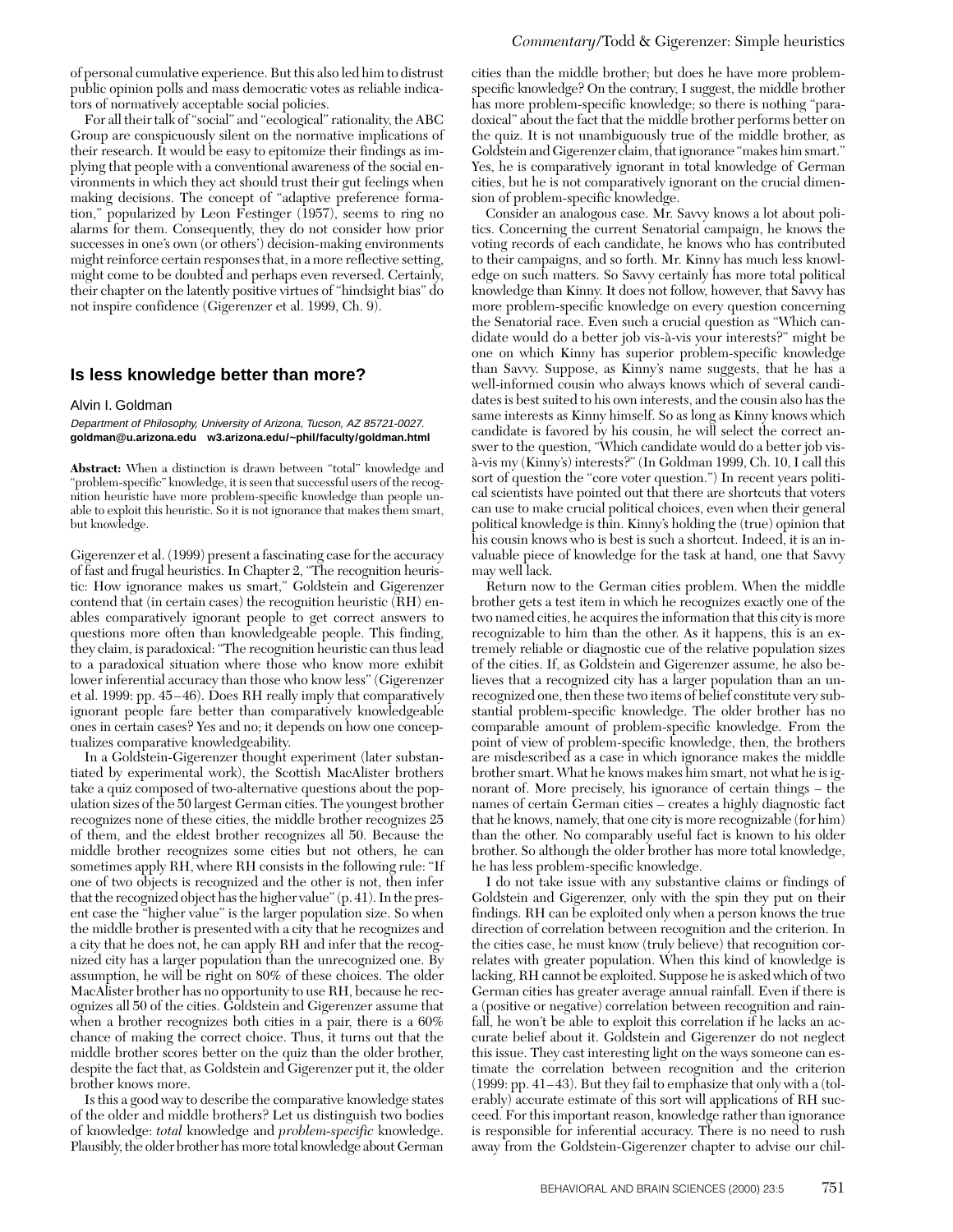of personal cumulative experience. But this also led him to distrust public opinion polls and mass democratic votes as reliable indicators of normatively acceptable social policies.

For all their talk of "social" and "ecological" rationality, the ABC Group are conspicuously silent on the normative implications of their research. It would be easy to epitomize their findings as implying that people with a conventional awareness of the social environments in which they act should trust their gut feelings when making decisions. The concept of "adaptive preference formation," popularized by Leon Festinger (1957), seems to ring no alarms for them. Consequently, they do not consider how prior successes in one's own (or others') decision-making environments might reinforce certain responses that, in a more reflective setting, might come to be doubted and perhaps even reversed. Certainly, their chapter on the latently positive virtues of "hindsight bias" do not inspire confidence (Gigerenzer et al. 1999, Ch. 9).

## Is less knowledge better than more?

Alvin I. Goldman

*Department of Philosophy, University of Arizona, Tucson, AZ 85721-0027.* **goldman@u.arizona.edu w3.arizona.edu/~phil/faculty/goldman.html**

**Abstract:** When a distinction is drawn between "total" knowledge and "problem-specific" knowledge, it is seen that successful users of the recognition heuristic have more problem-specific knowledge than people unable to exploit this heuristic. So it is not ignorance that makes them smart, but knowledge.

Gigerenzer et al. (1999) present a fascinating case for the accuracy of fast and frugal heuristics. In Chapter 2, "The recognition heuristic: How ignorance makes us smart," Goldstein and Gigerenzer contend that (in certain cases) the recognition heuristic (RH) enables comparatively ignorant people to get correct answers to questions more often than knowledgeable people. This finding, they claim, is paradoxical: "The recognition heuristic can thus lead to a paradoxical situation where those who know more exhibit lower inferential accuracy than those who know less" (Gigerenzer et al. 1999: pp. 45–46). Does RH really imply that comparatively ignorant people fare better than comparatively knowledgeable ones in certain cases? Yes and no; it depends on how one conceptualizes comparative knowledgeability.

In a Goldstein-Gigerenzer thought experiment (later substantiated by experimental work), the Scottish MacAlister brothers take a quiz composed of two-alternative questions about the population sizes of the 50 largest German cities. The youngest brother recognizes none of these cities, the middle brother recognizes 25 of them, and the eldest brother recognizes all 50. Because the middle brother recognizes some cities but not others, he can sometimes apply RH, where RH consists in the following rule: "If one of two objects is recognized and the other is not, then infer that the recognized object has the higher value" (p. 41). In the present case the "higher value" is the larger population size. So when the middle brother is presented with a city that he recognizes and a city that he does not, he can apply RH and infer that the recognized city has a larger population than the unrecognized one. By assumption, he will be right on 80% of these choices. The older MacAlister brother has no opportunity to use RH, because he recognizes all 50 of the cities. Goldstein and Gigerenzer assume that when a brother recognizes both cities in a pair, there is a 60% chance of making the correct choice. Thus, it turns out that the middle brother scores better on the quiz than the older brother, despite the fact that, as Goldstein and Gigerenzer put it, the older brother knows more.

Is this a good way to describe the comparative knowledge states of the older and middle brothers? Let us distinguish two bodies of knowledge: *total* knowledge and *problem-specific* knowledge. Plausibly, the older brother has more total knowledge about German cities than the middle brother; but does he have more problem-specific knowledge? On the contrary, I suggest, the middle brother has more problem-specific knowledge; so there is nothing "paradoxical" about the fact that the middle brother performs better on the quiz. It is not unambiguously true of the middle brother, as Goldstein and Gigerenzer claim, that ignorance "makes him smart." Yes, he is comparatively ignorant in total knowledge of German cities, but he is not comparatively ignorant on the crucial dimension of problem-specific knowledge.

Consider an analogous case. Mr. Savvy knows a lot about politics. Concerning the current Senatorial campaign, he knows the voting records of each candidate, he knows who has contributed to their campaigns, and so forth. Mr. Kinny has much less knowledge on such matters. So Savvy certainly has more total political knowledge than Kinny. It does not follow, however, that Savvy has more problem-specific knowledge on every question concerning the Senatorial race. Even such a crucial question as "Which candidate would do a better job vis-à-vis your interests?" might be one on which Kinny has superior problem-specific knowledge than Savvy. Suppose, as Kinny's name suggests, that he has a well-informed cousin who always knows which of several candidates is best suited to his own interests, and the cousin also has the same interests as Kinny himself. So as long as Kinny knows which candidate is favored by his cousin, he will select the correct answer to the question, "Which candidate would do a better job vis-à-vis my (Kinny's) interests?" (In Goldman 1999, Ch. 10, I call this sort of question the "core voter question.") In recent years political scientists have pointed out that there are shortcuts that voters can use to make crucial political choices, even when their general political knowledge is thin. Kinny's holding the (true) opinion that his cousin knows who is best is such a shortcut. Indeed, it is an invaluable piece of knowledge for the task at hand, one that Savvy may well lack.

Return now to the German cities problem. When the middle brother gets a test item in which he recognizes exactly one of the two named cities, he acquires the information that this city is more recognizable to him than the other. As it happens, this is an extremely reliable or diagnostic cue of the relative population sizes of the cities. If, as Goldstein and Gigerenzer assume, he also believes that a recognized city has a larger population than an unrecognized one, then these two items of belief constitute very substantial problem-specific knowledge. The older brother has no comparable amount of problem-specific knowledge. From the point of view of problem-specific knowledge, then, the brothers are misdescribed as a case in which ignorance makes the middle brother smart. What he knows makes him smart, not what he is ignorant of. More precisely, his ignorance of certain things – the names of certain German cities – creates a highly diagnostic fact that he knows, namely, that one city is more recognizable (for him) than the other. No comparably useful fact is known to his older brother. So although the older brother has more total knowledge, he has less problem-specific knowledge.

I do not take issue with any substantive claims or findings of Goldstein and Gigerenzer, only with the spin they put on their findings. RH can be exploited only when a person knows the true direction of correlation between recognition and the criterion. In the cities case, he must know (truly believe) that recognition correlates with greater population. When this kind of knowledge is lacking, RH cannot be exploited. Suppose he is asked which of two German cities has greater average annual rainfall. Even if there is a (positive or negative) correlation between recognition and rainfall, he won't be able to exploit this correlation if he lacks an accurate belief about it. Goldstein and Gigerenzer do not neglect this issue. They cast interesting light on the ways someone can estimate the correlation between recognition and the criterion (1999: pp. 41–43). But they fail to emphasize that only with a (tolerably) accurate estimate of this sort will applications of RH succeed. For this important reason, knowledge rather than ignorance is responsible for inferential accuracy. There is no need to rush away from the Goldstein-Gigerenzer chapter to advise our chil-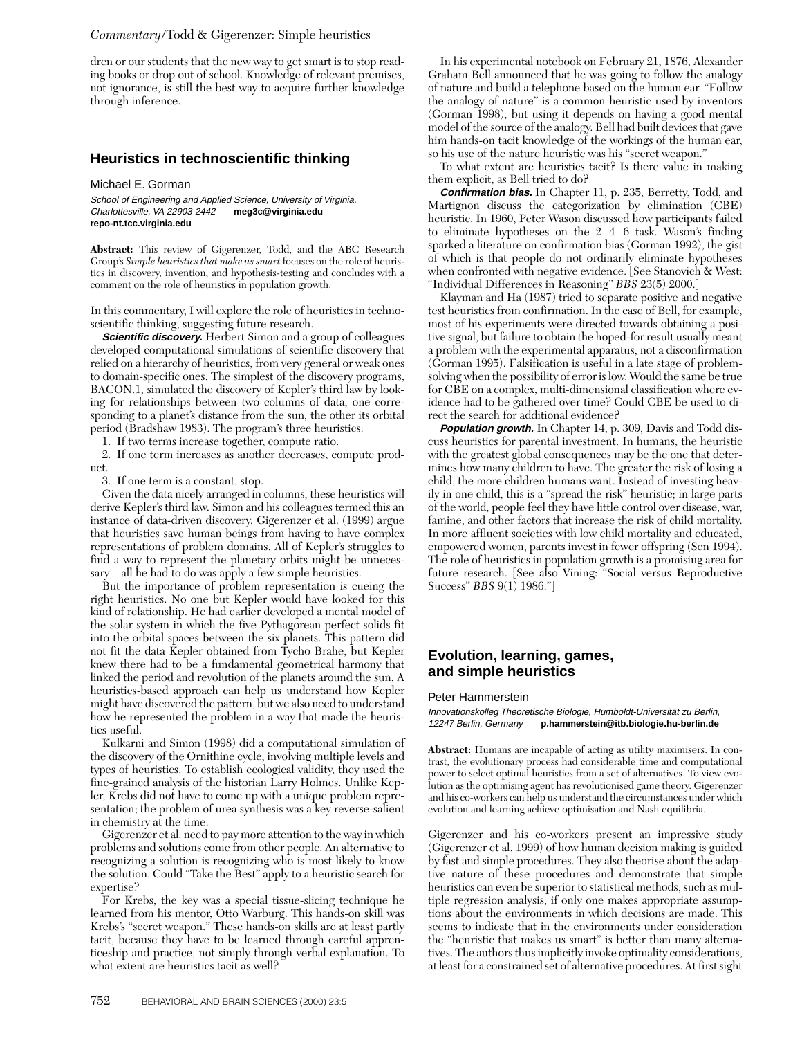dren or our students that the new way to get smart is to stop reading books or drop out of school. Knowledge of relevant premises, not ignorance, is still the best way to acquire further knowledge through inference.

## Heuristics in technoscientific thinking

Michael E. Gorman

*School of Engineering and Applied Science, University of Virginia, Charlottesville, VA 22903-2442* **meg3c@virginia.edu repo-nt.tcc.virginia.edu**

**Abstract:** This review of Gigerenzer, Todd, and the ABC Research Group's *Simple heuristics that make us smart* focuses on the role of heuristics in discovery, invention, and hypothesis-testing and concludes with a comment on the role of heuristics in population growth.

In this commentary, I will explore the role of heuristics in technoscientific thinking, suggesting future research.

***Scientific discovery.*** Herbert Simon and a group of colleagues developed computational simulations of scientific discovery that relied on a hierarchy of heuristics, from very general or weak ones to domain-specific ones. The simplest of the discovery programs, BACON.1, simulated the discovery of Kepler's third law by looking for relationships between two columns of data, one corresponding to a planet's distance from the sun, the other its orbital period (Bradshaw 1983). The program's three heuristics:

1. If two terms increase together, compute ratio.
2. If one term increases as another decreases, compute product.
3. If one term is a constant, stop.

Given the data nicely arranged in columns, these heuristics will derive Kepler's third law. Simon and his colleagues termed this an instance of data-driven discovery. Gigerenzer et al. (1999) argue that heuristics save human beings from having to have complex representations of problem domains. All of Kepler's struggles to find a way to represent the planetary orbits might be unnecessary – all he had to do was apply a few simple heuristics.

But the importance of problem representation is cueing the right heuristics. No one but Kepler would have looked for this kind of relationship. He had earlier developed a mental model of the solar system in which the five Pythagorean perfect solids fit into the orbital spaces between the six planets. This pattern did not fit the data Kepler obtained from Tycho Brahe, but Kepler knew there had to be a fundamental geometrical harmony that linked the period and revolution of the planets around the sun. A heuristics-based approach can help us understand how Kepler might have discovered the pattern, but we also need to understand how he represented the problem in a way that made the heuristics useful.

Kulkarni and Simon (1998) did a computational simulation of the discovery of the Ornithine cycle, involving multiple levels and types of heuristics. To establish ecological validity, they used the fine-grained analysis of the historian Larry Holmes. Unlike Kepler, Krebs did not have to come up with a unique problem representation; the problem of urea synthesis was a key reverse-salient in chemistry at the time.

Gigerenzer et al. need to pay more attention to the way in which problems and solutions come from other people. An alternative to recognizing a solution is recognizing who is most likely to know the solution. Could "Take the Best" apply to a heuristic search for expertise?

For Krebs, the key was a special tissue-slicing technique he learned from his mentor, Otto Warburg. This hands-on skill was Krebs's "secret weapon." These hands-on skills are at least partly tacit, because they have to be learned through careful apprenticeship and practice, not simply through verbal explanation. To what extent are heuristics tacit as well?

In his experimental notebook on February 21, 1876, Alexander Graham Bell announced that he was going to follow the analogy of nature and build a telephone based on the human ear. "Follow the analogy of nature" is a common heuristic used by inventors (Gorman 1998), but using it depends on having a good mental model of the source of the analogy. Bell had built devices that gave him hands-on tacit knowledge of the workings of the human ear, so his use of the nature heuristic was his "secret weapon."

To what extent are heuristics tacit? Is there value in making them explicit, as Bell tried to do?

***Confirmation bias.*** In Chapter 11, p. 235, Berretty, Todd, and Martignon discuss the categorization by elimination (CBE) heuristic. In 1960, Peter Wason discussed how participants failed to eliminate hypotheses on the 2–4–6 task. Wason's finding sparked a literature on confirmation bias (Gorman 1992), the gist of which is that people do not ordinarily eliminate hypotheses when confronted with negative evidence. [See Stanovich & West: "Individual Differences in Reasoning" *BBS* 23(5) 2000.]

Klayman and Ha (1987) tried to separate positive and negative test heuristics from confirmation. In the case of Bell, for example, most of his experiments were directed towards obtaining a positive signal, but failure to obtain the hoped-for result usually meant a problem with the experimental apparatus, not a disconfirmation (Gorman 1995). Falsification is useful in a late stage of problem-solving when the possibility of error is low. Would the same be true for CBE on a complex, multi-dimensional classification where evidence had to be gathered over time? Could CBE be used to direct the search for additional evidence?

***Population growth.*** In Chapter 14, p. 309, Davis and Todd discuss heuristics for parental investment. In humans, the heuristic with the greatest global consequences may be the one that determines how many children to have. The greater the risk of losing a child, the more children humans want. Instead of investing heavily in one child, this is a "spread the risk" heuristic; in large parts of the world, people feel they have little control over disease, war, famine, and other factors that increase the risk of child mortality. In more affluent societies with low child mortality and educated, empowered women, parents invest in fewer offspring (Sen 1994). The role of heuristics in population growth is a promising area for future research. [See also Vining: "Social versus Reproductive Success" *BBS* 9(1) 1986."]

## Evolution, learning, games, and simple heuristics

Peter Hammerstein

*Innovationskolleg Theoretische Biologie, Humboldt-Universität zu Berlin, 12247 Berlin, Germany* **p.hammerstein@itb.biologie.hu-berlin.de**

**Abstract:** Humans are incapable of acting as utility maximisers. In contrast, the evolutionary process had considerable time and computational power to select optimal heuristics from a set of alternatives. To view evolution as the optimising agent has revolutionised game theory. Gigerenzer and his co-workers can help us understand the circumstances under which evolution and learning achieve optimisation and Nash equilibria.

Gigerenzer and his co-workers present an impressive study (Gigerenzer et al. 1999) of how human decision making is guided by fast and simple procedures. They also theorise about the adaptive nature of these procedures and demonstrate that simple heuristics can even be superior to statistical methods, such as multiple regression analysis, if only one makes appropriate assumptions about the environments in which decisions are made. This seems to indicate that in the environments under consideration the "heuristic that makes us smart" is better than many alternatives. The authors thus implicitly invoke optimality considerations, at least for a constrained set of alternative procedures. At first sight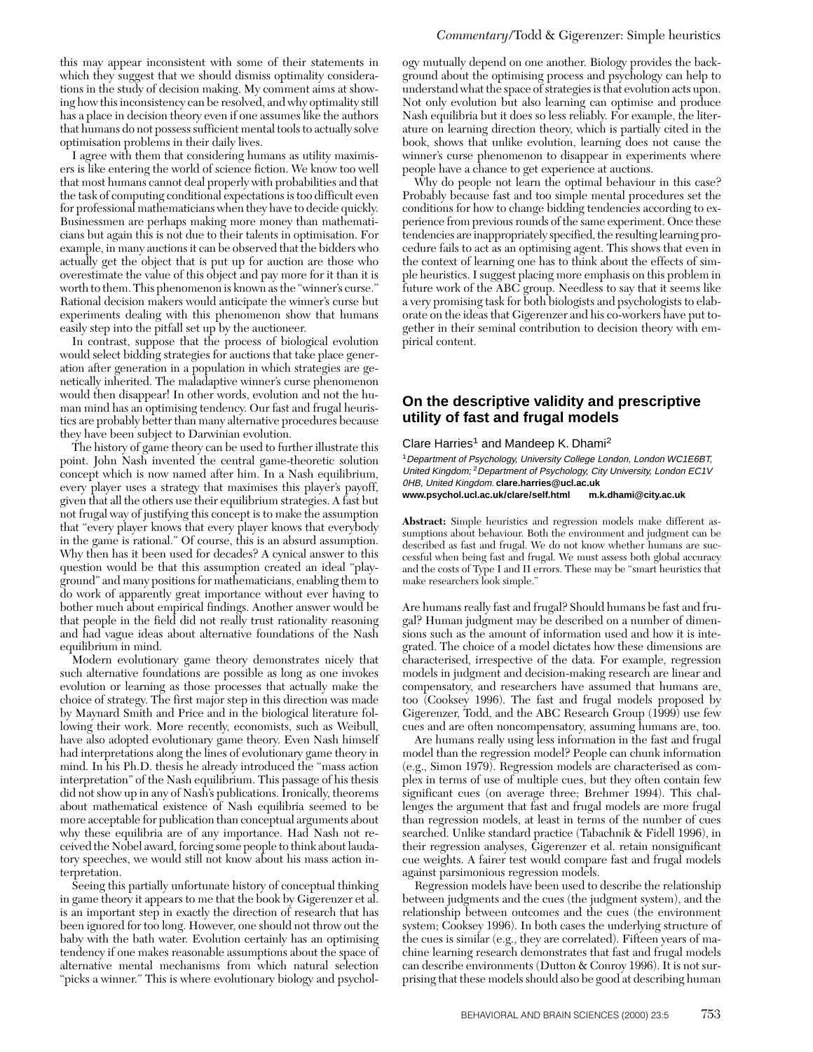this may appear inconsistent with some of their statements in which they suggest that we should dismiss optimality considerations in the study of decision making. My comment aims at showing how this inconsistency can be resolved, and why optimality still has a place in decision theory even if one assumes like the authors that humans do not possess sufficient mental tools to actually solve optimisation problems in their daily lives.

I agree with them that considering humans as utility maximisers is like entering the world of science fiction. We know too well that most humans cannot deal properly with probabilities and that the task of computing conditional expectations is too difficult even for professional mathematicians when they have to decide quickly. Businessmen are perhaps making more money than mathematicians but again this is not due to their talents in optimisation. For example, in many auctions it can be observed that the bidders who actually get the object that is put up for auction are those who overestimate the value of this object and pay more for it than it is worth to them. This phenomenon is known as the "winner's curse." Rational decision makers would anticipate the winner's curse but experiments dealing with this phenomenon show that humans easily step into the pitfall set up by the auctioneer.

In contrast, suppose that the process of biological evolution would select bidding strategies for auctions that take place generation after generation in a population in which strategies are genetically inherited. The maladaptive winner's curse phenomenon would then disappear! In other words, evolution and not the human mind has an optimising tendency. Our fast and frugal heuristics are probably better than many alternative procedures because they have been subject to Darwinian evolution.

The history of game theory can be used to further illustrate this point. John Nash invented the central game-theoretic solution concept which is now named after him. In a Nash equilibrium, every player uses a strategy that maximises this player's payoff, given that all the others use their equilibrium strategies. A fast but not frugal way of justifying this concept is to make the assumption that "every player knows that every player knows that everybody in the game is rational." Of course, this is an absurd assumption. Why then has it been used for decades? A cynical answer to this question would be that this assumption created an ideal "playground" and many positions for mathematicians, enabling them to do work of apparently great importance without ever having to bother much about empirical findings. Another answer would be that people in the field did not really trust rationality reasoning and had vague ideas about alternative foundations of the Nash equilibrium in mind.

Modern evolutionary game theory demonstrates nicely that such alternative foundations are possible as long as one invokes evolution or learning as those processes that actually make the choice of strategy. The first major step in this direction was made by Maynard Smith and Price and in the biological literature following their work. More recently, economists, such as Weibull, have also adopted evolutionary game theory. Even Nash himself had interpretations along the lines of evolutionary game theory in mind. In his Ph.D. thesis he already introduced the "mass action interpretation" of the Nash equilibrium. This passage of his thesis did not show up in any of Nash's publications. Ironically, theorems about mathematical existence of Nash equilibria seemed to be more acceptable for publication than conceptual arguments about why these equilibria are of any importance. Had Nash not received the Nobel award, forcing some people to think about laudatory speeches, we would still not know about his mass action interpretation.

Seeing this partially unfortunate history of conceptual thinking in game theory it appears to me that the book by Gigerenzer et al. is an important step in exactly the direction of research that has been ignored for too long. However, one should not throw out the baby with the bath water. Evolution certainly has an optimising tendency if one makes reasonable assumptions about the space of alternative mental mechanisms from which natural selection "picks a winner." This is where evolutionary biology and psychology mutually depend on one another. Biology provides the background about the optimising process and psychology can help to understand what the space of strategies is that evolution acts upon. Not only evolution but also learning can optimise and produce Nash equilibria but it does so less reliably. For example, the literature on learning direction theory, which is partially cited in the book, shows that unlike evolution, learning does not cause the winner's curse phenomenon to disappear in experiments where people have a chance to get experience at auctions.

Why do people not learn the optimal behaviour in this case? Probably because fast and too simple mental procedures set the conditions for how to change bidding tendencies according to experience from previous rounds of the same experiment. Once these tendencies are inappropriately specified, the resulting learning procedure fails to act as an optimising agent. This shows that even in the context of learning one has to think about the effects of simple heuristics. I suggest placing more emphasis on this problem in future work of the ABC group. Needless to say that it seems like a very promising task for both biologists and psychologists to elaborate on the ideas that Gigerenzer and his co-workers have put together in their seminal contribution to decision theory with empirical content.

## On the descriptive validity and prescriptive utility of fast and frugal models

Clare Harries[1] and Mandeep K. Dhami[2]

[1] *Department of Psychology, University College London, London WC1E6BT, United Kingdom;* [2] *Department of Psychology, City University, London EC1V 0HB, United Kingdom.* **clare.harries@ucl.ac.uk**
**www.psychol.ucl.ac.uk/clare/self.html** **m.k.dhami@city.ac.uk**

**Abstract:** Simple heuristics and regression models make different assumptions about behaviour. Both the environment and judgment can be described as fast and frugal. We do not know whether humans are successful when being fast and frugal. We must assess both global accuracy and the costs of Type I and II errors. These may be "smart heuristics that make researchers look simple."

Are humans really fast and frugal? Should humans be fast and frugal? Human judgment may be described on a number of dimensions such as the amount of information used and how it is integrated. The choice of a model dictates how these dimensions are characterised, irrespective of the data. For example, regression models in judgment and decision-making research are linear and compensatory, and researchers have assumed that humans are, too (Cooksey 1996). The fast and frugal models proposed by Gigerenzer, Todd, and the ABC Research Group (1999) use few cues and are often noncompensatory, assuming humans are, too.

Are humans really using less information in the fast and frugal model than the regression model? People can chunk information (e.g., Simon 1979). Regression models are characterised as complex in terms of use of multiple cues, but they often contain few significant cues (on average three; Brehmer 1994). This challenges the argument that fast and frugal models are more frugal than regression models, at least in terms of the number of cues searched. Unlike standard practice (Tabachnik & Fidell 1996), in their regression analyses, Gigerenzer et al. retain nonsignificant cue weights. A fairer test would compare fast and frugal models against parsimonious regression models.

Regression models have been used to describe the relationship between judgments and the cues (the judgment system), and the relationship between outcomes and the cues (the environment system; Cooksey 1996). In both cases the underlying structure of the cues is similar (e.g., they are correlated). Fifteen years of machine learning research demonstrates that fast and frugal models can describe environments (Dutton & Conroy 1996). It is not surprising that these models should also be good at describing human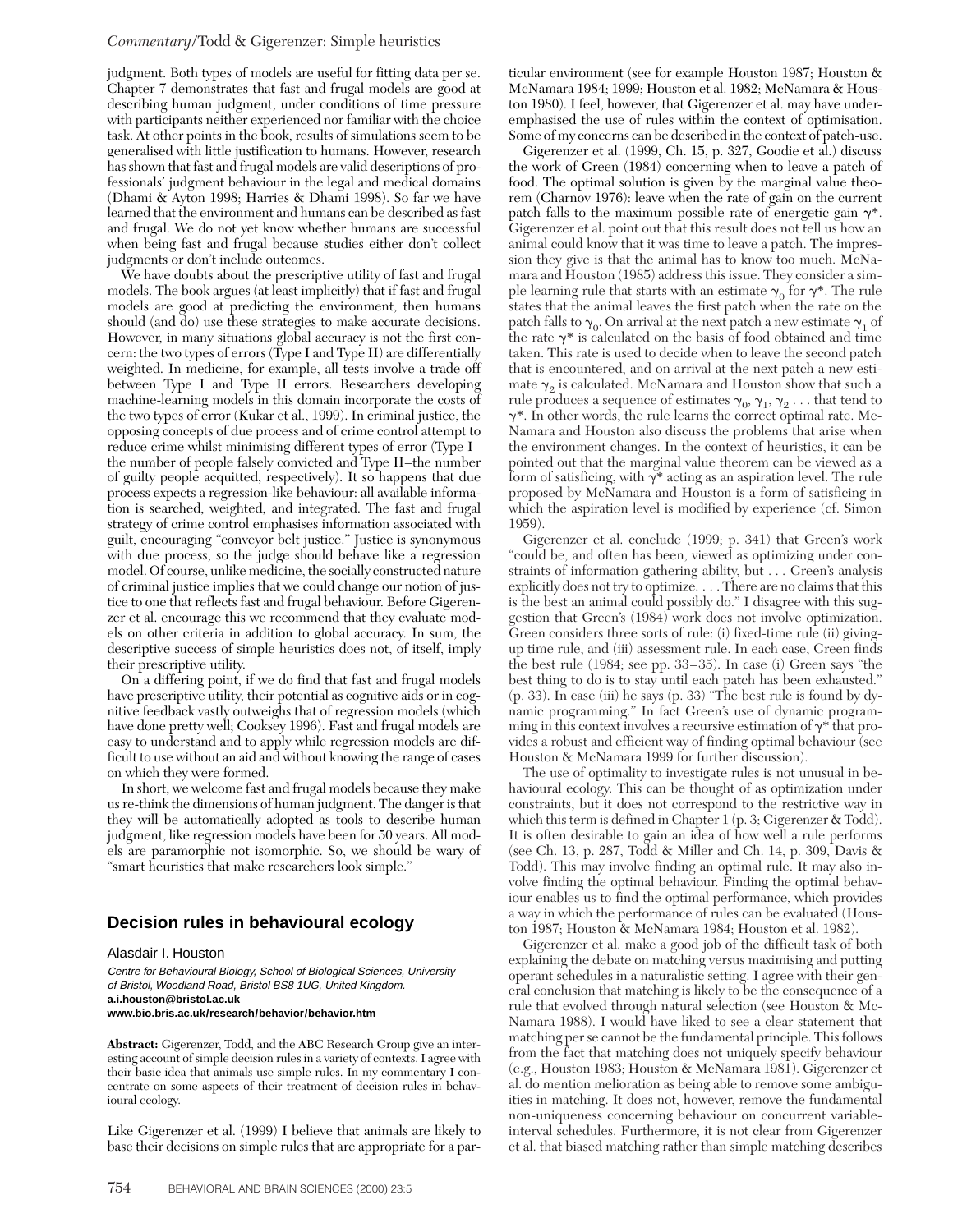judgment. Both types of models are useful for fitting data per se. Chapter 7 demonstrates that fast and frugal models are good at describing human judgment, under conditions of time pressure with participants neither experienced nor familiar with the choice task. At other points in the book, results of simulations seem to be generalised with little justification to humans. However, research has shown that fast and frugal models are valid descriptions of professionals' judgment behaviour in the legal and medical domains (Dhami & Ayton 1998; Harries & Dhami 1998). So far we have learned that the environment and humans can be described as fast and frugal. We do not yet know whether humans are successful when being fast and frugal because studies either don't collect judgments or don't include outcomes.

We have doubts about the prescriptive utility of fast and frugal models. The book argues (at least implicitly) that if fast and frugal models are good at predicting the environment, then humans should (and do) use these strategies to make accurate decisions. However, in many situations global accuracy is not the first concern: the two types of errors (Type I and Type II) are differentially weighted. In medicine, for example, all tests involve a trade off between Type I and Type II errors. Researchers developing machine-learning models in this domain incorporate the costs of the two types of error (Kukar et al., 1999). In criminal justice, the opposing concepts of due process and of crime control attempt to reduce crime whilst minimising different types of error (Type I–the number of people falsely convicted and Type II–the number of guilty people acquitted, respectively). It so happens that due process expects a regression-like behaviour: all available information is searched, weighted, and integrated. The fast and frugal strategy of crime control emphasises information associated with guilt, encouraging "conveyor belt justice." Justice is synonymous with due process, so the judge should behave like a regression model. Of course, unlike medicine, the socially constructed nature of criminal justice implies that we could change our notion of justice to one that reflects fast and frugal behaviour. Before Gigerenzer et al. encourage this we recommend that they evaluate models on other criteria in addition to global accuracy. In sum, the descriptive success of simple heuristics does not, of itself, imply their prescriptive utility.

On a differing point, if we do find that fast and frugal models have prescriptive utility, their potential as cognitive aids or in cognitive feedback vastly outweighs that of regression models (which have done pretty well; Cooksey 1996). Fast and frugal models are easy to understand and to apply while regression models are difficult to use without an aid and without knowing the range of cases on which they were formed.

In short, we welcome fast and frugal models because they make us re-think the dimensions of human judgment. The danger is that they will be automatically adopted as tools to describe human judgment, like regression models have been for 50 years. All models are paramorphic not isomorphic. So, we should be wary of "smart heuristics that make researchers look simple."

## Decision rules in behavioural ecology

Alasdair I. Houston

*Centre for Behavioural Biology, School of Biological Sciences, University of Bristol, Woodland Road, Bristol BS8 1UG, United Kingdom.*
**a.i.houston@bristol.ac.uk**
**www.bio.bris.ac.uk/research/behavior/behavior.htm**

**Abstract:** Gigerenzer, Todd, and the ABC Research Group give an interesting account of simple decision rules in a variety of contexts. I agree with their basic idea that animals use simple rules. In my commentary I concentrate on some aspects of their treatment of decision rules in behavioural ecology.

Like Gigerenzer et al. (1999) I believe that animals are likely to base their decisions on simple rules that are appropriate for a particular environment (see for example Houston 1987; Houston & McNamara 1984; 1999; Houston et al. 1982; McNamara & Houston 1980). I feel, however, that Gigerenzer et al. may have underemphasised the use of rules within the context of optimisation. Some of my concerns can be described in the context of patch-use.

Gigerenzer et al. (1999, Ch. 15, p. 327, Goodie et al.) discuss the work of Green (1984) concerning when to leave a patch of food. The optimal solution is given by the marginal value theorem (Charnov 1976): leave when the rate of gain on the current patch falls to the maximum possible rate of energetic gain $\gamma^*$. Gigerenzer et al. point out that this result does not tell us how an animal could know that it was time to leave a patch. The impression they give is that the animal has to know too much. McNamara and Houston (1985) address this issue. They consider a simple learning rule that starts with an estimate $\gamma_0$ for $\gamma^*$. The rule states that the animal leaves the first patch when the rate on the patch falls to $\gamma_0$. On arrival at the next patch a new estimate $\gamma_1$ of the rate $\gamma^*$ is calculated on the basis of food obtained and time taken. This rate is used to decide when to leave the second patch that is encountered, and on arrival at the next patch a new estimate $\gamma_2$ is calculated. McNamara and Houston show that such a rule produces a sequence of estimates $\gamma_0, \gamma_1, \gamma_2 \ldots$ that tend to $\gamma^*$. In other words, the rule learns the correct optimal rate. McNamara and Houston also discuss the problems that arise when the environment changes. In the context of heuristics, it can be pointed out that the marginal value theorem can be viewed as a form of satisficing, with $\gamma^*$ acting as an aspiration level. The rule proposed by McNamara and Houston is a form of satisficing in which the aspiration level is modified by experience (cf. Simon 1959).

Gigerenzer et al. conclude (1999; p. 341) that Green's work "could be, and often has been, viewed as optimizing under constraints of information gathering ability, but . . . Green's analysis explicitly does not try to optimize. . . . There are no claims that this is the best an animal could possibly do." I disagree with this suggestion that Green's (1984) work does not involve optimization. Green considers three sorts of rule: (i) fixed-time rule (ii) giving-up time rule, and (iii) assessment rule. In each case, Green finds the best rule (1984; see pp. 33–35). In case (i) Green says "the best thing to do is to stay until each patch has been exhausted." (p. 33). In case (iii) he says (p. 33) "The best rule is found by dynamic programming." In fact Green's use of dynamic programming in this context involves a recursive estimation of $\gamma^*$ that provides a robust and efficient way of finding optimal behaviour (see Houston & McNamara 1999 for further discussion).

The use of optimality to investigate rules is not unusual in behavioural ecology. This can be thought of as optimization under constraints, but it does not correspond to the restrictive way in which this term is defined in Chapter 1 (p. 3; Gigerenzer & Todd). It is often desirable to gain an idea of how well a rule performs (see Ch. 13, p. 287, Todd & Miller and Ch. 14, p. 309, Davis & Todd). This may involve finding an optimal rule. It may also involve finding the optimal behaviour. Finding the optimal behaviour enables us to find the optimal performance, which provides a way in which the performance of rules can be evaluated (Houston 1987; Houston & McNamara 1984; Houston et al. 1982).

Gigerenzer et al. make a good job of the difficult task of both explaining the debate on matching versus maximising and putting operant schedules in a naturalistic setting. I agree with their general conclusion that matching is likely to be the consequence of a rule that evolved through natural selection (see Houston & McNamara 1988). I would have liked to see a clear statement that matching per se cannot be the fundamental principle. This follows from the fact that matching does not uniquely specify behaviour (e.g., Houston 1983; Houston & McNamara 1981). Gigerenzer et al. do mention melioration as being able to remove some ambiguities in matching. It does not, however, remove the fundamental non-uniqueness concerning behaviour on concurrent variable-interval schedules. Furthermore, it is not clear from Gigerenzer et al. that biased matching rather than simple matching describes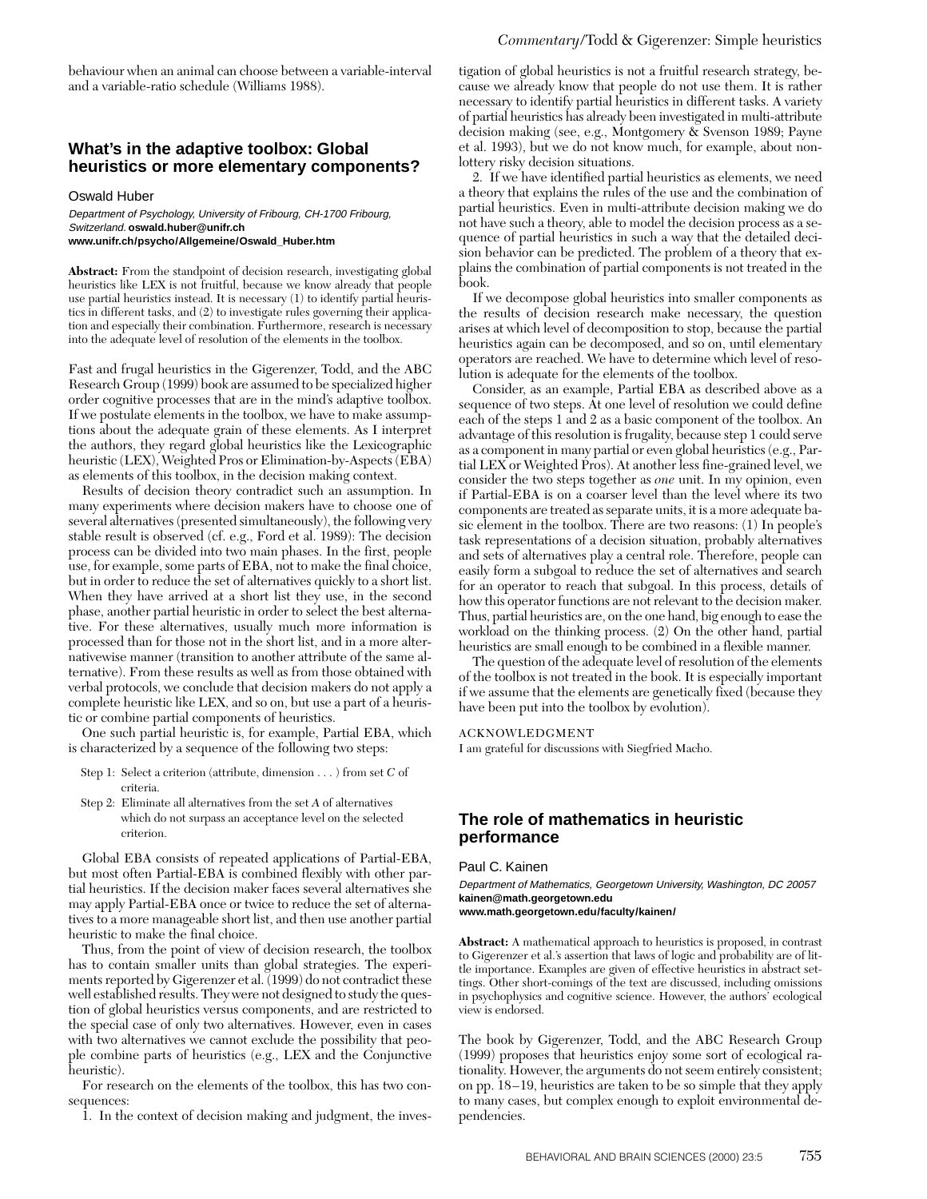behaviour when an animal can choose between a variable-interval and a variable-ratio schedule (Williams 1988).

## What's in the adaptive toolbox: Global heuristics or more elementary components?

Oswald Huber

*Department of Psychology, University of Fribourg, CH-1700 Fribourg, Switzerland.* **oswald.huber@unifr.ch**
**www.unifr.ch/psycho/Allgemeine/Oswald_Huber.htm**

**Abstract:** From the standpoint of decision research, investigating global heuristics like LEX is not fruitful, because we know already that people use partial heuristics instead. It is necessary (1) to identify partial heuristics in different tasks, and (2) to investigate rules governing their application and especially their combination. Furthermore, research is necessary into the adequate level of resolution of the elements in the toolbox.

Fast and frugal heuristics in the Gigerenzer, Todd, and the ABC Research Group (1999) book are assumed to be specialized higher order cognitive processes that are in the mind's adaptive toolbox. If we postulate elements in the toolbox, we have to make assumptions about the adequate grain of these elements. As I interpret the authors, they regard global heuristics like the Lexicographic heuristic (LEX), Weighted Pros or Elimination-by-Aspects (EBA) as elements of this toolbox, in the decision making context.

Results of decision theory contradict such an assumption. In many experiments where decision makers have to choose one of several alternatives (presented simultaneously), the following very stable result is observed (cf. e.g., Ford et al. 1989): The decision process can be divided into two main phases. In the first, people use, for example, some parts of EBA, not to make the final choice, but in order to reduce the set of alternatives quickly to a short list. When they have arrived at a short list they use, in the second phase, another partial heuristic in order to select the best alternative. For these alternatives, usually much more information is processed than for those not in the short list, and in a more alternativewise manner (transition to another attribute of the same alternative). From these results as well as from those obtained with verbal protocols, we conclude that decision makers do not apply a complete heuristic like LEX, and so on, but use a part of a heuristic or combine partial components of heuristics.

One such partial heuristic is, for example, Partial EBA, which is characterized by a sequence of the following two steps:

Step 1: Select a criterion (attribute, dimension . . . ) from set *C* of criteria.
Step 2: Eliminate all alternatives from the set *A* of alternatives which do not surpass an acceptance level on the selected criterion.

Global EBA consists of repeated applications of Partial-EBA, but most often Partial-EBA is combined flexibly with other partial heuristics. If the decision maker faces several alternatives she may apply Partial-EBA once or twice to reduce the set of alternatives to a more manageable short list, and then use another partial heuristic to make the final choice.

Thus, from the point of view of decision research, the toolbox has to contain smaller units than global strategies. The experiments reported by Gigerenzer et al. (1999) do not contradict these well established results. They were not designed to study the question of global heuristics versus components, and are restricted to the special case of only two alternatives. However, even in cases with two alternatives we cannot exclude the possibility that people combine parts of heuristics (e.g., LEX and the Conjunctive heuristic).

For research on the elements of the toolbox, this has two consequences:

1. In the context of decision making and judgment, the investigation of global heuristics is not a fruitful research strategy, because we already know that people do not use them. It is rather necessary to identify partial heuristics in different tasks. A variety of partial heuristics has already been investigated in multi-attribute decision making (see, e.g., Montgomery & Svenson 1989; Payne et al. 1993), but we do not know much, for example, about non-lottery risky decision situations.

2. If we have identified partial heuristics as elements, we need a theory that explains the rules of the use and the combination of partial heuristics. Even in multi-attribute decision making we do not have such a theory, able to model the decision process as a sequence of partial heuristics in such a way that the detailed decision behavior can be predicted. The problem of a theory that explains the combination of partial components is not treated in the book.

If we decompose global heuristics into smaller components as the results of decision research make necessary, the question arises at which level of decomposition to stop, because the partial heuristics again can be decomposed, and so on, until elementary operators are reached. We have to determine which level of resolution is adequate for the elements of the toolbox.

Consider, as an example, Partial EBA as described above as a sequence of two steps. At one level of resolution we could define each of the steps 1 and 2 as a basic component of the toolbox. An advantage of this resolution is frugality, because step 1 could serve as a component in many partial or even global heuristics (e.g., Partial LEX or Weighted Pros). At another less fine-grained level, we consider the two steps together as *one* unit. In my opinion, even if Partial-EBA is on a coarser level than the level where its two components are treated as separate units, it is a more adequate basic element in the toolbox. There are two reasons: (1) In people's task representations of a decision situation, probably alternatives and sets of alternatives play a central role. Therefore, people can easily form a subgoal to reduce the set of alternatives and search for an operator to reach that subgoal. In this process, details of how this operator functions are not relevant to the decision maker. Thus, partial heuristics are, on the one hand, big enough to ease the workload on the thinking process. (2) On the other hand, partial heuristics are small enough to be combined in a flexible manner.

The question of the adequate level of resolution of the elements of the toolbox is not treated in the book. It is especially important if we assume that the elements are genetically fixed (because they have been put into the toolbox by evolution).

ACKNOWLEDGMENT

I am grateful for discussions with Siegfried Macho.

## The role of mathematics in heuristic performance

Paul C. Kainen

*Department of Mathematics, Georgetown University, Washington, DC 20057*
**kainen@math.georgetown.edu**
**www.math.georgetown.edu/faculty/kainen/**

**Abstract:** A mathematical approach to heuristics is proposed, in contrast to Gigerenzer et al.'s assertion that laws of logic and probability are of little importance. Examples are given of effective heuristics in abstract settings. Other short-comings of the text are discussed, including omissions in psychophysics and cognitive science. However, the authors' ecological view is endorsed.

The book by Gigerenzer, Todd, and the ABC Research Group (1999) proposes that heuristics enjoy some sort of ecological rationality. However, the arguments do not seem entirely consistent; on pp. 18–19, heuristics are taken to be so simple that they apply to many cases, but complex enough to exploit environmental dependencies.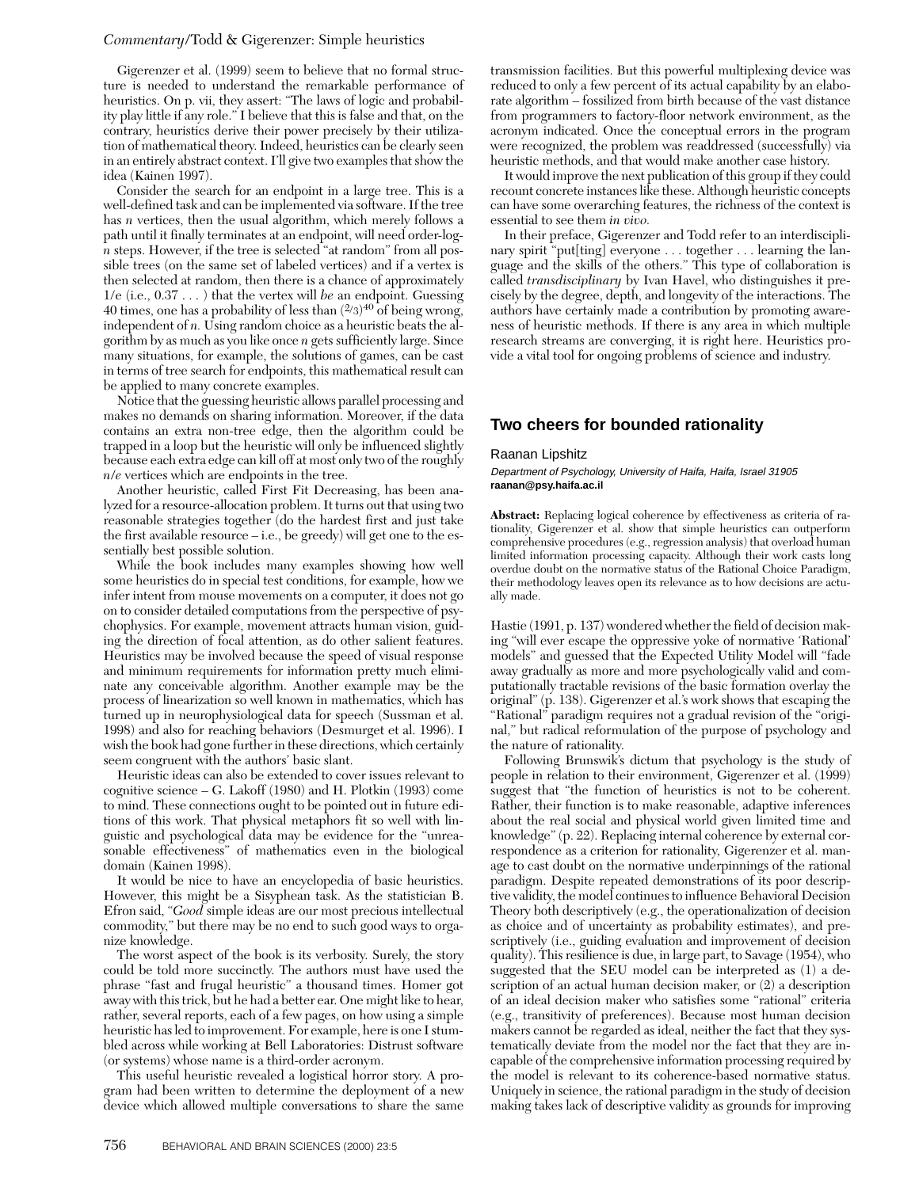Gigerenzer et al. (1999) seem to believe that no formal structure is needed to understand the remarkable performance of heuristics. On p. vii, they assert: "The laws of logic and probability play little if any role." I believe that this is false and that, on the contrary, heuristics derive their power precisely by their utilization of mathematical theory. Indeed, heuristics can be clearly seen in an entirely abstract context. I'll give two examples that show the idea (Kainen 1997).

Consider the search for an endpoint in a large tree. This is a well-defined task and can be implemented via software. If the tree has *n* vertices, then the usual algorithm, which merely follows a path until it finally terminates at an endpoint, will need order-log-*n* steps. However, if the tree is selected "at random" from all possible trees (on the same set of labeled vertices) and if a vertex is then selected at random, then there is a chance of approximately 1/e (i.e., 0.37 . . . ) that the vertex will *be* an endpoint. Guessing 40 times, one has a probability of less than $(2/3)^{40}$ of being wrong, independent of *n*. Using random choice as a heuristic beats the algorithm by as much as you like once *n* gets sufficiently large. Since many situations, for example, the solutions of games, can be cast in terms of tree search for endpoints, this mathematical result can be applied to many concrete examples.

Notice that the guessing heuristic allows parallel processing and makes no demands on sharing information. Moreover, if the data contains an extra non-tree edge, then the algorithm could be trapped in a loop but the heuristic will only be influenced slightly because each extra edge can kill off at most only two of the roughly *n/e* vertices which are endpoints in the tree.

Another heuristic, called First Fit Decreasing, has been analyzed for a resource-allocation problem. It turns out that using two reasonable strategies together (do the hardest first and just take the first available resource – i.e., be greedy) will get one to the essentially best possible solution.

While the book includes many examples showing how well some heuristics do in special test conditions, for example, how we infer intent from mouse movements on a computer, it does not go on to consider detailed computations from the perspective of psychophysics. For example, movement attracts human vision, guiding the direction of focal attention, as do other salient features. Heuristics may be involved because the speed of visual response and minimum requirements for information pretty much eliminate any conceivable algorithm. Another example may be the process of linearization so well known in mathematics, which has turned up in neurophysiological data for speech (Sussman et al. 1998) and also for reaching behaviors (Desmurget et al. 1996). I wish the book had gone further in these directions, which certainly seem congruent with the authors' basic slant.

Heuristic ideas can also be extended to cover issues relevant to cognitive science – G. Lakoff (1980) and H. Plotkin (1993) come to mind. These connections ought to be pointed out in future editions of this work. That physical metaphors fit so well with linguistic and psychological data may be evidence for the "unreasonable effectiveness" of mathematics even in the biological domain (Kainen 1998).

It would be nice to have an encyclopedia of basic heuristics. However, this might be a Sisyphean task. As the statistician B. Efron said, "*Good* simple ideas are our most precious intellectual commodity," but there may be no end to such good ways to organize knowledge.

The worst aspect of the book is its verbosity. Surely, the story could be told more succinctly. The authors must have used the phrase "fast and frugal heuristic" a thousand times. Homer got away with this trick, but he had a better ear. One might like to hear, rather, several reports, each of a few pages, on how using a simple heuristic has led to improvement. For example, here is one I stumbled across while working at Bell Laboratories: Distrust software (or systems) whose name is a third-order acronym.

This useful heuristic revealed a logistical horror story. A program had been written to determine the deployment of a new device which allowed multiple conversations to share the same transmission facilities. But this powerful multiplexing device was reduced to only a few percent of its actual capability by an elaborate algorithm – fossilized from birth because of the vast distance from programmers to factory-floor network environment, as the acronym indicated. Once the conceptual errors in the program were recognized, the problem was readdressed (successfully) via heuristic methods, and that would make another case history.

It would improve the next publication of this group if they could recount concrete instances like these. Although heuristic concepts can have some overarching features, the richness of the context is essential to see them *in vivo*.

In their preface, Gigerenzer and Todd refer to an interdisciplinary spirit "put[ting] everyone . . . together . . . learning the language and the skills of the others." This type of collaboration is called *transdisciplinary* by Ivan Havel, who distinguishes it precisely by the degree, depth, and longevity of the interactions. The authors have certainly made a contribution by promoting awareness of heuristic methods. If there is any area in which multiple research streams are converging, it is right here. Heuristics provide a vital tool for ongoing problems of science and industry.

## Two cheers for bounded rationality

Raanan Lipshitz

*Department of Psychology, University of Haifa, Haifa, Israel 31905*
**raanan@psy.haifa.ac.il**

**Abstract:** Replacing logical coherence by effectiveness as criteria of rationality, Gigerenzer et al. show that simple heuristics can outperform comprehensive procedures (e.g., regression analysis) that overload human limited information processing capacity. Although their work casts long overdue doubt on the normative status of the Rational Choice Paradigm, their methodology leaves open its relevance as to how decisions are actually made.

Hastie (1991, p. 137) wondered whether the field of decision making "will ever escape the oppressive yoke of normative 'Rational' models" and guessed that the Expected Utility Model will "fade away gradually as more and more psychologically valid and computationally tractable revisions of the basic formation overlay the original" (p. 138). Gigerenzer et al.'s work shows that escaping the "Rational" paradigm requires not a gradual revision of the "original," but radical reformulation of the purpose of psychology and the nature of rationality.

Following Brunswik's dictum that psychology is the study of people in relation to their environment, Gigerenzer et al. (1999) suggest that "the function of heuristics is not to be coherent. Rather, their function is to make reasonable, adaptive inferences about the real social and physical world given limited time and knowledge" (p. 22). Replacing internal coherence by external correspondence as a criterion for rationality, Gigerenzer et al. manage to cast doubt on the normative underpinnings of the rational paradigm. Despite repeated demonstrations of its poor descriptive validity, the model continues to influence Behavioral Decision Theory both descriptively (e.g., the operationalization of decision as choice and of uncertainty as probability estimates), and prescriptively (i.e., guiding evaluation and improvement of decision quality). This resilience is due, in large part, to Savage (1954), who suggested that the SEU model can be interpreted as (1) a description of an actual human decision maker, or (2) a description of an ideal decision maker who satisfies some "rational" criteria (e.g., transitivity of preferences). Because most human decision makers cannot be regarded as ideal, neither the fact that they systematically deviate from the model nor the fact that they are incapable of the comprehensive information processing required by the model is relevant to its coherence-based normative status. Uniquely in science, the rational paradigm in the study of decision making takes lack of descriptive validity as grounds for improving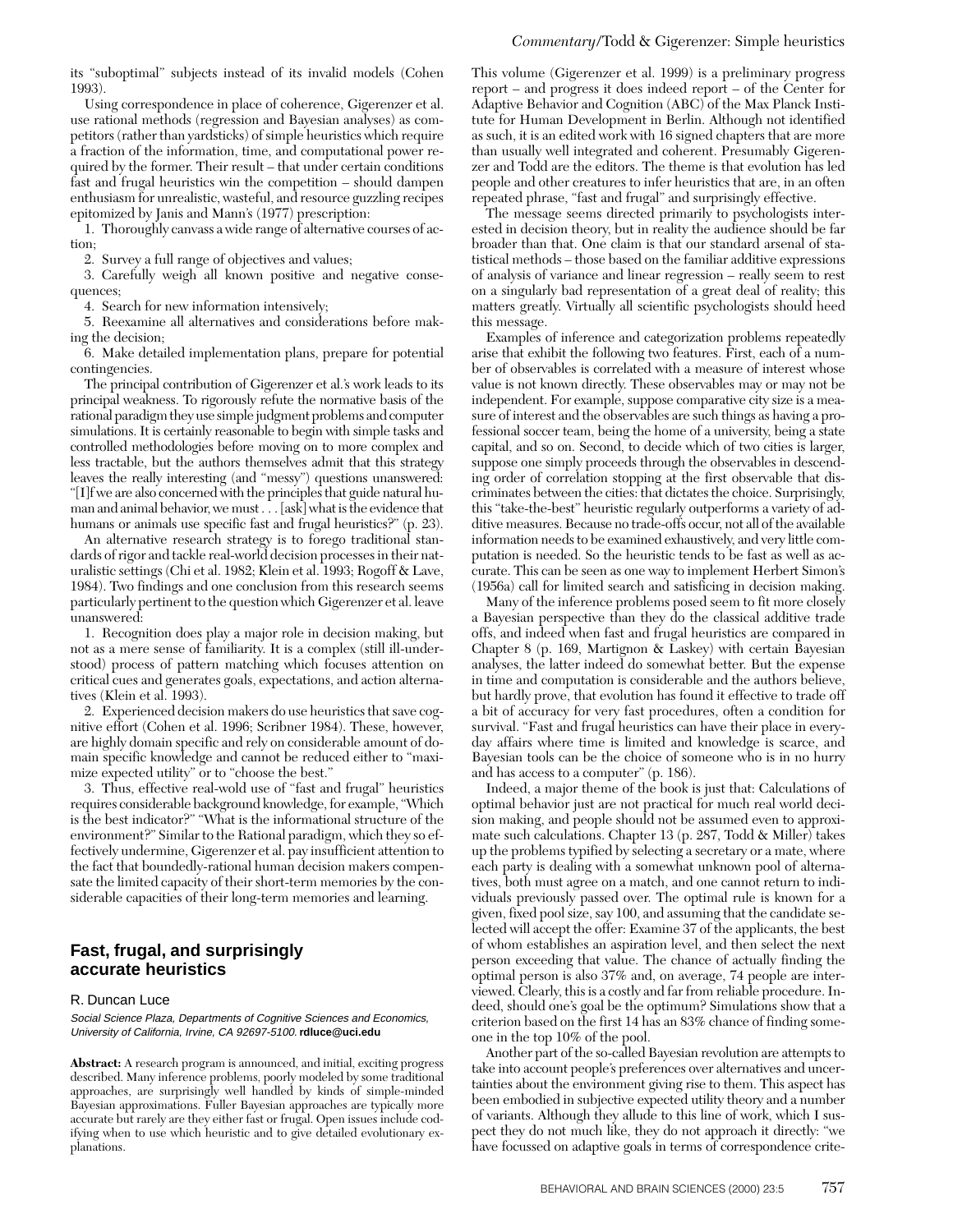its "suboptimal" subjects instead of its invalid models (Cohen 1993).

Using correspondence in place of coherence, Gigerenzer et al. use rational methods (regression and Bayesian analyses) as competitors (rather than yardsticks) of simple heuristics which require a fraction of the information, time, and computational power required by the former. Their result – that under certain conditions fast and frugal heuristics win the competition – should dampen enthusiasm for unrealistic, wasteful, and resource guzzling recipes epitomized by Janis and Mann's (1977) prescription:

1. Thoroughly canvass a wide range of alternative courses of action;
2. Survey a full range of objectives and values;
3. Carefully weigh all known positive and negative consequences;
4. Search for new information intensively;
5. Reexamine all alternatives and considerations before making the decision;
6. Make detailed implementation plans, prepare for potential contingencies.

The principal contribution of Gigerenzer et al.'s work leads to its principal weakness. To rigorously refute the normative basis of the rational paradigm they use simple judgment problems and computer simulations. It is certainly reasonable to begin with simple tasks and controlled methodologies before moving on to more complex and less tractable, but the authors themselves admit that this strategy leaves the really interesting (and "messy") questions unanswered: "[I]f we are also concerned with the principles that guide natural human and animal behavior, we must . . . [ask] what is the evidence that humans or animals use specific fast and frugal heuristics?" (p. 23).

An alternative research strategy is to forego traditional standards of rigor and tackle real-world decision processes in their naturalistic settings (Chi et al. 1982; Klein et al. 1993; Rogoff & Lave, 1984). Two findings and one conclusion from this research seems particularly pertinent to the question which Gigerenzer et al. leave unanswered:

1. Recognition does play a major role in decision making, but not as a mere sense of familiarity. It is a complex (still ill-understood) process of pattern matching which focuses attention on critical cues and generates goals, expectations, and action alternatives (Klein et al. 1993).
2. Experienced decision makers do use heuristics that save cognitive effort (Cohen et al. 1996; Scribner 1984). These, however, are highly domain specific and rely on considerable amount of domain specific knowledge and cannot be reduced either to "maximize expected utility" or to "choose the best."
3. Thus, effective real-wold use of "fast and frugal" heuristics requires considerable background knowledge, for example, "Which is the best indicator?" "What is the informational structure of the environment?" Similar to the Rational paradigm, which they so effectively undermine, Gigerenzer et al. pay insufficient attention to the fact that boundedly-rational human decision makers compensate the limited capacity of their short-term memories by the considerable capacities of their long-term memories and learning.

## Fast, frugal, and surprisingly accurate heuristics

R. Duncan Luce

*Social Science Plaza, Departments of Cognitive Sciences and Economics, University of California, Irvine, CA 92697-5100.* **rdluce@uci.edu**

**Abstract:** A research program is announced, and initial, exciting progress described. Many inference problems, poorly modeled by some traditional approaches, are surprisingly well handled by kinds of simple-minded Bayesian approximations. Fuller Bayesian approaches are typically more accurate but rarely are they either fast or frugal. Open issues include codifying when to use which heuristic and to give detailed evolutionary explanations.

This volume (Gigerenzer et al. 1999) is a preliminary progress report – and progress it does indeed report – of the Center for Adaptive Behavior and Cognition (ABC) of the Max Planck Institute for Human Development in Berlin. Although not identified as such, it is an edited work with 16 signed chapters that are more than usually well integrated and coherent. Presumably Gigerenzer and Todd are the editors. The theme is that evolution has led people and other creatures to infer heuristics that are, in an often repeated phrase, "fast and frugal" and surprisingly effective.

The message seems directed primarily to psychologists interested in decision theory, but in reality the audience should be far broader than that. One claim is that our standard arsenal of statistical methods – those based on the familiar additive expressions of analysis of variance and linear regression – really seem to rest on a singularly bad representation of a great deal of reality; this matters greatly. Virtually all scientific psychologists should heed this message.

Examples of inference and categorization problems repeatedly arise that exhibit the following two features. First, each of a number of observables is correlated with a measure of interest whose value is not known directly. These observables may or may not be independent. For example, suppose comparative city size is a measure of interest and the observables are such things as having a professional soccer team, being the home of a university, being a state capital, and so on. Second, to decide which of two cities is larger, suppose one simply proceeds through the observables in descending order of correlation stopping at the first observable that discriminates between the cities: that dictates the choice. Surprisingly, this "take-the-best" heuristic regularly outperforms a variety of additive measures. Because no trade-offs occur, not all of the available information needs to be examined exhaustively, and very little computation is needed. So the heuristic tends to be fast as well as accurate. This can be seen as one way to implement Herbert Simon's (1956a) call for limited search and satisficing in decision making.

Many of the inference problems posed seem to fit more closely a Bayesian perspective than they do the classical additive trade offs, and indeed when fast and frugal heuristics are compared in Chapter 8 (p. 169, Martignon & Laskey) with certain Bayesian analyses, the latter indeed do somewhat better. But the expense in time and computation is considerable and the authors believe, but hardly prove, that evolution has found it effective to trade off a bit of accuracy for very fast procedures, often a condition for survival. "Fast and frugal heuristics can have their place in everyday affairs where time is limited and knowledge is scarce, and Bayesian tools can be the choice of someone who is in no hurry and has access to a computer" (p. 186).

Indeed, a major theme of the book is just that: Calculations of optimal behavior just are not practical for much real world decision making, and people should not be assumed even to approximate such calculations. Chapter 13 (p. 287, Todd & Miller) takes up the problems typified by selecting a secretary or a mate, where each party is dealing with a somewhat unknown pool of alternatives, both must agree on a match, and one cannot return to individuals previously passed over. The optimal rule is known for a given, fixed pool size, say 100, and assuming that the candidate selected will accept the offer: Examine 37 of the applicants, the best of whom establishes an aspiration level, and then select the next person exceeding that value. The chance of actually finding the optimal person is also 37% and, on average, 74 people are interviewed. Clearly, this is a costly and far from reliable procedure. Indeed, should one's goal be the optimum? Simulations show that a criterion based on the first 14 has an 83% chance of finding someone in the top 10% of the pool.

Another part of the so-called Bayesian revolution are attempts to take into account people's preferences over alternatives and uncertainties about the environment giving rise to them. This aspect has been embodied in subjective expected utility theory and a number of variants. Although they allude to this line of work, which I suspect they do not much like, they do not approach it directly: "we have focussed on adaptive goals in terms of correspondence crite-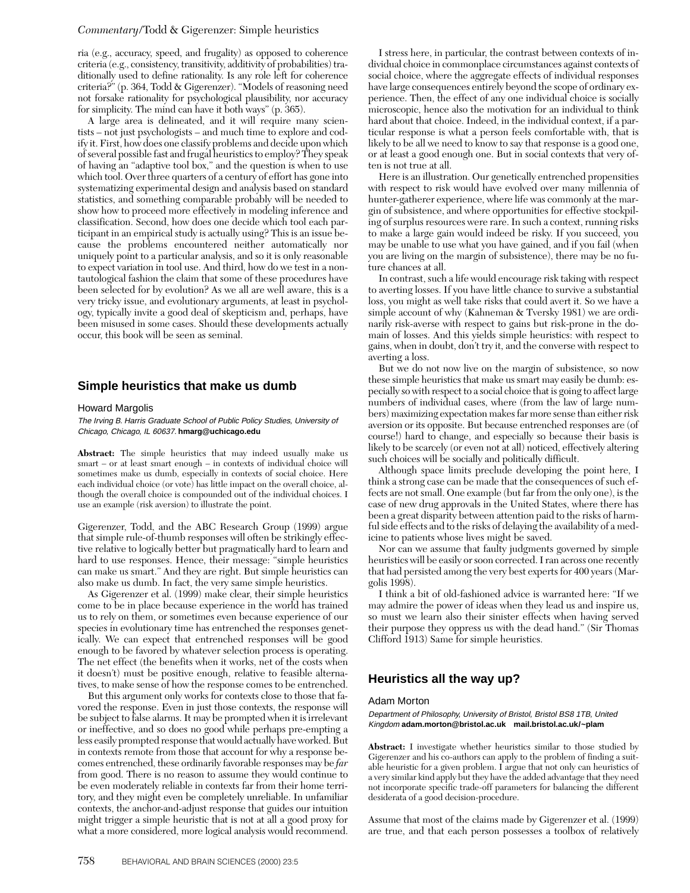ria (e.g., accuracy, speed, and frugality) as opposed to coherence criteria (e.g., consistency, transitivity, additivity of probabilities) traditionally used to define rationality. Is any role left for coherence criteria?" (p. 364, Todd & Gigerenzer). "Models of reasoning need not forsake rationality for psychological plausibility, nor accuracy for simplicity. The mind can have it both ways" (p. 365).

A large area is delineated, and it will require many scientists – not just psychologists – and much time to explore and codify it. First, how does one classify problems and decide upon which of several possible fast and frugal heuristics to employ? They speak of having an "adaptive tool box," and the question is when to use which tool. Over three quarters of a century of effort has gone into systematizing experimental design and analysis based on standard statistics, and something comparable probably will be needed to show how to proceed more effectively in modeling inference and classification. Second, how does one decide which tool each participant in an empirical study is actually using? This is an issue because the problems encountered neither automatically nor uniquely point to a particular analysis, and so it is only reasonable to expect variation in tool use. And third, how do we test in a nontautological fashion the claim that some of these procedures have been selected for by evolution? As we all are well aware, this is a very tricky issue, and evolutionary arguments, at least in psychology, typically invite a good deal of skepticism and, perhaps, have been misused in some cases. Should these developments actually occur, this book will be seen as seminal.

## Simple heuristics that make us dumb

Howard Margolis

*The Irving B. Harris Graduate School of Public Policy Studies, University of Chicago, Chicago, IL 60637.* **hmarg@uchicago.edu**

**Abstract:** The simple heuristics that may indeed usually make us smart – or at least smart enough – in contexts of individual choice will sometimes make us dumb, especially in contexts of social choice. Here each individual choice (or vote) has little impact on the overall choice, although the overall choice is compounded out of the individual choices. I use an example (risk aversion) to illustrate the point.

Gigerenzer, Todd, and the ABC Research Group (1999) argue that simple rule-of-thumb responses will often be strikingly effective relative to logically better but pragmatically hard to learn and hard to use responses. Hence, their message: "simple heuristics can make us smart." And they are right. But simple heuristics can also make us dumb. In fact, the very same simple heuristics.

As Gigerenzer et al. (1999) make clear, their simple heuristics come to be in place because experience in the world has trained us to rely on them, or sometimes even because experience of our species in evolutionary time has entrenched the responses genetically. We can expect that entrenched responses will be good enough to be favored by whatever selection process is operating. The net effect (the benefits when it works, net of the costs when it doesn't) must be positive enough, relative to feasible alternatives, to make sense of how the response comes to be entrenched.

But this argument only works for contexts close to those that favored the response. Even in just those contexts, the response will be subject to false alarms. It may be prompted when it is irrelevant or ineffective, and so does no good while perhaps pre-empting a less easily prompted response that would actually have worked. But in contexts remote from those that account for why a response becomes entrenched, these ordinarily favorable responses may be *far* from good. There is no reason to assume they would continue to be even moderately reliable in contexts far from their home territory, and they might even be completely unreliable. In unfamiliar contexts, the anchor-and-adjust response that guides our intuition might trigger a simple heuristic that is not at all a good proxy for what a more considered, more logical analysis would recommend.

I stress here, in particular, the contrast between contexts of individual choice in commonplace circumstances against contexts of social choice, where the aggregate effects of individual responses have large consequences entirely beyond the scope of ordinary experience. Then, the effect of any one individual choice is socially microscopic, hence also the motivation for an individual to think hard about that choice. Indeed, in the individual context, if a particular response is what a person feels comfortable with, that is likely to be all we need to know to say that response is a good one, or at least a good enough one. But in social contexts that very often is not true at all.

Here is an illustration. Our genetically entrenched propensities with respect to risk would have evolved over many millennia of hunter-gatherer experience, where life was commonly at the margin of subsistence, and where opportunities for effective stockpiling of surplus resources were rare. In such a context, running risks to make a large gain would indeed be risky. If you succeed, you may be unable to use what you have gained, and if you fail (when you are living on the margin of subsistence), there may be no future chances at all.

In contrast, such a life would encourage risk taking with respect to averting losses. If you have little chance to survive a substantial loss, you might as well take risks that could avert it. So we have a simple account of why (Kahneman & Tversky 1981) we are ordinarily risk-averse with respect to gains but risk-prone in the domain of losses. And this yields simple heuristics: with respect to gains, when in doubt, don't try it, and the converse with respect to averting a loss.

But we do not now live on the margin of subsistence, so now these simple heuristics that make us smart may easily be dumb: especially so with respect to a social choice that is going to affect large numbers of individual cases, where (from the law of large numbers) maximizing expectation makes far more sense than either risk aversion or its opposite. But because entrenched responses are (of course!) hard to change, and especially so because their basis is likely to be scarcely (or even not at all) noticed, effectively altering such choices will be socially and politically difficult.

Although space limits preclude developing the point here, I think a strong case can be made that the consequences of such effects are not small. One example (but far from the only one), is the case of new drug approvals in the United States, where there has been a great disparity between attention paid to the risks of harmful side effects and to the risks of delaying the availability of a medicine to patients whose lives might be saved.

Nor can we assume that faulty judgments governed by simple heuristics will be easily or soon corrected. I ran across one recently that had persisted among the very best experts for 400 years (Margolis 1998).

I think a bit of old-fashioned advice is warranted here: "If we may admire the power of ideas when they lead us and inspire us, so must we learn also their sinister effects when having served their purpose they oppress us with the dead hand." (Sir Thomas Clifford 1913) Same for simple heuristics.

## Heuristics all the way up?

Adam Morton

*Department of Philosophy, University of Bristol, Bristol BS8 1TB, United Kingdom* **adam.morton@bristol.ac.uk mail.bristol.ac.uk/~plam**

**Abstract:** I investigate whether heuristics similar to those studied by Gigerenzer and his co-authors can apply to the problem of finding a suitable heuristic for a given problem. I argue that not only can heuristics of a very similar kind apply but they have the added advantage that they need not incorporate specific trade-off parameters for balancing the different desiderata of a good decision-procedure.

Assume that most of the claims made by Gigerenzer et al. (1999) are true, and that each person possesses a toolbox of relatively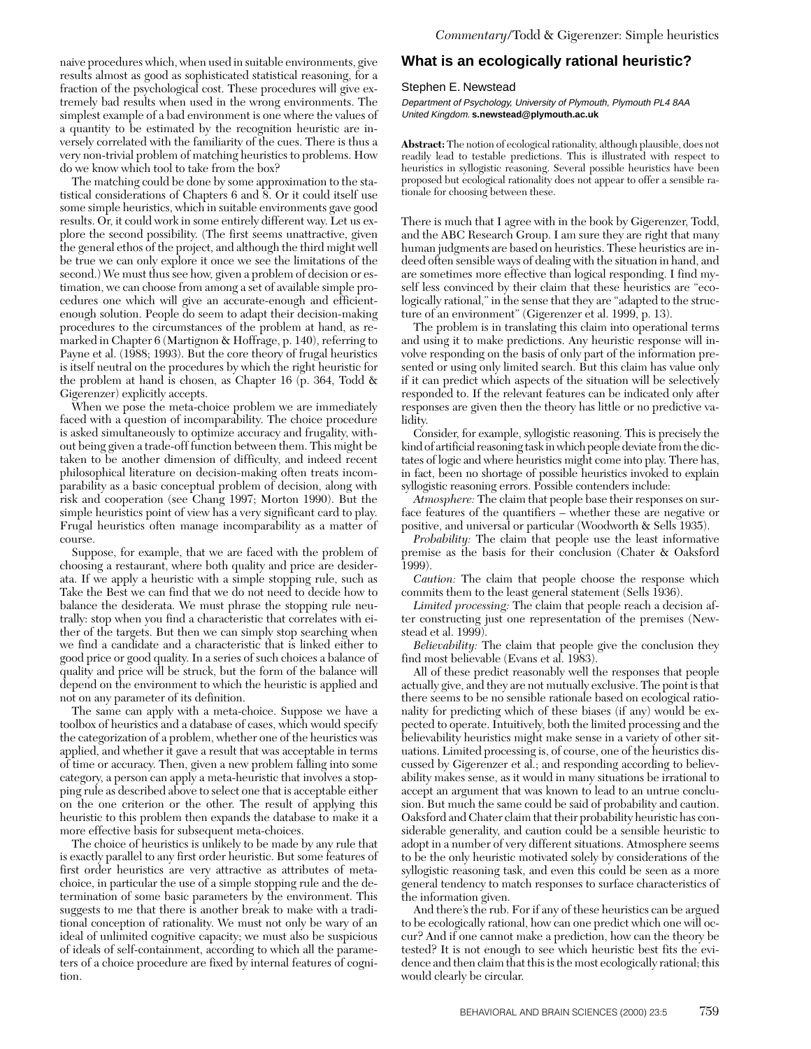naive procedures which, when used in suitable environments, give results almost as good as sophisticated statistical reasoning, for a fraction of the psychological cost. These procedures will give extremely bad results when used in the wrong environments. The simplest example of a bad environment is one where the values of a quantity to be estimated by the recognition heuristic are inversely correlated with the familiarity of the cues. There is thus a very non-trivial problem of matching heuristics to problems. How do we know which tool to take from the box?

The matching could be done by some approximation to the statistical considerations of Chapters 6 and 8. Or it could itself use some simple heuristics, which in suitable environments gave good results. Or, it could work in some entirely different way. Let us explore the second possibility. (The first seems unattractive, given the general ethos of the project, and although the third might well be true we can only explore it once we see the limitations of the second.) We must thus see how, given a problem of decision or estimation, we can choose from among a set of available simple procedures one which will give an accurate-enough and efficient-enough solution. People do seem to adapt their decision-making procedures to the circumstances of the problem at hand, as remarked in Chapter 6 (Martignon & Hoffrage, p. 140), referring to Payne et al. (1988; 1993). But the core theory of frugal heuristics is itself neutral on the procedures by which the right heuristic for the problem at hand is chosen, as Chapter 16 (p. 364, Todd & Gigerenzer) explicitly accepts.

When we pose the meta-choice problem we are immediately faced with a question of incomparability. The choice procedure is asked simultaneously to optimize accuracy and frugality, without being given a trade-off function between them. This might be taken to be another dimension of difficulty, and indeed recent philosophical literature on decision-making often treats incomparability as a basic conceptual problem of decision, along with risk and cooperation (see Chang 1997; Morton 1990). But the simple heuristics point of view has a very significant card to play. Frugal heuristics often manage incomparability as a matter of course.

Suppose, for example, that we are faced with the problem of choosing a restaurant, where both quality and price are desiderata. If we apply a heuristic with a simple stopping rule, such as Take the Best we can find that we do not need to decide how to balance the desiderata. We must phrase the stopping rule neutrally: stop when you find a characteristic that correlates with either of the targets. But then we can simply stop searching when we find a candidate and a characteristic that is linked either to good price or good quality. In a series of such choices a balance of quality and price will be struck, but the form of the balance will depend on the environment to which the heuristic is applied and not on any parameter of its definition.

The same can apply with a meta-choice. Suppose we have a toolbox of heuristics and a database of cases, which would specify the categorization of a problem, whether one of the heuristics was applied, and whether it gave a result that was acceptable in terms of time or accuracy. Then, given a new problem falling into some category, a person can apply a meta-heuristic that involves a stopping rule as described above to select one that is acceptable either on the one criterion or the other. The result of applying this heuristic to this problem then expands the database to make it a more effective basis for subsequent meta-choices.

The choice of heuristics is unlikely to be made by any rule that is exactly parallel to any first order heuristic. But some features of first order heuristics are very attractive as attributes of meta-choice, in particular the use of a simple stopping rule and the determination of some basic parameters by the environment. This suggests to me that there is another break to make with a traditional conception of rationality. We must not only be wary of an ideal of unlimited cognitive capacity; we must also be suspicious of ideals of self-containment, according to which all the parameters of a choice procedure are fixed by internal features of cognition.

## What is an ecologically rational heuristic?

Stephen E. Newstead

*Department of Psychology, University of Plymouth, Plymouth PL4 8AA United Kingdom.* **s.newstead@plymouth.ac.uk**

**Abstract:** The notion of ecological rationality, although plausible, does not readily lead to testable predictions. This is illustrated with respect to heuristics in syllogistic reasoning. Several possible heuristics have been proposed but ecological rationality does not appear to offer a sensible rationale for choosing between these.

There is much that I agree with in the book by Gigerenzer, Todd, and the ABC Research Group. I am sure they are right that many human judgments are based on heuristics. These heuristics are indeed often sensible ways of dealing with the situation in hand, and are sometimes more effective than logical responding. I find myself less convinced by their claim that these heuristics are "ecologically rational," in the sense that they are "adapted to the structure of an environment" (Gigerenzer et al. 1999, p. 13).

The problem is in translating this claim into operational terms and using it to make predictions. Any heuristic response will involve responding on the basis of only part of the information presented or using only limited search. But this claim has value only if it can predict which aspects of the situation will be selectively responded to. If the relevant features can be indicated only after responses are given then the theory has little or no predictive validity.

Consider, for example, syllogistic reasoning. This is precisely the kind of artificial reasoning task in which people deviate from the dictates of logic and where heuristics might come into play. There has, in fact, been no shortage of possible heuristics invoked to explain syllogistic reasoning errors. Possible contenders include:

*Atmosphere:* The claim that people base their responses on surface features of the quantifiers – whether these are negative or positive, and universal or particular (Woodworth & Sells 1935).

*Probability:* The claim that people use the least informative premise as the basis for their conclusion (Chater & Oaksford 1999).

*Caution:* The claim that people choose the response which commits them to the least general statement (Sells 1936).

*Limited processing:* The claim that people reach a decision after constructing just one representation of the premises (Newstead et al. 1999).

*Believability:* The claim that people give the conclusion they find most believable (Evans et al. 1983).

All of these predict reasonably well the responses that people actually give, and they are not mutually exclusive. The point is that there seems to be no sensible rationale based on ecological rationality for predicting which of these biases (if any) would be expected to operate. Intuitively, both the limited processing and the believability heuristics might make sense in a variety of other situations. Limited processing is, of course, one of the heuristics discussed by Gigerenzer et al.; and responding according to believability makes sense, as it would in many situations be irrational to accept an argument that was known to lead to an untrue conclusion. But much the same could be said of probability and caution. Oaksford and Chater claim that their probability heuristic has considerable generality, and caution could be a sensible heuristic to adopt in a number of very different situations. Atmosphere seems to be the only heuristic motivated solely by considerations of the syllogistic reasoning task, and even this could be seen as a more general tendency to match responses to surface characteristics of the information given.

And there's the rub. For if any of these heuristics can be argued to be ecologically rational, how can one predict which one will occur? And if one cannot make a prediction, how can the theory be tested? It is not enough to see which heuristic best fits the evidence and then claim that this is the most ecologically rational; this would clearly be circular.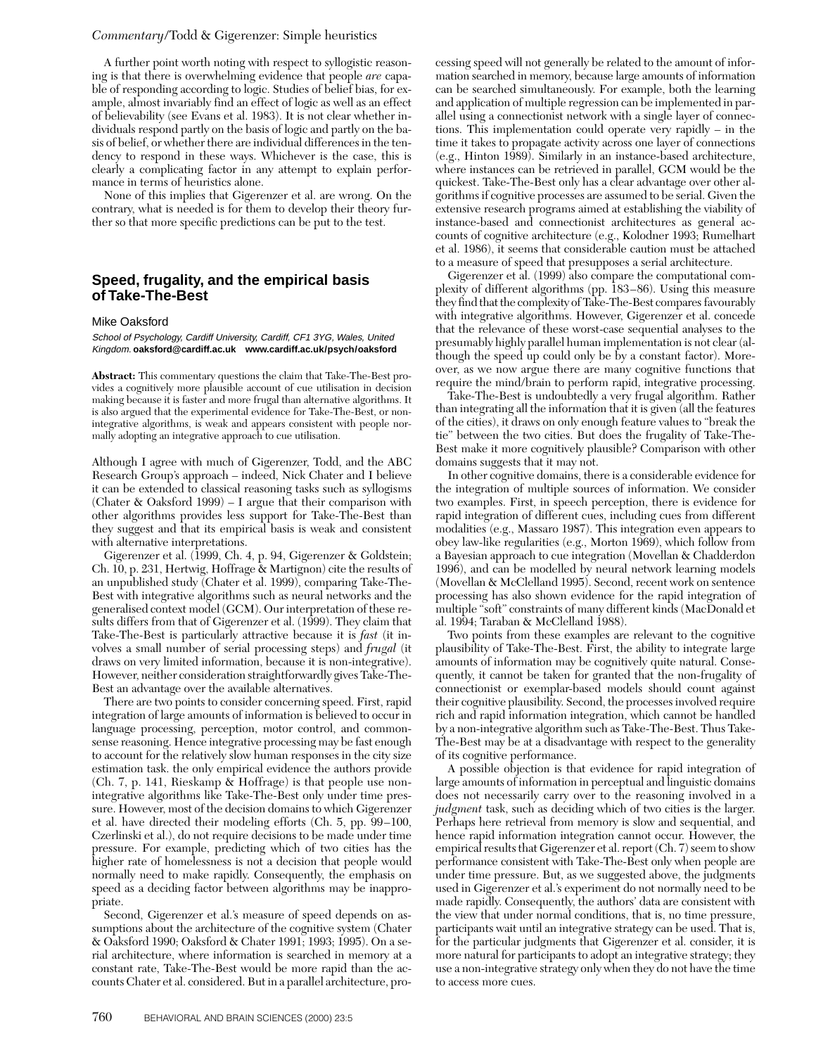A further point worth noting with respect to syllogistic reasoning is that there is overwhelming evidence that people *are* capable of responding according to logic. Studies of belief bias, for example, almost invariably find an effect of logic as well as an effect of believability (see Evans et al. 1983). It is not clear whether individuals respond partly on the basis of logic and partly on the basis of belief, or whether there are individual differences in the tendency to respond in these ways. Whichever is the case, this is clearly a complicating factor in any attempt to explain performance in terms of heuristics alone.

None of this implies that Gigerenzer et al. are wrong. On the contrary, what is needed is for them to develop their theory further so that more specific predictions can be put to the test.

## Speed, frugality, and the empirical basis of Take-The-Best

Mike Oaksford

*School of Psychology, Cardiff University, Cardiff, CF1 3YG, Wales, United Kingdom.* **oaksford@cardiff.ac.uk www.cardiff.ac.uk/psych/oaksford**

**Abstract:** This commentary questions the claim that Take-The-Best provides a cognitively more plausible account of cue utilisation in decision making because it is faster and more frugal than alternative algorithms. It is also argued that the experimental evidence for Take-The-Best, or non-integrative algorithms, is weak and appears consistent with people normally adopting an integrative approach to cue utilisation.

Although I agree with much of Gigerenzer, Todd, and the ABC Research Group's approach – indeed, Nick Chater and I believe it can be extended to classical reasoning tasks such as syllogisms (Chater & Oaksford 1999) – I argue that their comparison with other algorithms provides less support for Take-The-Best than they suggest and that its empirical basis is weak and consistent with alternative interpretations.

Gigerenzer et al. (1999, Ch. 4, p. 94, Gigerenzer & Goldstein; Ch. 10, p. 231, Hertwig, Hoffrage & Martignon) cite the results of an unpublished study (Chater et al. 1999), comparing Take-The-Best with integrative algorithms such as neural networks and the generalised context model (GCM). Our interpretation of these results differs from that of Gigerenzer et al. (1999). They claim that Take-The-Best is particularly attractive because it is *fast* (it involves a small number of serial processing steps) and *frugal* (it draws on very limited information, because it is non-integrative). However, neither consideration straightforwardly gives Take-The-Best an advantage over the available alternatives.

There are two points to consider concerning speed. First, rapid integration of large amounts of information is believed to occur in language processing, perception, motor control, and commonsense reasoning. Hence integrative processing may be fast enough to account for the relatively slow human responses in the city size estimation task. the only empirical evidence the authors provide (Ch. 7, p. 141, Rieskamp & Hoffrage) is that people use non-integrative algorithms like Take-The-Best only under time pressure. However, most of the decision domains to which Gigerenzer et al. have directed their modeling efforts (Ch. 5, pp. 99–100, Czerlinski et al.), do not require decisions to be made under time pressure. For example, predicting which of two cities has the higher rate of homelessness is not a decision that people would normally need to make rapidly. Consequently, the emphasis on speed as a deciding factor between algorithms may be inappropriate.

Second, Gigerenzer et al.'s measure of speed depends on assumptions about the architecture of the cognitive system (Chater & Oaksford 1990; Oaksford & Chater 1991; 1993; 1995). On a serial architecture, where information is searched in memory at a constant rate, Take-The-Best would be more rapid than the accounts Chater et al. considered. But in a parallel architecture, processing speed will not generally be related to the amount of information searched in memory, because large amounts of information can be searched simultaneously. For example, both the learning and application of multiple regression can be implemented in parallel using a connectionist network with a single layer of connections. This implementation could operate very rapidly – in the time it takes to propagate activity across one layer of connections (e.g., Hinton 1989). Similarly in an instance-based architecture, where instances can be retrieved in parallel, GCM would be the quickest. Take-The-Best only has a clear advantage over other algorithms if cognitive processes are assumed to be serial. Given the extensive research programs aimed at establishing the viability of instance-based and connectionist architectures as general accounts of cognitive architecture (e.g., Kolodner 1993; Rumelhart et al. 1986), it seems that considerable caution must be attached to a measure of speed that presupposes a serial architecture.

Gigerenzer et al. (1999) also compare the computational complexity of different algorithms (pp. 183–86). Using this measure they find that the complexity of Take-The-Best compares favourably with integrative algorithms. However, Gigerenzer et al. concede that the relevance of these worst-case sequential analyses to the presumably highly parallel human implementation is not clear (although the speed up could only be by a constant factor). Moreover, as we now argue there are many cognitive functions that require the mind/brain to perform rapid, integrative processing.

Take-The-Best is undoubtedly a very frugal algorithm. Rather than integrating all the information that it is given (all the features of the cities), it draws on only enough feature values to "break the tie" between the two cities. But does the frugality of Take-The-Best make it more cognitively plausible? Comparison with other domains suggests that it may not.

In other cognitive domains, there is a considerable evidence for the integration of multiple sources of information. We consider two examples. First, in speech perception, there is evidence for rapid integration of different cues, including cues from different modalities (e.g., Massaro 1987). This integration even appears to obey law-like regularities (e.g., Morton 1969), which follow from a Bayesian approach to cue integration (Movellan & Chadderdon 1996), and can be modelled by neural network learning models (Movellan & McClelland 1995). Second, recent work on sentence processing has also shown evidence for the rapid integration of multiple "soft" constraints of many different kinds (MacDonald et al. 1994; Taraban & McClelland 1988).

Two points from these examples are relevant to the cognitive plausibility of Take-The-Best. First, the ability to integrate large amounts of information may be cognitively quite natural. Consequently, it cannot be taken for granted that the non-frugality of connectionist or exemplar-based models should count against their cognitive plausibility. Second, the processes involved require rich and rapid information integration, which cannot be handled by a non-integrative algorithm such as Take-The-Best. Thus Take-The-Best may be at a disadvantage with respect to the generality of its cognitive performance.

A possible objection is that evidence for rapid integration of large amounts of information in perceptual and linguistic domains does not necessarily carry over to the reasoning involved in a *judgment* task, such as deciding which of two cities is the larger. Perhaps here retrieval from memory is slow and sequential, and hence rapid information integration cannot occur. However, the empirical results that Gigerenzer et al. report (Ch. 7) seem to show performance consistent with Take-The-Best only when people are under time pressure. But, as we suggested above, the judgments used in Gigerenzer et al.'s experiment do not normally need to be made rapidly. Consequently, the authors' data are consistent with the view that under normal conditions, that is, no time pressure, participants wait until an integrative strategy can be used. That is, for the particular judgments that Gigerenzer et al. consider, it is more natural for participants to adopt an integrative strategy; they use a non-integrative strategy only when they do not have the time to access more cues.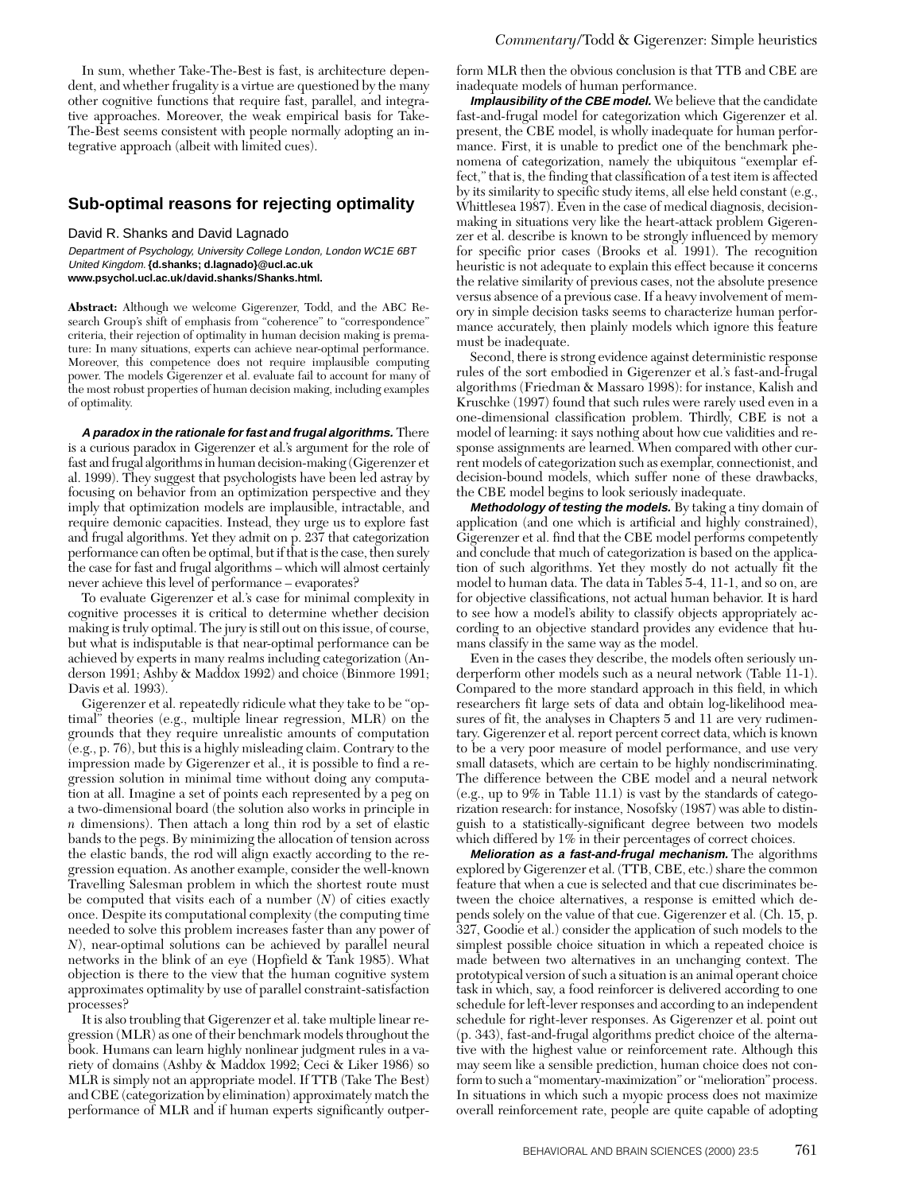In sum, whether Take-The-Best is fast, is architecture dependent, and whether frugality is a virtue are questioned by the many other cognitive functions that require fast, parallel, and integrative approaches. Moreover, the weak empirical basis for Take-The-Best seems consistent with people normally adopting an integrative approach (albeit with limited cues).

## Sub-optimal reasons for rejecting optimality

David R. Shanks and David Lagnado

*Department of Psychology, University College London, London WC1E 6BT United Kingdom.* **{d.shanks; d.lagnado}@ucl.ac.uk**
**www.psychol.ucl.ac.uk/david.shanks/Shanks.html.**

**Abstract:** Although we welcome Gigerenzer, Todd, and the ABC Research Group's shift of emphasis from "coherence" to "correspondence" criteria, their rejection of optimality in human decision making is premature: In many situations, experts can achieve near-optimal performance. Moreover, this competence does not require implausible computing power. The models Gigerenzer et al. evaluate fail to account for many of the most robust properties of human decision making, including examples of optimality.

***A paradox in the rationale for fast and frugal algorithms.*** There is a curious paradox in Gigerenzer et al.'s argument for the role of fast and frugal algorithms in human decision-making (Gigerenzer et al. 1999). They suggest that psychologists have been led astray by focusing on behavior from an optimization perspective and they imply that optimization models are implausible, intractable, and require demonic capacities. Instead, they urge us to explore fast and frugal algorithms. Yet they admit on p. 237 that categorization performance can often be optimal, but if that is the case, then surely the case for fast and frugal algorithms – which will almost certainly never achieve this level of performance – evaporates?

To evaluate Gigerenzer et al.'s case for minimal complexity in cognitive processes it is critical to determine whether decision making is truly optimal. The jury is still out on this issue, of course, but what is indisputable is that near-optimal performance can be achieved by experts in many realms including categorization (Anderson 1991; Ashby & Maddox 1992) and choice (Binmore 1991; Davis et al. 1993).

Gigerenzer et al. repeatedly ridicule what they take to be "optimal" theories (e.g., multiple linear regression, MLR) on the grounds that they require unrealistic amounts of computation (e.g., p. 76), but this is a highly misleading claim. Contrary to the impression made by Gigerenzer et al., it is possible to find a regression solution in minimal time without doing any computation at all. Imagine a set of points each represented by a peg on a two-dimensional board (the solution also works in principle in $n$ dimensions). Then attach a long thin rod by a set of elastic bands to the pegs. By minimizing the allocation of tension across the elastic bands, the rod will align exactly according to the regression equation. As another example, consider the well-known Travelling Salesman problem in which the shortest route must be computed that visits each of a number ($N$) of cities exactly once. Despite its computational complexity (the computing time needed to solve this problem increases faster than any power of $N$), near-optimal solutions can be achieved by parallel neural networks in the blink of an eye (Hopfield & Tank 1985). What objection is there to the view that the human cognitive system approximates optimality by use of parallel constraint-satisfaction processes?

It is also troubling that Gigerenzer et al. take multiple linear regression (MLR) as one of their benchmark models throughout the book. Humans can learn highly nonlinear judgment rules in a variety of domains (Ashby & Maddox 1992; Ceci & Liker 1986) so MLR is simply not an appropriate model. If TTB (Take The Best) and CBE (categorization by elimination) approximately match the performance of MLR and if human experts significantly outperform MLR then the obvious conclusion is that TTB and CBE are inadequate models of human performance.

***Implausibility of the CBE model.*** We believe that the candidate fast-and-frugal model for categorization which Gigerenzer et al. present, the CBE model, is wholly inadequate for human performance. First, it is unable to predict one of the benchmark phenomena of categorization, namely the ubiquitous "exemplar effect," that is, the finding that classification of a test item is affected by its similarity to specific study items, all else held constant (e.g., Whittlesea 1987). Even in the case of medical diagnosis, decision-making in situations very like the heart-attack problem Gigerenzer et al. describe is known to be strongly influenced by memory for specific prior cases (Brooks et al. 1991). The recognition heuristic is not adequate to explain this effect because it concerns the relative similarity of previous cases, not the absolute presence versus absence of a previous case. If a heavy involvement of memory in simple decision tasks seems to characterize human performance accurately, then plainly models which ignore this feature must be inadequate.

Second, there is strong evidence against deterministic response rules of the sort embodied in Gigerenzer et al.'s fast-and-frugal algorithms (Friedman & Massaro 1998): for instance, Kalish and Kruschke (1997) found that such rules were rarely used even in a one-dimensional classification problem. Thirdly, CBE is not a model of learning: it says nothing about how cue validities and response assignments are learned. When compared with other current models of categorization such as exemplar, connectionist, and decision-bound models, which suffer none of these drawbacks, the CBE model begins to look seriously inadequate.

***Methodology of testing the models.*** By taking a tiny domain of application (and one which is artificial and highly constrained), Gigerenzer et al. find that the CBE model performs competently and conclude that much of categorization is based on the application of such algorithms. Yet they mostly do not actually fit the model to human data. The data in Tables 5-4, 11-1, and so on, are for objective classifications, not actual human behavior. It is hard to see how a model's ability to classify objects appropriately according to an objective standard provides any evidence that humans classify in the same way as the model.

Even in the cases they describe, the models often seriously underperform other models such as a neural network (Table 11-1). Compared to the more standard approach in this field, in which researchers fit large sets of data and obtain log-likelihood measures of fit, the analyses in Chapters 5 and 11 are very rudimentary. Gigerenzer et al. report percent correct data, which is known to be a very poor measure of model performance, and use very small datasets, which are certain to be highly nondiscriminating. The difference between the CBE model and a neural network (e.g., up to 9% in Table 11.1) is vast by the standards of categorization research: for instance, Nosofsky (1987) was able to distinguish to a statistically-significant degree between two models which differed by 1% in their percentages of correct choices.

***Melioration as a fast-and-frugal mechanism.*** The algorithms explored by Gigerenzer et al. (TTB, CBE, etc.) share the common feature that when a cue is selected and that cue discriminates between the choice alternatives, a response is emitted which depends solely on the value of that cue. Gigerenzer et al. (Ch. 15, p. 327, Goodie et al.) consider the application of such models to the simplest possible choice situation in which a repeated choice is made between two alternatives in an unchanging context. The prototypical version of such a situation is an animal operant choice task in which, say, a food reinforcer is delivered according to one schedule for left-lever responses and according to an independent schedule for right-lever responses. As Gigerenzer et al. point out (p. 343), fast-and-frugal algorithms predict choice of the alternative with the highest value or reinforcement rate. Although this may seem like a sensible prediction, human choice does not conform to such a "momentary-maximization" or "melioration" process. In situations in which such a myopic process does not maximize overall reinforcement rate, people are quite capable of adopting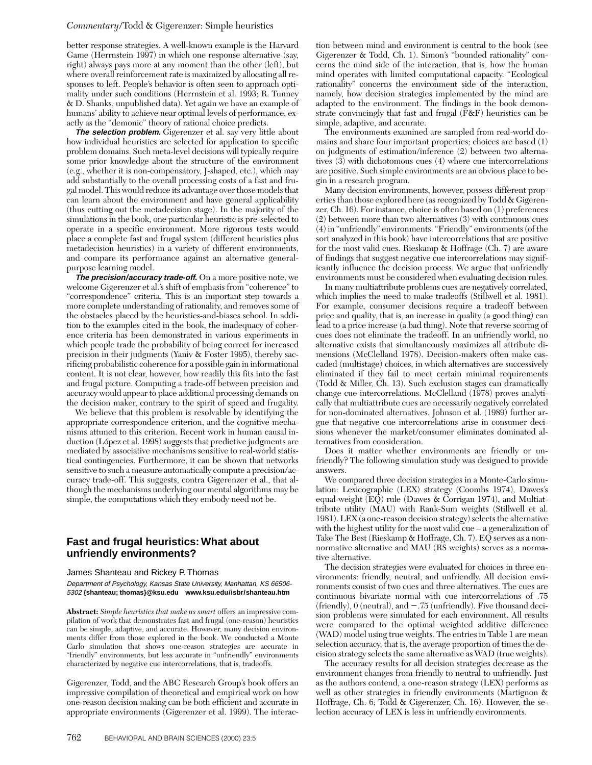better response strategies. A well-known example is the Harvard Game (Herrnstein 1997) in which one response alternative (say, right) always pays more at any moment than the other (left), but where overall reinforcement rate is maximized by allocating all responses to left. People's behavior is often seen to approach optimality under such conditions (Herrnstein et al. 1993; R. Tunney & D. Shanks, unpublished data). Yet again we have an example of humans' ability to achieve near optimal levels of performance, exactly as the "demonic" theory of rational choice predicts.

***The selection problem.*** Gigerenzer et al. say very little about how individual heuristics are selected for application to specific problem domains. Such meta-level decisions will typically require some prior knowledge about the structure of the environment (e.g., whether it is non-compensatory, J-shaped, etc.), which may add substantially to the overall processing costs of a fast and frugal model. This would reduce its advantage over those models that can learn about the environment and have general applicability (thus cutting out the metadecision stage). In the majority of the simulations in the book, one particular heuristic is pre-selected to operate in a specific environment. More rigorous tests would place a complete fast and frugal system (different heuristics plus metadecision heuristics) in a variety of different environments, and compare its performance against an alternative general-purpose learning model.

***The precision/accuracy trade-off.*** On a more positive note, we welcome Gigerenzer et al.'s shift of emphasis from "coherence" to "correspondence" criteria. This is an important step towards a more complete understanding of rationality, and removes some of the obstacles placed by the heuristics-and-biases school. In addition to the examples cited in the book, the inadequacy of coherence criteria has been demonstrated in various experiments in which people trade the probability of being correct for increased precision in their judgments (Yaniv & Foster 1995), thereby sacrificing probabilistic coherence for a possible gain in informational content. It is not clear, however, how readily this fits into the fast and frugal picture. Computing a trade-off between precision and accuracy would appear to place additional processing demands on the decision maker, contrary to the spirit of speed and frugality.

We believe that this problem is resolvable by identifying the appropriate correspondence criterion, and the cognitive mechanisms attuned to this criterion. Recent work in human causal induction (López et al. 1998) suggests that predictive judgments are mediated by associative mechanisms sensitive to real-world statistical contingencies. Furthermore, it can be shown that networks sensitive to such a measure automatically compute a precision/accuracy trade-off. This suggests, contra Gigerenzer et al., that although the mechanisms underlying our mental algorithms may be simple, the computations which they embody need not be.

## Fast and frugal heuristics: What about unfriendly environments?

James Shanteau and Rickey P. Thomas

*Department of Psychology, Kansas State University, Manhattan, KS 66506-5302* **{shanteau; thomas}@ksu.edu www.ksu.edu/isbr/shanteau.htm**

**Abstract:** *Simple heuristics that make us smart* offers an impressive compilation of work that demonstrates fast and frugal (one-reason) heuristics can be simple, adaptive, and accurate. However, many decision environments differ from those explored in the book. We conducted a Monte Carlo simulation that shows one-reason strategies are accurate in "friendly" environments, but less accurate in "unfriendly" environments characterized by negative cue intercorrelations, that is, tradeoffs.

Gigerenzer, Todd, and the ABC Research Group's book offers an impressive compilation of theoretical and empirical work on how one-reason decision making can be both efficient and accurate in appropriate environments (Gigerenzer et al. 1999). The interaction between mind and environment is central to the book (see Gigerenzer & Todd, Ch. 1). Simon's "bounded rationality" concerns the mind side of the interaction, that is, how the human mind operates with limited computational capacity. "Ecological rationality" concerns the environment side of the interaction, namely, how decision strategies implemented by the mind are adapted to the environment. The findings in the book demonstrate convincingly that fast and frugal (F&F) heuristics can be simple, adaptive, and accurate.

The environments examined are sampled from real-world domains and share four important properties; choices are based (1) on judgments of estimation/inference (2) between two alternatives (3) with dichotomous cues (4) where cue intercorrelations are positive. Such simple environments are an obvious place to begin in a research program.

Many decision environments, however, possess different properties than those explored here (as recognized by Todd & Gigerenzer, Ch. 16). For instance, choice is often based on (1) preferences (2) between more than two alternatives (3) with continuous cues (4) in "unfriendly" environments. "Friendly" environments (of the sort analyzed in this book) have intercorrelations that are positive for the most valid cues. Rieskamp & Hoffrage (Ch. 7) are aware of findings that suggest negative cue intercorrelations may significantly influence the decision process. We argue that unfriendly environments must be considered when evaluating decision rules.

In many multiattribute problems cues are negatively correlated, which implies the need to make tradeoffs (Stillwell et al. 1981). For example, consumer decisions require a tradeoff between price and quality, that is, an increase in quality (a good thing) can lead to a price increase (a bad thing). Note that reverse scoring of cues does not eliminate the tradeoff. In an unfriendly world, no alternative exists that simultaneously maximizes all attribute dimensions (McClelland 1978). Decision-makers often make cascaded (multistage) choices, in which alternatives are successively eliminated if they fail to meet certain minimal requirements (Todd & Miller, Ch. 13). Such exclusion stages can dramatically change cue intercorrelations. McClelland (1978) proves analytically that multiattribute cues are necessarily negatively correlated for non-dominated alternatives. Johnson et al. (1989) further argue that negative cue intercorrelations arise in consumer decisions whenever the market/consumer eliminates dominated alternatives from consideration.

Does it matter whether environments are friendly or unfriendly? The following simulation study was designed to provide answers.

We compared three decision strategies in a Monte-Carlo simulation: Lexicographic (LEX) strategy (Coombs 1974), Dawes's equal-weight (EQ) rule (Dawes & Corrigan 1974), and Multiattribute utility (MAU) with Rank-Sum weights (Stillwell et al. 1981). LEX (a one-reason decision strategy) selects the alternative with the highest utility for the most valid cue – a generalization of Take The Best (Rieskamp & Hoffrage, Ch. 7). EQ serves as a nonnormative alternative and MAU (RS weights) serves as a normative alternative.

The decision strategies were evaluated for choices in three environments: friendly, neutral, and unfriendly. All decision environments consist of two cues and three alternatives. The cues are continuous bivariate normal with cue intercorrelations of .75 (friendly), 0 (neutral), and −.75 (unfriendly). Five thousand decision problems were simulated for each environment. All results were compared to the optimal weighted additive difference (WAD) model using true weights. The entries in Table 1 are mean selection accuracy, that is, the average proportion of times the decision strategy selects the same alternative as WAD (true weights).

The accuracy results for all decision strategies decrease as the environment changes from friendly to neutral to unfriendly. Just as the authors contend, a one-reason strategy (LEX) performs as well as other strategies in friendly environments (Martignon & Hoffrage, Ch. 6; Todd & Gigerenzer, Ch. 16). However, the selection accuracy of LEX is less in unfriendly environments.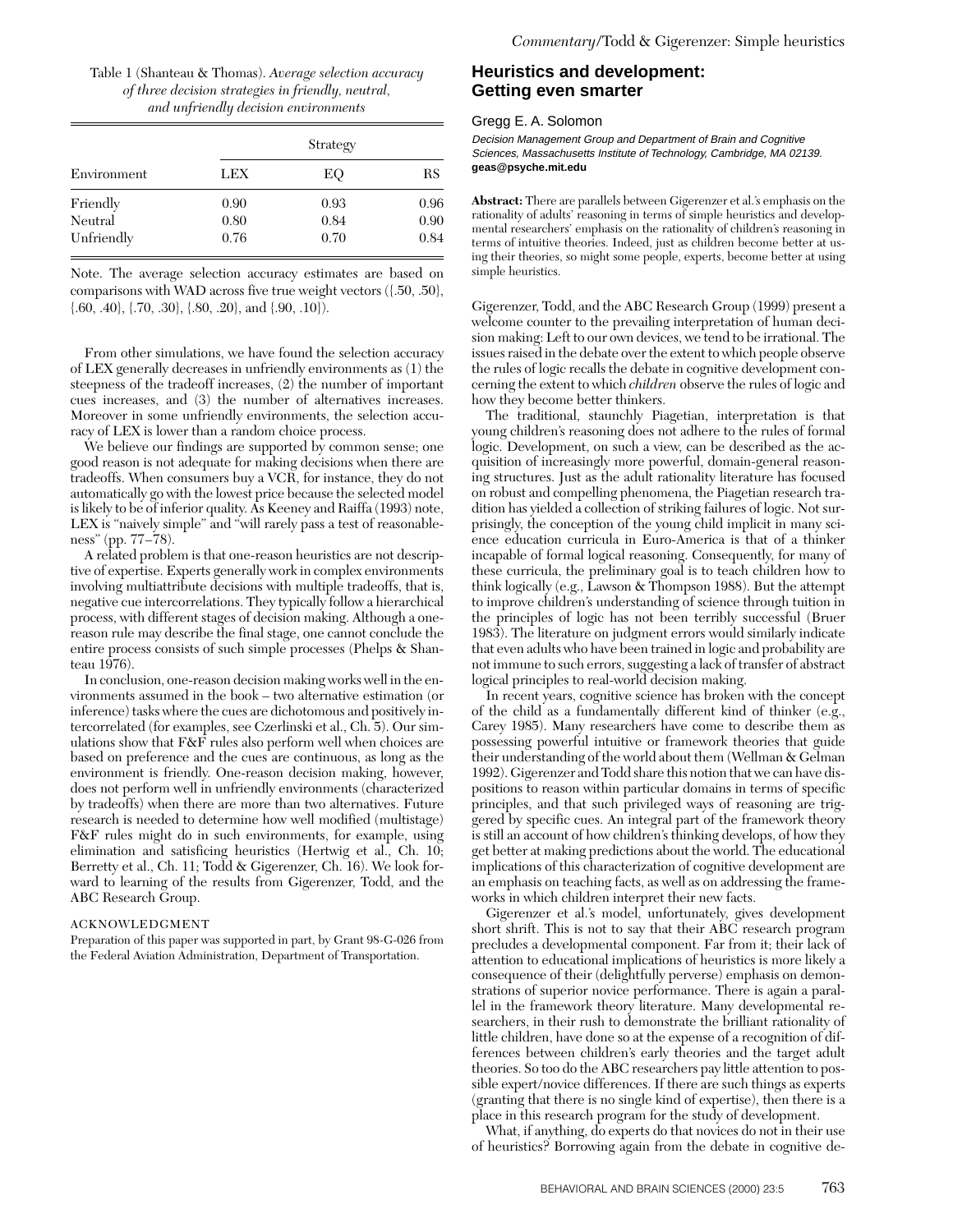Table 1 (Shanteau & Thomas). *Average selection accuracy of three decision strategies in friendly, neutral, and unfriendly decision environments*

| Environment | Strategy | | |
|---|---|---|---|
| | LEX | EQ | RS |
| Friendly | 0.90 | 0.93 | 0.96 |
| Neutral | 0.80 | 0.84 | 0.90 |
| Unfriendly | 0.76 | 0.70 | 0.84 |

Note. The average selection accuracy estimates are based on comparisons with WAD across five true weight vectors ({.50, .50}, {.60, .40}, {.70, .30}, {.80, .20}, and {.90, .10}).

From other simulations, we have found the selection accuracy of LEX generally decreases in unfriendly environments as (1) the steepness of the tradeoff increases, (2) the number of important cues increases, and (3) the number of alternatives increases. Moreover in some unfriendly environments, the selection accuracy of LEX is lower than a random choice process.

We believe our findings are supported by common sense; one good reason is not adequate for making decisions when there are tradeoffs. When consumers buy a VCR, for instance, they do not automatically go with the lowest price because the selected model is likely to be of inferior quality. As Keeney and Raiffa (1993) note, LEX is "naively simple" and "will rarely pass a test of reasonableness" (pp. 77–78).

A related problem is that one-reason heuristics are not descriptive of expertise. Experts generally work in complex environments involving multiattribute decisions with multiple tradeoffs, that is, negative cue intercorrelations. They typically follow a hierarchical process, with different stages of decision making. Although a one-reason rule may describe the final stage, one cannot conclude the entire process consists of such simple processes (Phelps & Shanteau 1976).

In conclusion, one-reason decision making works well in the environments assumed in the book – two alternative estimation (or inference) tasks where the cues are dichotomous and positively intercorrelated (for examples, see Czerlinski et al., Ch. 5). Our simulations show that F&F rules also perform well when choices are based on preference and the cues are continuous, as long as the environment is friendly. One-reason decision making, however, does not perform well in unfriendly environments (characterized by tradeoffs) when there are more than two alternatives. Future research is needed to determine how well modified (multistage) F&F rules might do in such environments, for example, using elimination and satisficing heuristics (Hertwig et al., Ch. 10; Berretty et al., Ch. 11; Todd & Gigerenzer, Ch. 16). We look forward to learning of the results from Gigerenzer, Todd, and the ABC Research Group.

ACKNOWLEDGMENT

Preparation of this paper was supported in part, by Grant 98-G-026 from the Federal Aviation Administration, Department of Transportation.

## Heuristics and development: Getting even smarter

Gregg E. A. Solomon

*Decision Management Group and Department of Brain and Cognitive Sciences, Massachusetts Institute of Technology, Cambridge, MA 02139.*
**geas@psyche.mit.edu**

**Abstract:** There are parallels between Gigerenzer et al.'s emphasis on the rationality of adults' reasoning in terms of simple heuristics and developmental researchers' emphasis on the rationality of children's reasoning in terms of intuitive theories. Indeed, just as children become better at using their theories, so might some people, experts, become better at using simple heuristics.

Gigerenzer, Todd, and the ABC Research Group (1999) present a welcome counter to the prevailing interpretation of human decision making: Left to our own devices, we tend to be irrational. The issues raised in the debate over the extent to which people observe the rules of logic recalls the debate in cognitive development concerning the extent to which *children* observe the rules of logic and how they become better thinkers.

The traditional, staunchly Piagetian, interpretation is that young children's reasoning does not adhere to the rules of formal logic. Development, on such a view, can be described as the acquisition of increasingly more powerful, domain-general reasoning structures. Just as the adult rationality literature has focused on robust and compelling phenomena, the Piagetian research tradition has yielded a collection of striking failures of logic. Not surprisingly, the conception of the young child implicit in many science education curricula in Euro-America is that of a thinker incapable of formal logical reasoning. Consequently, for many of these curricula, the preliminary goal is to teach children how to think logically (e.g., Lawson & Thompson 1988). But the attempt to improve children's understanding of science through tuition in the principles of logic has not been terribly successful (Bruer 1983). The literature on judgment errors would similarly indicate that even adults who have been trained in logic and probability are not immune to such errors, suggesting a lack of transfer of abstract logical principles to real-world decision making.

In recent years, cognitive science has broken with the concept of the child as a fundamentally different kind of thinker (e.g., Carey 1985). Many researchers have come to describe them as possessing powerful intuitive or framework theories that guide their understanding of the world about them (Wellman & Gelman 1992). Gigerenzer and Todd share this notion that we can have dispositions to reason within particular domains in terms of specific principles, and that such privileged ways of reasoning are triggered by specific cues. An integral part of the framework theory is still an account of how children's thinking develops, of how they get better at making predictions about the world. The educational implications of this characterization of cognitive development are an emphasis on teaching facts, as well as on addressing the frameworks in which children interpret their new facts.

Gigerenzer et al.'s model, unfortunately, gives development short shrift. This is not to say that their ABC research program precludes a developmental component. Far from it; their lack of attention to educational implications of heuristics is more likely a consequence of their (delightfully perverse) emphasis on demonstrations of superior novice performance. There is again a parallel in the framework theory literature. Many developmental researchers, in their rush to demonstrate the brilliant rationality of little children, have done so at the expense of a recognition of differences between children's early theories and the target adult theories. So too do the ABC researchers pay little attention to possible expert/novice differences. If there are such things as experts (granting that there is no single kind of expertise), then there is a place in this research program for the study of development.

What, if anything, do experts do that novices do not in their use of heuristics? Borrowing again from the debate in cognitive de-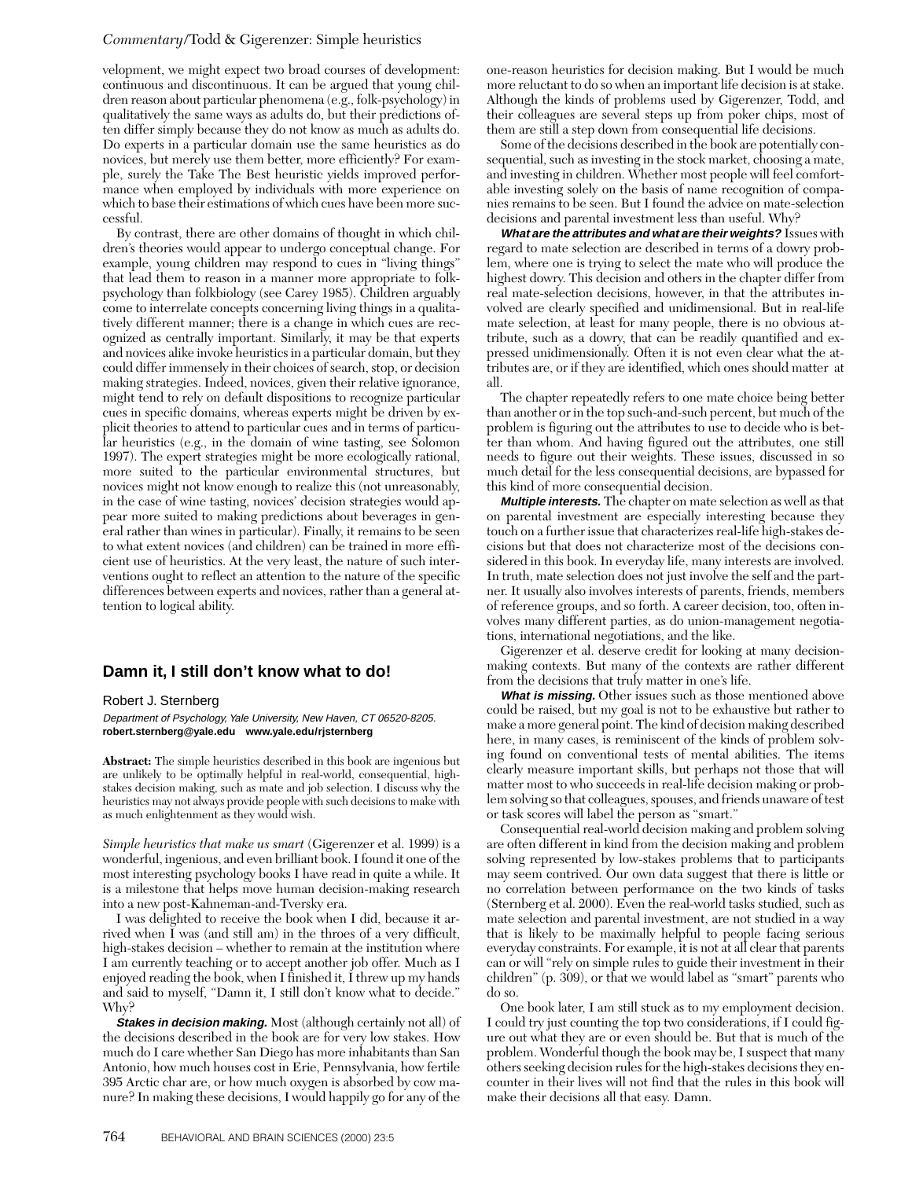velopment, we might expect two broad courses of development: continuous and discontinuous. It can be argued that young children reason about particular phenomena (e.g., folk-psychology) in qualitatively the same ways as adults do, but their predictions often differ simply because they do not know as much as adults do. Do experts in a particular domain use the same heuristics as do novices, but merely use them better, more efficiently? For example, surely the Take The Best heuristic yields improved performance when employed by individuals with more experience on which to base their estimations of which cues have been more successful.

By contrast, there are other domains of thought in which children's theories would appear to undergo conceptual change. For example, young children may respond to cues in "living things" that lead them to reason in a manner more appropriate to folk-psychology than folkbiology (see Carey 1985). Children arguably come to interrelate concepts concerning living things in a qualitatively different manner; there is a change in which cues are recognized as centrally important. Similarly, it may be that experts and novices alike invoke heuristics in a particular domain, but they could differ immensely in their choices of search, stop, or decision making strategies. Indeed, novices, given their relative ignorance, might tend to rely on default dispositions to recognize particular cues in specific domains, whereas experts might be driven by explicit theories to attend to particular cues and in terms of particular heuristics (e.g., in the domain of wine tasting, see Solomon 1997). The expert strategies might be more ecologically rational, more suited to the particular environmental structures, but novices might not know enough to realize this (not unreasonably, in the case of wine tasting, novices' decision strategies would appear more suited to making predictions about beverages in general rather than wines in particular). Finally, it remains to be seen to what extent novices (and children) can be trained in more efficient use of heuristics. At the very least, the nature of such interventions ought to reflect an attention to the nature of the specific differences between experts and novices, rather than a general attention to logical ability.

## Damn it, I still don't know what to do!

Robert J. Sternberg

*Department of Psychology, Yale University, New Haven, CT 06520-8205.*
**robert.sternberg@yale.edu www.yale.edu/rjsternberg**

**Abstract:** The simple heuristics described in this book are ingenious but are unlikely to be optimally helpful in real-world, consequential, high-stakes decision making, such as mate and job selection. I discuss why the heuristics may not always provide people with such decisions to make with as much enlightenment as they would wish.

*Simple heuristics that make us smart* (Gigerenzer et al. 1999) is a wonderful, ingenious, and even brilliant book. I found it one of the most interesting psychology books I have read in quite a while. It is a milestone that helps move human decision-making research into a new post-Kahneman-and-Tversky era.

I was delighted to receive the book when I did, because it arrived when I was (and still am) in the throes of a very difficult, high-stakes decision – whether to remain at the institution where I am currently teaching or to accept another job offer. Much as I enjoyed reading the book, when I finished it, I threw up my hands and said to myself, "Damn it, I still don't know what to decide." Why?

***Stakes in decision making.*** Most (although certainly not all) of the decisions described in the book are for very low stakes. How much do I care whether San Diego has more inhabitants than San Antonio, how much houses cost in Erie, Pennsylvania, how fertile 395 Arctic char are, or how much oxygen is absorbed by cow manure? In making these decisions, I would happily go for any of the one-reason heuristics for decision making. But I would be much more reluctant to do so when an important life decision is at stake. Although the kinds of problems used by Gigerenzer, Todd, and their colleagues are several steps up from poker chips, most of them are still a step down from consequential life decisions.

Some of the decisions described in the book are potentially consequential, such as investing in the stock market, choosing a mate, and investing in children. Whether most people will feel comfortable investing solely on the basis of name recognition of companies remains to be seen. But I found the advice on mate-selection decisions and parental investment less than useful. Why?

***What are the attributes and what are their weights?*** Issues with regard to mate selection are described in terms of a dowry problem, where one is trying to select the mate who will produce the highest dowry. This decision and others in the chapter differ from real mate-selection decisions, however, in that the attributes involved are clearly specified and unidimensional. But in real-life mate selection, at least for many people, there is no obvious attribute, such as a dowry, that can be readily quantified and expressed unidimensionally. Often it is not even clear what the attributes are, or if they are identified, which ones should matter at all.

The chapter repeatedly refers to one mate choice being better than another or in the top such-and-such percent, but much of the problem is figuring out the attributes to use to decide who is better than whom. And having figured out the attributes, one still needs to figure out their weights. These issues, discussed in so much detail for the less consequential decisions, are bypassed for this kind of more consequential decision.

***Multiple interests.*** The chapter on mate selection as well as that on parental investment are especially interesting because they touch on a further issue that characterizes real-life high-stakes decisions but that does not characterize most of the decisions considered in this book. In everyday life, many interests are involved. In truth, mate selection does not just involve the self and the partner. It usually also involves interests of parents, friends, members of reference groups, and so forth. A career decision, too, often involves many different parties, as do union-management negotiations, international negotiations, and the like.

Gigerenzer et al. deserve credit for looking at many decision-making contexts. But many of the contexts are rather different from the decisions that truly matter in one's life.

***What is missing.*** Other issues such as those mentioned above could be raised, but my goal is not to be exhaustive but rather to make a more general point. The kind of decision making described here, in many cases, is reminiscent of the kinds of problem solving found on conventional tests of mental abilities. The items clearly measure important skills, but perhaps not those that will matter most to who succeeds in real-life decision making or problem solving so that colleagues, spouses, and friends unaware of test or task scores will label the person as "smart."

Consequential real-world decision making and problem solving are often different in kind from the decision making and problem solving represented by low-stakes problems that to participants may seem contrived. Our own data suggest that there is little or no correlation between performance on the two kinds of tasks (Sternberg et al. 2000). Even the real-world tasks studied, such as mate selection and parental investment, are not studied in a way that is likely to be maximally helpful to people facing serious everyday constraints. For example, it is not at all clear that parents can or will "rely on simple rules to guide their investment in their children" (p. 309), or that we would label as "smart" parents who do so.

One book later, I am still stuck as to my employment decision. I could try just counting the top two considerations, if I could figure out what they are or even should be. But that is much of the problem. Wonderful though the book may be, I suspect that many others seeking decision rules for the high-stakes decisions they encounter in their lives will not find that the rules in this book will make their decisions all that easy. Damn.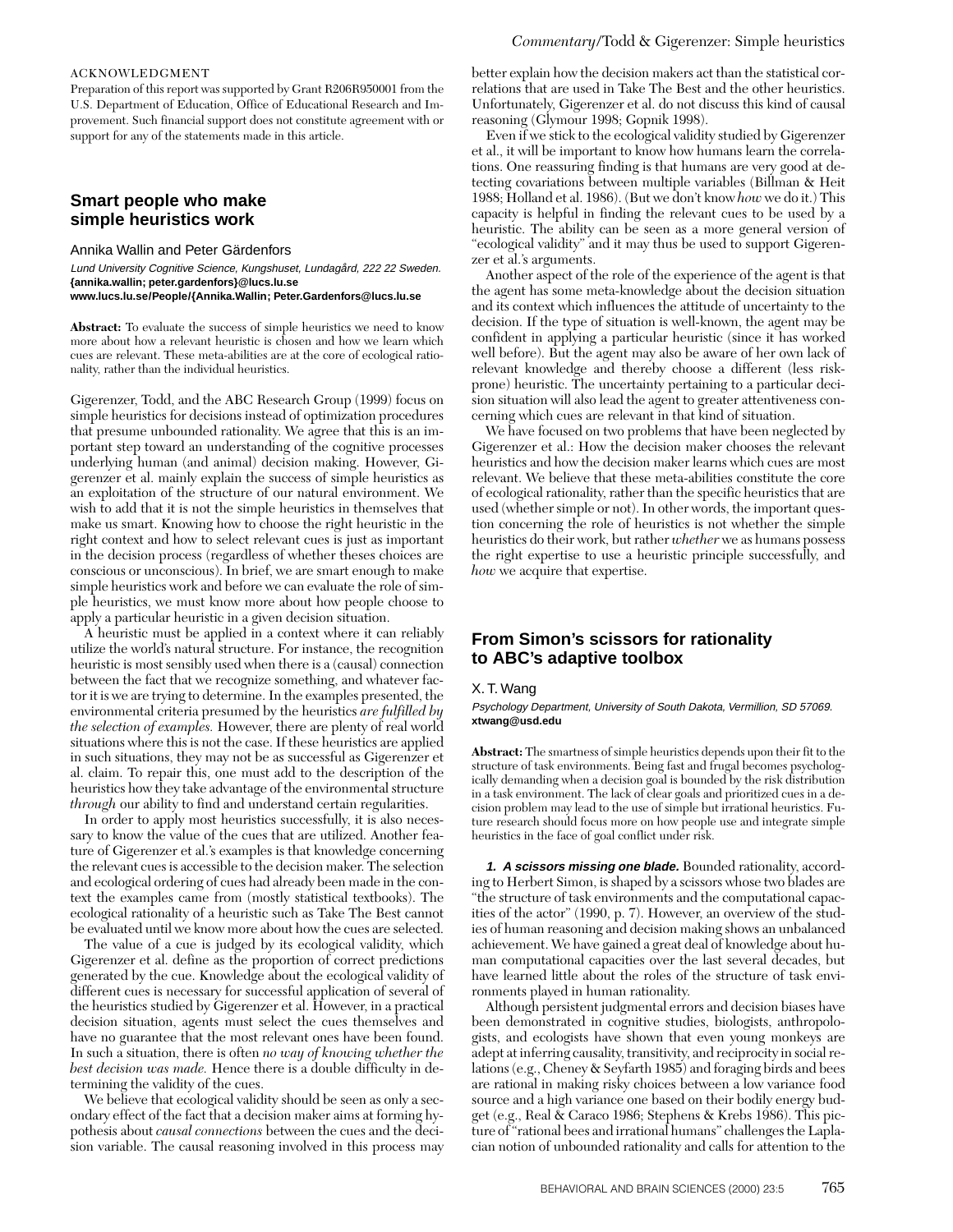ACKNOWLEDGMENT

Preparation of this report was supported by Grant R206R950001 from the U.S. Department of Education, Office of Educational Research and Improvement. Such financial support does not constitute agreement with or support for any of the statements made in this article.

## Smart people who make simple heuristics work

Annika Wallin and Peter Gärdenfors

*Lund University Cognitive Science, Kungshuset, Lundagård, 222 22 Sweden.*
**{annika.wallin; peter.gardenfors}@lucs.lu.se**
**www.lucs.lu.se/People/{Annika.Wallin; Peter.Gardenfors@lucs.lu.se**

**Abstract:** To evaluate the success of simple heuristics we need to know more about how a relevant heuristic is chosen and how we learn which cues are relevant. These meta-abilities are at the core of ecological rationality, rather than the individual heuristics.

Gigerenzer, Todd, and the ABC Research Group (1999) focus on simple heuristics for decisions instead of optimization procedures that presume unbounded rationality. We agree that this is an important step toward an understanding of the cognitive processes underlying human (and animal) decision making. However, Gigerenzer et al. mainly explain the success of simple heuristics as an exploitation of the structure of our natural environment. We wish to add that it is not the simple heuristics in themselves that make us smart. Knowing how to choose the right heuristic in the right context and how to select relevant cues is just as important in the decision process (regardless of whether theses choices are conscious or unconscious). In brief, we are smart enough to make simple heuristics work and before we can evaluate the role of simple heuristics, we must know more about how people choose to apply a particular heuristic in a given decision situation.

A heuristic must be applied in a context where it can reliably utilize the world's natural structure. For instance, the recognition heuristic is most sensibly used when there is a (causal) connection between the fact that we recognize something, and whatever factor it is we are trying to determine. In the examples presented, the environmental criteria presumed by the heuristics *are fulfilled by the selection of examples.* However, there are plenty of real world situations where this is not the case. If these heuristics are applied in such situations, they may not be as successful as Gigerenzer et al. claim. To repair this, one must add to the description of the heuristics how they take advantage of the environmental structure *through* our ability to find and understand certain regularities.

In order to apply most heuristics successfully, it is also necessary to know the value of the cues that are utilized. Another feature of Gigerenzer et al.'s examples is that knowledge concerning the relevant cues is accessible to the decision maker. The selection and ecological ordering of cues had already been made in the context the examples came from (mostly statistical textbooks). The ecological rationality of a heuristic such as Take The Best cannot be evaluated until we know more about how the cues are selected.

The value of a cue is judged by its ecological validity, which Gigerenzer et al. define as the proportion of correct predictions generated by the cue. Knowledge about the ecological validity of different cues is necessary for successful application of several of the heuristics studied by Gigerenzer et al. However, in a practical decision situation, agents must select the cues themselves and have no guarantee that the most relevant ones have been found. In such a situation, there is often *no way of knowing whether the best decision was made.* Hence there is a double difficulty in determining the validity of the cues.

We believe that ecological validity should be seen as only a secondary effect of the fact that a decision maker aims at forming hypothesis about *causal connections* between the cues and the decision variable. The causal reasoning involved in this process may better explain how the decision makers act than the statistical correlations that are used in Take The Best and the other heuristics. Unfortunately, Gigerenzer et al. do not discuss this kind of causal reasoning (Glymour 1998; Gopnik 1998).

Even if we stick to the ecological validity studied by Gigerenzer et al., it will be important to know how humans learn the correlations. One reassuring finding is that humans are very good at detecting covariations between multiple variables (Billman & Heit 1988; Holland et al. 1986). (But we don't know *how* we do it.) This capacity is helpful in finding the relevant cues to be used by a heuristic. The ability can be seen as a more general version of "ecological validity" and it may thus be used to support Gigerenzer et al.'s arguments.

Another aspect of the role of the experience of the agent is that the agent has some meta-knowledge about the decision situation and its context which influences the attitude of uncertainty to the decision. If the type of situation is well-known, the agent may be confident in applying a particular heuristic (since it has worked well before). But the agent may also be aware of her own lack of relevant knowledge and thereby choose a different (less risk-prone) heuristic. The uncertainty pertaining to a particular decision situation will also lead the agent to greater attentiveness concerning which cues are relevant in that kind of situation.

We have focused on two problems that have been neglected by Gigerenzer et al.: How the decision maker chooses the relevant heuristics and how the decision maker learns which cues are most relevant. We believe that these meta-abilities constitute the core of ecological rationality, rather than the specific heuristics that are used (whether simple or not). In other words, the important question concerning the role of heuristics is not whether the simple heuristics do their work, but rather *whether* we as humans possess the right expertise to use a heuristic principle successfully, and *how* we acquire that expertise.

## From Simon's scissors for rationality to ABC's adaptive toolbox

X. T. Wang

*Psychology Department, University of South Dakota, Vermillion, SD 57069.*
**xtwang@usd.edu**

**Abstract:** The smartness of simple heuristics depends upon their fit to the structure of task environments. Being fast and frugal becomes psychologically demanding when a decision goal is bounded by the risk distribution in a task environment. The lack of clear goals and prioritized cues in a decision problem may lead to the use of simple but irrational heuristics. Future research should focus more on how people use and integrate simple heuristics in the face of goal conflict under risk.

***1. A scissors missing one blade.*** Bounded rationality, according to Herbert Simon, is shaped by a scissors whose two blades are "the structure of task environments and the computational capacities of the actor" (1990, p. 7). However, an overview of the studies of human reasoning and decision making shows an unbalanced achievement. We have gained a great deal of knowledge about human computational capacities over the last several decades, but have learned little about the roles of the structure of task environments played in human rationality.

Although persistent judgmental errors and decision biases have been demonstrated in cognitive studies, biologists, anthropologists, and ecologists have shown that even young monkeys are adept at inferring causality, transitivity, and reciprocity in social relations (e.g., Cheney & Seyfarth 1985) and foraging birds and bees are rational in making risky choices between a low variance food source and a high variance one based on their bodily energy budget (e.g., Real & Caraco 1986; Stephens & Krebs 1986). This picture of "rational bees and irrational humans" challenges the Laplacian notion of unbounded rationality and calls for attention to the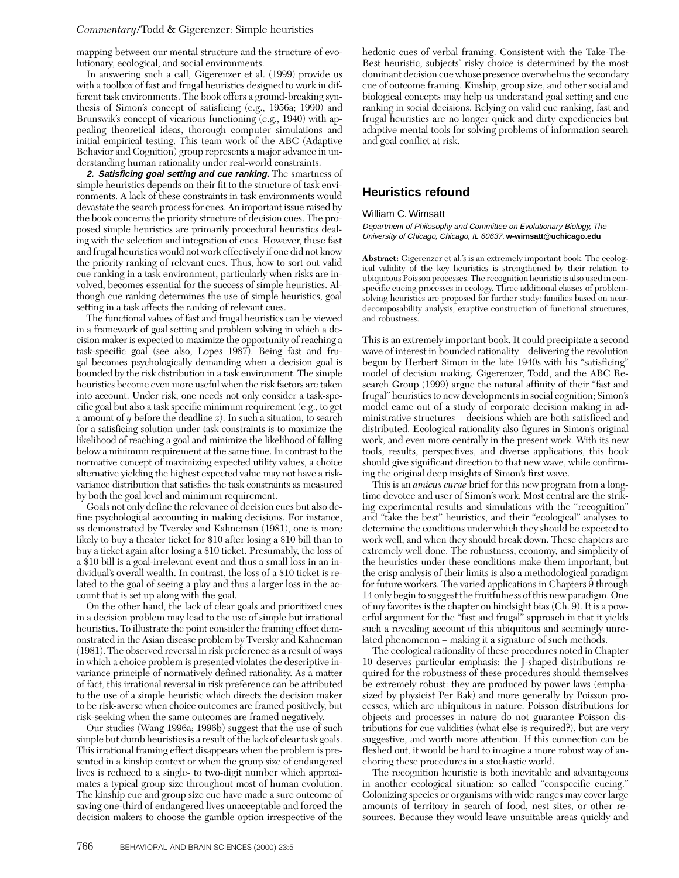mapping between our mental structure and the structure of evolutionary, ecological, and social environments.

In answering such a call, Gigerenzer et al. (1999) provide us with a toolbox of fast and frugal heuristics designed to work in different task environments. The book offers a ground-breaking synthesis of Simon's concept of satisficing (e.g., 1956a; 1990) and Brunswik's concept of vicarious functioning (e.g., 1940) with appealing theoretical ideas, thorough computer simulations and initial empirical testing. This team work of the ABC (Adaptive Behavior and Cognition) group represents a major advance in understanding human rationality under real-world constraints.

***2. Satisficing goal setting and cue ranking.*** The smartness of simple heuristics depends on their fit to the structure of task environments. A lack of these constraints in task environments would devastate the search process for cues. An important issue raised by the book concerns the priority structure of decision cues. The proposed simple heuristics are primarily procedural heuristics dealing with the selection and integration of cues. However, these fast and frugal heuristics would not work effectively if one did not know the priority ranking of relevant cues. Thus, how to sort out valid cue ranking in a task environment, particularly when risks are involved, becomes essential for the success of simple heuristics. Although cue ranking determines the use of simple heuristics, goal setting in a task affects the ranking of relevant cues.

The functional values of fast and frugal heuristics can be viewed in a framework of goal setting and problem solving in which a decision maker is expected to maximize the opportunity of reaching a task-specific goal (see also, Lopes 1987). Being fast and frugal becomes psychologically demanding when a decision goal is bounded by the risk distribution in a task environment. The simple heuristics become even more useful when the risk factors are taken into account. Under risk, one needs not only consider a task-specific goal but also a task specific minimum requirement (e.g., to get $x$ amount of $y$ before the deadline $z$). In such a situation, to search for a satisficing solution under task constraints is to maximize the likelihood of reaching a goal and minimize the likelihood of falling below a minimum requirement at the same time. In contrast to the normative concept of maximizing expected utility values, a choice alternative yielding the highest expected value may not have a risk-variance distribution that satisfies the task constraints as measured by both the goal level and minimum requirement.

Goals not only define the relevance of decision cues but also define psychological accounting in making decisions. For instance, as demonstrated by Tversky and Kahneman (1981), one is more likely to buy a theater ticket for \$10 after losing a \$10 bill than to buy a ticket again after losing a \$10 ticket. Presumably, the loss of a \$10 bill is a goal-irrelevant event and thus a small loss in an individual's overall wealth. In contrast, the loss of a \$10 ticket is related to the goal of seeing a play and thus a larger loss in the account that is set up along with the goal.

On the other hand, the lack of clear goals and prioritized cues in a decision problem may lead to the use of simple but irrational heuristics. To illustrate the point consider the framing effect demonstrated in the Asian disease problem by Tversky and Kahneman (1981). The observed reversal in risk preference as a result of ways in which a choice problem is presented violates the descriptive invariance principle of normatively defined rationality. As a matter of fact, this irrational reversal in risk preference can be attributed to the use of a simple heuristic which directs the decision maker to be risk-averse when choice outcomes are framed positively, but risk-seeking when the same outcomes are framed negatively.

Our studies (Wang 1996a; 1996b) suggest that the use of such simple but dumb heuristics is a result of the lack of clear task goals. This irrational framing effect disappears when the problem is presented in a kinship context or when the group size of endangered lives is reduced to a single- to two-digit number which approximates a typical group size throughout most of human evolution. The kinship cue and group size cue have made a sure outcome of saving one-third of endangered lives unacceptable and forced the decision makers to choose the gamble option irrespective of the hedonic cues of verbal framing. Consistent with the Take-The-Best heuristic, subjects' risky choice is determined by the most dominant decision cue whose presence overwhelms the secondary cue of outcome framing. Kinship, group size, and other social and biological concepts may help us understand goal setting and cue ranking in social decisions. Relying on valid cue ranking, fast and frugal heuristics are no longer quick and dirty expediencies but adaptive mental tools for solving problems of information search and goal conflict at risk.

## Heuristics refound

William C. Wimsatt

*Department of Philosophy and Committee on Evolutionary Biology, The University of Chicago, Chicago, IL 60637.* **w-wimsatt@uchicago.edu**

**Abstract:** Gigerenzer et al.'s is an extremely important book. The ecological validity of the key heuristics is strengthened by their relation to ubiquitous Poisson processes. The recognition heuristic is also used in conspecific cueing processes in ecology. Three additional classes of problem-solving heuristics are proposed for further study: families based on near-decomposability analysis, exaptive construction of functional structures, and robustness.

This is an extremely important book. It could precipitate a second wave of interest in bounded rationality – delivering the revolution begun by Herbert Simon in the late 1940s with his "satisficing" model of decision making. Gigerenzer, Todd, and the ABC Research Group (1999) argue the natural affinity of their "fast and frugal" heuristics to new developments in social cognition; Simon's model came out of a study of corporate decision making in administrative structures – decisions which are both satisficed and distributed. Ecological rationality also figures in Simon's original work, and even more centrally in the present work. With its new tools, results, perspectives, and diverse applications, this book should give significant direction to that new wave, while confirming the original deep insights of Simon's first wave.

This is an *amicus curae* brief for this new program from a long-time devotee and user of Simon's work. Most central are the striking experimental results and simulations with the "recognition" and "take the best" heuristics, and their "ecological" analyses to determine the conditions under which they should be expected to work well, and when they should break down. These chapters are extremely well done. The robustness, economy, and simplicity of the heuristics under these conditions make them important, but the crisp analysis of their limits is also a methodological paradigm for future workers. The varied applications in Chapters 9 through 14 only begin to suggest the fruitfulness of this new paradigm. One of my favorites is the chapter on hindsight bias (Ch. 9). It is a powerful argument for the "fast and frugal" approach in that it yields such a revealing account of this ubiquitous and seemingly unrelated phenomenon – making it a signature of such methods.

The ecological rationality of these procedures noted in Chapter 10 deserves particular emphasis: the J-shaped distributions required for the robustness of these procedures should themselves be extremely robust: they are produced by power laws (emphasized by physicist Per Bak) and more generally by Poisson processes, which are ubiquitous in nature. Poisson distributions for objects and processes in nature do not guarantee Poisson distributions for cue validities (what else is required?), but are very suggestive, and worth more attention. If this connection can be fleshed out, it would be hard to imagine a more robust way of anchoring these procedures in a stochastic world.

The recognition heuristic is both inevitable and advantageous in another ecological situation: so called "conspecific cueing." Colonizing species or organisms with wide ranges may cover large amounts of territory in search of food, nest sites, or other resources. Because they would leave unsuitable areas quickly and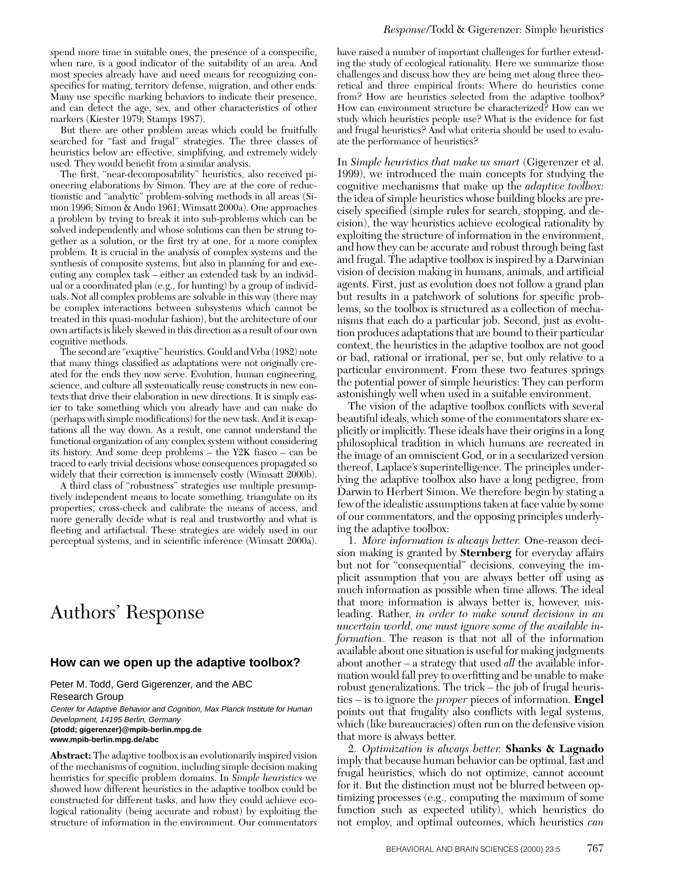spend more time in suitable ones, the presence of a conspecific, when rare, is a good indicator of the suitability of an area. And most species already have and need means for recognizing conspecifics for mating, territory defense, migration, and other ends. Many use specific marking behaviors to indicate their presence, and can detect the age, sex, and other characteristics of other markers (Kiester 1979; Stamps 1987).

But there are other problem areas which could be fruitfully searched for "fast and frugal" strategies. The three classes of heuristics below are effective, simplifying, and extremely widely used. They would benefit from a similar analysis.

The first, "near-decomposability" heuristics, also received pioneering elaborations by Simon. They are at the core of reductionistic and "analytic" problem-solving methods in all areas (Simon 1996; Simon & Ando 1961; Wimsatt 2000a). One approaches a problem by trying to break it into sub-problems which can be solved independently and whose solutions can then be strung together as a solution, or the first try at one, for a more complex problem. It is crucial in the analysis of complex systems and the synthesis of composite systems, but also in planning for and executing any complex task – either an extended task by an individual or a coordinated plan (e.g., for hunting) by a group of individuals. Not all complex problems are solvable in this way (there may be complex interactions between subsystems which cannot be treated in this quasi-modular fashion), but the architecture of our own artifacts is likely skewed in this direction as a result of our own cognitive methods.

The second are "exaptive" heuristics. Gould and Vrba (1982) note that many things classified as adaptations were not originally created for the ends they now serve. Evolution, human engineering, science, and culture all systematically reuse constructs in new contexts that drive their elaboration in new directions. It is simply easier to take something which you already have and can make do (perhaps with simple modifications) for the new task. And it is exaptations all the way down. As a result, one cannot understand the functional organization of any complex system without considering its history. And some deep problems – the Y2K fiasco – can be traced to early trivial decisions whose consequences propagated so widely that their correction is immensely costly (Wimsatt 2000b).

A third class of "robustness" strategies use multiple presumptively independent means to locate something, triangulate on its properties, cross-check and calibrate the means of access, and more generally decide what is real and trustworthy and what is fleeting and artifactual. These strategies are widely used in our perceptual systems, and in scientific inference (Wimsatt 2000a).

# Authors' Response

## How can we open up the adaptive toolbox?

Peter M. Todd, Gerd Gigerenzer, and the ABC Research Group

*Center for Adaptive Behavior and Cognition, Max Planck Institute for Human Development, 14195 Berlin, Germany*
**{ptodd; gigerenzer}@mpib-berlin.mpg.de**
**www.mpib-berlin.mpg.de/abc**

**Abstract:** The adaptive toolbox is an evolutionarily inspired vision of the mechanisms of cognition, including simple decision making heuristics for specific problem domains. In *Simple heuristics* we showed how different heuristics in the adaptive toolbox could be constructed for different tasks, and how they could achieve ecological rationality (being accurate and robust) by exploiting the structure of information in the environment. Our commentators have raised a number of important challenges for further extending the study of ecological rationality. Here we summarize those challenges and discuss how they are being met along three theoretical and three empirical fronts: Where do heuristics come from? How are heuristics selected from the adaptive toolbox? How can environment structure be characterized? How can we study which heuristics people use? What is the evidence for fast and frugal heuristics? And what criteria should be used to evaluate the performance of heuristics?

In *Simple heuristics that make us smart* (Gigerenzer et al. 1999), we introduced the main concepts for studying the cognitive mechanisms that make up the *adaptive toolbox:* the idea of simple heuristics whose building blocks are precisely specified (simple rules for search, stopping, and decision), the way heuristics achieve ecological rationality by exploiting the structure of information in the environment, and how they can be accurate and robust through being fast and frugal. The adaptive toolbox is inspired by a Darwinian vision of decision making in humans, animals, and artificial agents. First, just as evolution does not follow a grand plan but results in a patchwork of solutions for specific problems, so the toolbox is structured as a collection of mechanisms that each do a particular job. Second, just as evolution produces adaptations that are bound to their particular context, the heuristics in the adaptive toolbox are not good or bad, rational or irrational, per se, but only relative to a particular environment. From these two features springs the potential power of simple heuristics: They can perform astonishingly well when used in a suitable environment.

The vision of the adaptive toolbox conflicts with several beautiful ideals, which some of the commentators share explicitly or implicitly. These ideals have their origins in a long philosophical tradition in which humans are recreated in the image of an omniscient God, or in a secularized version thereof, Laplace's superintelligence. The principles underlying the adaptive toolbox also have a long pedigree, from Darwin to Herbert Simon. We therefore begin by stating a few of the idealistic assumptions taken at face value by some of our commentators, and the opposing principles underlying the adaptive toolbox:

1. *More information is always better.* One-reason decision making is granted by **Sternberg** for everyday affairs but not for "consequential" decisions, conveying the implicit assumption that you are always better off using as much information as possible when time allows. The ideal that more information is always better is, however, misleading. Rather, *in order to make sound decisions in an uncertain world, one must ignore some of the available information.* The reason is that not all of the information available about one situation is useful for making judgments about another – a strategy that used *all* the available information would fall prey to overfitting and be unable to make robust generalizations. The trick – the job of frugal heuristics – is to ignore the *proper* pieces of information. **Engel** points out that frugality also conflicts with legal systems, which (like bureaucracies) often run on the defensive vision that more is always better.

2. *Optimization is always better.* **Shanks & Lagnado** imply that because human behavior can be optimal, fast and frugal heuristics, which do not optimize, cannot account for it. But the distinction must not be blurred between optimizing processes (e.g., computing the maximum of some function such as expected utility), which heuristics do not employ, and optimal outcomes, which heuristics *can*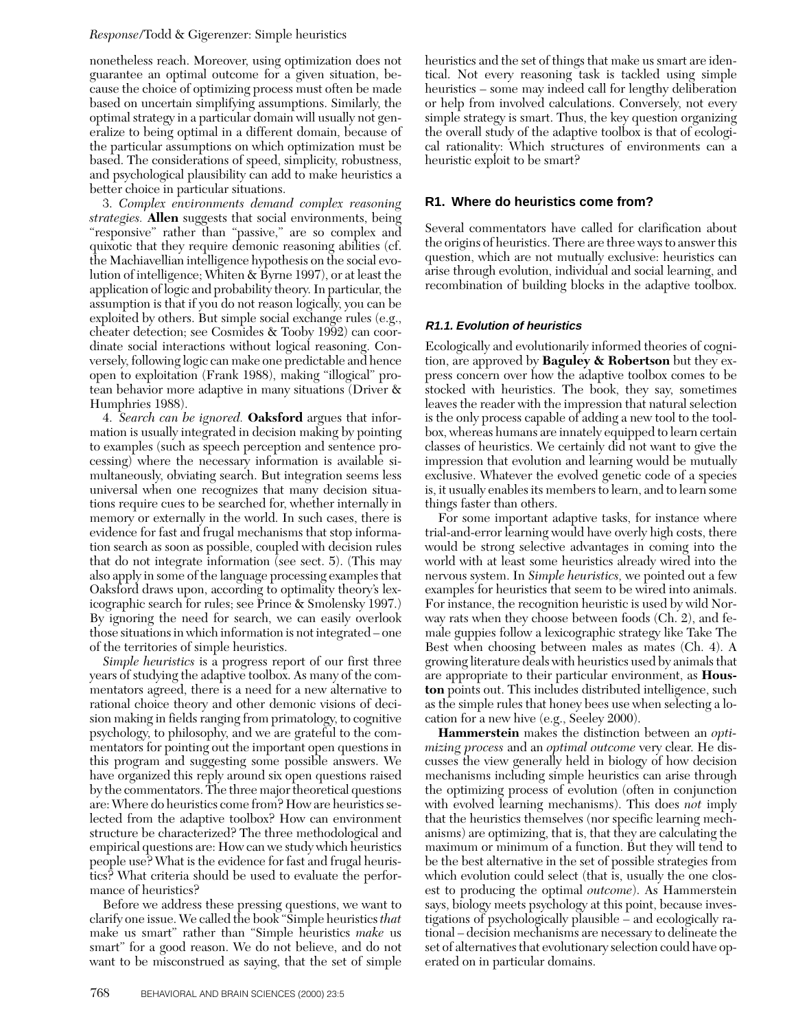nonetheless reach. Moreover, using optimization does not guarantee an optimal outcome for a given situation, because the choice of optimizing process must often be made based on uncertain simplifying assumptions. Similarly, the optimal strategy in a particular domain will usually not generalize to being optimal in a different domain, because of the particular assumptions on which optimization must be based. The considerations of speed, simplicity, robustness, and psychological plausibility can add to make heuristics a better choice in particular situations.

3. *Complex environments demand complex reasoning strategies.* **Allen** suggests that social environments, being "responsive" rather than "passive," are so complex and quixotic that they require demonic reasoning abilities (cf. the Machiavellian intelligence hypothesis on the social evolution of intelligence; Whiten & Byrne 1997), or at least the application of logic and probability theory. In particular, the assumption is that if you do not reason logically, you can be exploited by others. But simple social exchange rules (e.g., cheater detection; see Cosmides & Tooby 1992) can coordinate social interactions without logical reasoning. Conversely, following logic can make one predictable and hence open to exploitation (Frank 1988), making "illogical" protean behavior more adaptive in many situations (Driver & Humphries 1988).

4. *Search can be ignored.* **Oaksford** argues that information is usually integrated in decision making by pointing to examples (such as speech perception and sentence processing) where the necessary information is available simultaneously, obviating search. But integration seems less universal when one recognizes that many decision situations require cues to be searched for, whether internally in memory or externally in the world. In such cases, there is evidence for fast and frugal mechanisms that stop information search as soon as possible, coupled with decision rules that do not integrate information (see sect. 5). (This may also apply in some of the language processing examples that Oaksford draws upon, according to optimality theory's lexicographic search for rules; see Prince & Smolensky 1997.) By ignoring the need for search, we can easily overlook those situations in which information is not integrated – one of the territories of simple heuristics.

*Simple heuristics* is a progress report of our first three years of studying the adaptive toolbox. As many of the commentators agreed, there is a need for a new alternative to rational choice theory and other demonic visions of decision making in fields ranging from primatology, to cognitive psychology, to philosophy, and we are grateful to the commentators for pointing out the important open questions in this program and suggesting some possible answers. We have organized this reply around six open questions raised by the commentators. The three major theoretical questions are: Where do heuristics come from? How are heuristics selected from the adaptive toolbox? How can environment structure be characterized? The three methodological and empirical questions are: How can we study which heuristics people use? What is the evidence for fast and frugal heuristics? What criteria should be used to evaluate the performance of heuristics?

Before we address these pressing questions, we want to clarify one issue. We called the book "Simple heuristics *that* make us smart" rather than "Simple heuristics *make* us smart" for a good reason. We do not believe, and do not want to be misconstrued as saying, that the set of simple heuristics and the set of things that make us smart are identical. Not every reasoning task is tackled using simple heuristics – some may indeed call for lengthy deliberation or help from involved calculations. Conversely, not every simple strategy is smart. Thus, the key question organizing the overall study of the adaptive toolbox is that of ecological rationality: Which structures of environments can a heuristic exploit to be smart?

## R1. Where do heuristics come from?

Several commentators have called for clarification about the origins of heuristics. There are three ways to answer this question, which are not mutually exclusive: heuristics can arise through evolution, individual and social learning, and recombination of building blocks in the adaptive toolbox.

### R1.1. Evolution of heuristics

Ecologically and evolutionarily informed theories of cognition, are approved by **Baguley & Robertson** but they express concern over how the adaptive toolbox comes to be stocked with heuristics. The book, they say, sometimes leaves the reader with the impression that natural selection is the only process capable of adding a new tool to the toolbox, whereas humans are innately equipped to learn certain classes of heuristics. We certainly did not want to give the impression that evolution and learning would be mutually exclusive. Whatever the evolved genetic code of a species is, it usually enables its members to learn, and to learn some things faster than others.

For some important adaptive tasks, for instance where trial-and-error learning would have overly high costs, there would be strong selective advantages in coming into the world with at least some heuristics already wired into the nervous system. In *Simple heuristics,* we pointed out a few examples for heuristics that seem to be wired into animals. For instance, the recognition heuristic is used by wild Norway rats when they choose between foods (Ch. 2), and female guppies follow a lexicographic strategy like Take The Best when choosing between males as mates (Ch. 4). A growing literature deals with heuristics used by animals that are appropriate to their particular environment, as **Houston** points out. This includes distributed intelligence, such as the simple rules that honey bees use when selecting a location for a new hive (e.g., Seeley 2000).

**Hammerstein** makes the distinction between an *optimizing process* and an *optimal outcome* very clear. He discusses the view generally held in biology of how decision mechanisms including simple heuristics can arise through the optimizing process of evolution (often in conjunction with evolved learning mechanisms). This does *not* imply that the heuristics themselves (nor specific learning mechanisms) are optimizing, that is, that they are calculating the maximum or minimum of a function. But they will tend to be the best alternative in the set of possible strategies from which evolution could select (that is, usually the one closest to producing the optimal *outcome*). As Hammerstein says, biology meets psychology at this point, because investigations of psychologically plausible – and ecologically rational – decision mechanisms are necessary to delineate the set of alternatives that evolutionary selection could have operated on in particular domains.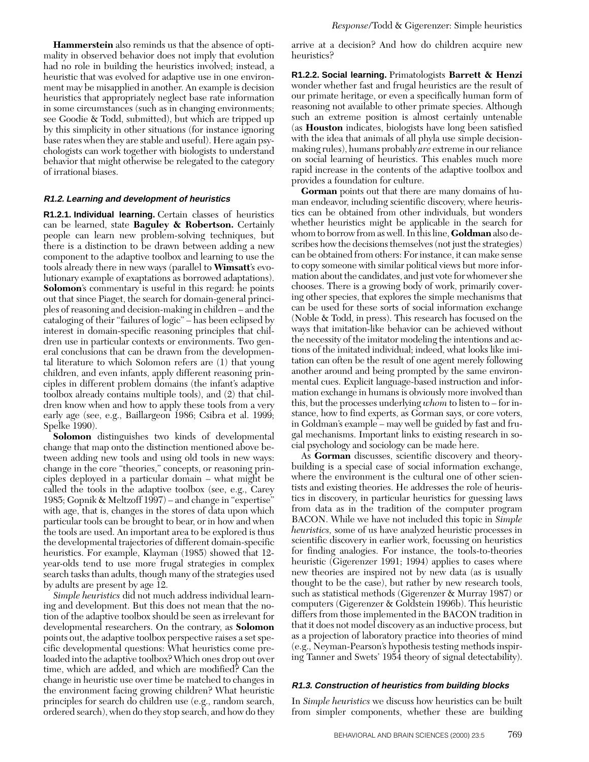**Hammerstein** also reminds us that the absence of optimality in observed behavior does not imply that evolution had no role in building the heuristics involved; instead, a heuristic that was evolved for adaptive use in one environment may be misapplied in another. An example is decision heuristics that appropriately neglect base rate information in some circumstances (such as in changing environments; see Goodie & Todd, submitted), but which are tripped up by this simplicity in other situations (for instance ignoring base rates when they are stable and useful). Here again psychologists can work together with biologists to understand behavior that might otherwise be relegated to the category of irrational biases.

### R1.2. Learning and development of heuristics

**R1.2.1. Individual learning.** Certain classes of heuristics can be learned, state **Baguley & Robertson.** Certainly people can learn new problem-solving techniques, but there is a distinction to be drawn between adding a new component to the adaptive toolbox and learning to use the tools already there in new ways (parallel to **Wimsatt**'s evolutionary example of exaptations as borrowed adaptations). **Solomon**'s commentary is useful in this regard: he points out that since Piaget, the search for domain-general principles of reasoning and decision-making in children – and the cataloging of their "failures of logic" – has been eclipsed by interest in domain-specific reasoning principles that children use in particular contexts or environments. Two general conclusions that can be drawn from the developmental literature to which Solomon refers are (1) that young children, and even infants, apply different reasoning principles in different problem domains (the infant's adaptive toolbox already contains multiple tools), and (2) that children know when and how to apply these tools from a very early age (see, e.g., Baillargeon 1986; Csibra et al. 1999; Spelke 1990).

**Solomon** distinguishes two kinds of developmental change that map onto the distinction mentioned above between adding new tools and using old tools in new ways: change in the core "theories," concepts, or reasoning principles deployed in a particular domain – what might be called the tools in the adaptive toolbox (see, e.g., Carey 1985; Gopnik & Meltzoff 1997) – and change in "expertise" with age, that is, changes in the stores of data upon which particular tools can be brought to bear, or in how and when the tools are used. An important area to be explored is thus the developmental trajectories of different domain-specific heuristics. For example, Klayman (1985) showed that 12-year-olds tend to use more frugal strategies in complex search tasks than adults, though many of the strategies used by adults are present by age 12.

*Simple heuristics* did not much address individual learning and development. But this does not mean that the notion of the adaptive toolbox should be seen as irrelevant for developmental researchers. On the contrary, as **Solomon** points out, the adaptive toolbox perspective raises a set specific developmental questions: What heuristics come preloaded into the adaptive toolbox? Which ones drop out over time, which are added, and which are modified? Can the change in heuristic use over time be matched to changes in the environment facing growing children? What heuristic principles for search do children use (e.g., random search, ordered search), when do they stop search, and how do they arrive at a decision? And how do children acquire new heuristics?

**R1.2.2. Social learning.** Primatologists **Barrett & Henzi** wonder whether fast and frugal heuristics are the result of our primate heritage, or even a specifically human form of reasoning not available to other primate species. Although such an extreme position is almost certainly untenable (as **Houston** indicates, biologists have long been satisfied with the idea that animals of all phyla use simple decision-making rules), humans probably *are* extreme in our reliance on social learning of heuristics. This enables much more rapid increase in the contents of the adaptive toolbox and provides a foundation for culture.

**Gorman** points out that there are many domains of human endeavor, including scientific discovery, where heuristics can be obtained from other individuals, but wonders whether heuristics might be applicable in the search for whom to borrow from as well. In this line, **Goldman** also describes how the decisions themselves (not just the strategies) can be obtained from others: For instance, it can make sense to copy someone with similar political views but more information about the candidates, and just vote for whomever she chooses. There is a growing body of work, primarily covering other species, that explores the simple mechanisms that can be used for these sorts of social information exchange (Noble & Todd, in press). This research has focused on the ways that imitation-like behavior can be achieved without the necessity of the imitator modeling the intentions and actions of the imitated individual; indeed, what looks like imitation can often be the result of one agent merely following another around and being prompted by the same environmental cues. Explicit language-based instruction and information exchange in humans is obviously more involved than this, but the processes underlying *whom* to listen to – for instance, how to find experts, as Gorman says, or core voters, in Goldman's example – may well be guided by fast and frugal mechanisms. Important links to existing research in social psychology and sociology can be made here.

As **Gorman** discusses, scientific discovery and theory-building is a special case of social information exchange, where the environment is the cultural one of other scientists and existing theories. He addresses the role of heuristics in discovery, in particular heuristics for guessing laws from data as in the tradition of the computer program BACON. While we have not included this topic in *Simple heuristics,* some of us have analyzed heuristic processes in scientific discovery in earlier work, focussing on heuristics for finding analogies. For instance, the tools-to-theories heuristic (Gigerenzer 1991; 1994) applies to cases where new theories are inspired not by new data (as is usually thought to be the case), but rather by new research tools, such as statistical methods (Gigerenzer & Murray 1987) or computers (Gigerenzer & Goldstein 1996b). This heuristic differs from those implemented in the BACON tradition in that it does not model discovery as an inductive process, but as a projection of laboratory practice into theories of mind (e.g., Neyman-Pearson's hypothesis testing methods inspiring Tanner and Swets' 1954 theory of signal detectability).

### R1.3. Construction of heuristics from building blocks

In *Simple heuristics* we discuss how heuristics can be built from simpler components, whether these are building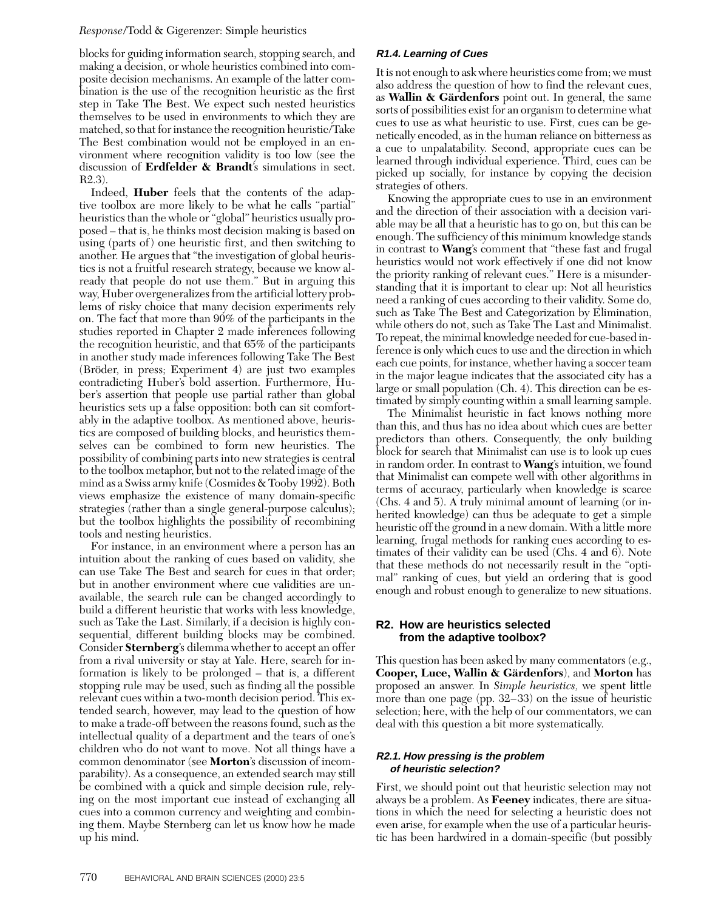blocks for guiding information search, stopping search, and making a decision, or whole heuristics combined into composite decision mechanisms. An example of the latter combination is the use of the recognition heuristic as the first step in Take The Best. We expect such nested heuristics themselves to be used in environments to which they are matched, so that for instance the recognition heuristic/Take The Best combination would not be employed in an environment where recognition validity is too low (see the discussion of **Erdfelder & Brandt**'s simulations in sect. R2.3).

Indeed, **Huber** feels that the contents of the adaptive toolbox are more likely to be what he calls "partial" heuristics than the whole or "global" heuristics usually proposed – that is, he thinks most decision making is based on using (parts of) one heuristic first, and then switching to another. He argues that "the investigation of global heuristics is not a fruitful research strategy, because we know already that people do not use them." But in arguing this way, Huber overgeneralizes from the artificial lottery problems of risky choice that many decision experiments rely on. The fact that more than 90% of the participants in the studies reported in Chapter 2 made inferences following the recognition heuristic, and that 65% of the participants in another study made inferences following Take The Best (Bröder, in press; Experiment 4) are just two examples contradicting Huber's bold assertion. Furthermore, Huber's assertion that people use partial rather than global heuristics sets up a false opposition: both can sit comfortably in the adaptive toolbox. As mentioned above, heuristics are composed of building blocks, and heuristics themselves can be combined to form new heuristics. The possibility of combining parts into new strategies is central to the toolbox metaphor, but not to the related image of the mind as a Swiss army knife (Cosmides & Tooby 1992). Both views emphasize the existence of many domain-specific strategies (rather than a single general-purpose calculus); but the toolbox highlights the possibility of recombining tools and nesting heuristics.

For instance, in an environment where a person has an intuition about the ranking of cues based on validity, she can use Take The Best and search for cues in that order; but in another environment where cue validities are unavailable, the search rule can be changed accordingly to build a different heuristic that works with less knowledge, such as Take the Last. Similarly, if a decision is highly consequential, different building blocks may be combined. Consider **Sternberg**'s dilemma whether to accept an offer from a rival university or stay at Yale. Here, search for information is likely to be prolonged – that is, a different stopping rule may be used, such as finding all the possible relevant cues within a two-month decision period. This extended search, however, may lead to the question of how to make a trade-off between the reasons found, such as the intellectual quality of a department and the tears of one's children who do not want to move. Not all things have a common denominator (see **Morton**'s discussion of incomparability). As a consequence, an extended search may still be combined with a quick and simple decision rule, relying on the most important cue instead of exchanging all cues into a common currency and weighting and combining them. Maybe Sternberg can let us know how he made up his mind.

#### R1.4. Learning of Cues

It is not enough to ask where heuristics come from; we must also address the question of how to find the relevant cues, as **Wallin & Gärdenfors** point out. In general, the same sorts of possibilities exist for an organism to determine what cues to use as what heuristic to use. First, cues can be genetically encoded, as in the human reliance on bitterness as a cue to unpalatability. Second, appropriate cues can be learned through individual experience. Third, cues can be picked up socially, for instance by copying the decision strategies of others.

Knowing the appropriate cues to use in an environment and the direction of their association with a decision variable may be all that a heuristic has to go on, but this can be enough. The sufficiency of this minimum knowledge stands in contrast to **Wang**'s comment that "these fast and frugal heuristics would not work effectively if one did not know the priority ranking of relevant cues." Here is a misunderstanding that it is important to clear up: Not all heuristics need a ranking of cues according to their validity. Some do, such as Take The Best and Categorization by Elimination, while others do not, such as Take The Last and Minimalist. To repeat, the minimal knowledge needed for cue-based inference is only which cues to use and the direction in which each cue points, for instance, whether having a soccer team in the major league indicates that the associated city has a large or small population (Ch. 4). This direction can be estimated by simply counting within a small learning sample.

The Minimalist heuristic in fact knows nothing more than this, and thus has no idea about which cues are better predictors than others. Consequently, the only building block for search that Minimalist can use is to look up cues in random order. In contrast to **Wang**'s intuition, we found that Minimalist can compete well with other algorithms in terms of accuracy, particularly when knowledge is scarce (Chs. 4 and 5). A truly minimal amount of learning (or inherited knowledge) can thus be adequate to get a simple heuristic off the ground in a new domain. With a little more learning, frugal methods for ranking cues according to estimates of their validity can be used (Chs. 4 and 6). Note that these methods do not necessarily result in the "optimal" ranking of cues, but yield an ordering that is good enough and robust enough to generalize to new situations.

## R2. How are heuristics selected from the adaptive toolbox?

This question has been asked by many commentators (e.g., **Cooper, Luce, Wallin & Gärdenfors**), and **Morton** has proposed an answer. In *Simple heuristics,* we spent little more than one page (pp. 32–33) on the issue of heuristic selection; here, with the help of our commentators, we can deal with this question a bit more systematically.

#### R2.1. How pressing is the problem of heuristic selection?

First, we should point out that heuristic selection may not always be a problem. As **Feeney** indicates, there are situations in which the need for selecting a heuristic does not even arise, for example when the use of a particular heuristic has been hardwired in a domain-specific (but possibly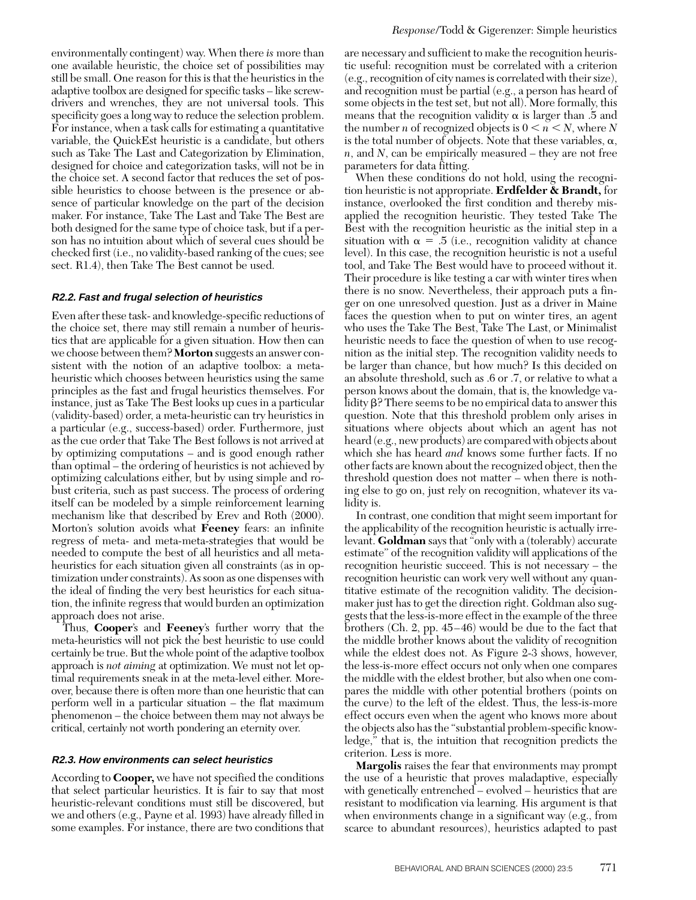environmentally contingent) way. When there *is* more than one available heuristic, the choice set of possibilities may still be small. One reason for this is that the heuristics in the adaptive toolbox are designed for specific tasks – like screwdrivers and wrenches, they are not universal tools. This specificity goes a long way to reduce the selection problem. For instance, when a task calls for estimating a quantitative variable, the QuickEst heuristic is a candidate, but others such as Take The Last and Categorization by Elimination, designed for choice and categorization tasks, will not be in the choice set. A second factor that reduces the set of possible heuristics to choose between is the presence or absence of particular knowledge on the part of the decision maker. For instance, Take The Last and Take The Best are both designed for the same type of choice task, but if a person has no intuition about which of several cues should be checked first (i.e., no validity-based ranking of the cues; see sect. R1.4), then Take The Best cannot be used.

### R2.2. Fast and frugal selection of heuristics

Even after these task- and knowledge-specific reductions of the choice set, there may still remain a number of heuristics that are applicable for a given situation. How then can we choose between them? **Morton** suggests an answer consistent with the notion of an adaptive toolbox: a meta-heuristic which chooses between heuristics using the same principles as the fast and frugal heuristics themselves. For instance, just as Take The Best looks up cues in a particular (validity-based) order, a meta-heuristic can try heuristics in a particular (e.g., success-based) order. Furthermore, just as the cue order that Take The Best follows is not arrived at by optimizing computations – and is good enough rather than optimal – the ordering of heuristics is not achieved by optimizing calculations either, but by using simple and robust criteria, such as past success. The process of ordering itself can be modeled by a simple reinforcement learning mechanism like that described by Erev and Roth (2000). Morton's solution avoids what **Feeney** fears: an infinite regress of meta- and meta-meta-strategies that would be needed to compute the best of all heuristics and all meta-heuristics for each situation given all constraints (as in optimization under constraints). As soon as one dispenses with the ideal of finding the very best heuristics for each situation, the infinite regress that would burden an optimization approach does not arise.

Thus, **Cooper**'s and **Feeney**'s further worry that the meta-heuristics will not pick the best heuristic to use could certainly be true. But the whole point of the adaptive toolbox approach is *not aiming* at optimization. We must not let optimal requirements sneak in at the meta-level either. Moreover, because there is often more than one heuristic that can perform well in a particular situation – the flat maximum phenomenon – the choice between them may not always be critical, certainly not worth pondering an eternity over.

### R2.3. How environments can select heuristics

According to **Cooper,** we have not specified the conditions that select particular heuristics. It is fair to say that most heuristic-relevant conditions must still be discovered, but we and others (e.g., Payne et al. 1993) have already filled in some examples. For instance, there are two conditions that are necessary and sufficient to make the recognition heuristic useful: recognition must be correlated with a criterion (e.g., recognition of city names is correlated with their size), and recognition must be partial (e.g., a person has heard of some objects in the test set, but not all). More formally, this means that the recognition validity $\alpha$ is larger than .5 and the number $n$ of recognized objects is $0 < n < N$, where $N$ is the total number of objects. Note that these variables, $\alpha$, $n$, and $N$, can be empirically measured – they are not free parameters for data fitting.

When these conditions do not hold, using the recognition heuristic is not appropriate. **Erdfelder & Brandt,** for instance, overlooked the first condition and thereby misapplied the recognition heuristic. They tested Take The Best with the recognition heuristic as the initial step in a situation with $\alpha = .5$ (i.e., recognition validity at chance level). In this case, the recognition heuristic is not a useful tool, and Take The Best would have to proceed without it. Their procedure is like testing a car with winter tires when there is no snow. Nevertheless, their approach puts a finger on one unresolved question. Just as a driver in Maine faces the question when to put on winter tires, an agent who uses the Take The Best, Take The Last, or Minimalist heuristic needs to face the question of when to use recognition as the initial step. The recognition validity needs to be larger than chance, but how much? Is this decided on an absolute threshold, such as .6 or .7, or relative to what a person knows about the domain, that is, the knowledge validity $\beta$? There seems to be no empirical data to answer this question. Note that this threshold problem only arises in situations where objects about which an agent has not heard (e.g., new products) are compared with objects about which she has heard *and* knows some further facts. If no other facts are known about the recognized object, then the threshold question does not matter – when there is nothing else to go on, just rely on recognition, whatever its validity is.

In contrast, one condition that might seem important for the applicability of the recognition heuristic is actually irrelevant. **Goldman** says that "only with a (tolerably) accurate estimate" of the recognition validity will applications of the recognition heuristic succeed. This is not necessary – the recognition heuristic can work very well without any quantitative estimate of the recognition validity. The decision-maker just has to get the direction right. Goldman also suggests that the less-is-more effect in the example of the three brothers (Ch. 2, pp. 45–46) would be due to the fact that the middle brother knows about the validity of recognition while the eldest does not. As Figure 2-3 shows, however, the less-is-more effect occurs not only when one compares the middle with the eldest brother, but also when one compares the middle with other potential brothers (points on the curve) to the left of the eldest. Thus, the less-is-more effect occurs even when the agent who knows more about the objects also has the "substantial problem-specific knowledge," that is, the intuition that recognition predicts the criterion. Less is more.

**Margolis** raises the fear that environments may prompt the use of a heuristic that proves maladaptive, especially with genetically entrenched – evolved – heuristics that are resistant to modification via learning. His argument is that when environments change in a significant way (e.g., from scarce to abundant resources), heuristics adapted to past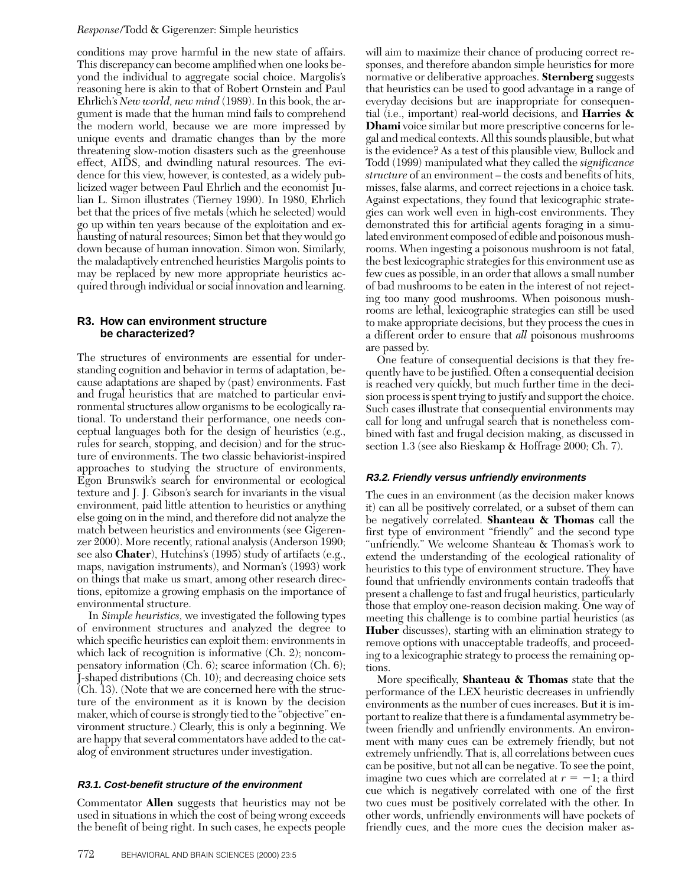conditions may prove harmful in the new state of affairs. This discrepancy can become amplified when one looks beyond the individual to aggregate social choice. Margolis's reasoning here is akin to that of Robert Ornstein and Paul Ehrlich's *New world, new mind* (1989). In this book, the argument is made that the human mind fails to comprehend the modern world, because we are more impressed by unique events and dramatic changes than by the more threatening slow-motion disasters such as the greenhouse effect, AIDS, and dwindling natural resources. The evidence for this view, however, is contested, as a widely publicized wager between Paul Ehrlich and the economist Julian L. Simon illustrates (Tierney 1990). In 1980, Ehrlich bet that the prices of five metals (which he selected) would go up within ten years because of the exploitation and exhausting of natural resources; Simon bet that they would go down because of human innovation. Simon won. Similarly, the maladaptively entrenched heuristics Margolis points to may be replaced by new more appropriate heuristics acquired through individual or social innovation and learning.

## R3. How can environment structure be characterized?

The structures of environments are essential for understanding cognition and behavior in terms of adaptation, because adaptations are shaped by (past) environments. Fast and frugal heuristics that are matched to particular environmental structures allow organisms to be ecologically rational. To understand their performance, one needs conceptual languages both for the design of heuristics (e.g., rules for search, stopping, and decision) and for the structure of environments. The two classic behaviorist-inspired approaches to studying the structure of environments, Egon Brunswik's search for environmental or ecological texture and J. J. Gibson's search for invariants in the visual environment, paid little attention to heuristics or anything else going on in the mind, and therefore did not analyze the match between heuristics and environments (see Gigerenzer 2000). More recently, rational analysis (Anderson 1990; see also **Chater**), Hutchins's (1995) study of artifacts (e.g., maps, navigation instruments), and Norman's (1993) work on things that make us smart, among other research directions, epitomize a growing emphasis on the importance of environmental structure.

In *Simple heuristics,* we investigated the following types of environment structures and analyzed the degree to which specific heuristics can exploit them: environments in which lack of recognition is informative (Ch. 2); noncompensatory information (Ch. 6); scarce information (Ch. 6); J-shaped distributions (Ch. 10); and decreasing choice sets (Ch. 13). (Note that we are concerned here with the structure of the environment as it is known by the decision maker, which of course is strongly tied to the "objective" environment structure.) Clearly, this is only a beginning. We are happy that several commentators have added to the catalog of environment structures under investigation.

### *R3.1. Cost-benefit structure of the environment*

Commentator **Allen** suggests that heuristics may not be used in situations in which the cost of being wrong exceeds the benefit of being right. In such cases, he expects people will aim to maximize their chance of producing correct responses, and therefore abandon simple heuristics for more normative or deliberative approaches. **Sternberg** suggests that heuristics can be used to good advantage in a range of everyday decisions but are inappropriate for consequential (i.e., important) real-world decisions, and **Harries & Dhami** voice similar but more prescriptive concerns for legal and medical contexts. All this sounds plausible, but what is the evidence? As a test of this plausible view, Bullock and Todd (1999) manipulated what they called the *significance structure* of an environment – the costs and benefits of hits, misses, false alarms, and correct rejections in a choice task. Against expectations, they found that lexicographic strategies can work well even in high-cost environments. They demonstrated this for artificial agents foraging in a simulated environment composed of edible and poisonous mushrooms. When ingesting a poisonous mushroom is not fatal, the best lexicographic strategies for this environment use as few cues as possible, in an order that allows a small number of bad mushrooms to be eaten in the interest of not rejecting too many good mushrooms. When poisonous mushrooms are lethal, lexicographic strategies can still be used to make appropriate decisions, but they process the cues in a different order to ensure that *all* poisonous mushrooms are passed by.

One feature of consequential decisions is that they frequently have to be justified. Often a consequential decision is reached very quickly, but much further time in the decision process is spent trying to justify and support the choice. Such cases illustrate that consequential environments may call for long and unfrugal search that is nonetheless combined with fast and frugal decision making, as discussed in section 1.3 (see also Rieskamp & Hoffrage 2000; Ch. 7).

### *R3.2. Friendly versus unfriendly environments*

The cues in an environment (as the decision maker knows it) can all be positively correlated, or a subset of them can be negatively correlated. **Shanteau & Thomas** call the first type of environment "friendly" and the second type "unfriendly." We welcome Shanteau & Thomas's work to extend the understanding of the ecological rationality of heuristics to this type of environment structure. They have found that unfriendly environments contain tradeoffs that present a challenge to fast and frugal heuristics, particularly those that employ one-reason decision making. One way of meeting this challenge is to combine partial heuristics (as **Huber** discusses), starting with an elimination strategy to remove options with unacceptable tradeoffs, and proceeding to a lexicographic strategy to process the remaining options.

More specifically, **Shanteau & Thomas** state that the performance of the LEX heuristic decreases in unfriendly environments as the number of cues increases. But it is important to realize that there is a fundamental asymmetry between friendly and unfriendly environments. An environment with many cues can be extremely friendly, but not extremely unfriendly. That is, all correlations between cues can be positive, but not all can be negative. To see the point, imagine two cues which are correlated at $r = -1$; a third cue which is negatively correlated with one of the first two cues must be positively correlated with the other. In other words, unfriendly environments will have pockets of friendly cues, and the more cues the decision maker as-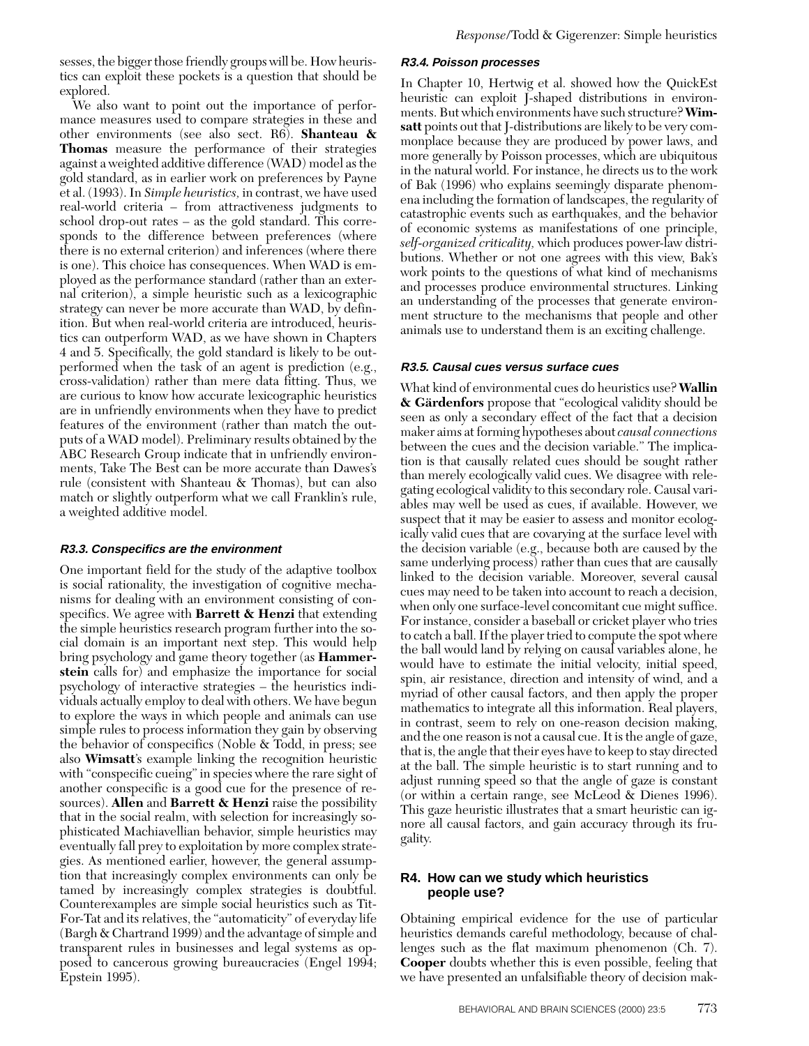sesses, the bigger those friendly groups will be. How heuristics can exploit these pockets is a question that should be explored.

We also want to point out the importance of performance measures used to compare strategies in these and other environments (see also sect. R6). **Shanteau & Thomas** measure the performance of their strategies against a weighted additive difference (WAD) model as the gold standard, as in earlier work on preferences by Payne et al. (1993). In *Simple heuristics,* in contrast, we have used real-world criteria – from attractiveness judgments to school drop-out rates – as the gold standard. This corresponds to the difference between preferences (where there is no external criterion) and inferences (where there is one). This choice has consequences. When WAD is employed as the performance standard (rather than an external criterion), a simple heuristic such as a lexicographic strategy can never be more accurate than WAD, by definition. But when real-world criteria are introduced, heuristics can outperform WAD, as we have shown in Chapters 4 and 5. Specifically, the gold standard is likely to be outperformed when the task of an agent is prediction (e.g., cross-validation) rather than mere data fitting. Thus, we are curious to know how accurate lexicographic heuristics are in unfriendly environments when they have to predict features of the environment (rather than match the outputs of a WAD model). Preliminary results obtained by the ABC Research Group indicate that in unfriendly environments, Take The Best can be more accurate than Dawes's rule (consistent with Shanteau & Thomas), but can also match or slightly outperform what we call Franklin's rule, a weighted additive model.

### R3.3. Conspecifics are the environment

One important field for the study of the adaptive toolbox is social rationality, the investigation of cognitive mechanisms for dealing with an environment consisting of conspecifics. We agree with **Barrett & Henzi** that extending the simple heuristics research program further into the social domain is an important next step. This would help bring psychology and game theory together (as **Hammerstein** calls for) and emphasize the importance for social psychology of interactive strategies – the heuristics individuals actually employ to deal with others. We have begun to explore the ways in which people and animals can use simple rules to process information they gain by observing the behavior of conspecifics (Noble & Todd, in press; see also **Wimsatt**'s example linking the recognition heuristic with "conspecific cueing" in species where the rare sight of another conspecific is a good cue for the presence of resources). **Allen** and **Barrett & Henzi** raise the possibility that in the social realm, with selection for increasingly sophisticated Machiavellian behavior, simple heuristics may eventually fall prey to exploitation by more complex strategies. As mentioned earlier, however, the general assumption that increasingly complex environments can only be tamed by increasingly complex strategies is doubtful. Counterexamples are simple social heuristics such as Tit-For-Tat and its relatives, the "automaticity" of everyday life (Bargh & Chartrand 1999) and the advantage of simple and transparent rules in businesses and legal systems as opposed to cancerous growing bureaucracies (Engel 1994; Epstein 1995).

### R3.4. Poisson processes

In Chapter 10, Hertwig et al. showed how the QuickEst heuristic can exploit J-shaped distributions in environments. But which environments have such structure? **Wimsatt** points out that J-distributions are likely to be very commonplace because they are produced by power laws, and more generally by Poisson processes, which are ubiquitous in the natural world. For instance, he directs us to the work of Bak (1996) who explains seemingly disparate phenomena including the formation of landscapes, the regularity of catastrophic events such as earthquakes, and the behavior of economic systems as manifestations of one principle, *self-organized criticality,* which produces power-law distributions. Whether or not one agrees with this view, Bak's work points to the questions of what kind of mechanisms and processes produce environmental structures. Linking an understanding of the processes that generate environment structure to the mechanisms that people and other animals use to understand them is an exciting challenge.

### R3.5. Causal cues versus surface cues

What kind of environmental cues do heuristics use? **Wallin & Gärdenfors** propose that "ecological validity should be seen as only a secondary effect of the fact that a decision maker aims at forming hypotheses about *causal connections* between the cues and the decision variable." The implication is that causally related cues should be sought rather than merely ecologically valid cues. We disagree with relegating ecological validity to this secondary role. Causal variables may well be used as cues, if available. However, we suspect that it may be easier to assess and monitor ecologically valid cues that are covarying at the surface level with the decision variable (e.g., because both are caused by the same underlying process) rather than cues that are causally linked to the decision variable. Moreover, several causal cues may need to be taken into account to reach a decision, when only one surface-level concomitant cue might suffice. For instance, consider a baseball or cricket player who tries to catch a ball. If the player tried to compute the spot where the ball would land by relying on causal variables alone, he would have to estimate the initial velocity, initial speed, spin, air resistance, direction and intensity of wind, and a myriad of other causal factors, and then apply the proper mathematics to integrate all this information. Real players, in contrast, seem to rely on one-reason decision making, and the one reason is not a causal cue. It is the angle of gaze, that is, the angle that their eyes have to keep to stay directed at the ball. The simple heuristic is to start running and to adjust running speed so that the angle of gaze is constant (or within a certain range, see McLeod & Dienes 1996). This gaze heuristic illustrates that a smart heuristic can ignore all causal factors, and gain accuracy through its frugality.

## R4. How can we study which heuristics people use?

Obtaining empirical evidence for the use of particular heuristics demands careful methodology, because of challenges such as the flat maximum phenomenon (Ch. 7). **Cooper** doubts whether this is even possible, feeling that we have presented an unfalsifiable theory of decision mak-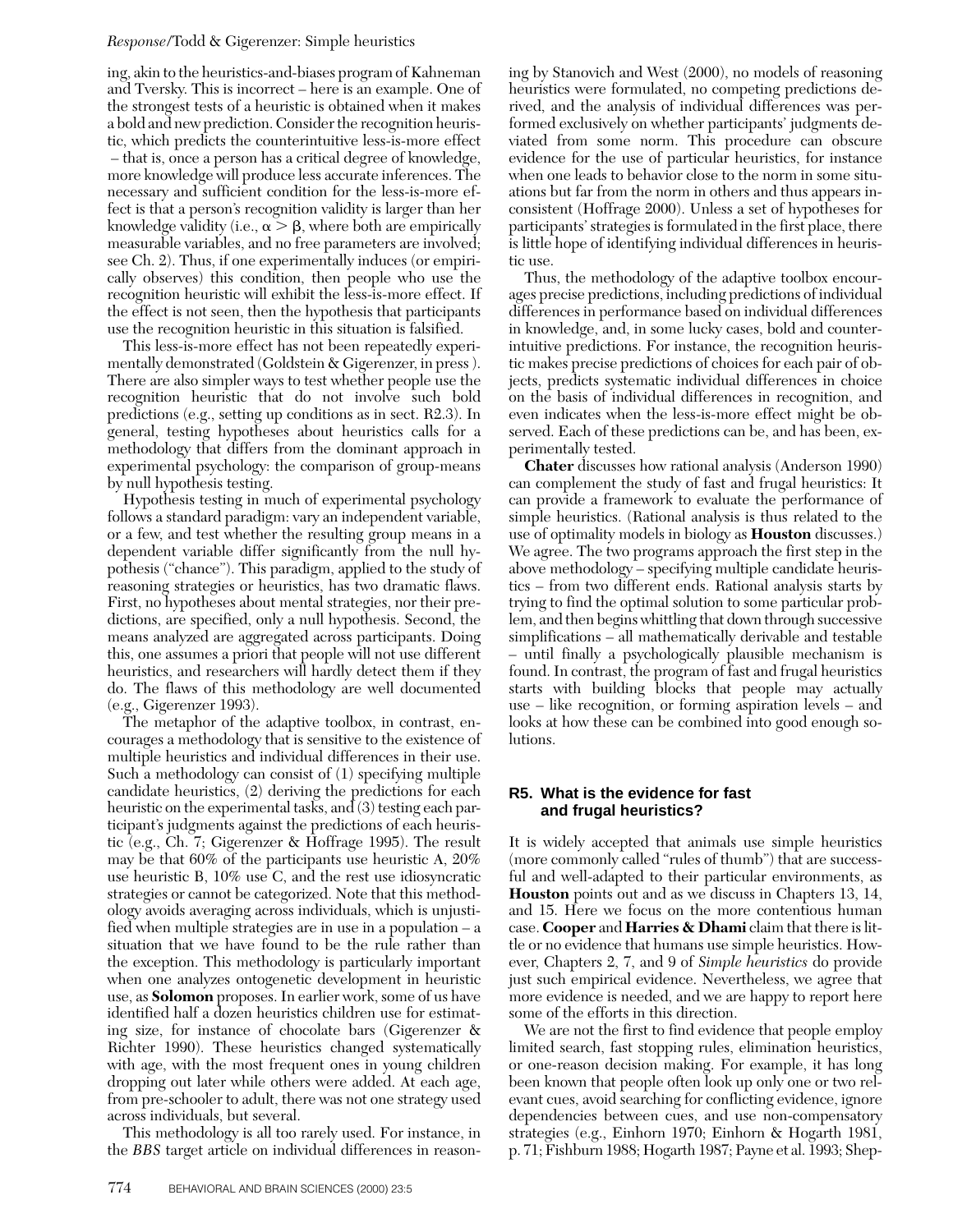ing, akin to the heuristics-and-biases program of Kahneman and Tversky. This is incorrect – here is an example. One of the strongest tests of a heuristic is obtained when it makes a bold and new prediction. Consider the recognition heuristic, which predicts the counterintuitive less-is-more effect – that is, once a person has a critical degree of knowledge, more knowledge will produce less accurate inferences. The necessary and sufficient condition for the less-is-more effect is that a person's recognition validity is larger than her knowledge validity (i.e., $\alpha > \beta$, where both are empirically measurable variables, and no free parameters are involved; see Ch. 2). Thus, if one experimentally induces (or empirically observes) this condition, then people who use the recognition heuristic will exhibit the less-is-more effect. If the effect is not seen, then the hypothesis that participants use the recognition heuristic in this situation is falsified.

This less-is-more effect has not been repeatedly experimentally demonstrated (Goldstein & Gigerenzer, in press). There are also simpler ways to test whether people use the recognition heuristic that do not involve such bold predictions (e.g., setting up conditions as in sect. R2.3). In general, testing hypotheses about heuristics calls for a methodology that differs from the dominant approach in experimental psychology: the comparison of group-means by null hypothesis testing.

Hypothesis testing in much of experimental psychology follows a standard paradigm: vary an independent variable, or a few, and test whether the resulting group means in a dependent variable differ significantly from the null hypothesis ("chance"). This paradigm, applied to the study of reasoning strategies or heuristics, has two dramatic flaws. First, no hypotheses about mental strategies, nor their predictions, are specified, only a null hypothesis. Second, the means analyzed are aggregated across participants. Doing this, one assumes a priori that people will not use different heuristics, and researchers will hardly detect them if they do. The flaws of this methodology are well documented (e.g., Gigerenzer 1993).

The metaphor of the adaptive toolbox, in contrast, encourages a methodology that is sensitive to the existence of multiple heuristics and individual differences in their use. Such a methodology can consist of (1) specifying multiple candidate heuristics, (2) deriving the predictions for each heuristic on the experimental tasks, and (3) testing each participant's judgments against the predictions of each heuristic (e.g., Ch. 7; Gigerenzer & Hoffrage 1995). The result may be that 60% of the participants use heuristic A, 20% use heuristic B, 10% use C, and the rest use idiosyncratic strategies or cannot be categorized. Note that this methodology avoids averaging across individuals, which is unjustified when multiple strategies are in use in a population – a situation that we have found to be the rule rather than the exception. This methodology is particularly important when one analyzes ontogenetic development in heuristic use, as **Solomon** proposes. In earlier work, some of us have identified half a dozen heuristics children use for estimating size, for instance of chocolate bars (Gigerenzer & Richter 1990). These heuristics changed systematically with age, with the most frequent ones in young children dropping out later while others were added. At each age, from pre-schooler to adult, there was not one strategy used across individuals, but several.

This methodology is all too rarely used. For instance, in the *BBS* target article on individual differences in reasoning by Stanovich and West (2000), no models of reasoning heuristics were formulated, no competing predictions derived, and the analysis of individual differences was performed exclusively on whether participants' judgments deviated from some norm. This procedure can obscure evidence for the use of particular heuristics, for instance when one leads to behavior close to the norm in some situations but far from the norm in others and thus appears inconsistent (Hoffrage 2000). Unless a set of hypotheses for participants' strategies is formulated in the first place, there is little hope of identifying individual differences in heuristic use.

Thus, the methodology of the adaptive toolbox encourages precise predictions, including predictions of individual differences in performance based on individual differences in knowledge, and, in some lucky cases, bold and counterintuitive predictions. For instance, the recognition heuristic makes precise predictions of choices for each pair of objects, predicts systematic individual differences in choice on the basis of individual differences in recognition, and even indicates when the less-is-more effect might be observed. Each of these predictions can be, and has been, experimentally tested.

**Chater** discusses how rational analysis (Anderson 1990) can complement the study of fast and frugal heuristics: It can provide a framework to evaluate the performance of simple heuristics. (Rational analysis is thus related to the use of optimality models in biology as **Houston** discusses.) We agree. The two programs approach the first step in the above methodology – specifying multiple candidate heuristics – from two different ends. Rational analysis starts by trying to find the optimal solution to some particular problem, and then begins whittling that down through successive simplifications – all mathematically derivable and testable – until finally a psychologically plausible mechanism is found. In contrast, the program of fast and frugal heuristics starts with building blocks that people may actually use – like recognition, or forming aspiration levels – and looks at how these can be combined into good enough solutions.

## R5. What is the evidence for fast and frugal heuristics?

It is widely accepted that animals use simple heuristics (more commonly called "rules of thumb") that are successful and well-adapted to their particular environments, as **Houston** points out and as we discuss in Chapters 13, 14, and 15. Here we focus on the more contentious human case. **Cooper** and **Harries & Dhami** claim that there is little or no evidence that humans use simple heuristics. However, Chapters 2, 7, and 9 of *Simple heuristics* do provide just such empirical evidence. Nevertheless, we agree that more evidence is needed, and we are happy to report here some of the efforts in this direction.

We are not the first to find evidence that people employ limited search, fast stopping rules, elimination heuristics, or one-reason decision making. For example, it has long been known that people often look up only one or two relevant cues, avoid searching for conflicting evidence, ignore dependencies between cues, and use non-compensatory strategies (e.g., Einhorn 1970; Einhorn & Hogarth 1981, p. 71; Fishburn 1988; Hogarth 1987; Payne et al. 1993; Shep-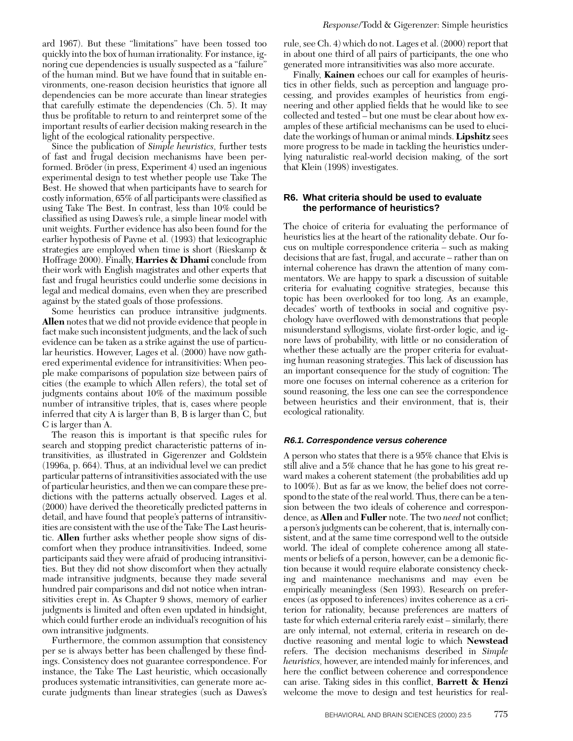ard 1967). But these "limitations" have been tossed too quickly into the box of human irrationality. For instance, ignoring cue dependencies is usually suspected as a "failure" of the human mind. But we have found that in suitable environments, one-reason decision heuristics that ignore all dependencies can be more accurate than linear strategies that carefully estimate the dependencies (Ch. 5). It may thus be profitable to return to and reinterpret some of the important results of earlier decision making research in the light of the ecological rationality perspective.

Since the publication of *Simple heuristics,* further tests of fast and frugal decision mechanisms have been performed. Bröder (in press, Experiment 4) used an ingenious experimental design to test whether people use Take The Best. He showed that when participants have to search for costly information, 65% of all participants were classified as using Take The Best. In contrast, less than 10% could be classified as using Dawes's rule, a simple linear model with unit weights. Further evidence has also been found for the earlier hypothesis of Payne et al. (1993) that lexicographic strategies are employed when time is short (Rieskamp & Hoffrage 2000). Finally, **Harries & Dhami** conclude from their work with English magistrates and other experts that fast and frugal heuristics could underlie some decisions in legal and medical domains, even when they are prescribed against by the stated goals of those professions.

Some heuristics can produce intransitive judgments. **Allen** notes that we did not provide evidence that people in fact make such inconsistent judgments, and the lack of such evidence can be taken as a strike against the use of particular heuristics. However, Lages et al. (2000) have now gathered experimental evidence for intransitivities: When people make comparisons of population size between pairs of cities (the example to which Allen refers), the total set of judgments contains about 10% of the maximum possible number of intransitive triples, that is, cases where people inferred that city A is larger than B, B is larger than C, but C is larger than A.

The reason this is important is that specific rules for search and stopping predict characteristic patterns of intransitivities, as illustrated in Gigerenzer and Goldstein (1996a, p. 664). Thus, at an individual level we can predict particular patterns of intransitivities associated with the use of particular heuristics, and then we can compare these predictions with the patterns actually observed. Lages et al. (2000) have derived the theoretically predicted patterns in detail, and have found that people's patterns of intransitivities are consistent with the use of the Take The Last heuristic. **Allen** further asks whether people show signs of discomfort when they produce intransitivities. Indeed, some participants said they were afraid of producing intransitivities. But they did not show discomfort when they actually made intransitive judgments, because they made several hundred pair comparisons and did not notice when intransitivities crept in. As Chapter 9 shows, memory of earlier judgments is limited and often even updated in hindsight, which could further erode an individual's recognition of his own intransitive judgments.

Furthermore, the common assumption that consistency per se is always better has been challenged by these findings. Consistency does not guarantee correspondence. For instance, the Take The Last heuristic, which occasionally produces systematic intransitivities, can generate more accurate judgments than linear strategies (such as Dawes's rule, see Ch. 4) which do not. Lages et al. (2000) report that in about one third of all pairs of participants, the one who generated more intransitivities was also more accurate.

Finally, **Kainen** echoes our call for examples of heuristics in other fields, such as perception and language processing, and provides examples of heuristics from engineering and other applied fields that he would like to see collected and tested – but one must be clear about how examples of these artificial mechanisms can be used to elucidate the workings of human or animal minds. **Lipshitz** sees more progress to be made in tackling the heuristics underlying naturalistic real-world decision making, of the sort that Klein (1998) investigates.

## R6. What criteria should be used to evaluate the performance of heuristics?

The choice of criteria for evaluating the performance of heuristics lies at the heart of the rationality debate. Our focus on multiple correspondence criteria – such as making decisions that are fast, frugal, and accurate – rather than on internal coherence has drawn the attention of many commentators. We are happy to spark a discussion of suitable criteria for evaluating cognitive strategies, because this topic has been overlooked for too long. As an example, decades' worth of textbooks in social and cognitive psychology have overflowed with demonstrations that people misunderstand syllogisms, violate first-order logic, and ignore laws of probability, with little or no consideration of whether these actually are the proper criteria for evaluating human reasoning strategies. This lack of discussion has an important consequence for the study of cognition: The more one focuses on internal coherence as a criterion for sound reasoning, the less one can see the correspondence between heuristics and their environment, that is, their ecological rationality.

### R6.1. Correspondence versus coherence

A person who states that there is a 95% chance that Elvis is still alive and a 5% chance that he has gone to his great reward makes a coherent statement (the probabilities add up to 100%). But as far as we know, the belief does not correspond to the state of the real world. Thus, there can be a tension between the two ideals of coherence and correspondence, as **Allen** and **Fuller** note. The two *need* not conflict; a person's judgments can be coherent, that is, internally consistent, and at the same time correspond well to the outside world. The ideal of complete coherence among all statements or beliefs of a person, however, can be a demonic fiction because it would require elaborate consistency checking and maintenance mechanisms and may even be empirically meaningless (Sen 1993). Research on preferences (as opposed to inferences) invites coherence as a criterion for rationality, because preferences are matters of taste for which external criteria rarely exist – similarly, there are only internal, not external, criteria in research on deductive reasoning and mental logic to which **Newstead** refers. The decision mechanisms described in *Simple heuristics,* however, are intended mainly for inferences, and here the conflict between coherence and correspondence can arise. Taking sides in this conflict, **Barrett & Henzi** welcome the move to design and test heuristics for real-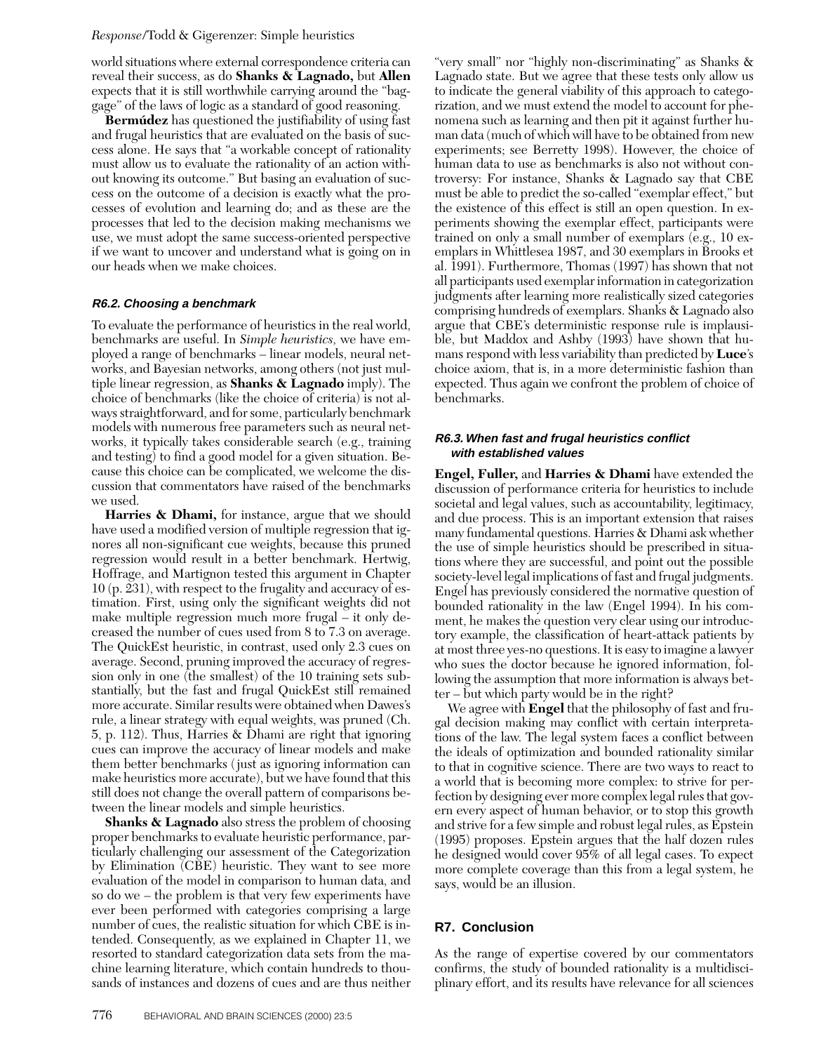world situations where external correspondence criteria can reveal their success, as do **Shanks & Lagnado,** but **Allen** expects that it is still worthwhile carrying around the "baggage" of the laws of logic as a standard of good reasoning.

**Bermúdez** has questioned the justifiability of using fast and frugal heuristics that are evaluated on the basis of success alone. He says that "a workable concept of rationality must allow us to evaluate the rationality of an action without knowing its outcome." But basing an evaluation of success on the outcome of a decision is exactly what the processes of evolution and learning do; and as these are the processes that led to the decision making mechanisms we use, we must adopt the same success-oriented perspective if we want to uncover and understand what is going on in our heads when we make choices.

### R6.2. Choosing a benchmark

To evaluate the performance of heuristics in the real world, benchmarks are useful. In *Simple heuristics*, we have employed a range of benchmarks – linear models, neural networks, and Bayesian networks, among others (not just multiple linear regression, as **Shanks & Lagnado** imply). The choice of benchmarks (like the choice of criteria) is not always straightforward, and for some, particularly benchmark models with numerous free parameters such as neural networks, it typically takes considerable search (e.g., training and testing) to find a good model for a given situation. Because this choice can be complicated, we welcome the discussion that commentators have raised of the benchmarks we used.

**Harries & Dhami,** for instance, argue that we should have used a modified version of multiple regression that ignores all non-significant cue weights, because this pruned regression would result in a better benchmark. Hertwig, Hoffrage, and Martignon tested this argument in Chapter 10 (p. 231), with respect to the frugality and accuracy of estimation. First, using only the significant weights did not make multiple regression much more frugal – it only decreased the number of cues used from 8 to 7.3 on average. The QuickEst heuristic, in contrast, used only 2.3 cues on average. Second, pruning improved the accuracy of regression only in one (the smallest) of the 10 training sets substantially, but the fast and frugal QuickEst still remained more accurate. Similar results were obtained when Dawes's rule, a linear strategy with equal weights, was pruned (Ch. 5, p. 112). Thus, Harries & Dhami are right that ignoring cues can improve the accuracy of linear models and make them better benchmarks (just as ignoring information can make heuristics more accurate), but we have found that this still does not change the overall pattern of comparisons between the linear models and simple heuristics.

**Shanks & Lagnado** also stress the problem of choosing proper benchmarks to evaluate heuristic performance, particularly challenging our assessment of the Categorization by Elimination (CBE) heuristic. They want to see more evaluation of the model in comparison to human data, and so do we – the problem is that very few experiments have ever been performed with categories comprising a large number of cues, the realistic situation for which CBE is intended. Consequently, as we explained in Chapter 11, we resorted to standard categorization data sets from the machine learning literature, which contain hundreds to thousands of instances and dozens of cues and are thus neither "very small" nor "highly non-discriminating" as Shanks & Lagnado state. But we agree that these tests only allow us to indicate the general viability of this approach to categorization, and we must extend the model to account for phenomena such as learning and then pit it against further human data (much of which will have to be obtained from new experiments; see Berretty 1998). However, the choice of human data to use as benchmarks is also not without controversy: For instance, Shanks & Lagnado say that CBE must be able to predict the so-called "exemplar effect," but the existence of this effect is still an open question. In experiments showing the exemplar effect, participants were trained on only a small number of exemplars (e.g., 10 exemplars in Whittlesea 1987, and 30 exemplars in Brooks et al. 1991). Furthermore, Thomas (1997) has shown that not all participants used exemplar information in categorization judgments after learning more realistically sized categories comprising hundreds of exemplars. Shanks & Lagnado also argue that CBE's deterministic response rule is implausible, but Maddox and Ashby (1993) have shown that humans respond with less variability than predicted by **Luce**'s choice axiom, that is, in a more deterministic fashion than expected. Thus again we confront the problem of choice of benchmarks.

### R6.3. When fast and frugal heuristics conflict with established values

**Engel, Fuller,** and **Harries & Dhami** have extended the discussion of performance criteria for heuristics to include societal and legal values, such as accountability, legitimacy, and due process. This is an important extension that raises many fundamental questions. Harries & Dhami ask whether the use of simple heuristics should be prescribed in situations where they are successful, and point out the possible society-level legal implications of fast and frugal judgments. Engel has previously considered the normative question of bounded rationality in the law (Engel 1994). In his comment, he makes the question very clear using our introductory example, the classification of heart-attack patients by at most three yes-no questions. It is easy to imagine a lawyer who sues the doctor because he ignored information, following the assumption that more information is always better – but which party would be in the right?

We agree with **Engel** that the philosophy of fast and frugal decision making may conflict with certain interpretations of the law. The legal system faces a conflict between the ideals of optimization and bounded rationality similar to that in cognitive science. There are two ways to react to a world that is becoming more complex: to strive for perfection by designing ever more complex legal rules that govern every aspect of human behavior, or to stop this growth and strive for a few simple and robust legal rules, as Epstein (1995) proposes. Epstein argues that the half dozen rules he designed would cover 95% of all legal cases. To expect more complete coverage than this from a legal system, he says, would be an illusion.

## R7. Conclusion

As the range of expertise covered by our commentators confirms, the study of bounded rationality is a multidisciplinary effort, and its results have relevance for all sciences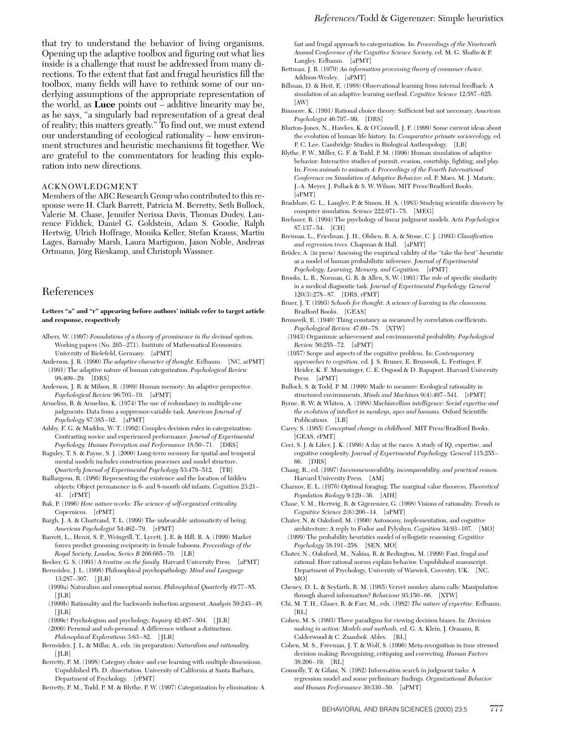that try to understand the behavior of living organisms. Opening up the adaptive toolbox and figuring out what lies inside is a challenge that must be addressed from many directions. To the extent that fast and frugal heuristics fill the toolbox, many fields will have to rethink some of our underlying assumptions of the appropriate representation of the world, as **Luce** points out – additive linearity may be, as he says, "a singularly bad representation of a great deal of reality; this matters greatly." To find out, we must extend our understanding of ecological rationality – how environment structures and heuristic mechanisms fit together. We are grateful to the commentators for leading this exploration into new directions.

### ACKNOWLEDGMENT

Members of the ABC Research Group who contributed to this response were H. Clark Barrett, Patricia M. Berretty, Seth Bullock, Valerie M. Chase, Jennifer Nerissa Davis, Thomas Dudey, Laurence Fiddick, Daniel G. Goldstein, Adam S. Goodie, Ralph Hertwig, Ulrich Hoffrage, Monika Keller, Stefan Krauss, Martin Lages, Barnaby Marsh, Laura Martignon, Jason Noble, Andreas Ortmann, Jörg Rieskamp, and Christoph Wassner.

## References

**Letters "a" and "r" appearing before authors' initials refer to target article and response, respectively**

Albers, W. (1997) *Foundations of a theory of prominence in the decimal system.* Working papers (No. 265–271). Institute of Mathematical Economics. University of Bielefeld, Germany. [aPMT]

Anderson, J. R. (1990) *The adaptive character of thought.* Erlbaum. [NC, arPMT]

(1991) The adaptive nature of human categorization. *Psychological Review* 98:409–29. [DRS]

Anderson, J. R. & Milson, R. (1989) Human memory: An adaptive perspective. *Psychological Review* 96:703–19. [aPMT]

Armelius, B. & Armelius, K. (1974) The use of redundancy in multiple-cue judgments: Data from a suppressor-variable task. *American Journal of Psychology* 87:385–92. [aPMT]

Ashby, F. G. & Maddox, W. T. (1992) Complex decision rules in categorization: Contrasting novice and experienced performance. *Journal of Experimental Psychology: Human Perception and Performance* 18:50–71. [DRS]

Baguley, T. S. & Payne, S. J. (2000) Long-term memory for spatial and temporal mental models includes construction processes and model structure. *Quarterly Journal of Experimental Psychology* 53:479–512. [TB]

Baillargeon, R. (1986) Representing the existence and the location of hidden objects: Object permanence in 6- and 8-month old infants. *Cognition* 23:21–41. [rPMT]

Bak, P. (1996) *How nature works: The science of self-organized criticality.* Copernicus. [rPMT]

Bargh, J. A. & Chartrand, T. L. (1999) The unbearable automaticity of being. *American Psychologist* 54:462–79. [rPMT]

Barrett, L., Henzi, S. P., Weingrill, T., Lycett, J. E. & Hill, R. A. (1999) Market forces predict grooming reciprocity in female baboons. *Proceedings of the Royal Society, London, Series B* 266:665–70. [LB]

Becker, G. S. (1991) *A treatise on the family.* Harvard University Press. [aPMT]

Bermúdez, J. L. (1998) Philosophical psychopathology. *Mind and Language* 13:287–307. [JLB]

(1999a) Naturalism and conceptual norms. *Philosophical Quarterly* 49:77–85. [JLB]

(1999b) Rationality and the backwards induction argument. *Analysis* 59:243–48. [JLB]

(1999c) Psychologism and psychology. *Inquiry* 42:487–504. [JLB]

(2000) Personal and sub-personal: A difference without a distinction. *Philosophical Explorations* 3:63–82. [JLB]

Bermúdez, J. L. & Millar, A., eds. (in preparation) *Naturalism and rationality.* [JLB]

Berretty, P. M. (1998) Category choice and cue learning with multiple dimensions. Unpublished Ph. D. dissertation. University of California at Santa Barbara, Department of Psychology. [rPMT]

Berretty, P. M., Todd, P. M. & Blythe, P. W. (1997) Categorization by elimination: A fast and frugal approach to categorization. In: *Proceedings of the Nineteenth Annual Conference of the Cognitive Science Society,* ed. M. G. Shafto & P. Langley. Erlbaum. [aPMT]

Bettman, J. R. (1979) *An information processing theory of consumer choice.* Addison-Wesley. [aPMT]

Billman, D. & Heit, E. (1988) Observational learning from internal feedback: A simulation of an adaptive learning method. *Cognitive Science* 12:587–625. [AW]

Binmore, K. (1991) Rational choice theory: Sufficient but not necessary. *American Psychologist* 46:797–99. [DRS]

Blurton-Jones, N., Hawkes, K. & O'Connell, J. F. (1999) Some current ideas about the evolution of human life history. In: *Comparative primate socioecology,* ed. P. C. Lee. Cambridge Studies in Biological Anthropology. [LB]

Blythe, P. W., Miller, G. F. & Todd, P. M. (1996) Human simulation of adaptive behavior: Interactive studies of pursuit, evasion, courtship, fighting, and play. In: *From animals to animats 4: Proceedings of the Fourth International Conference on Simulation of Adaptive Behavior,* ed. P. Maes, M. J. Mataric, J.-A. Meyer, J. Pollack & S. W. Wilson. MIT Press/Bradford Books. [aPMT]

Bradshaw, G. L., Langley, P. & Simon, H. A. (1983) Studying scientific discovery by computer simulation. *Science* 222:971–75. [MEG]

Brehmer, B. (1994) The psychology of linear judgment models. *Acta Psychologica* 87:137–54. [CH]

Breiman, L., Friedman, J. H., Olshen, R. A. & Stone, C. J. (1993) *Classification and regression trees.* Chapman & Hall. [aPMT]

Bröder, A. (in press) Assessing the empirical validity of the "take the best"-heuristic as a model of human probabilistic inference. *Journal of Experimental Psychology: Learning, Memory, and Cognition.* [rPMT]

Brooks, L. R., Norman, G. R. & Allen, S. W. (1991) The role of specific similarity in a medical diagnostic task. *Journal of Experimental Psychology: General* 120(3):278–87. [DRS, rPMT]

Bruer, J. T. (1993) *Schools for thought: A science of learning in the classroom.* Bradford Books. [GEAS]

Brunswik, E. (1940) Thing constancy as measured by correlation coefficients. *Psychological Review* 47:69–78. [XTW]

(1943) Organismic achievement and environmental probability. *Psychological Review* 50:255–72. [aPMT]

(1957) Scope and aspects of the cognitive problem. In: *Contemporary approaches to cognition,* ed. J. S. Bruner, E. Brunswik, L. Festinger, F. Heider, K. F. Muenzinger, C. E. Osgood & D. Rapaport. Harvard University Press. [aPMT]

Bullock, S. & Todd, P. M. (1999) Made to measure: Ecological rationality in structured environments. *Minds and Machines* 9(4):497–541. [rPMT]

Byrne, R. W. & Whiten, A. (1988) *Machiavellian intelligence: Social expertise and the evolution of intellect in monkeys, apes and humans.* Oxford Scientific Publications. [LB]

Carey, S. (1985) *Conceptual change in childhood.* MIT Press/Bradford Books. [GEAS, rPMT]

Ceci, S. J. & Liker, J. K. (1986) A day at the races: A study of IQ, expertise, and cognitive complexity. *Journal of Experimental Psychology: General* 115:255–66. [DRS]

Chang, R., ed. (1997) *Incommensurability, incomparability, and practical reason.* Harvard University Press. [AM]

Charnov, E. L. (1976) Optimal foraging: The marginal value theorem. *Theoretical Population Biology* 9:129–36. [AIH]

Chase, V. M., Hertwig, R. & Gigerenzer, G. (1998) Visions of rationality. *Trends in Cognitive Science* 2(6):206–14. [aPMT]

Chater, N. & Oaksford, M. (1990) Autonomy, implementation, and cognitive architecture: A reply to Fodor and Pylyshyn. *Cognition* 34:93–107. [MO]

(1999) The probability heuristics model of syllogistic reasoning. *Cognitive Psychology* 38:191–258. [SEN, MO]

Chater, N., Oaksford, M., Nakisa, R. & Redington, M. (1999) Fast, frugal *and* rational: How rational norms explain behavior. Unpublished manuscript, Department of Psychology, University of Warwick, Coventry, UK. [NC, MO]

Cheney, D. L. & Seyfarth, R. M. (1985) Vervet monkey alarm calls: Manipulation through shared information? *Behaviour* 93:150–66. [XTW]

Chi, M. T. H., Glaser, R. & Farr, M., eds. (1982) *The nature of expertise.* Erlbaum. [RL]

Cohen, M. S. (1993) Three paradigms for viewing decision biases. In: *Decision making in action: Models and methods,* ed. G. A. Klein, J. Orasanu, R. Calderwood & C. Zsambok. Ablex. [RL]

Cohen, M. S., Freeman, J. T. & Wolf, S. (1996) Meta-recognition in time stressed decision making: Recognizing, critiquing and correcting. *Human Factors* 38:206–19. [RL]

Connolly, T. & Gilani, N. (1982) Information search in judgment tasks: A regression model and some preliminary findings. *Organizational Behavior and Human Performance* 30:330–50. [aPMT]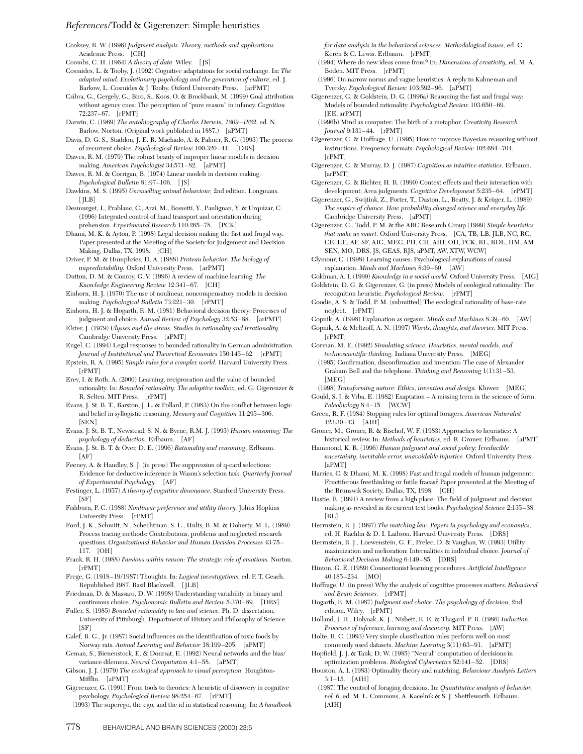Cooksey, R. W. (1996) *Judgment analysis: Theory, methods and applications.* Academic Press. [CH]

Coombs, C. H. (1964) *A theory of data.* Wiley. [JS]

Cosmides, L. & Tooby, J. (1992) Cognitive adaptations for social exchange. In: *The adapted mind: Evolutionary psychology and the generation of culture,* ed. J. Barkow, L. Cosmides & J. Tooby. Oxford University Press. [arPMT]

Csibra, G., Gergely, G., Biro, S., Koos, O. & Brockbank, M. (1999) Goal attribution without agency cues: The perception of "pure reason" in infancy. *Cognition* 72:237–67. [rPMT]

Darwin, C. (1969) *The autobiography of Charles Darwin, 1809–1882,* ed. N. Barlow. Norton. (Original work published in 1887.) [aPMT]

Davis, D. G. S., Staddon, J. E. R. Machado, A. & Palmer, R. G. (1993) The process of recurrent choice. *Psychological Review* 100:320–41. [DRS]

Dawes, R. M. (1979) The robust beauty of improper linear models in decision making. *American Psychologist* 34:571–82. [aPMT]

Dawes, R. M. & Corrigan, B. (1974) Linear models in decision making. *Psychological Bulletin* 81:97–106. [JS]

Dawkins, M. S. (1995) *Unravelling animal behaviour,* 2nd edition. Longmans. [JLB]

Desmurget, I., Prablanc, C., Arzi, M., Rossetti, Y., Paulignan, Y. & Urquizar, C. (1996) Integrated control of hand transport and orientation during prehension. *Experimental Research* 110:265–78. [PCK]

Dhami, M. K. & Ayton, P. (1998) Legal decision making the fast and frugal way. Paper presented at the Meeting of the Society for Judgement and Decision Making, Dallas, TX, 1998. [CH]

Driver, P. M. & Humphries, D. A. (1988) *Protean behavior: The biology of unpredictability.* Oxford University Press. [arPMT]

Dutton, D. M. & Conroy, G. V. (1996) A review of machine learning. *The Knowledge Engineering Review* 12:341–67. [CH]

Einhorn, H. J. (1970) The use of nonlinear, noncompensatory models in decision making. *Psychological Bulletin* 73:221–30. [rPMT]

Einhorn, H. J. & Hogarth, R. M. (1981) Behavioral decision theory: Processes of judgment and choice. *Annual Review of Psychology* 32:53–88. [arPMT]

Elster, J. (1979) *Ulysses and the sirens: Studies in rationality and irrationality.* Cambridge University Press. [aPMT]

Engel, C. (1994) Legal responses to bounded rationality in German administration. *Journal of Institutional and Theoretical Economics* 150:145–62. [rPMT]

Epstein, R. A. (1995) *Simple rules for a complex world.* Harvard University Press. [rPMT]

Erev, I. & Roth, A. (2000) Learning, reciprocation and the value of bounded rationality. In: *Bounded rationality: The adaptive toolbox,* ed. G. Gigerenzer & R. Selten. MIT Press. [rPMT]

Evans, J. St. B. T., Barston, J. L. & Pollard, P. (1983) On the conflict between logic and belief in syllogistic reasoning. *Memory and Cognition* 11:295–306. [SEN]

Evans, J. St. B. T., Newstead, S. N. & Byrne, R.M. J. (1993) *Human reasoning: The psychology of deduction.* Erlbaum. [AF]

Evans, J. St. B. T. & Over, D. E. (1996) *Rationality and reasoning.* Erlbaum. [AF]

Feeney, A. & Handley, S. J. (in press) The suppression of q-card selections: Evidence for deductive inference in Wason's selection task. *Quarterly Journal of Experimental Psychology.* [AF]

Festinger, L. (1957) *A theory of cognitive dissonance.* Stanford University Press. [SF]

Fishburn, P. C. (1988) *Nonlinear preference and utility theory.* Johns Hopkins University Press. [rPMT]

Ford, J. K., Schmitt, N., Schechtman, S. L., Hults, B. M. & Doherty, M. L. (1989) Process tracing methods: Contributions, problems and neglected research questions. *Organizational Behavior and Human Decision Processes* 43:75–117. [OH]

Frank, R. H. (1988) *Passions within reason: The strategic role of emotions.* Norton. [rPMT]

Frege, G. (1918–19/1987) Thoughts. In: *Logical investigations,* ed. P. T. Geach. Republished 1987. Basil Blackwell. [JLB]

Friedman, D. & Massaro, D. W. (1998) Understanding variability in binary and continuous choice. *Psychonomic Bulletin and Review* 5:370–89. [DRS]

Fuller, S. (1985) *Bounded rationality in law and science.* Ph. D. dissertation, University of Pittsburgh, Department of History and Philosophy of Science. [SF]

Galef, B. G., Jr. (1987) Social influences on the identification of toxic foods by Norway rats. *Animal Learning and Behavior* 18:199–205. [aPMT]

Geman, S., Bienenstock, E. & Doursat, E. (1992) Neural networks and the bias/variance dilemma. *Neural Computation* 4:1–58. [aPMT]

Gibson, J. J. (1979) *The ecological approach to visual perception.* Houghton-Mifflin. [aPMT]

Gigerenzer, G. (1991) From tools to theories: A heuristic of discovery in cognitive psychology. *Psychological Review* 98:254–67. [rPMT]

(1993) The superego, the ego, and the id in statistical reasoning. In: *A handbook for data analysis in the behavioral sciences: Methodological issues,* ed. G. Keren & C. Lewis. Erlbaum. [rPMT]

(1994) Where do new ideas come from? In: *Dimensions of creativity,* ed. M. A. Boden. MIT Press. [rPMT]

(1996) On narrow norms and vague heuristics: A reply to Kahneman and Tversky. *Psychological Review* 103:592–96. [aPMT]

Gigerenzer, G. & Goldstein, D. G. (1996a) Reasoning the fast and frugal way: Models of bounded rationality. *Psychological Review* 103:650–69. [EE, arPMT]

(1996b) Mind as computer: The birth of a metaphor. *Creativity Research Journal* 9:131–44. [rPMT]

Gigerenzer, G. & Hoffrage, U. (1995) How to improve Bayesian reasoning without instructions. Frequency formats. *Psychological Review* 102:684–704. [rPMT]

Gigerenzer, G. & Murray, D. J. (1987) *Cognition as intuitive statistics.* Erlbaum. [arPMT]

Gigerenzer, G. & Richter, H. R. (1990) Context effects and their interaction with development: Area judgments. *Cognitive Development* 5:235–64. [rPMT]

Gigerenzer, G., Swijtink, Z., Porter, T., Daston, L., Beatty, J. & Krüger, L. (1989) *The empire of chance. How probability changed science and everyday life.* Cambridge University Press. [aPMT]

Gigerenzer, G., Todd, P. M. & the ABC Research Group (1999) *Simple heuristics that make us smart.* Oxford University Press. [CA, TB, LB, JLB, NC, RC, CE, EE, AF, SF, AIG, MEG, PH, CH, AIH, OH, PCK, RL, RDL, HM, AM, SEN, MO, DRS, JS, GEAS, RJS, aPMT, AW, XTW, WCW]

Glymour, C. (1998) Learning causes: Psychological explanations of causal explanation. *Minds and Machines* 8:39–60. [AW]

Goldman, A. I. (1999) *Knowledge in a social world.* Oxford University Press. [AIG]

Goldstein, D. G. & Gigerenzer, G. (in press) Models of ecological rationality: The recognition heuristic. *Psychological Review.* [rPMT]

Goodie, A. S. & Todd, P. M. (submitted) The ecological rationality of base-rate neglect. [rPMT]

Gopnik, A. (1998) Explanation as orgasm. *Minds and Machines* 8:39–60. [AW]

Gopnik, A. & Meltzoff, A. N. (1997) *Words, thoughts, and theories.* MIT Press. [rPMT]

Gorman, M. E. (1992) *Simulating science: Heuristics, mental models, and technoscientific thinking.* Indiana University Press. [MEG]

(1995) Confirmation, disconfirmation and invention: The case of Alexander Graham Bell and the telephone. *Thinking and Reasoning* 1(1):31–53. [MEG]

(1998) *Transforming nature: Ethics, invention and design.* Kluwer. [MEG]

Gould, S. J. & Vrba, E. (1982) Exaptation – A missing term in the science of form. *Paleobiology* 8:4–15. [WCW]

Green, R. F. (1984) Stopping rules for optimal foragers. *American Naturalist* 123:30–43. [AIH]

Groner, M., Groner, R. & Bischof, W. F. (1983) Approaches to heuristics: A historical review. In: *Methods of heuristics,* ed. R. Groner. Erlbaum. [aPMT]

Hammond, K. R. (1996) *Human judgment and social policy: Irreducible uncertainty, inevitable error, unavoidable injustice.* Oxford University Press. [aPMT]

Harries, C. & Dhami, M. K. (1998) Fast and frugal models of human judgement: Fructiferous freethinking or futile fracas? Paper presented at the Meeting of the Brunswik Society, Dallas, TX, 1998. [CH]

Hastie, R. (1991) A review from a high place: The field of judgment and decision making as revealed in its current text books. *Psychological Science* 2:135–38. [RL]

Herrnstein, R. J. (1997) *The matching law: Papers in psychology and economics,* ed. H. Rachlin & D. I. Laibson. Harvard University Press. [DRS]

Herrnstein, R. J., Loewenstein, G. F., Prelec, D. & Vaughan, W. (1993) Utility maximization and melioration: Internalities in individual choice. *Journal of Behavioral Decision Making* 6:149–85. [DRS]

Hinton, G. E. (1989) Connectionist learning procedures. *Artificial Intelligence* 40:185–234. [MO]

Hoffrage, U. (in press) Why the analysis of cognitive processes matters. *Behavioral and Brain Sciences.* [rPMT]

Hogarth, R. M. (1987) *Judgment and choice: The psychology of decision,* 2nd edition. Wiley. [rPMT]

Holland, J. H., Holyoak, K. J., Nisbett, R. E. & Thagard, P. R. (1986) *Induction: Processes of inference, learning and discovery.* MIT Press. [AW]

Holte, R. C. (1993) Very simple classification rules perform well on most commonly used datasets. *Machine Learning* 3(11):63–91. [aPMT]

Hopfield, J. J. & Tank, D. W. (1985) "Neural" computation of decisions in optimization problems. *Biological Cybernetics* 52:141–52. [DRS]

Houston, A. I. (1983) Optimality theory and matching. *Behaviour Analysis Letters* 3:1–15. [AIH]

(1987) The control of foraging decisions. In: *Quantitative analysis of behavior, vol. 6,* ed. M. L. Commons, A. Kacelnik & S. J. Shettleworth. Erlbaum. [AIH]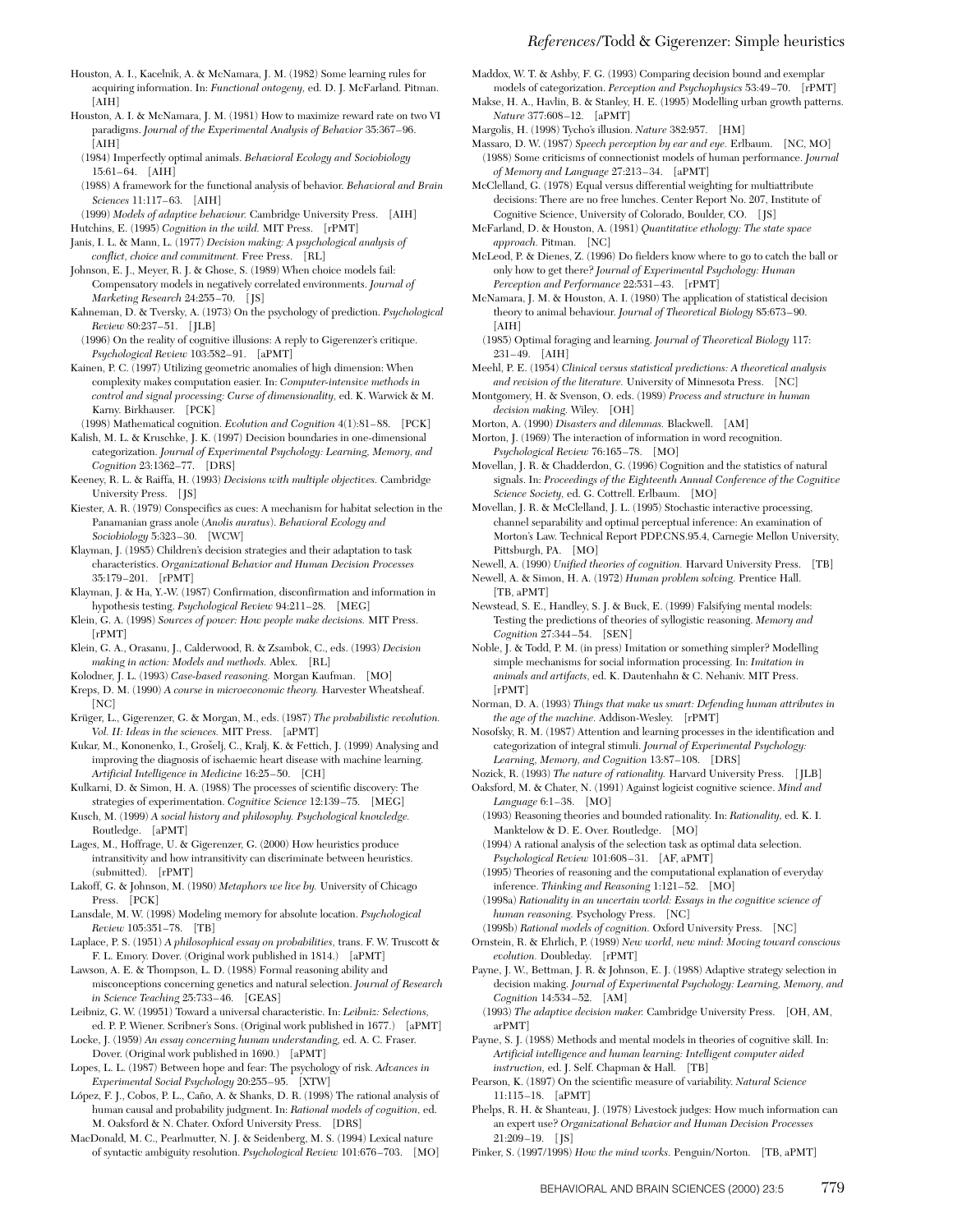Houston, A. I., Kacelnik, A. & McNamara, J. M. (1982) Some learning rules for acquiring information. In: *Functional ontogeny,* ed. D. J. McFarland. Pitman. [AIH]

Houston, A. I. & McNamara, J. M. (1981) How to maximize reward rate on two VI paradigms. *Journal of the Experimental Analysis of Behavior* 35:367–96. [AIH]

(1984) Imperfectly optimal animals. *Behavioral Ecology and Sociobiology* 15:61–64. [AIH]

(1988) A framework for the functional analysis of behavior. *Behavioral and Brain Sciences* 11:117–63. [AIH]

(1999) *Models of adaptive behaviour.* Cambridge University Press. [AIH]

Hutchins, E. (1995) *Cognition in the wild.* MIT Press. [rPMT]

Janis, I. L. & Mann, L. (1977) *Decision making: A psychological analysis of conflict, choice and commitment.* Free Press. [RL]

Johnson, E. J., Meyer, R. J. & Ghose, S. (1989) When choice models fail: Compensatory models in negatively correlated environments. *Journal of Marketing Research* 24:255–70. [JS]

Kahneman, D. & Tversky, A. (1973) On the psychology of prediction. *Psychological Review* 80:237–51. [JLB]

(1996) On the reality of cognitive illusions: A reply to Gigerenzer's critique. *Psychological Review* 103:582–91. [aPMT]

Kainen, P. C. (1997) Utilizing geometric anomalies of high dimension: When complexity makes computation easier. In: *Computer-intensive methods in control and signal processing: Curse of dimensionality,* ed. K. Warwick & M. Karny. Birkhauser. [PCK]

(1998) Mathematical cognition. *Evolution and Cognition* 4(1):81–88. [PCK]

Kalish, M. L. & Kruschke, J. K. (1997) Decision boundaries in one-dimensional categorization. *Journal of Experimental Psychology: Learning, Memory, and Cognition* 23:1362–77. [DRS]

Keeney, R. L. & Raiffa, H. (1993) *Decisions with multiple objectives.* Cambridge University Press. [JS]

Kiester, A. R. (1979) Conspecifics as cues: A mechanism for habitat selection in the Panamanian grass anole (*Anolis auratus*). *Behavioral Ecology and Sociobiology* 5:323–30. [WCW]

Klayman, J. (1985) Children's decision strategies and their adaptation to task characteristics. *Organizational Behavior and Human Decision Processes* 35:179–201. [rPMT]

Klayman, J. & Ha, Y.-W. (1987) Confirmation, disconfirmation and information in hypothesis testing. *Psychological Review* 94:211–28. [MEG]

Klein, G. A. (1998) *Sources of power: How people make decisions.* MIT Press. [rPMT]

Klein, G. A., Orasanu, J., Calderwood, R. & Zsambok, C., eds. (1993) *Decision making in action: Models and methods.* Ablex. [RL]

Kolodner, J. L. (1993) *Case-based reasoning.* Morgan Kaufman. [MO]

Kreps, D. M. (1990) *A course in microeconomic theory.* Harvester Wheatsheaf. [NC]

Krüger, L., Gigerenzer, G. & Morgan, M., eds. (1987) *The probabilistic revolution. Vol. II: Ideas in the sciences.* MIT Press. [aPMT]

Kukar, M., Kononenko, I., Grošelj, C., Kralj, K. & Fettich, J. (1999) Analysing and improving the diagnosis of ischaemic heart disease with machine learning. *Artificial Intelligence in Medicine* 16:25–50. [CH]

Kulkarni, D. & Simon, H. A. (1988) The processes of scientific discovery: The strategies of experimentation. *Cognitive Science* 12:139–75. [MEG]

Kusch, M. (1999) *A social history and philosophy. Psychological knowledge.* Routledge. [aPMT]

Lages, M., Hoffrage, U. & Gigerenzer, G. (2000) How heuristics produce intransitivity and how intransitivity can discriminate between heuristics. (submitted). [rPMT]

Lakoff, G. & Johnson, M. (1980) *Metaphors we live by.* University of Chicago Press. [PCK]

Lansdale, M. W. (1998) Modeling memory for absolute location. *Psychological Review* 105:351–78. [TB]

Laplace, P. S. (1951) *A philosophical essay on probabilities,* trans. F. W. Truscott & F. L. Emory. Dover. (Original work published in 1814.) [aPMT]

Lawson, A. E. & Thompson, L. D. (1988) Formal reasoning ability and misconceptions concerning genetics and natural selection. *Journal of Research in Science Teaching* 25:733–46. [GEAS]

Leibniz, G. W. (19951) Toward a universal characteristic. In: *Leibniz: Selections,* ed. P. P. Wiener. Scribner's Sons. (Original work published in 1677.) [aPMT]

Locke, J. (1959) *An essay concerning human understanding,* ed. A. C. Fraser. Dover. (Original work published in 1690.) [aPMT]

Lopes, L. L. (1987) Between hope and fear: The psychology of risk. *Advances in Experimental Social Psychology* 20:255–95. [XTW]

López, F. J., Cobos, P. L., Caño, A. & Shanks, D. R. (1998) The rational analysis of human causal and probability judgment. In: *Rational models of cognition,* ed. M. Oaksford & N. Chater. Oxford University Press. [DRS]

MacDonald, M. C., Pearlmutter, N. J. & Seidenberg, M. S. (1994) Lexical nature of syntactic ambiguity resolution. *Psychological Review* 101:676–703. [MO]

Maddox, W. T. & Ashby, F. G. (1993) Comparing decision bound and exemplar models of categorization. *Perception and Psychophysics* 53:49–70. [rPMT]

Makse, H. A., Havlin, B. & Stanley, H. E. (1995) Modelling urban growth patterns. *Nature* 377:608–12. [aPMT]

Margolis, H. (1998) Tycho's illusion. *Nature* 382:957. [HM]

Massaro, D. W. (1987) *Speech perception by ear and eye.* Erlbaum. [NC, MO]

(1988) Some criticisms of connectionist models of human performance. *Journal of Memory and Language* 27:213–34. [aPMT]

McClelland, G. (1978) Equal versus differential weighting for multiattribute decisions: There are no free lunches. Center Report No. 207, Institute of Cognitive Science, University of Colorado, Boulder, CO. [JS]

McFarland, D. & Houston, A. (1981) *Quantitative ethology: The state space approach.* Pitman. [NC]

McLeod, P. & Dienes, Z. (1996) Do fielders know where to go to catch the ball or only how to get there? *Journal of Experimental Psychology: Human Perception and Performance* 22:531–43. [rPMT]

McNamara, J. M. & Houston, A. I. (1980) The application of statistical decision theory to animal behaviour. *Journal of Theoretical Biology* 85:673–90. [AIH]

(1985) Optimal foraging and learning. *Journal of Theoretical Biology* 117: 231–49. [AIH]

Meehl, P. E. (1954) *Clinical versus statistical predictions: A theoretical analysis and revision of the literature.* University of Minnesota Press. [NC]

Montgomery, H. & Svenson, O. eds. (1989) *Process and structure in human decision making.* Wiley. [OH]

Morton, A. (1990) *Disasters and dilemmas.* Blackwell. [AM]

Morton, J. (1969) The interaction of information in word recognition. *Psychological Review* 76:165–78. [MO]

Movellan, J. R. & Chadderdon, G. (1996) Cognition and the statistics of natural signals. In: *Proceedings of the Eighteenth Annual Conference of the Cognitive Science Society,* ed. G. Cottrell. Erlbaum. [MO]

Movellan, J. R. & McClelland, J. L. (1995) Stochastic interactive processing, channel separability and optimal perceptual inference: An examination of Morton's Law. Technical Report PDP.CNS.95.4, Carnegie Mellon University, Pittsburgh, PA. [MO]

Newell, A. (1990) *Unified theories of cognition.* Harvard University Press. [TB]

Newell, A. & Simon, H. A. (1972) *Human problem solving.* Prentice Hall. [TB, aPMT]

Newstead, S. E., Handley, S. J. & Buck, E. (1999) Falsifying mental models: Testing the predictions of theories of syllogistic reasoning. *Memory and Cognition* 27:344–54. [SEN]

Noble, J. & Todd, P. M. (in press) Imitation or something simpler? Modelling simple mechanisms for social information processing. In: *Imitation in animals and artifacts,* ed. K. Dautenhahn & C. Nehaniv. MIT Press. [rPMT]

Norman, D. A. (1993) *Things that make us smart: Defending human attributes in the age of the machine.* Addison-Wesley. [rPMT]

Nosofsky, R. M. (1987) Attention and learning processes in the identification and categorization of integral stimuli. *Journal of Experimental Psychology: Learning, Memory, and Cognition* 13:87–108. [DRS]

Nozick, R. (1993) *The nature of rationality.* Harvard University Press. [JLB]

Oaksford, M. & Chater, N. (1991) Against logicist cognitive science. *Mind and Language* 6:1–38. [MO]

(1993) Reasoning theories and bounded rationality. In: *Rationality,* ed. K. I. Manktelow & D. E. Over. Routledge. [MO]

(1994) A rational analysis of the selection task as optimal data selection. *Psychological Review* 101:608–31. [AF, aPMT]

(1995) Theories of reasoning and the computational explanation of everyday inference. *Thinking and Reasoning* 1:121–52. [MO]

(1998a) *Rationality in an uncertain world: Essays in the cognitive science of human reasoning.* Psychology Press. [NC]

(1998b) *Rational models of cognition.* Oxford University Press. [NC]

Ornstein, R. & Ehrlich, P. (1989) *New world, new mind: Moving toward conscious evolution.* Doubleday. [rPMT]

Payne, J. W., Bettman, J. R. & Johnson, E. J. (1988) Adaptive strategy selection in decision making. *Journal of Experimental Psychology: Learning, Memory, and Cognition* 14:534–52. [AM]

(1993) *The adaptive decision maker.* Cambridge University Press. [OH, AM, arPMT]

Payne, S. J. (1988) Methods and mental models in theories of cognitive skill. In: *Artificial intelligence and human learning: Intelligent computer aided instruction,* ed. J. Self. Chapman & Hall. [TB]

Pearson, K. (1897) On the scientific measure of variability. *Natural Science* 11:115–18. [aPMT]

Phelps, R. H. & Shanteau, J. (1978) Livestock judges: How much information can an expert use? *Organizational Behavior and Human Decision Processes* 21:209–19. [JS]

Pinker, S. (1997/1998) *How the mind works.* Penguin/Norton. [TB, aPMT]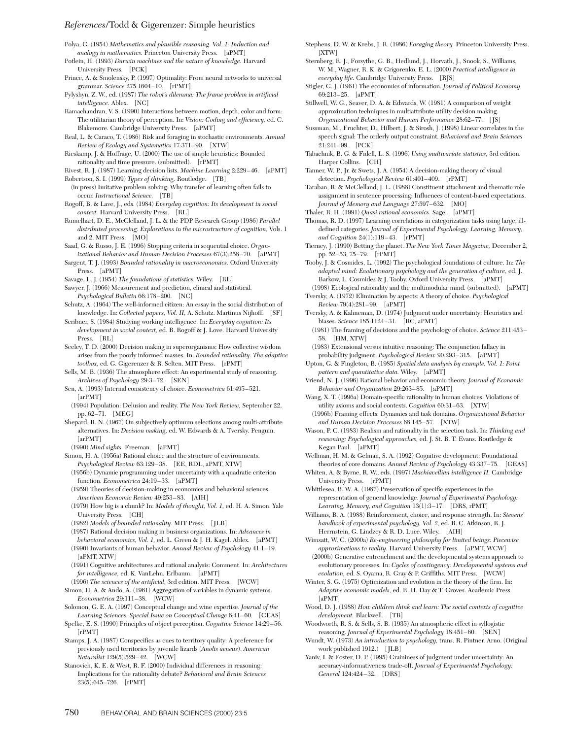Polya, G. (1954) *Mathematics and plausible reasoning. Vol. 1: Induction and analogy in mathematics.* Princeton University Press. [aPMT]

Potlein, H. (1993) *Darwin machines and the nature of knowledge.* Harvard University Press. [PCK]

Prince, A. & Smolensky, P. (1997) Optimality: From neural networks to universal grammar. *Science* 275:1604–10. [rPMT]

Pylyshyn, Z. W., ed. (1987) *The robot's dilemma: The frame problem in artificial intelligence.* Ablex. [NC]

Ramachandran, V. S. (1990) Interactions between motion, depth, color and form: The utilitarian theory of perception. In: *Vision: Coding and efficiency,* ed. C. Blakemore. Cambridge University Press. [aPMT]

Real, L. & Caraco, T. (1986) Risk and foraging in stochastic environments. *Annual Review of Ecology and Systematics* 17:371–90. [XTW]

Rieskamp, J. & Hoffrage, U. (2000) The use of simple heuristics: Bounded rationality and time pressure. (submitted). [rPMT]

Rivest, R. J. (1987) Learning decision lists. *Machine Learning* 2:229–46. [aPMT]

Robertson, S. I. (1999) *Types of thinking.* Routledge. [TB]

(in press) Imitative problem solving: Why transfer of learning often fails to occur. *Instructional Science.* [TB]

Rogoff, B. & Lave, J., eds. (1984) *Everyday cognition: Its development in social context.* Harvard University Press. [RL]

Rumelhart, D. E., McClelland, J. L. & the PDP Research Group (1986) *Parallel distributed processing: Explorations in the microstructure of cognition,* Vols. 1 and 2. MIT Press. [MO]

Saad, G. & Russo, J. E. (1996) Stopping criteria in sequential choice. *Organizational Behavior and Human Decision Processes* 67(3):258–70. [aPMT]

Sargent, T. J. (1993) *Bounded rationality in macroeconomics.* Oxford University Press. [aPMT]

Savage, L. J. (1954) *The foundations of statistics.* Wiley. [RL]

Sawyer, J. (1966) Measurement and prediction, clinical and statistical. *Psychological Bulletin* 66:178–200. [NC]

Schutz, A. (1964) The well-informed citizen: An essay in the social distribution of knowledge. In: *Collected papers, Vol. II,* A. Schutz. Martinus Nijhoff. [SF]

Scribner, S. (1984) Studying working intelligence. In: *Everyday cognition: Its development in social context,* ed. B. Rogoff & J. Love. Harvard University Press. [RL]

Seeley, T. D. (2000) Decision making in superorganisms: How collective wisdom arises from the poorly informed masses. In: *Bounded rationality: The adaptive toolbox,* ed. G. Gigerenzer & R. Selten. MIT Press. [rPMT]

Sells, M. B. (1936) The atmosphere effect: An experimental study of reasoning. *Archives of Psychology* 29:3–72. [SEN]

Sen, A. (1993) Internal consistency of choice. *Econometrica* 61:495–521. [arPMT]

(1994) Population: Delusion and reality. *The New York Review,* September 22, pp. 62–71. [MEG]

Shepard, R. N. (1967) On subjectively optimum selections among multi-attribute alternatives. In: *Decision making,* ed. W. Edwards & A. Tversky. Penguin. [arPMT]

(1990) *Mind sights.* Freeman. [aPMT]

Simon, H. A. (1956a) Rational choice and the structure of environments. *Psychological Review* 63:129–38. [EE, RDL, aPMT, XTW]

(1956b) Dynamic programming under uncertainty with a quadratic criterion function. *Econometrica* 24:19–33. [aPMT]

(1959) Theories of decision-making in economics and behavioral sciences. *American Economic Review* 49:253–83. [AIH]

(1979) How big is a chunk? In: *Models of thought, Vol. 1,* ed. H. A. Simon. Yale University Press. [CH]

(1982) *Models of bounded rationality.* MIT Press. [JLB]

(1987) Rational decision making in business organizations. In: *Advances in behavioral economics, Vol. 1,* ed. L. Green & J. H. Kagel. Ablex. [aPMT]

(1990) Invariants of human behavior. *Annual Review of Psychology* 41:1–19. [aPMT, XTW]

(1991) Cognitive architectures and rational analysis: Comment. In: *Architectures for intelligence,* ed. K. VanLehn. Erlbaum. [aPMT]

(1996) *The sciences of the artificial,* 3rd edition. MIT Press. [WCW]

Simon, H. A. & Ando, A. (1961) Aggregation of variables in dynamic systems. *Econometrica* 29:111–38. [WCW]

Solomon, G. E. A. (1997) Conceptual change and wine expertise. *Journal of the Learning Sciences: Special Issue on Conceptual Change* 6:41–60. [GEAS]

Spelke, E. S. (1990) Principles of object perception. *Cognitive Science* 14:29–56. [rPMT]

Stamps, J. A. (1987) Conspecifics as cues to territory quality: A preference for previously used territories by juvenile lizards (*Anolis aeneus*). *American Naturalist* 129(5):529–42. [WCW]

Stanovich, K. E. & West, R. F. (2000) Individual differences in reasoning: Implications for the rationality debate? *Behavioral and Brain Sciences* 23(5):645–726. [rPMT]

Stephens, D. W. & Krebs, J. R. (1986) *Foraging theory.* Princeton University Press. [XTW]

Sternberg, R. J., Forsythe, G. B., Hedlund, J., Horvath, J., Snook, S., Williams, W. M., Wagner, R. K. & Grigorenko, E. L. (2000) *Practical intelligence in everyday life.* Cambridge University Press. [RJS]

Stigler, G. J. (1961) The economics of information. *Journal of Political Economy* 69:213–25. [aPMT]

Stillwell, W. G., Seaver, D. A. & Edwards, W. (1981) A comparison of weight approximation techniques in multiattribute utility decision making. *Organizational Behavior and Human Performance* 28:62–77. [JS]

Sussman, M., Fruchter, D., Hilbert, J. & Sirosh, J. (1998) Linear correlates in the speech signal: The orderly output constraint. *Behavioral and Brain Sciences* 21:241–99. [PCK]

Tabachnik, B. G. & Fidell, L. S. (1996) *Using multivariate statistics,* 3rd edition. Harper Collins. [CH]

Tanner, W. P., Jr. & Swets, J. A. (1954) A decision-making theory of visual detection. *Psychological Review* 61:401–409. [rPMT]

Taraban, R. & McClelland, J. L. (1988) Constituent attachment and thematic role assignment in sentence processing: Influences of content-based expectations. *Journal of Memory and Language* 27:597–632. [MO]

Thaler, R. H. (1991) *Quasi rational economics.* Sage. [aPMT]

Thomas, R. D. (1997) Learning correlations in categorization tasks using large, ill-defined categories. *Journal of Experimental Psychology: Learning, Memory, and Cognition* 24(1):119–43. [rPMT]

Tierney, J. (1990) Betting the planet. *The New York Times Magazine,* December 2, pp. 52–53, 75–79. [rPMT]

Tooby, J. & Cosmides, L. (1992) The psychological foundations of culture. In: *The adapted mind: Evolutionary psychology and the generation of culture,* ed. J. Barkow, L. Cosmides & J. Tooby. Oxford University Press. [aPMT]

(1998) Ecological rationality and the multimodular mind. (submitted). [aPMT]

Tversky, A. (1972) Elimination by aspects: A theory of choice. *Psychological Review* 79(4):281–99. [aPMT]

Tversky, A. & Kahneman, D. (1974) Judgment under uncertainty: Heuristics and biases. *Science* 185:1124–31. [RC, aPMT]

(1981) The framing of decisions and the psychology of choice. *Science* 211:453–58. [HM, XTW]

(1983) Extensional versus intuitive reasoning: The conjunction fallacy in probability judgment. *Psychological Review* 90:293–315. [aPMT]

Upton, G. & Fingleton, B. (1985) *Spatial data analysis by example. Vol. 1: Point pattern and quantitative data.* Wiley. [aPMT]

Vriend, N. J. (1996) Rational behavior and economic theory. *Journal of Economic Behavior and Organization* 29:263–85. [aPMT]

Wang, X. T. (1996a) Domain-specific rationality in human choices: Violations of utility axioms and social contexts. *Cognition* 60:31–63. [XTW]

(1996b) Framing effects: Dynamics and task domains. *Organizational Behavior and Human Decision Processes* 68:145–57. [XTW]

Wason, P. C. (1983) Realism and rationality in the selection task. In: *Thinking and reasoning: Psychological approaches,* ed. J. St. B. T. Evans. Routledge & Kegan Paul. [aPMT]

Wellman, H. M. & Gelman, S. A. (1992) Cognitive development: Foundational theories of core domains. *Annual Review of Psychology* 43:337–75. [GEAS]

Whiten, A. & Byrne, R. W., eds. (1997) *Machiavellian intelligence II.* Cambridge University Press. [rPMT]

Whittlesea, B. W. A. (1987) Preservation of specific experiences in the representation of general knowledge. *Journal of Experimental Psychology: Learning, Memory, and Cognition* 13(1):3–17. [DRS, rPMT]

Williams, B. A. (1988) Reinforcement, choice, and response strength. In: *Stevens' handbook of experimental psychology, Vol. 2,* ed. R. C. Atkinson, R. J. Herrnstein, G. Lindzey & R. D. Luce. Wiley. [AIH]

Wimsatt, W. C. (2000a) *Re-engineering philosophy for limited beings: Piecewise approximations to reality.* Harvard University Press. [aPMT, WCW]

(2000b) Generative entrenchment and the developmental systems approach to evolutionary processes. In: *Cycles of contingency: Developmental systems and evolution,* ed. S. Oyama, R. Gray & P. Griffiths. MIT Press. [WCW]

Winter, S. G. (1975) Optimization and evolution in the theory of the firm. In: *Adaptive economic models,* ed. R. H. Day & T. Groves. Academic Press. [aPMT]

Wood, D. J. (1988) *How children think and learn: The social contexts of cognitive development.* Blackwell. [TB]

Woodworth, R. S. & Sells, S. B. (1935) An atmospheric effect in syllogistic reasoning. *Journal of Experimental Psychology* 18:451–60. [SEN]

Wundt, W. (1973) *An introduction to psychology,* trans. R. Pintner. Arno. (Original work published 1912.) [JLB]

Yaniv, I. & Foster, D. P. (1995) Graininess of judgment under uncertainty: An accuracy-informativeness trade-off. *Journal of Experimental Psychology: General* 124:424–32. [DRS]